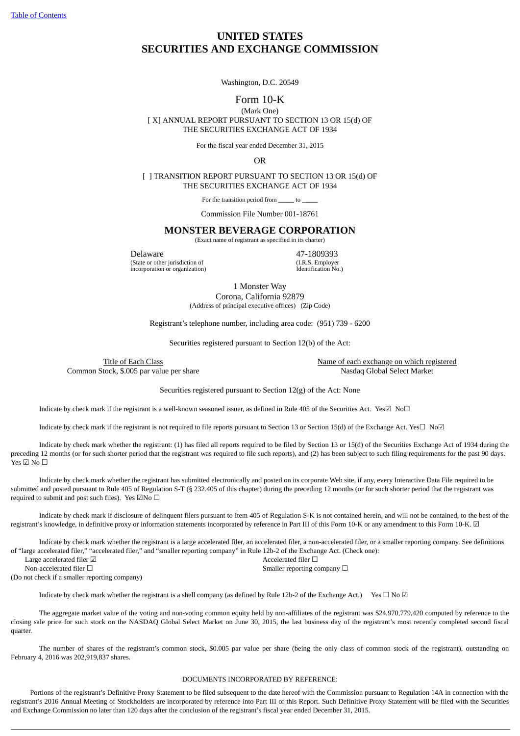Table of Contents

# UNITED STATES
# SECURITIES AND EXCHANGE COMMISSION

Washington, D.C. 20549

## Form 10-K

(Mark One)

[ X] ANNUAL REPORT PURSUANT TO SECTION 13 OR 15(d) OF THE SECURITIES EXCHANGE ACT OF 1934

For the fiscal year ended December 31, 2015

OR

[ ] TRANSITION REPORT PURSUANT TO SECTION 13 OR 15(d) OF THE SECURITIES EXCHANGE ACT OF 1934

For the transition period from _____ to _____

Commission File Number 001-18761

## MONSTER BEVERAGE CORPORATION

(Exact name of registrant as specified in its charter)

| Delaware | 47-1809393 |
|---|---|
| (State or other jurisdiction of incorporation or organization) | (I.R.S. Employer Identification No.) |

1 Monster Way
Corona, California 92879
(Address of principal executive offices) (Zip Code)

Registrant's telephone number, including area code: (951) 739 - 6200

Securities registered pursuant to Section 12(b) of the Act:

| Title of Each Class | Name of each exchange on which registered |
|---|---|
| Common Stock, $.005 par value per share | Nasdaq Global Select Market |

Securities registered pursuant to Section 12(g) of the Act: None

Indicate by check mark if the registrant is a well-known seasoned issuer, as defined in Rule 405 of the Securities Act. Yes☑ No☐

Indicate by check mark if the registrant is not required to file reports pursuant to Section 13 or Section 15(d) of the Exchange Act. Yes☐ No☑

Indicate by check mark whether the registrant: (1) has filed all reports required to be filed by Section 13 or 15(d) of the Securities Exchange Act of 1934 during the preceding 12 months (or for such shorter period that the registrant was required to file such reports), and (2) has been subject to such filing requirements for the past 90 days. Yes ☑ No ☐

Indicate by check mark whether the registrant has submitted electronically and posted on its corporate Web site, if any, every Interactive Data File required to be submitted and posted pursuant to Rule 405 of Regulation S-T (§ 232.405 of this chapter) during the preceding 12 months (or for such shorter period that the registrant was required to submit and post such files). Yes ☑No ☐

Indicate by check mark if disclosure of delinquent filers pursuant to Item 405 of Regulation S-K is not contained herein, and will not be contained, to the best of the registrant's knowledge, in definitive proxy or information statements incorporated by reference in Part III of this Form 10-K or any amendment to this Form 10-K. ☑

Indicate by check mark whether the registrant is a large accelerated filer, an accelerated filer, a non-accelerated filer, or a smaller reporting company. See definitions of "large accelerated filer," "accelerated filer," and "smaller reporting company" in Rule 12b-2 of the Exchange Act. (Check one):

| | |
|---|---|
| Large accelerated filer ☑ | Accelerated filer ☐ |
| Non-accelerated filer ☐ (Do not check if a smaller reporting company) | Smaller reporting company ☐ |

Indicate by check mark whether the registrant is a shell company (as defined by Rule 12b-2 of the Exchange Act.) Yes ☐ No ☑

The aggregate market value of the voting and non-voting common equity held by non-affiliates of the registrant was $24,970,779,420 computed by reference to the closing sale price for such stock on the NASDAQ Global Select Market on June 30, 2015, the last business day of the registrant's most recently completed second fiscal quarter.

The number of shares of the registrant's common stock, $0.005 par value per share (being the only class of common stock of the registrant), outstanding on February 4, 2016 was 202,919,837 shares.

DOCUMENTS INCORPORATED BY REFERENCE:

Portions of the registrant's Definitive Proxy Statement to be filed subsequent to the date hereof with the Commission pursuant to Regulation 14A in connection with the registrant's 2016 Annual Meeting of Stockholders are incorporated by reference into Part III of this Report. Such Definitive Proxy Statement will be filed with the Securities and Exchange Commission no later than 120 days after the conclusion of the registrant's fiscal year ended December 31, 2015.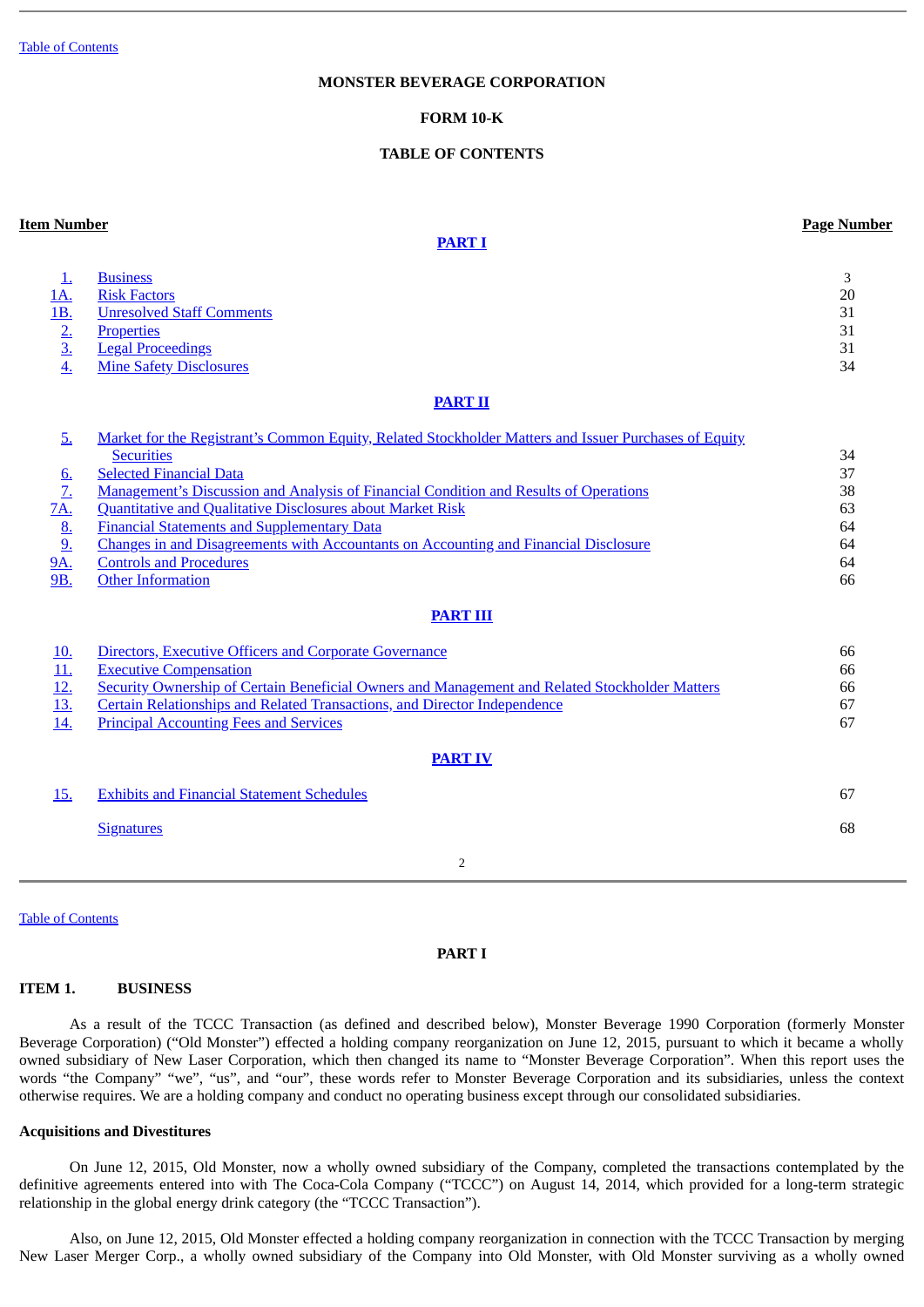# MONSTER BEVERAGE CORPORATION

## FORM 10-K

## TABLE OF CONTENTS

| Item Number | | Page Number |
|---|---|---|
| | **PART I** | |
| 1. | Business | 3 |
| 1A. | Risk Factors | 20 |
| 1B. | Unresolved Staff Comments | 31 |
| 2. | Properties | 31 |
| 3. | Legal Proceedings | 31 |
| 4. | Mine Safety Disclosures | 34 |
| | **PART II** | |
| 5. | Market for the Registrant's Common Equity, Related Stockholder Matters and Issuer Purchases of Equity Securities | 34 |
| 6. | Selected Financial Data | 37 |
| 7. | Management's Discussion and Analysis of Financial Condition and Results of Operations | 38 |
| 7A. | Quantitative and Qualitative Disclosures about Market Risk | 63 |
| 8. | Financial Statements and Supplementary Data | 64 |
| 9. | Changes in and Disagreements with Accountants on Accounting and Financial Disclosure | 64 |
| 9A. | Controls and Procedures | 64 |
| 9B. | Other Information | 66 |
| | **PART III** | |
| 10. | Directors, Executive Officers and Corporate Governance | 66 |
| 11. | Executive Compensation | 66 |
| 12. | Security Ownership of Certain Beneficial Owners and Management and Related Stockholder Matters | 66 |
| 13. | Certain Relationships and Related Transactions, and Director Independence | 67 |
| 14. | Principal Accounting Fees and Services | 67 |
| | **PART IV** | |
| 15. | Exhibits and Financial Statement Schedules | 67 |
| | Signatures | 68 |

# PART I

## ITEM 1. BUSINESS

As a result of the TCCC Transaction (as defined and described below), Monster Beverage 1990 Corporation (formerly Monster Beverage Corporation) ("Old Monster") effected a holding company reorganization on June 12, 2015, pursuant to which it became a wholly owned subsidiary of New Laser Corporation, which then changed its name to "Monster Beverage Corporation". When this report uses the words "the Company" "we", "us", and "our", these words refer to Monster Beverage Corporation and its subsidiaries, unless the context otherwise requires. We are a holding company and conduct no operating business except through our consolidated subsidiaries.

### Acquisitions and Divestitures

On June 12, 2015, Old Monster, now a wholly owned subsidiary of the Company, completed the transactions contemplated by the definitive agreements entered into with The Coca-Cola Company ("TCCC") on August 14, 2014, which provided for a long-term strategic relationship in the global energy drink category (the "TCCC Transaction").

Also, on June 12, 2015, Old Monster effected a holding company reorganization in connection with the TCCC Transaction by merging New Laser Merger Corp., a wholly owned subsidiary of the Company into Old Monster, with Old Monster surviving as a wholly owned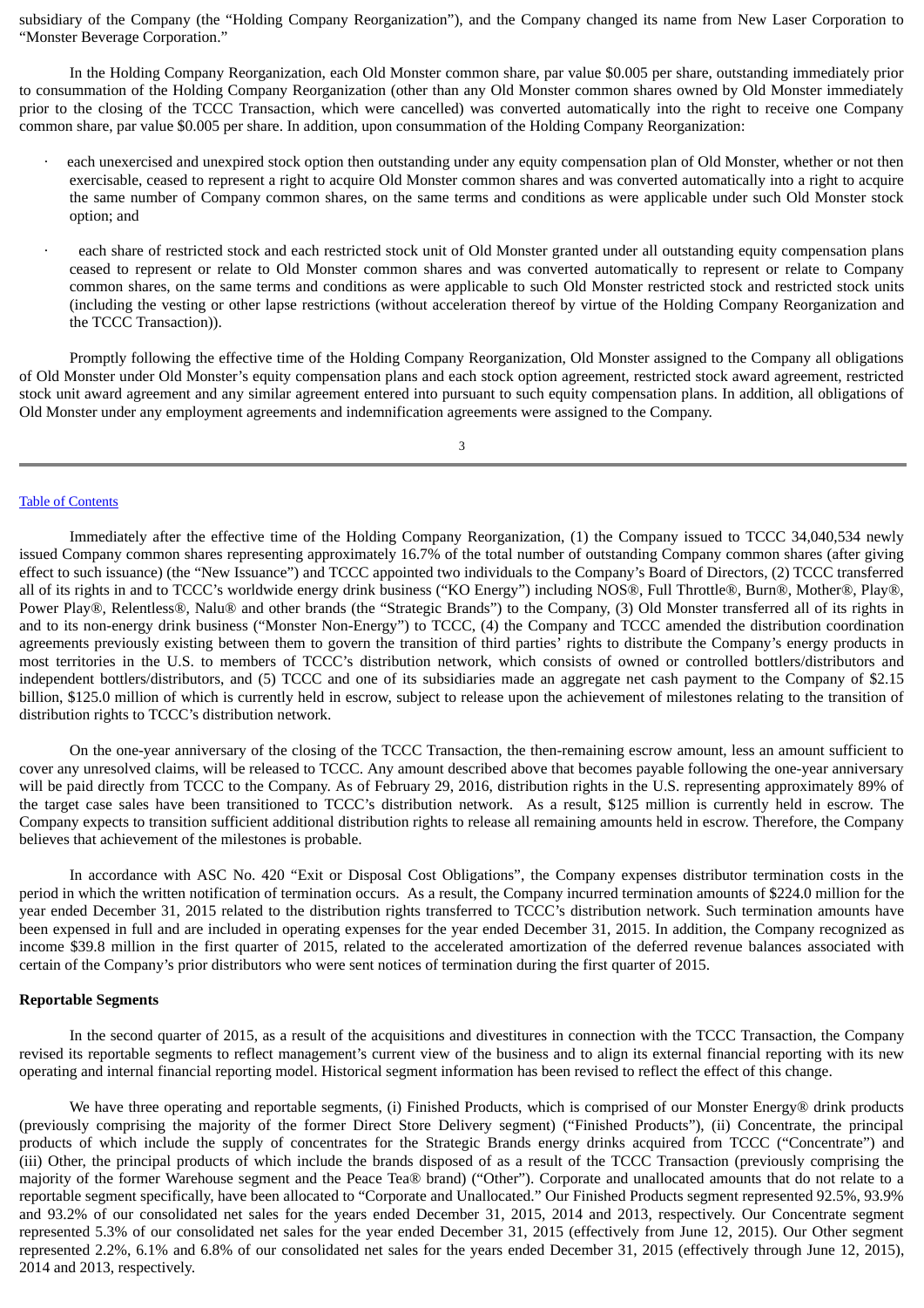subsidiary of the Company (the “Holding Company Reorganization”), and the Company changed its name from New Laser Corporation to “Monster Beverage Corporation.”

In the Holding Company Reorganization, each Old Monster common share, par value $0.005 per share, outstanding immediately prior to consummation of the Holding Company Reorganization (other than any Old Monster common shares owned by Old Monster immediately prior to the closing of the TCCC Transaction, which were cancelled) was converted automatically into the right to receive one Company common share, par value $0.005 per share. In addition, upon consummation of the Holding Company Reorganization:

- each unexercised and unexpired stock option then outstanding under any equity compensation plan of Old Monster, whether or not then exercisable, ceased to represent a right to acquire Old Monster common shares and was converted automatically into a right to acquire the same number of Company common shares, on the same terms and conditions as were applicable under such Old Monster stock option; and

- each share of restricted stock and each restricted stock unit of Old Monster granted under all outstanding equity compensation plans ceased to represent or relate to Old Monster common shares and was converted automatically to represent or relate to Company common shares, on the same terms and conditions as were applicable to such Old Monster restricted stock and restricted stock units (including the vesting or other lapse restrictions (without acceleration thereof by virtue of the Holding Company Reorganization and the TCCC Transaction)).

Promptly following the effective time of the Holding Company Reorganization, Old Monster assigned to the Company all obligations of Old Monster under Old Monster’s equity compensation plans and each stock option agreement, restricted stock award agreement, restricted stock unit award agreement and any similar agreement entered into pursuant to such equity compensation plans. In addition, all obligations of Old Monster under any employment agreements and indemnification agreements were assigned to the Company.

Immediately after the effective time of the Holding Company Reorganization, (1) the Company issued to TCCC 34,040,534 newly issued Company common shares representing approximately 16.7% of the total number of outstanding Company common shares (after giving effect to such issuance) (the “New Issuance”) and TCCC appointed two individuals to the Company’s Board of Directors, (2) TCCC transferred all of its rights in and to TCCC’s worldwide energy drink business (“KO Energy”) including NOS®, Full Throttle®, Burn®, Mother®, Play®, Power Play®, Relentless®, Nalu® and other brands (the “Strategic Brands”) to the Company, (3) Old Monster transferred all of its rights in and to its non-energy drink business (“Monster Non-Energy”) to TCCC, (4) the Company and TCCC amended the distribution coordination agreements previously existing between them to govern the transition of third parties’ rights to distribute the Company’s energy products in most territories in the U.S. to members of TCCC’s distribution network, which consists of owned or controlled bottlers/distributors and independent bottlers/distributors, and (5) TCCC and one of its subsidiaries made an aggregate net cash payment to the Company of $2.15 billion, $125.0 million of which is currently held in escrow, subject to release upon the achievement of milestones relating to the transition of distribution rights to TCCC’s distribution network.

On the one-year anniversary of the closing of the TCCC Transaction, the then-remaining escrow amount, less an amount sufficient to cover any unresolved claims, will be released to TCCC. Any amount described above that becomes payable following the one-year anniversary will be paid directly from TCCC to the Company. As of February 29, 2016, distribution rights in the U.S. representing approximately 89% of the target case sales have been transitioned to TCCC’s distribution network. As a result, $125 million is currently held in escrow. The Company expects to transition sufficient additional distribution rights to release all remaining amounts held in escrow. Therefore, the Company believes that achievement of the milestones is probable.

In accordance with ASC No. 420 “Exit or Disposal Cost Obligations”, the Company expenses distributor termination costs in the period in which the written notification of termination occurs. As a result, the Company incurred termination amounts of $224.0 million for the year ended December 31, 2015 related to the distribution rights transferred to TCCC’s distribution network. Such termination amounts have been expensed in full and are included in operating expenses for the year ended December 31, 2015. In addition, the Company recognized as income $39.8 million in the first quarter of 2015, related to the accelerated amortization of the deferred revenue balances associated with certain of the Company’s prior distributors who were sent notices of termination during the first quarter of 2015.

**Reportable Segments**

In the second quarter of 2015, as a result of the acquisitions and divestitures in connection with the TCCC Transaction, the Company revised its reportable segments to reflect management’s current view of the business and to align its external financial reporting with its new operating and internal financial reporting model. Historical segment information has been revised to reflect the effect of this change.

We have three operating and reportable segments, (i) Finished Products, which is comprised of our Monster Energy® drink products (previously comprising the majority of the former Direct Store Delivery segment) (“Finished Products”), (ii) Concentrate, the principal products of which include the supply of concentrates for the Strategic Brands energy drinks acquired from TCCC (“Concentrate”) and (iii) Other, the principal products of which include the brands disposed of as a result of the TCCC Transaction (previously comprising the majority of the former Warehouse segment and the Peace Tea® brand) (“Other”). Corporate and unallocated amounts that do not relate to a reportable segment specifically, have been allocated to “Corporate and Unallocated.” Our Finished Products segment represented 92.5%, 93.9% and 93.2% of our consolidated net sales for the years ended December 31, 2015, 2014 and 2013, respectively. Our Concentrate segment represented 5.3% of our consolidated net sales for the year ended December 31, 2015 (effectively from June 12, 2015). Our Other segment represented 2.2%, 6.1% and 6.8% of our consolidated net sales for the years ended December 31, 2015 (effectively through June 12, 2015), 2014 and 2013, respectively.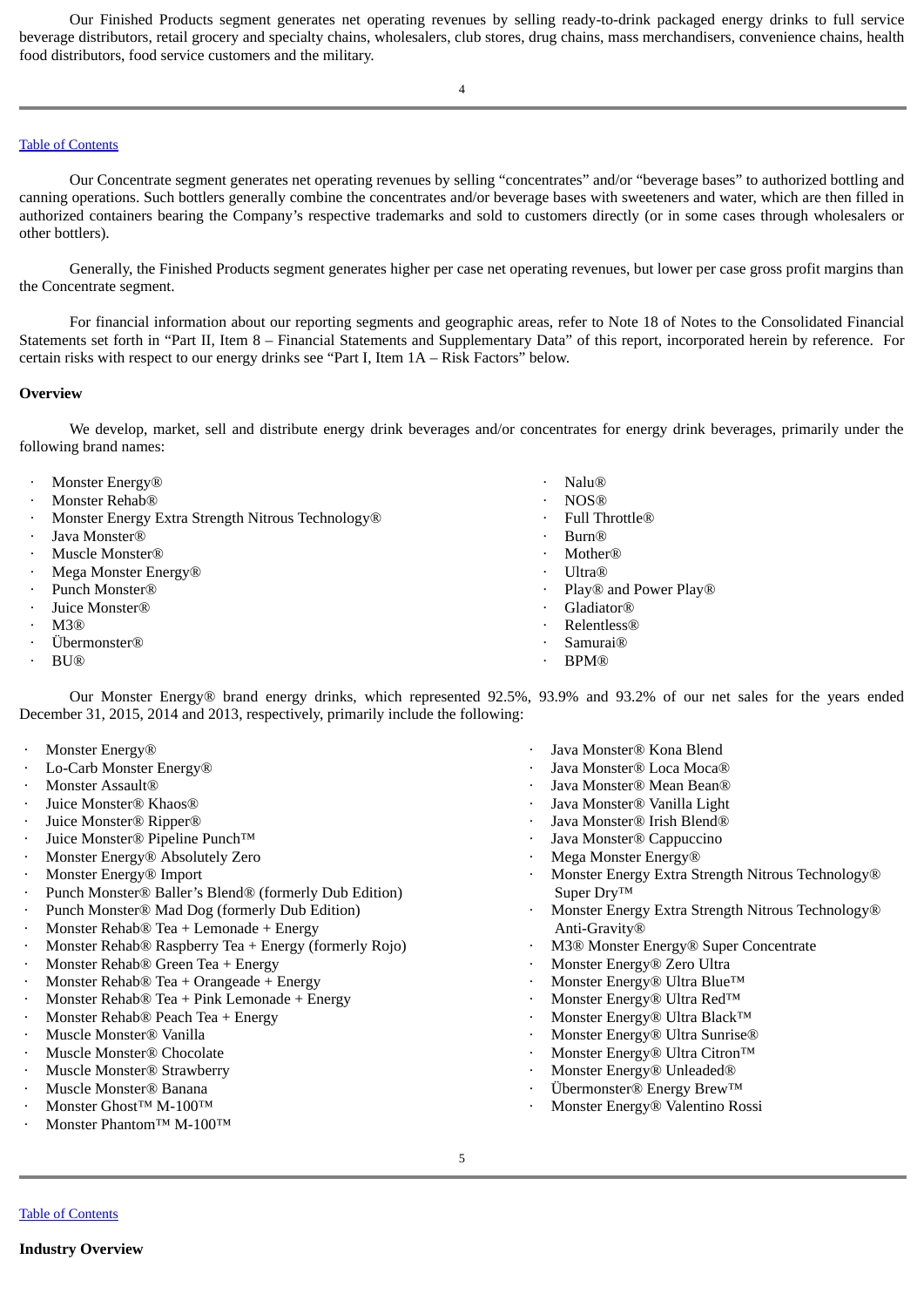Our Finished Products segment generates net operating revenues by selling ready-to-drink packaged energy drinks to full service beverage distributors, retail grocery and specialty chains, wholesalers, club stores, drug chains, mass merchandisers, convenience chains, health food distributors, food service customers and the military.

Our Concentrate segment generates net operating revenues by selling "concentrates" and/or "beverage bases" to authorized bottling and canning operations. Such bottlers generally combine the concentrates and/or beverage bases with sweeteners and water, which are then filled in authorized containers bearing the Company's respective trademarks and sold to customers directly (or in some cases through wholesalers or other bottlers).

Generally, the Finished Products segment generates higher per case net operating revenues, but lower per case gross profit margins than the Concentrate segment.

For financial information about our reporting segments and geographic areas, refer to Note 18 of Notes to the Consolidated Financial Statements set forth in "Part II, Item 8 – Financial Statements and Supplementary Data" of this report, incorporated herein by reference. For certain risks with respect to our energy drinks see "Part I, Item 1A – Risk Factors" below.

**Overview**

We develop, market, sell and distribute energy drink beverages and/or concentrates for energy drink beverages, primarily under the following brand names:

- Monster Energy®
- Monster Rehab®
- Monster Energy Extra Strength Nitrous Technology®
- Java Monster®
- Muscle Monster®
- Mega Monster Energy®
- Punch Monster®
- Juice Monster®
- M3®
- Übermonster®
- BU®
- Nalu®
- NOS®
- Full Throttle®
- Burn®
- Mother®
- Ultra®
- Play® and Power Play®
- Gladiator®
- Relentless®
- Samurai®
- BPM®

Our Monster Energy® brand energy drinks, which represented 92.5%, 93.9% and 93.2% of our net sales for the years ended December 31, 2015, 2014 and 2013, respectively, primarily include the following:

- Monster Energy®
- Lo-Carb Monster Energy®
- Monster Assault®
- Juice Monster® Khaos®
- Juice Monster® Ripper®
- Juice Monster® Pipeline Punch™
- Monster Energy® Absolutely Zero
- Monster Energy® Import
- Punch Monster® Baller's Blend® (formerly Dub Edition)
- Punch Monster® Mad Dog (formerly Dub Edition)
- Monster Rehab® Tea + Lemonade + Energy
- Monster Rehab® Raspberry Tea + Energy (formerly Rojo)
- Monster Rehab® Green Tea + Energy
- Monster Rehab® Tea + Orangeade + Energy
- Monster Rehab® Tea + Pink Lemonade + Energy
- Monster Rehab® Peach Tea + Energy
- Muscle Monster® Vanilla
- Muscle Monster® Chocolate
- Muscle Monster® Strawberry
- Muscle Monster® Banana
- Monster Ghost™ M-100™
- Monster Phantom™ M-100™
- Java Monster® Kona Blend
- Java Monster® Loca Moca®
- Java Monster® Mean Bean®
- Java Monster® Vanilla Light
- Java Monster® Irish Blend®
- Java Monster® Cappuccino
- Mega Monster Energy®
- Monster Energy Extra Strength Nitrous Technology® Super Dry™
- Monster Energy Extra Strength Nitrous Technology® Anti-Gravity®
- M3® Monster Energy® Super Concentrate
- Monster Energy® Zero Ultra
- Monster Energy® Ultra Blue™
- Monster Energy® Ultra Red™
- Monster Energy® Ultra Black™
- Monster Energy® Ultra Sunrise®
- Monster Energy® Ultra Citron™
- Monster Energy® Unleaded®
- Übermonster® Energy Brew™
- Monster Energy® Valentino Rossi

**Industry Overview**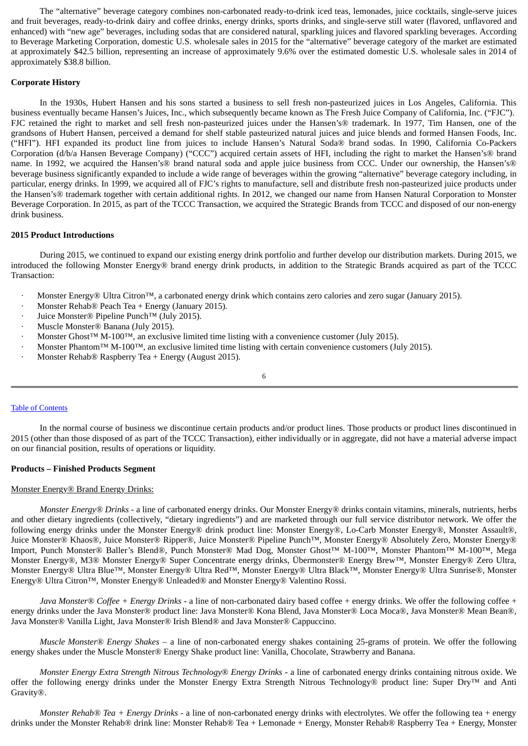The "alternative" beverage category combines non-carbonated ready-to-drink iced teas, lemonades, juice cocktails, single-serve juices and fruit beverages, ready-to-drink dairy and coffee drinks, energy drinks, sports drinks, and single-serve still water (flavored, unflavored and enhanced) with "new age" beverages, including sodas that are considered natural, sparkling juices and flavored sparkling beverages. According to Beverage Marketing Corporation, domestic U.S. wholesale sales in 2015 for the "alternative" beverage category of the market are estimated at approximately $42.5 billion, representing an increase of approximately 9.6% over the estimated domestic U.S. wholesale sales in 2014 of approximately $38.8 billion.

**Corporate History**

In the 1930s, Hubert Hansen and his sons started a business to sell fresh non-pasteurized juices in Los Angeles, California. This business eventually became Hansen's Juices, Inc., which subsequently became known as The Fresh Juice Company of California, Inc. ("FJC"). FJC retained the right to market and sell fresh non-pasteurized juices under the Hansen's® trademark. In 1977, Tim Hansen, one of the grandsons of Hubert Hansen, perceived a demand for shelf stable pasteurized natural juices and juice blends and formed Hansen Foods, Inc. ("HFI"). HFI expanded its product line from juices to include Hansen's Natural Soda® brand sodas. In 1990, California Co-Packers Corporation (d/b/a Hansen Beverage Company) ("CCC") acquired certain assets of HFI, including the right to market the Hansen's® brand name. In 1992, we acquired the Hansen's® brand natural soda and apple juice business from CCC. Under our ownership, the Hansen's® beverage business significantly expanded to include a wide range of beverages within the growing "alternative" beverage category including, in particular, energy drinks. In 1999, we acquired all of FJC's rights to manufacture, sell and distribute fresh non-pasteurized juice products under the Hansen's® trademark together with certain additional rights. In 2012, we changed our name from Hansen Natural Corporation to Monster Beverage Corporation. In 2015, as part of the TCCC Transaction, we acquired the Strategic Brands from TCCC and disposed of our non-energy drink business.

**2015 Product Introductions**

During 2015, we continued to expand our existing energy drink portfolio and further develop our distribution markets. During 2015, we introduced the following Monster Energy® brand energy drink products, in addition to the Strategic Brands acquired as part of the TCCC Transaction:

- Monster Energy® Ultra Citron™, a carbonated energy drink which contains zero calories and zero sugar (January 2015).
- Monster Rehab® Peach Tea + Energy (January 2015).
- Juice Monster® Pipeline Punch™ (July 2015).
- Muscle Monster® Banana (July 2015).
- Monster Ghost™ M-100™, an exclusive limited time listing with a convenience customer (July 2015).
- Monster Phantom™ M-100™, an exclusive limited time listing with certain convenience customers (July 2015).
- Monster Rehab® Raspberry Tea + Energy (August 2015).

In the normal course of business we discontinue certain products and/or product lines. Those products or product lines discontinued in 2015 (other than those disposed of as part of the TCCC Transaction), either individually or in aggregate, did not have a material adverse impact on our financial position, results of operations or liquidity.

**Products – Finished Products Segment**

Monster Energy® Brand Energy Drinks:

*Monster Energy® Drinks* - a line of carbonated energy drinks. Our Monster Energy® drinks contain vitamins, minerals, nutrients, herbs and other dietary ingredients (collectively, "dietary ingredients") and are marketed through our full service distributor network. We offer the following energy drinks under the Monster Energy® drink product line: Monster Energy®, Lo-Carb Monster Energy®, Monster Assault®, Juice Monster® Khaos®, Juice Monster® Ripper®, Juice Monster® Pipeline Punch™, Monster Energy® Absolutely Zero, Monster Energy® Import, Punch Monster® Baller's Blend®, Punch Monster® Mad Dog, Monster Ghost™ M-100™, Monster Phantom™ M-100™, Mega Monster Energy®, M3® Monster Energy® Super Concentrate energy drinks, Übermonster® Energy Brew™, Monster Energy® Zero Ultra, Monster Energy® Ultra Blue™, Monster Energy® Ultra Red™, Monster Energy® Ultra Black™, Monster Energy® Ultra Sunrise®, Monster Energy® Ultra Citron™, Monster Energy® Unleaded® and Monster Energy® Valentino Rossi.

*Java Monster® Coffee + Energy Drinks* - a line of non-carbonated dairy based coffee + energy drinks. We offer the following coffee + energy drinks under the Java Monster® product line: Java Monster® Kona Blend, Java Monster® Loca Moca®, Java Monster® Mean Bean®, Java Monster® Vanilla Light, Java Monster® Irish Blend® and Java Monster® Cappuccino.

*Muscle Monster® Energy Shakes* – a line of non-carbonated energy shakes containing 25-grams of protein. We offer the following energy shakes under the Muscle Monster® Energy Shake product line: Vanilla, Chocolate, Strawberry and Banana.

*Monster Energy Extra Strength Nitrous Technology® Energy Drinks* - a line of carbonated energy drinks containing nitrous oxide. We offer the following energy drinks under the Monster Energy Extra Strength Nitrous Technology® product line: Super Dry™ and Anti Gravity®.

*Monster Rehab® Tea + Energy Drinks* - a line of non-carbonated energy drinks with electrolytes. We offer the following tea + energy drinks under the Monster Rehab® drink line: Monster Rehab® Tea + Lemonade + Energy, Monster Rehab® Raspberry Tea + Energy, Monster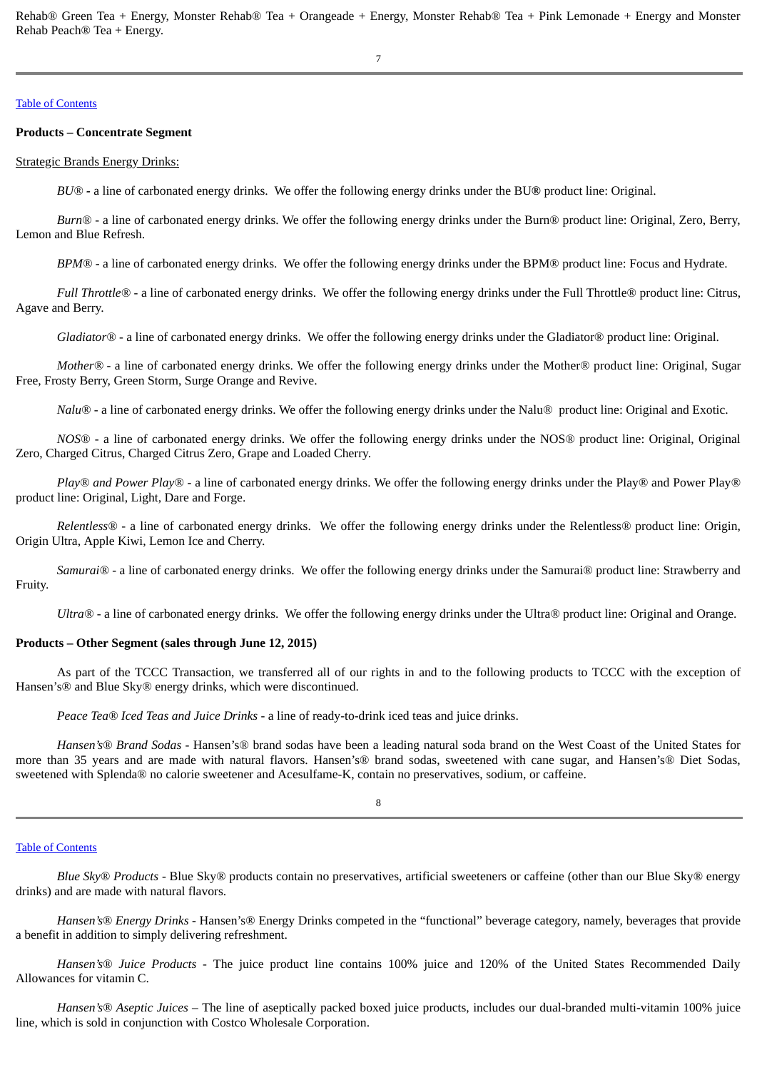Rehab® Green Tea + Energy, Monster Rehab® Tea + Orangeade + Energy, Monster Rehab® Tea + Pink Lemonade + Energy and Monster Rehab Peach® Tea + Energy.

[Table of Contents](#)

**Products – Concentrate Segment**

Strategic Brands Energy Drinks:

*BU*® - a line of carbonated energy drinks. We offer the following energy drinks under the BU**®** product line: Original.

*Burn*® - a line of carbonated energy drinks. We offer the following energy drinks under the Burn® product line: Original, Zero, Berry, Lemon and Blue Refresh.

*BPM*® - a line of carbonated energy drinks. We offer the following energy drinks under the BPM® product line: Focus and Hydrate.

*Full Throttle*® - a line of carbonated energy drinks. We offer the following energy drinks under the Full Throttle® product line: Citrus, Agave and Berry.

*Gladiator*® - a line of carbonated energy drinks. We offer the following energy drinks under the Gladiator® product line: Original.

*Mother*® - a line of carbonated energy drinks. We offer the following energy drinks under the Mother® product line: Original, Sugar Free, Frosty Berry, Green Storm, Surge Orange and Revive.

*Nalu*® - a line of carbonated energy drinks. We offer the following energy drinks under the Nalu® product line: Original and Exotic.

*NOS*® - a line of carbonated energy drinks. We offer the following energy drinks under the NOS® product line: Original, Original Zero, Charged Citrus, Charged Citrus Zero, Grape and Loaded Cherry.

*Play® and Power Play*® - a line of carbonated energy drinks. We offer the following energy drinks under the Play® and Power Play® product line: Original, Light, Dare and Forge.

*Relentless*® - a line of carbonated energy drinks. We offer the following energy drinks under the Relentless® product line: Origin, Origin Ultra, Apple Kiwi, Lemon Ice and Cherry.

*Samurai*® - a line of carbonated energy drinks. We offer the following energy drinks under the Samurai® product line: Strawberry and Fruity.

*Ultra*® - a line of carbonated energy drinks. We offer the following energy drinks under the Ultra® product line: Original and Orange.

**Products – Other Segment (sales through June 12, 2015)**

As part of the TCCC Transaction, we transferred all of our rights in and to the following products to TCCC with the exception of Hansen's® and Blue Sky® energy drinks, which were discontinued.

*Peace Tea® Iced Teas and Juice Drinks* - a line of ready-to-drink iced teas and juice drinks.

*Hansen's® Brand Sodas* - Hansen's® brand sodas have been a leading natural soda brand on the West Coast of the United States for more than 35 years and are made with natural flavors. Hansen's® brand sodas, sweetened with cane sugar, and Hansen's® Diet Sodas, sweetened with Splenda® no calorie sweetener and Acesulfame-K, contain no preservatives, sodium, or caffeine.

[Table of Contents](#)

*Blue Sky® Products* - Blue Sky® products contain no preservatives, artificial sweeteners or caffeine (other than our Blue Sky® energy drinks) and are made with natural flavors.

*Hansen's® Energy Drinks* - Hansen's® Energy Drinks competed in the "functional" beverage category, namely, beverages that provide a benefit in addition to simply delivering refreshment.

*Hansen's® Juice Products* - The juice product line contains 100% juice and 120% of the United States Recommended Daily Allowances for vitamin C.

*Hansen's® Aseptic Juices* – The line of aseptically packed boxed juice products, includes our dual-branded multi-vitamin 100% juice line, which is sold in conjunction with Costco Wholesale Corporation.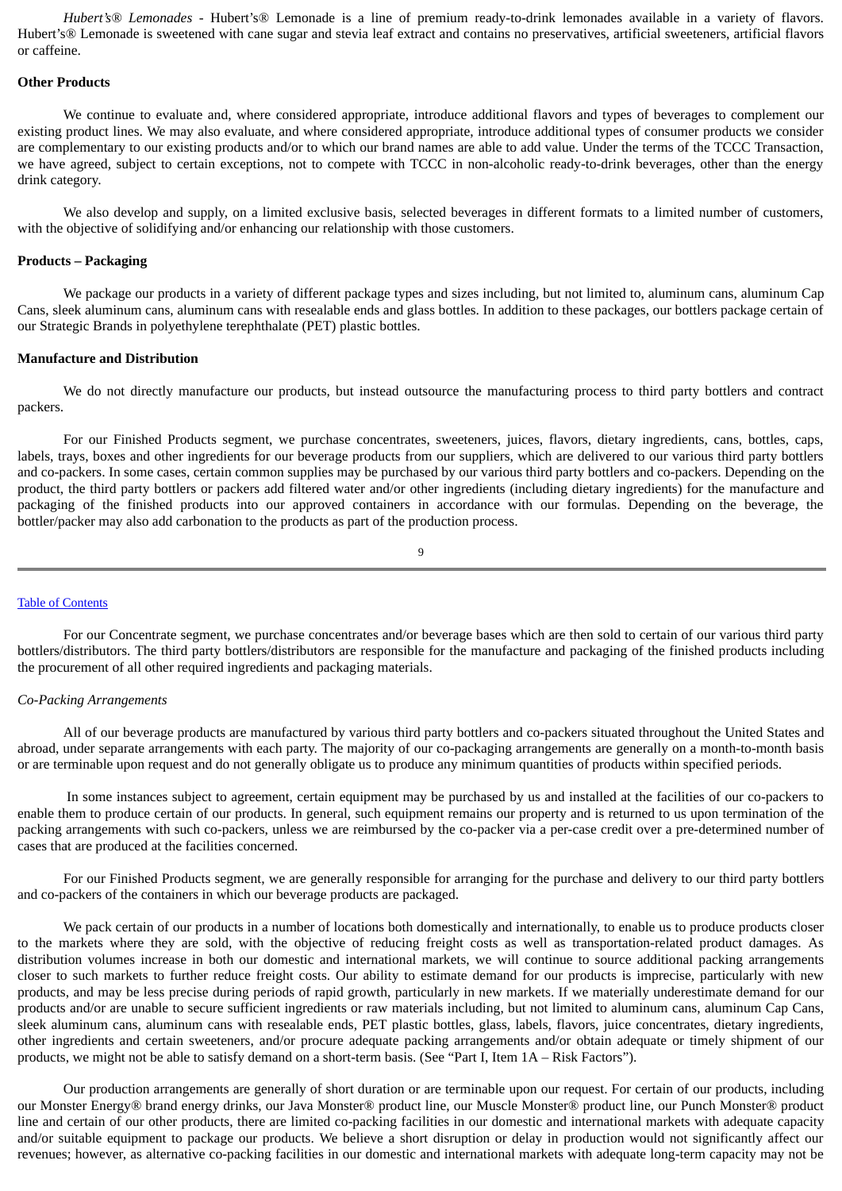*Hubert's® Lemonades* - Hubert's® Lemonade is a line of premium ready-to-drink lemonades available in a variety of flavors. Hubert's® Lemonade is sweetened with cane sugar and stevia leaf extract and contains no preservatives, artificial sweeteners, artificial flavors or caffeine.

**Other Products**

We continue to evaluate and, where considered appropriate, introduce additional flavors and types of beverages to complement our existing product lines. We may also evaluate, and where considered appropriate, introduce additional types of consumer products we consider are complementary to our existing products and/or to which our brand names are able to add value. Under the terms of the TCCC Transaction, we have agreed, subject to certain exceptions, not to compete with TCCC in non-alcoholic ready-to-drink beverages, other than the energy drink category.

We also develop and supply, on a limited exclusive basis, selected beverages in different formats to a limited number of customers, with the objective of solidifying and/or enhancing our relationship with those customers.

**Products – Packaging**

We package our products in a variety of different package types and sizes including, but not limited to, aluminum cans, aluminum Cap Cans, sleek aluminum cans, aluminum cans with resealable ends and glass bottles. In addition to these packages, our bottlers package certain of our Strategic Brands in polyethylene terephthalate (PET) plastic bottles.

**Manufacture and Distribution**

We do not directly manufacture our products, but instead outsource the manufacturing process to third party bottlers and contract packers.

For our Finished Products segment, we purchase concentrates, sweeteners, juices, flavors, dietary ingredients, cans, bottles, caps, labels, trays, boxes and other ingredients for our beverage products from our suppliers, which are delivered to our various third party bottlers and co-packers. In some cases, certain common supplies may be purchased by our various third party bottlers and co-packers. Depending on the product, the third party bottlers or packers add filtered water and/or other ingredients (including dietary ingredients) for the manufacture and packaging of the finished products into our approved containers in accordance with our formulas. Depending on the beverage, the bottler/packer may also add carbonation to the products as part of the production process.

For our Concentrate segment, we purchase concentrates and/or beverage bases which are then sold to certain of our various third party bottlers/distributors. The third party bottlers/distributors are responsible for the manufacture and packaging of the finished products including the procurement of all other required ingredients and packaging materials.

*Co-Packing Arrangements*

All of our beverage products are manufactured by various third party bottlers and co-packers situated throughout the United States and abroad, under separate arrangements with each party. The majority of our co-packaging arrangements are generally on a month-to-month basis or are terminable upon request and do not generally obligate us to produce any minimum quantities of products within specified periods.

In some instances subject to agreement, certain equipment may be purchased by us and installed at the facilities of our co-packers to enable them to produce certain of our products. In general, such equipment remains our property and is returned to us upon termination of the packing arrangements with such co-packers, unless we are reimbursed by the co-packer via a per-case credit over a pre-determined number of cases that are produced at the facilities concerned.

For our Finished Products segment, we are generally responsible for arranging for the purchase and delivery to our third party bottlers and co-packers of the containers in which our beverage products are packaged.

We pack certain of our products in a number of locations both domestically and internationally, to enable us to produce products closer to the markets where they are sold, with the objective of reducing freight costs as well as transportation-related product damages. As distribution volumes increase in both our domestic and international markets, we will continue to source additional packing arrangements closer to such markets to further reduce freight costs. Our ability to estimate demand for our products is imprecise, particularly with new products, and may be less precise during periods of rapid growth, particularly in new markets. If we materially underestimate demand for our products and/or are unable to secure sufficient ingredients or raw materials including, but not limited to aluminum cans, aluminum Cap Cans, sleek aluminum cans, aluminum cans with resealable ends, PET plastic bottles, glass, labels, flavors, juice concentrates, dietary ingredients, other ingredients and certain sweeteners, and/or procure adequate packing arrangements and/or obtain adequate or timely shipment of our products, we might not be able to satisfy demand on a short-term basis. (See "Part I, Item 1A – Risk Factors").

Our production arrangements are generally of short duration or are terminable upon our request. For certain of our products, including our Monster Energy® brand energy drinks, our Java Monster® product line, our Muscle Monster® product line, our Punch Monster® product line and certain of our other products, there are limited co-packing facilities in our domestic and international markets with adequate capacity and/or suitable equipment to package our products. We believe a short disruption or delay in production would not significantly affect our revenues; however, as alternative co-packing facilities in our domestic and international markets with adequate long-term capacity may not be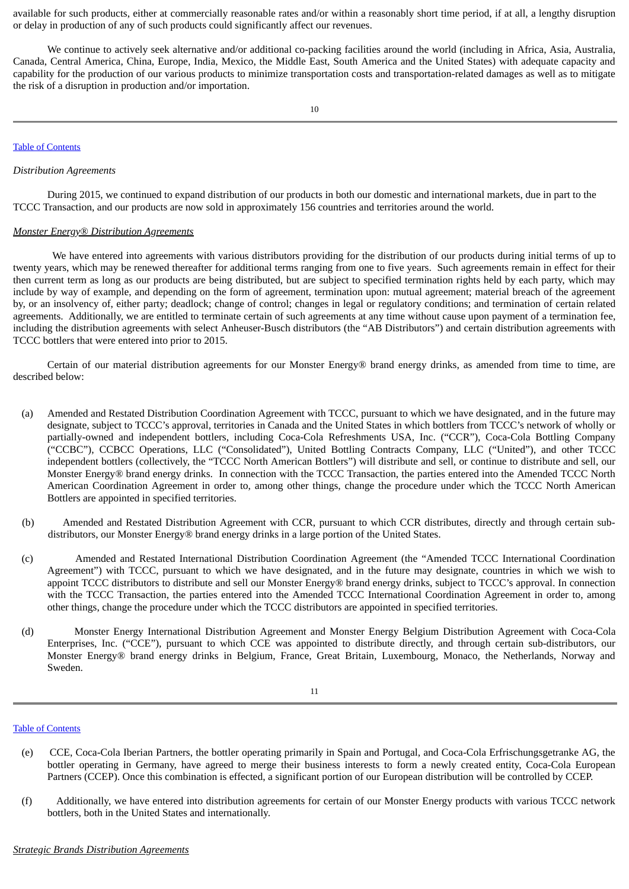available for such products, either at commercially reasonable rates and/or within a reasonably short time period, if at all, a lengthy disruption or delay in production of any of such products could significantly affect our revenues.

We continue to actively seek alternative and/or additional co-packing facilities around the world (including in Africa, Asia, Australia, Canada, Central America, China, Europe, India, Mexico, the Middle East, South America and the United States) with adequate capacity and capability for the production of our various products to minimize transportation costs and transportation-related damages as well as to mitigate the risk of a disruption in production and/or importation.

*Distribution Agreements*

During 2015, we continued to expand distribution of our products in both our domestic and international markets, due in part to the TCCC Transaction, and our products are now sold in approximately 156 countries and territories around the world.

*Monster Energy® Distribution Agreements*

We have entered into agreements with various distributors providing for the distribution of our products during initial terms of up to twenty years, which may be renewed thereafter for additional terms ranging from one to five years. Such agreements remain in effect for their then current term as long as our products are being distributed, but are subject to specified termination rights held by each party, which may include by way of example, and depending on the form of agreement, termination upon: mutual agreement; material breach of the agreement by, or an insolvency of, either party; deadlock; change of control; changes in legal or regulatory conditions; and termination of certain related agreements. Additionally, we are entitled to terminate certain of such agreements at any time without cause upon payment of a termination fee, including the distribution agreements with select Anheuser-Busch distributors (the "AB Distributors") and certain distribution agreements with TCCC bottlers that were entered into prior to 2015.

Certain of our material distribution agreements for our Monster Energy® brand energy drinks, as amended from time to time, are described below:

(a) Amended and Restated Distribution Coordination Agreement with TCCC, pursuant to which we have designated, and in the future may designate, subject to TCCC's approval, territories in Canada and the United States in which bottlers from TCCC's network of wholly or partially-owned and independent bottlers, including Coca-Cola Refreshments USA, Inc. ("CCR"), Coca-Cola Bottling Company ("CCBC"), CCBCC Operations, LLC ("Consolidated"), United Bottling Contracts Company, LLC ("United"), and other TCCC independent bottlers (collectively, the "TCCC North American Bottlers") will distribute and sell, or continue to distribute and sell, our Monster Energy® brand energy drinks. In connection with the TCCC Transaction, the parties entered into the Amended TCCC North American Coordination Agreement in order to, among other things, change the procedure under which the TCCC North American Bottlers are appointed in specified territories.

(b) Amended and Restated Distribution Agreement with CCR, pursuant to which CCR distributes, directly and through certain sub-distributors, our Monster Energy® brand energy drinks in a large portion of the United States.

(c) Amended and Restated International Distribution Coordination Agreement (the "Amended TCCC International Coordination Agreement") with TCCC, pursuant to which we have designated, and in the future may designate, countries in which we wish to appoint TCCC distributors to distribute and sell our Monster Energy® brand energy drinks, subject to TCCC's approval. In connection with the TCCC Transaction, the parties entered into the Amended TCCC International Coordination Agreement in order to, among other things, change the procedure under which the TCCC distributors are appointed in specified territories.

(d) Monster Energy International Distribution Agreement and Monster Energy Belgium Distribution Agreement with Coca-Cola Enterprises, Inc. ("CCE"), pursuant to which CCE was appointed to distribute directly, and through certain sub-distributors, our Monster Energy® brand energy drinks in Belgium, France, Great Britain, Luxembourg, Monaco, the Netherlands, Norway and Sweden.

(e) CCE, Coca-Cola Iberian Partners, the bottler operating primarily in Spain and Portugal, and Coca-Cola Erfrischungsgetranke AG, the bottler operating in Germany, have agreed to merge their business interests to form a newly created entity, Coca-Cola European Partners (CCEP). Once this combination is effected, a significant portion of our European distribution will be controlled by CCEP.

(f) Additionally, we have entered into distribution agreements for certain of our Monster Energy products with various TCCC network bottlers, both in the United States and internationally.

*Strategic Brands Distribution Agreements*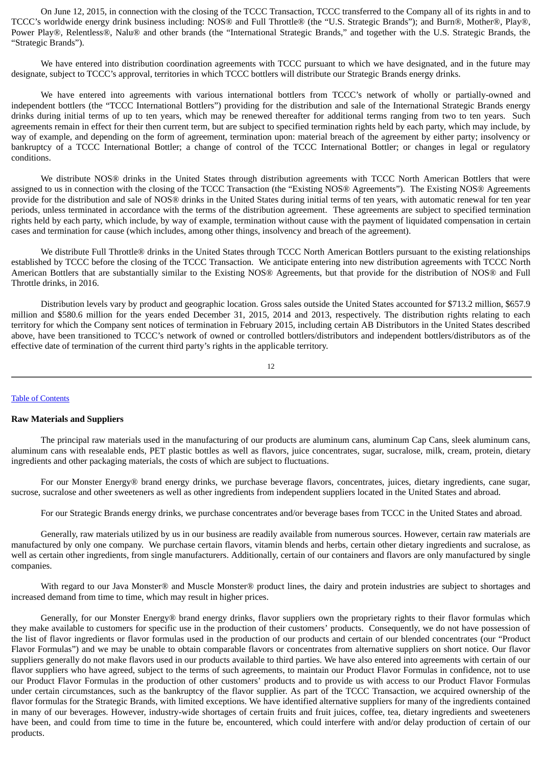On June 12, 2015, in connection with the closing of the TCCC Transaction, TCCC transferred to the Company all of its rights in and to TCCC's worldwide energy drink business including: NOS® and Full Throttle® (the "U.S. Strategic Brands"); and Burn®, Mother®, Play®, Power Play®, Relentless®, Nalu® and other brands (the "International Strategic Brands," and together with the U.S. Strategic Brands, the "Strategic Brands").

We have entered into distribution coordination agreements with TCCC pursuant to which we have designated, and in the future may designate, subject to TCCC's approval, territories in which TCCC bottlers will distribute our Strategic Brands energy drinks.

We have entered into agreements with various international bottlers from TCCC's network of wholly or partially-owned and independent bottlers (the "TCCC International Bottlers") providing for the distribution and sale of the International Strategic Brands energy drinks during initial terms of up to ten years, which may be renewed thereafter for additional terms ranging from two to ten years. Such agreements remain in effect for their then current term, but are subject to specified termination rights held by each party, which may include, by way of example, and depending on the form of agreement, termination upon: material breach of the agreement by either party; insolvency or bankruptcy of a TCCC International Bottler; a change of control of the TCCC International Bottler; or changes in legal or regulatory conditions.

We distribute NOS® drinks in the United States through distribution agreements with TCCC North American Bottlers that were assigned to us in connection with the closing of the TCCC Transaction (the "Existing NOS® Agreements"). The Existing NOS® Agreements provide for the distribution and sale of NOS® drinks in the United States during initial terms of ten years, with automatic renewal for ten year periods, unless terminated in accordance with the terms of the distribution agreement. These agreements are subject to specified termination rights held by each party, which include, by way of example, termination without cause with the payment of liquidated compensation in certain cases and termination for cause (which includes, among other things, insolvency and breach of the agreement).

We distribute Full Throttle® drinks in the United States through TCCC North American Bottlers pursuant to the existing relationships established by TCCC before the closing of the TCCC Transaction. We anticipate entering into new distribution agreements with TCCC North American Bottlers that are substantially similar to the Existing NOS® Agreements, but that provide for the distribution of NOS® and Full Throttle drinks, in 2016.

Distribution levels vary by product and geographic location. Gross sales outside the United States accounted for $713.2 million, $657.9 million and $580.6 million for the years ended December 31, 2015, 2014 and 2013, respectively. The distribution rights relating to each territory for which the Company sent notices of termination in February 2015, including certain AB Distributors in the United States described above, have been transitioned to TCCC's network of owned or controlled bottlers/distributors and independent bottlers/distributors as of the effective date of termination of the current third party's rights in the applicable territory.

## Raw Materials and Suppliers

The principal raw materials used in the manufacturing of our products are aluminum cans, aluminum Cap Cans, sleek aluminum cans, aluminum cans with resealable ends, PET plastic bottles as well as flavors, juice concentrates, sugar, sucralose, milk, cream, protein, dietary ingredients and other packaging materials, the costs of which are subject to fluctuations.

For our Monster Energy® brand energy drinks, we purchase beverage flavors, concentrates, juices, dietary ingredients, cane sugar, sucrose, sucralose and other sweeteners as well as other ingredients from independent suppliers located in the United States and abroad.

For our Strategic Brands energy drinks, we purchase concentrates and/or beverage bases from TCCC in the United States and abroad.

Generally, raw materials utilized by us in our business are readily available from numerous sources. However, certain raw materials are manufactured by only one company. We purchase certain flavors, vitamin blends and herbs, certain other dietary ingredients and sucralose, as well as certain other ingredients, from single manufacturers. Additionally, certain of our containers and flavors are only manufactured by single companies.

With regard to our Java Monster® and Muscle Monster® product lines, the dairy and protein industries are subject to shortages and increased demand from time to time, which may result in higher prices.

Generally, for our Monster Energy® brand energy drinks, flavor suppliers own the proprietary rights to their flavor formulas which they make available to customers for specific use in the production of their customers' products. Consequently, we do not have possession of the list of flavor ingredients or flavor formulas used in the production of our products and certain of our blended concentrates (our "Product Flavor Formulas") and we may be unable to obtain comparable flavors or concentrates from alternative suppliers on short notice. Our flavor suppliers generally do not make flavors used in our products available to third parties. We have also entered into agreements with certain of our flavor suppliers who have agreed, subject to the terms of such agreements, to maintain our Product Flavor Formulas in confidence, not to use our Product Flavor Formulas in the production of other customers' products and to provide us with access to our Product Flavor Formulas under certain circumstances, such as the bankruptcy of the flavor supplier. As part of the TCCC Transaction, we acquired ownership of the flavor formulas for the Strategic Brands, with limited exceptions. We have identified alternative suppliers for many of the ingredients contained in many of our beverages. However, industry-wide shortages of certain fruits and fruit juices, coffee, tea, dietary ingredients and sweeteners have been, and could from time to time in the future be, encountered, which could interfere with and/or delay production of certain of our products.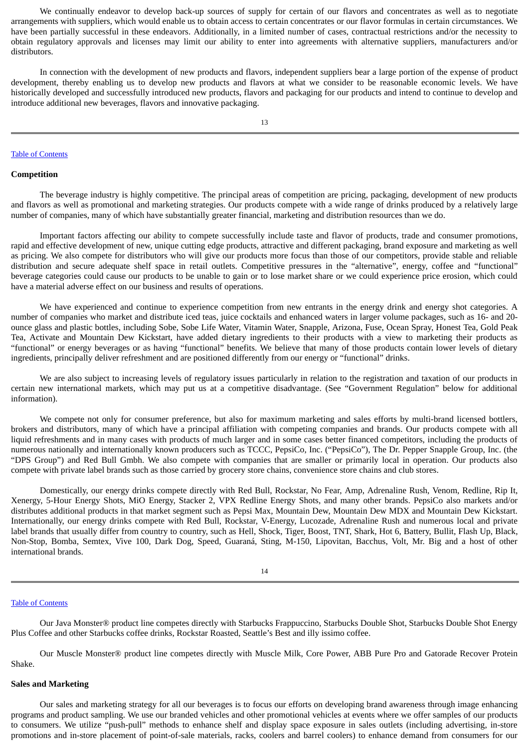We continually endeavor to develop back-up sources of supply for certain of our flavors and concentrates as well as to negotiate arrangements with suppliers, which would enable us to obtain access to certain concentrates or our flavor formulas in certain circumstances. We have been partially successful in these endeavors. Additionally, in a limited number of cases, contractual restrictions and/or the necessity to obtain regulatory approvals and licenses may limit our ability to enter into agreements with alternative suppliers, manufacturers and/or distributors.

In connection with the development of new products and flavors, independent suppliers bear a large portion of the expense of product development, thereby enabling us to develop new products and flavors at what we consider to be reasonable economic levels. We have historically developed and successfully introduced new products, flavors and packaging for our products and intend to continue to develop and introduce additional new beverages, flavors and innovative packaging.

**Competition**

The beverage industry is highly competitive. The principal areas of competition are pricing, packaging, development of new products and flavors as well as promotional and marketing strategies. Our products compete with a wide range of drinks produced by a relatively large number of companies, many of which have substantially greater financial, marketing and distribution resources than we do.

Important factors affecting our ability to compete successfully include taste and flavor of products, trade and consumer promotions, rapid and effective development of new, unique cutting edge products, attractive and different packaging, brand exposure and marketing as well as pricing. We also compete for distributors who will give our products more focus than those of our competitors, provide stable and reliable distribution and secure adequate shelf space in retail outlets. Competitive pressures in the “alternative”, energy, coffee and “functional” beverage categories could cause our products to be unable to gain or to lose market share or we could experience price erosion, which could have a material adverse effect on our business and results of operations.

We have experienced and continue to experience competition from new entrants in the energy drink and energy shot categories. A number of companies who market and distribute iced teas, juice cocktails and enhanced waters in larger volume packages, such as 16- and 20-ounce glass and plastic bottles, including Sobe, Sobe Life Water, Vitamin Water, Snapple, Arizona, Fuse, Ocean Spray, Honest Tea, Gold Peak Tea, Activate and Mountain Dew Kickstart, have added dietary ingredients to their products with a view to marketing their products as “functional” or energy beverages or as having “functional” benefits. We believe that many of those products contain lower levels of dietary ingredients, principally deliver refreshment and are positioned differently from our energy or “functional” drinks.

We are also subject to increasing levels of regulatory issues particularly in relation to the registration and taxation of our products in certain new international markets, which may put us at a competitive disadvantage. (See “Government Regulation” below for additional information).

We compete not only for consumer preference, but also for maximum marketing and sales efforts by multi-brand licensed bottlers, brokers and distributors, many of which have a principal affiliation with competing companies and brands. Our products compete with all liquid refreshments and in many cases with products of much larger and in some cases better financed competitors, including the products of numerous nationally and internationally known producers such as TCCC, PepsiCo, Inc. (“PepsiCo”), The Dr. Pepper Snapple Group, Inc. (the “DPS Group”) and Red Bull Gmbh. We also compete with companies that are smaller or primarily local in operation. Our products also compete with private label brands such as those carried by grocery store chains, convenience store chains and club stores.

Domestically, our energy drinks compete directly with Red Bull, Rockstar, No Fear, Amp, Adrenaline Rush, Venom, Redline, Rip It, Xenergy, 5-Hour Energy Shots, MiO Energy, Stacker 2, VPX Redline Energy Shots, and many other brands. PepsiCo also markets and/or distributes additional products in that market segment such as Pepsi Max, Mountain Dew, Mountain Dew MDX and Mountain Dew Kickstart. Internationally, our energy drinks compete with Red Bull, Rockstar, V-Energy, Lucozade, Adrenaline Rush and numerous local and private label brands that usually differ from country to country, such as Hell, Shock, Tiger, Boost, TNT, Shark, Hot 6, Battery, Bullit, Flash Up, Black, Non-Stop, Bomba, Semtex, Vive 100, Dark Dog, Speed, Guaraná, Sting, M-150, Lipovitan, Bacchus, Volt, Mr. Big and a host of other international brands.

Our Java Monster® product line competes directly with Starbucks Frappuccino, Starbucks Double Shot, Starbucks Double Shot Energy Plus Coffee and other Starbucks coffee drinks, Rockstar Roasted, Seattle’s Best and illy issimo coffee.

Our Muscle Monster® product line competes directly with Muscle Milk, Core Power, ABB Pure Pro and Gatorade Recover Protein Shake.

**Sales and Marketing**

Our sales and marketing strategy for all our beverages is to focus our efforts on developing brand awareness through image enhancing programs and product sampling. We use our branded vehicles and other promotional vehicles at events where we offer samples of our products to consumers. We utilize “push-pull” methods to enhance shelf and display space exposure in sales outlets (including advertising, in-store promotions and in-store placement of point-of-sale materials, racks, coolers and barrel coolers) to enhance demand from consumers for our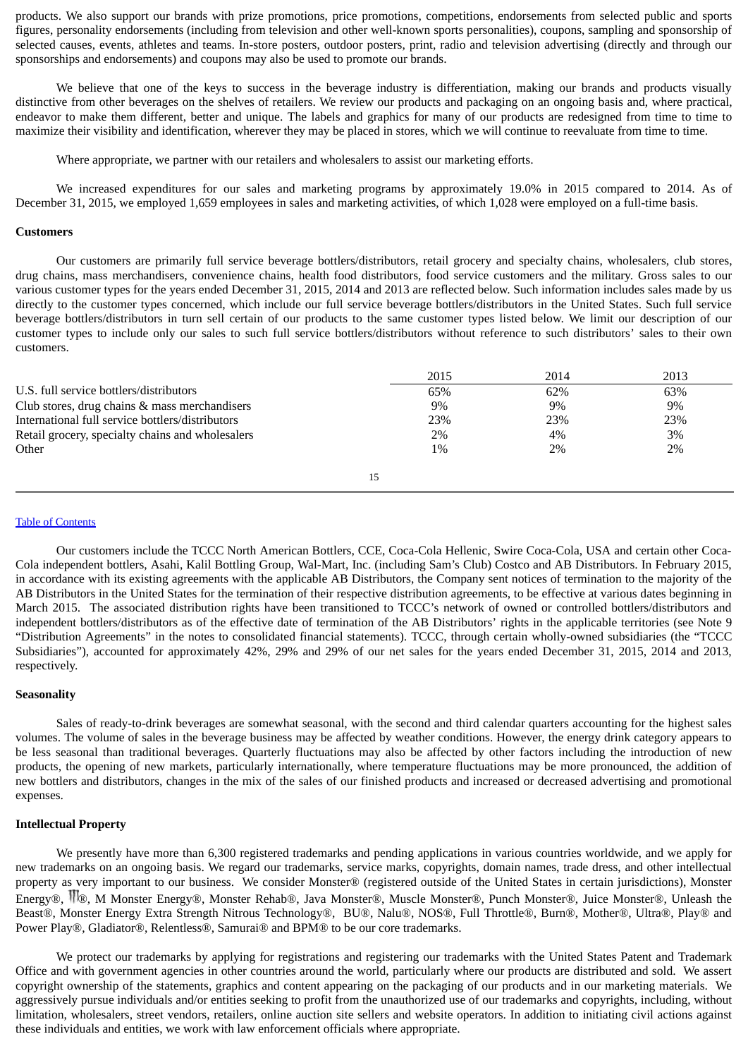products. We also support our brands with prize promotions, price promotions, competitions, endorsements from selected public and sports figures, personality endorsements (including from television and other well-known sports personalities), coupons, sampling and sponsorship of selected causes, events, athletes and teams. In-store posters, outdoor posters, print, radio and television advertising (directly and through our sponsorships and endorsements) and coupons may also be used to promote our brands.

We believe that one of the keys to success in the beverage industry is differentiation, making our brands and products visually distinctive from other beverages on the shelves of retailers. We review our products and packaging on an ongoing basis and, where practical, endeavor to make them different, better and unique. The labels and graphics for many of our products are redesigned from time to time to maximize their visibility and identification, wherever they may be placed in stores, which we will continue to reevaluate from time to time.

Where appropriate, we partner with our retailers and wholesalers to assist our marketing efforts.

We increased expenditures for our sales and marketing programs by approximately 19.0% in 2015 compared to 2014. As of December 31, 2015, we employed 1,659 employees in sales and marketing activities, of which 1,028 were employed on a full-time basis.

**Customers**

Our customers are primarily full service beverage bottlers/distributors, retail grocery and specialty chains, wholesalers, club stores, drug chains, mass merchandisers, convenience chains, health food distributors, food service customers and the military. Gross sales to our various customer types for the years ended December 31, 2015, 2014 and 2013 are reflected below. Such information includes sales made by us directly to the customer types concerned, which include our full service beverage bottlers/distributors in the United States. Such full service beverage bottlers/distributors in turn sell certain of our products to the same customer types listed below. We limit our description of our customer types to include only our sales to such full service bottlers/distributors without reference to such distributors' sales to their own customers.

| | 2015 | 2014 | 2013 |
|---|---|---|---|
| U.S. full service bottlers/distributors | 65% | 62% | 63% |
| Club stores, drug chains & mass merchandisers | 9% | 9% | 9% |
| International full service bottlers/distributors | 23% | 23% | 23% |
| Retail grocery, specialty chains and wholesalers | 2% | 4% | 3% |
| Other | 1% | 2% | 2% |

Our customers include the TCCC North American Bottlers, CCE, Coca-Cola Hellenic, Swire Coca-Cola, USA and certain other Coca-Cola independent bottlers, Asahi, Kalil Bottling Group, Wal-Mart, Inc. (including Sam's Club) Costco and AB Distributors. In February 2015, in accordance with its existing agreements with the applicable AB Distributors, the Company sent notices of termination to the majority of the AB Distributors in the United States for the termination of their respective distribution agreements, to be effective at various dates beginning in March 2015. The associated distribution rights have been transitioned to TCCC's network of owned or controlled bottlers/distributors and independent bottlers/distributors as of the effective date of termination of the AB Distributors' rights in the applicable territories (see Note 9 "Distribution Agreements" in the notes to consolidated financial statements). TCCC, through certain wholly-owned subsidiaries (the "TCCC Subsidiaries"), accounted for approximately 42%, 29% and 29% of our net sales for the years ended December 31, 2015, 2014 and 2013, respectively.

**Seasonality**

Sales of ready-to-drink beverages are somewhat seasonal, with the second and third calendar quarters accounting for the highest sales volumes. The volume of sales in the beverage business may be affected by weather conditions. However, the energy drink category appears to be less seasonal than traditional beverages. Quarterly fluctuations may also be affected by other factors including the introduction of new products, the opening of new markets, particularly internationally, where temperature fluctuations may be more pronounced, the addition of new bottlers and distributors, changes in the mix of the sales of our finished products and increased or decreased advertising and promotional expenses.

**Intellectual Property**

We presently have more than 6,300 registered trademarks and pending applications in various countries worldwide, and we apply for new trademarks on an ongoing basis. We regard our trademarks, service marks, copyrights, domain names, trade dress, and other intellectual property as very important to our business. We consider Monster® (registered outside of the United States in certain jurisdictions), Monster Energy®, ®, M Monster Energy®, Monster Rehab®, Java Monster®, Muscle Monster®, Punch Monster®, Juice Monster®, Unleash the Beast®, Monster Energy Extra Strength Nitrous Technology®, BU®, Nalu®, NOS®, Full Throttle®, Burn®, Mother®, Ultra®, Play® and Power Play®, Gladiator®, Relentless®, Samurai® and BPM® to be our core trademarks.

We protect our trademarks by applying for registrations and registering our trademarks with the United States Patent and Trademark Office and with government agencies in other countries around the world, particularly where our products are distributed and sold. We assert copyright ownership of the statements, graphics and content appearing on the packaging of our products and in our marketing materials. We aggressively pursue individuals and/or entities seeking to profit from the unauthorized use of our trademarks and copyrights, including, without limitation, wholesalers, street vendors, retailers, online auction site sellers and website operators. In addition to initiating civil actions against these individuals and entities, we work with law enforcement officials where appropriate.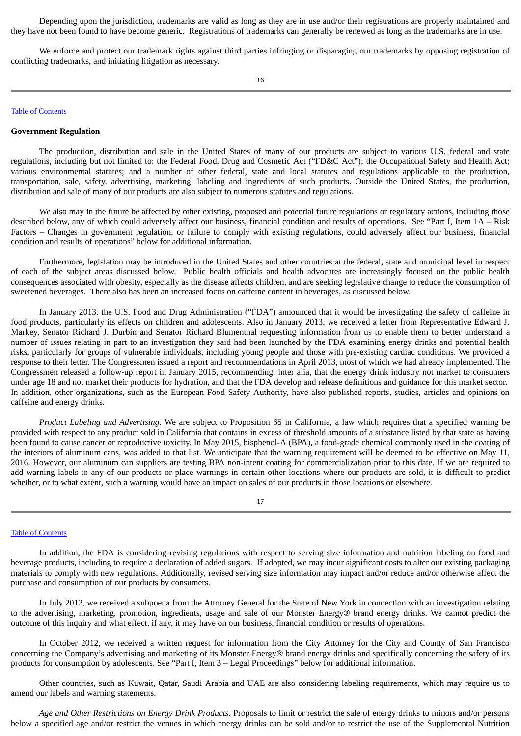Depending upon the jurisdiction, trademarks are valid as long as they are in use and/or their registrations are properly maintained and they have not been found to have become generic. Registrations of trademarks can generally be renewed as long as the trademarks are in use.

We enforce and protect our trademark rights against third parties infringing or disparaging our trademarks by opposing registration of conflicting trademarks, and initiating litigation as necessary.

**Government Regulation**

The production, distribution and sale in the United States of many of our products are subject to various U.S. federal and state regulations, including but not limited to: the Federal Food, Drug and Cosmetic Act ("FD&C Act"); the Occupational Safety and Health Act; various environmental statutes; and a number of other federal, state and local statutes and regulations applicable to the production, transportation, sale, safety, advertising, marketing, labeling and ingredients of such products. Outside the United States, the production, distribution and sale of many of our products are also subject to numerous statutes and regulations.

We also may in the future be affected by other existing, proposed and potential future regulations or regulatory actions, including those described below, any of which could adversely affect our business, financial condition and results of operations. See "Part I, Item 1A – Risk Factors – Changes in government regulation, or failure to comply with existing regulations, could adversely affect our business, financial condition and results of operations" below for additional information.

Furthermore, legislation may be introduced in the United States and other countries at the federal, state and municipal level in respect of each of the subject areas discussed below. Public health officials and health advocates are increasingly focused on the public health consequences associated with obesity, especially as the disease affects children, and are seeking legislative change to reduce the consumption of sweetened beverages. There also has been an increased focus on caffeine content in beverages, as discussed below.

In January 2013, the U.S. Food and Drug Administration ("FDA") announced that it would be investigating the safety of caffeine in food products, particularly its effects on children and adolescents. Also in January 2013, we received a letter from Representative Edward J. Markey, Senator Richard J. Durbin and Senator Richard Blumenthal requesting information from us to enable them to better understand a number of issues relating in part to an investigation they said had been launched by the FDA examining energy drinks and potential health risks, particularly for groups of vulnerable individuals, including young people and those with pre-existing cardiac conditions. We provided a response to their letter. The Congressmen issued a report and recommendations in April 2013, most of which we had already implemented. The Congressmen released a follow-up report in January 2015, recommending, inter alia, that the energy drink industry not market to consumers under age 18 and not market their products for hydration, and that the FDA develop and release definitions and guidance for this market sector. In addition, other organizations, such as the European Food Safety Authority, have also published reports, studies, articles and opinions on caffeine and energy drinks.

*Product Labeling and Advertising.* We are subject to Proposition 65 in California, a law which requires that a specified warning be provided with respect to any product sold in California that contains in excess of threshold amounts of a substance listed by that state as having been found to cause cancer or reproductive toxicity. In May 2015, bisphenol-A (BPA), a food-grade chemical commonly used in the coating of the interiors of aluminum cans, was added to that list. We anticipate that the warning requirement will be deemed to be effective on May 11, 2016. However, our aluminum can suppliers are testing BPA non-intent coating for commercialization prior to this date. If we are required to add warning labels to any of our products or place warnings in certain other locations where our products are sold, it is difficult to predict whether, or to what extent, such a warning would have an impact on sales of our products in those locations or elsewhere.

In addition, the FDA is considering revising regulations with respect to serving size information and nutrition labeling on food and beverage products, including to require a declaration of added sugars. If adopted, we may incur significant costs to alter our existing packaging materials to comply with new regulations. Additionally, revised serving size information may impact and/or reduce and/or otherwise affect the purchase and consumption of our products by consumers.

In July 2012, we received a subpoena from the Attorney General for the State of New York in connection with an investigation relating to the advertising, marketing, promotion, ingredients, usage and sale of our Monster Energy® brand energy drinks. We cannot predict the outcome of this inquiry and what effect, if any, it may have on our business, financial condition or results of operations.

In October 2012, we received a written request for information from the City Attorney for the City and County of San Francisco concerning the Company's advertising and marketing of its Monster Energy® brand energy drinks and specifically concerning the safety of its products for consumption by adolescents. See "Part I, Item 3 – Legal Proceedings" below for additional information.

Other countries, such as Kuwait, Qatar, Saudi Arabia and UAE are also considering labeling requirements, which may require us to amend our labels and warning statements.

*Age and Other Restrictions on Energy Drink Products.* Proposals to limit or restrict the sale of energy drinks to minors and/or persons below a specified age and/or restrict the venues in which energy drinks can be sold and/or to restrict the use of the Supplemental Nutrition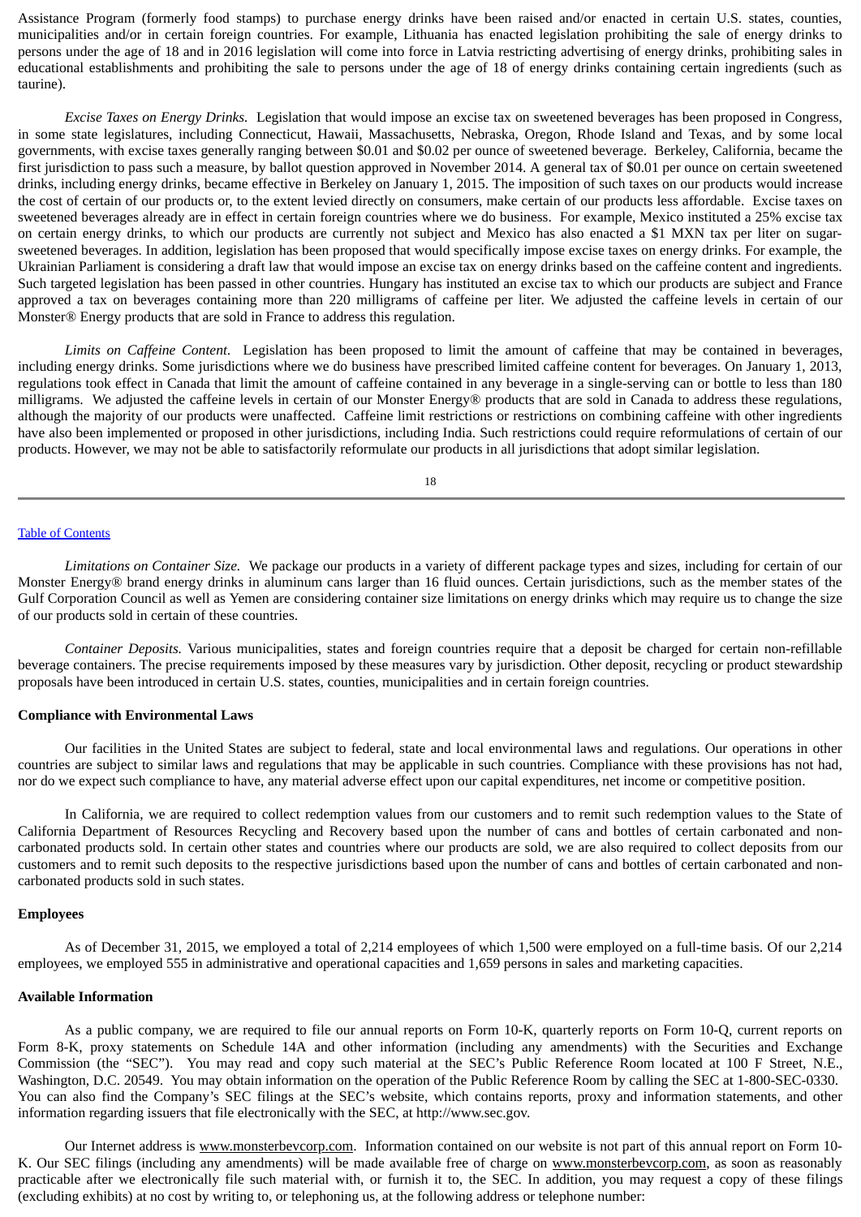Assistance Program (formerly food stamps) to purchase energy drinks have been raised and/or enacted in certain U.S. states, counties, municipalities and/or in certain foreign countries. For example, Lithuania has enacted legislation prohibiting the sale of energy drinks to persons under the age of 18 and in 2016 legislation will come into force in Latvia restricting advertising of energy drinks, prohibiting sales in educational establishments and prohibiting the sale to persons under the age of 18 of energy drinks containing certain ingredients (such as taurine).

*Excise Taxes on Energy Drinks.* Legislation that would impose an excise tax on sweetened beverages has been proposed in Congress, in some state legislatures, including Connecticut, Hawaii, Massachusetts, Nebraska, Oregon, Rhode Island and Texas, and by some local governments, with excise taxes generally ranging between $0.01 and $0.02 per ounce of sweetened beverage. Berkeley, California, became the first jurisdiction to pass such a measure, by ballot question approved in November 2014. A general tax of $0.01 per ounce on certain sweetened drinks, including energy drinks, became effective in Berkeley on January 1, 2015. The imposition of such taxes on our products would increase the cost of certain of our products or, to the extent levied directly on consumers, make certain of our products less affordable. Excise taxes on sweetened beverages already are in effect in certain foreign countries where we do business. For example, Mexico instituted a 25% excise tax on certain energy drinks, to which our products are currently not subject and Mexico has also enacted a $1 MXN tax per liter on sugar-sweetened beverages. In addition, legislation has been proposed that would specifically impose excise taxes on energy drinks. For example, the Ukrainian Parliament is considering a draft law that would impose an excise tax on energy drinks based on the caffeine content and ingredients. Such targeted legislation has been passed in other countries. Hungary has instituted an excise tax to which our products are subject and France approved a tax on beverages containing more than 220 milligrams of caffeine per liter. We adjusted the caffeine levels in certain of our Monster® Energy products that are sold in France to address this regulation.

*Limits on Caffeine Content.* Legislation has been proposed to limit the amount of caffeine that may be contained in beverages, including energy drinks. Some jurisdictions where we do business have prescribed limited caffeine content for beverages. On January 1, 2013, regulations took effect in Canada that limit the amount of caffeine contained in any beverage in a single-serving can or bottle to less than 180 milligrams. We adjusted the caffeine levels in certain of our Monster Energy® products that are sold in Canada to address these regulations, although the majority of our products were unaffected. Caffeine limit restrictions or restrictions on combining caffeine with other ingredients have also been implemented or proposed in other jurisdictions, including India. Such restrictions could require reformulations of certain of our products. However, we may not be able to satisfactorily reformulate our products in all jurisdictions that adopt similar legislation.

*Limitations on Container Size.* We package our products in a variety of different package types and sizes, including for certain of our Monster Energy® brand energy drinks in aluminum cans larger than 16 fluid ounces. Certain jurisdictions, such as the member states of the Gulf Corporation Council as well as Yemen are considering container size limitations on energy drinks which may require us to change the size of our products sold in certain of these countries.

*Container Deposits.* Various municipalities, states and foreign countries require that a deposit be charged for certain non-refillable beverage containers. The precise requirements imposed by these measures vary by jurisdiction. Other deposit, recycling or product stewardship proposals have been introduced in certain U.S. states, counties, municipalities and in certain foreign countries.

**Compliance with Environmental Laws**

Our facilities in the United States are subject to federal, state and local environmental laws and regulations. Our operations in other countries are subject to similar laws and regulations that may be applicable in such countries. Compliance with these provisions has not had, nor do we expect such compliance to have, any material adverse effect upon our capital expenditures, net income or competitive position.

In California, we are required to collect redemption values from our customers and to remit such redemption values to the State of California Department of Resources Recycling and Recovery based upon the number of cans and bottles of certain carbonated and non-carbonated products sold. In certain other states and countries where our products are sold, we are also required to collect deposits from our customers and to remit such deposits to the respective jurisdictions based upon the number of cans and bottles of certain carbonated and non-carbonated products sold in such states.

**Employees**

As of December 31, 2015, we employed a total of 2,214 employees of which 1,500 were employed on a full-time basis. Of our 2,214 employees, we employed 555 in administrative and operational capacities and 1,659 persons in sales and marketing capacities.

**Available Information**

As a public company, we are required to file our annual reports on Form 10-K, quarterly reports on Form 10-Q, current reports on Form 8-K, proxy statements on Schedule 14A and other information (including any amendments) with the Securities and Exchange Commission (the "SEC"). You may read and copy such material at the SEC's Public Reference Room located at 100 F Street, N.E., Washington, D.C. 20549. You may obtain information on the operation of the Public Reference Room by calling the SEC at 1-800-SEC-0330. You can also find the Company's SEC filings at the SEC's website, which contains reports, proxy and information statements, and other information regarding issuers that file electronically with the SEC, at http://www.sec.gov.

Our Internet address is www.monsterbevcorp.com. Information contained on our website is not part of this annual report on Form 10-K. Our SEC filings (including any amendments) will be made available free of charge on www.monsterbevcorp.com, as soon as reasonably practicable after we electronically file such material with, or furnish it to, the SEC. In addition, you may request a copy of these filings (excluding exhibits) at no cost by writing to, or telephoning us, at the following address or telephone number: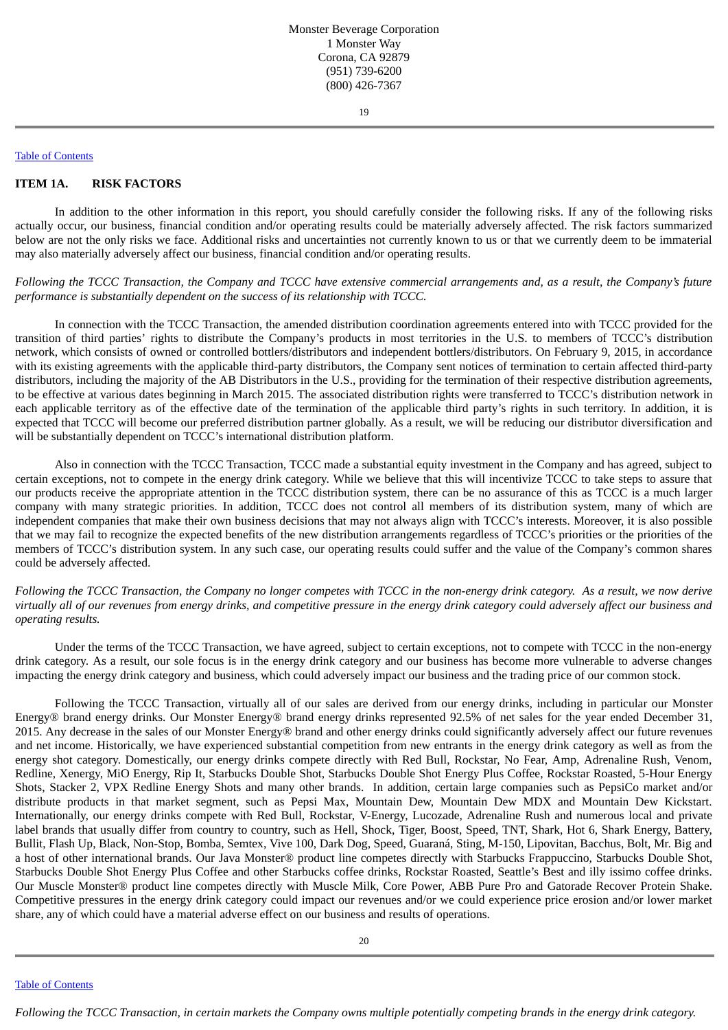Monster Beverage Corporation
1 Monster Way
Corona, CA 92879
(951) 739-6200
(800) 426-7367

Table of Contents

## ITEM 1A. RISK FACTORS

In addition to the other information in this report, you should carefully consider the following risks. If any of the following risks actually occur, our business, financial condition and/or operating results could be materially adversely affected. The risk factors summarized below are not the only risks we face. Additional risks and uncertainties not currently known to us or that we currently deem to be immaterial may also materially adversely affect our business, financial condition and/or operating results.

*Following the TCCC Transaction, the Company and TCCC have extensive commercial arrangements and, as a result, the Company's future performance is substantially dependent on the success of its relationship with TCCC.*

In connection with the TCCC Transaction, the amended distribution coordination agreements entered into with TCCC provided for the transition of third parties' rights to distribute the Company's products in most territories in the U.S. to members of TCCC's distribution network, which consists of owned or controlled bottlers/distributors and independent bottlers/distributors. On February 9, 2015, in accordance with its existing agreements with the applicable third-party distributors, the Company sent notices of termination to certain affected third-party distributors, including the majority of the AB Distributors in the U.S., providing for the termination of their respective distribution agreements, to be effective at various dates beginning in March 2015. The associated distribution rights were transferred to TCCC's distribution network in each applicable territory as of the effective date of the termination of the applicable third party's rights in such territory. In addition, it is expected that TCCC will become our preferred distribution partner globally. As a result, we will be reducing our distributor diversification and will be substantially dependent on TCCC's international distribution platform.

Also in connection with the TCCC Transaction, TCCC made a substantial equity investment in the Company and has agreed, subject to certain exceptions, not to compete in the energy drink category. While we believe that this will incentivize TCCC to take steps to assure that our products receive the appropriate attention in the TCCC distribution system, there can be no assurance of this as TCCC is a much larger company with many strategic priorities. In addition, TCCC does not control all members of its distribution system, many of which are independent companies that make their own business decisions that may not always align with TCCC's interests. Moreover, it is also possible that we may fail to recognize the expected benefits of the new distribution arrangements regardless of TCCC's priorities or the priorities of the members of TCCC's distribution system. In any such case, our operating results could suffer and the value of the Company's common shares could be adversely affected.

*Following the TCCC Transaction, the Company no longer competes with TCCC in the non-energy drink category. As a result, we now derive virtually all of our revenues from energy drinks, and competitive pressure in the energy drink category could adversely affect our business and operating results.*

Under the terms of the TCCC Transaction, we have agreed, subject to certain exceptions, not to compete with TCCC in the non-energy drink category. As a result, our sole focus is in the energy drink category and our business has become more vulnerable to adverse changes impacting the energy drink category and business, which could adversely impact our business and the trading price of our common stock.

Following the TCCC Transaction, virtually all of our sales are derived from our energy drinks, including in particular our Monster Energy® brand energy drinks. Our Monster Energy® brand energy drinks represented 92.5% of net sales for the year ended December 31, 2015. Any decrease in the sales of our Monster Energy® brand and other energy drinks could significantly adversely affect our future revenues and net income. Historically, we have experienced substantial competition from new entrants in the energy drink category as well as from the energy shot category. Domestically, our energy drinks compete directly with Red Bull, Rockstar, No Fear, Amp, Adrenaline Rush, Venom, Redline, Xenergy, MiO Energy, Rip It, Starbucks Double Shot, Starbucks Double Shot Energy Plus Coffee, Rockstar Roasted, 5-Hour Energy Shots, Stacker 2, VPX Redline Energy Shots and many other brands. In addition, certain large companies such as PepsiCo market and/or distribute products in that market segment, such as Pepsi Max, Mountain Dew, Mountain Dew MDX and Mountain Dew Kickstart. Internationally, our energy drinks compete with Red Bull, Rockstar, V-Energy, Lucozade, Adrenaline Rush and numerous local and private label brands that usually differ from country to country, such as Hell, Shock, Tiger, Boost, Speed, TNT, Shark, Hot 6, Shark Energy, Battery, Bullit, Flash Up, Black, Non-Stop, Bomba, Semtex, Vive 100, Dark Dog, Speed, Guaraná, Sting, M-150, Lipovitan, Bacchus, Bolt, Mr. Big and a host of other international brands. Our Java Monster® product line competes directly with Starbucks Frappuccino, Starbucks Double Shot, Starbucks Double Shot Energy Plus Coffee and other Starbucks coffee drinks, Rockstar Roasted, Seattle's Best and illy issimo coffee drinks. Our Muscle Monster® product line competes directly with Muscle Milk, Core Power, ABB Pure Pro and Gatorade Recover Protein Shake. Competitive pressures in the energy drink category could impact our revenues and/or we could experience price erosion and/or lower market share, any of which could have a material adverse effect on our business and results of operations.

Table of Contents

*Following the TCCC Transaction, in certain markets the Company owns multiple potentially competing brands in the energy drink category.*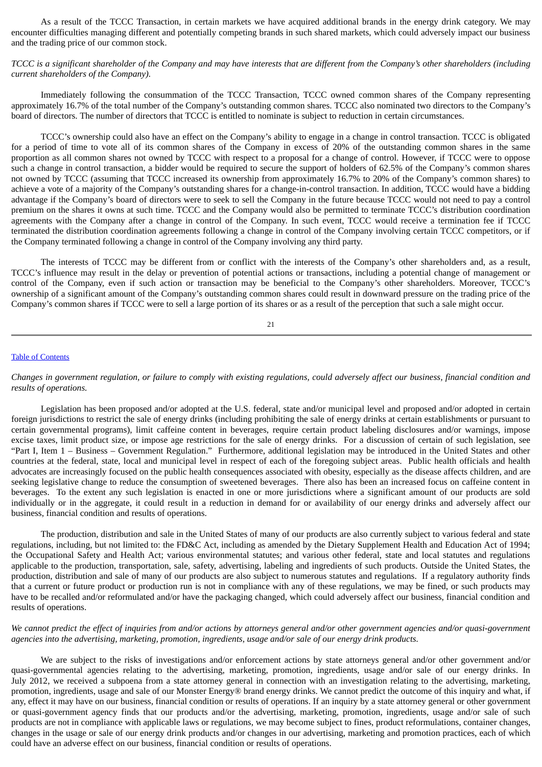As a result of the TCCC Transaction, in certain markets we have acquired additional brands in the energy drink category. We may encounter difficulties managing different and potentially competing brands in such shared markets, which could adversely impact our business and the trading price of our common stock.

*TCCC is a significant shareholder of the Company and may have interests that are different from the Company's other shareholders (including current shareholders of the Company).*

Immediately following the consummation of the TCCC Transaction, TCCC owned common shares of the Company representing approximately 16.7% of the total number of the Company's outstanding common shares. TCCC also nominated two directors to the Company's board of directors. The number of directors that TCCC is entitled to nominate is subject to reduction in certain circumstances.

TCCC's ownership could also have an effect on the Company's ability to engage in a change in control transaction. TCCC is obligated for a period of time to vote all of its common shares of the Company in excess of 20% of the outstanding common shares in the same proportion as all common shares not owned by TCCC with respect to a proposal for a change of control. However, if TCCC were to oppose such a change in control transaction, a bidder would be required to secure the support of holders of 62.5% of the Company's common shares not owned by TCCC (assuming that TCCC increased its ownership from approximately 16.7% to 20% of the Company's common shares) to achieve a vote of a majority of the Company's outstanding shares for a change-in-control transaction. In addition, TCCC would have a bidding advantage if the Company's board of directors were to seek to sell the Company in the future because TCCC would not need to pay a control premium on the shares it owns at such time. TCCC and the Company would also be permitted to terminate TCCC's distribution coordination agreements with the Company after a change in control of the Company. In such event, TCCC would receive a termination fee if TCCC terminated the distribution coordination agreements following a change in control of the Company involving certain TCCC competitors, or if the Company terminated following a change in control of the Company involving any third party.

The interests of TCCC may be different from or conflict with the interests of the Company's other shareholders and, as a result, TCCC's influence may result in the delay or prevention of potential actions or transactions, including a potential change of management or control of the Company, even if such action or transaction may be beneficial to the Company's other shareholders. Moreover, TCCC's ownership of a significant amount of the Company's outstanding common shares could result in downward pressure on the trading price of the Company's common shares if TCCC were to sell a large portion of its shares or as a result of the perception that such a sale might occur.

*Changes in government regulation, or failure to comply with existing regulations, could adversely affect our business, financial condition and results of operations.*

Legislation has been proposed and/or adopted at the U.S. federal, state and/or municipal level and proposed and/or adopted in certain foreign jurisdictions to restrict the sale of energy drinks (including prohibiting the sale of energy drinks at certain establishments or pursuant to certain governmental programs), limit caffeine content in beverages, require certain product labeling disclosures and/or warnings, impose excise taxes, limit product size, or impose age restrictions for the sale of energy drinks. For a discussion of certain of such legislation, see "Part I, Item 1 – Business – Government Regulation." Furthermore, additional legislation may be introduced in the United States and other countries at the federal, state, local and municipal level in respect of each of the foregoing subject areas. Public health officials and health advocates are increasingly focused on the public health consequences associated with obesity, especially as the disease affects children, and are seeking legislative change to reduce the consumption of sweetened beverages. There also has been an increased focus on caffeine content in beverages. To the extent any such legislation is enacted in one or more jurisdictions where a significant amount of our products are sold individually or in the aggregate, it could result in a reduction in demand for or availability of our energy drinks and adversely affect our business, financial condition and results of operations.

The production, distribution and sale in the United States of many of our products are also currently subject to various federal and state regulations, including, but not limited to: the FD&C Act, including as amended by the Dietary Supplement Health and Education Act of 1994; the Occupational Safety and Health Act; various environmental statutes; and various other federal, state and local statutes and regulations applicable to the production, transportation, sale, safety, advertising, labeling and ingredients of such products. Outside the United States, the production, distribution and sale of many of our products are also subject to numerous statutes and regulations. If a regulatory authority finds that a current or future product or production run is not in compliance with any of these regulations, we may be fined, or such products may have to be recalled and/or reformulated and/or have the packaging changed, which could adversely affect our business, financial condition and results of operations.

*We cannot predict the effect of inquiries from and/or actions by attorneys general and/or other government agencies and/or quasi-government agencies into the advertising, marketing, promotion, ingredients, usage and/or sale of our energy drink products.*

We are subject to the risks of investigations and/or enforcement actions by state attorneys general and/or other government and/or quasi-governmental agencies relating to the advertising, marketing, promotion, ingredients, usage and/or sale of our energy drinks. In July 2012, we received a subpoena from a state attorney general in connection with an investigation relating to the advertising, marketing, promotion, ingredients, usage and sale of our Monster Energy® brand energy drinks. We cannot predict the outcome of this inquiry and what, if any, effect it may have on our business, financial condition or results of operations. If an inquiry by a state attorney general or other government or quasi-government agency finds that our products and/or the advertising, marketing, promotion, ingredients, usage and/or sale of such products are not in compliance with applicable laws or regulations, we may become subject to fines, product reformulations, container changes, changes in the usage or sale of our energy drink products and/or changes in our advertising, marketing and promotion practices, each of which could have an adverse effect on our business, financial condition or results of operations.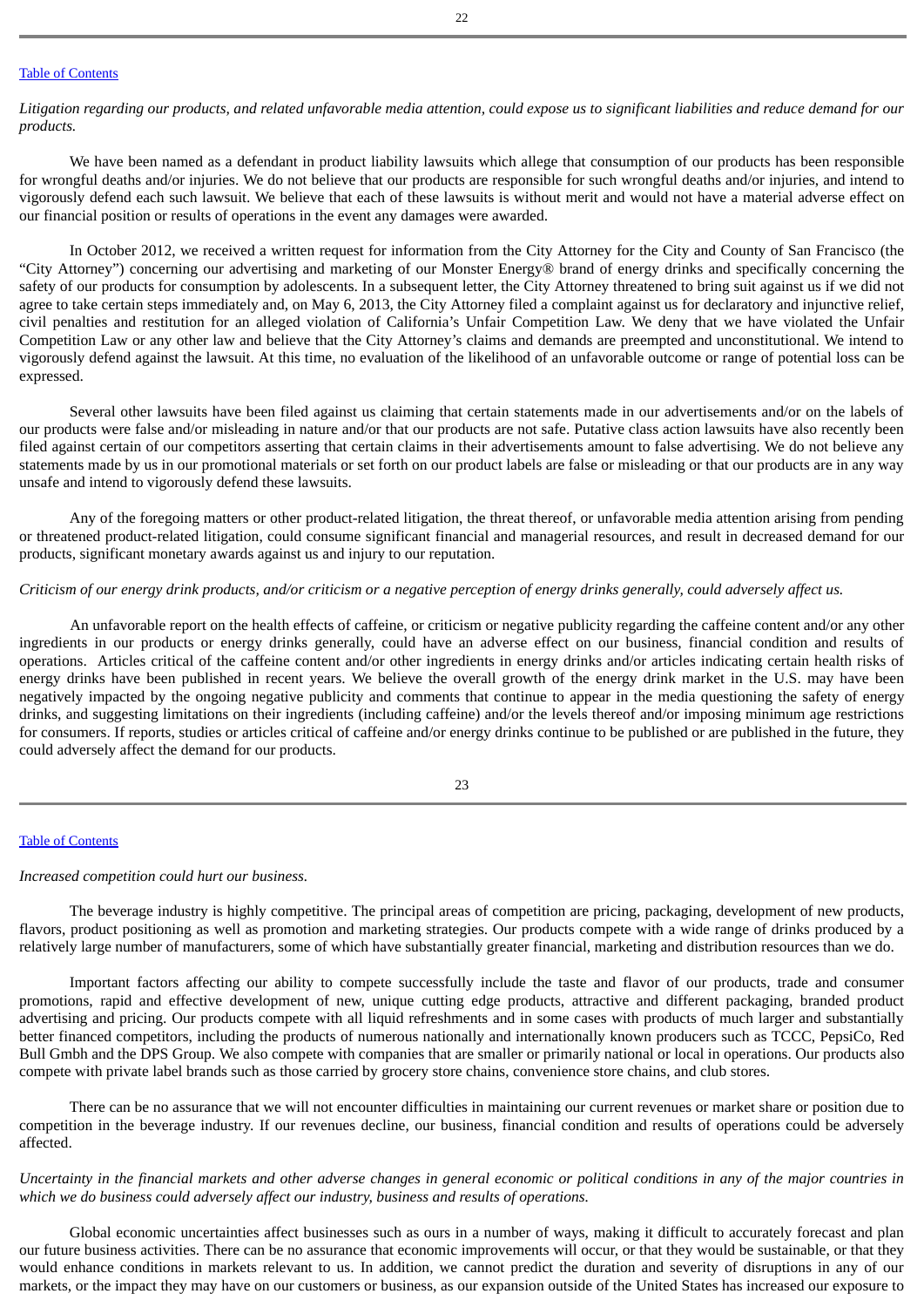*Litigation regarding our products, and related unfavorable media attention, could expose us to significant liabilities and reduce demand for our products.*

We have been named as a defendant in product liability lawsuits which allege that consumption of our products has been responsible for wrongful deaths and/or injuries. We do not believe that our products are responsible for such wrongful deaths and/or injuries, and intend to vigorously defend each such lawsuit. We believe that each of these lawsuits is without merit and would not have a material adverse effect on our financial position or results of operations in the event any damages were awarded.

In October 2012, we received a written request for information from the City Attorney for the City and County of San Francisco (the "City Attorney") concerning our advertising and marketing of our Monster Energy® brand of energy drinks and specifically concerning the safety of our products for consumption by adolescents. In a subsequent letter, the City Attorney threatened to bring suit against us if we did not agree to take certain steps immediately and, on May 6, 2013, the City Attorney filed a complaint against us for declaratory and injunctive relief, civil penalties and restitution for an alleged violation of California's Unfair Competition Law. We deny that we have violated the Unfair Competition Law or any other law and believe that the City Attorney's claims and demands are preempted and unconstitutional. We intend to vigorously defend against the lawsuit. At this time, no evaluation of the likelihood of an unfavorable outcome or range of potential loss can be expressed.

Several other lawsuits have been filed against us claiming that certain statements made in our advertisements and/or on the labels of our products were false and/or misleading in nature and/or that our products are not safe. Putative class action lawsuits have also recently been filed against certain of our competitors asserting that certain claims in their advertisements amount to false advertising. We do not believe any statements made by us in our promotional materials or set forth on our product labels are false or misleading or that our products are in any way unsafe and intend to vigorously defend these lawsuits.

Any of the foregoing matters or other product-related litigation, the threat thereof, or unfavorable media attention arising from pending or threatened product-related litigation, could consume significant financial and managerial resources, and result in decreased demand for our products, significant monetary awards against us and injury to our reputation.

*Criticism of our energy drink products, and/or criticism or a negative perception of energy drinks generally, could adversely affect us.*

An unfavorable report on the health effects of caffeine, or criticism or negative publicity regarding the caffeine content and/or any other ingredients in our products or energy drinks generally, could have an adverse effect on our business, financial condition and results of operations. Articles critical of the caffeine content and/or other ingredients in energy drinks and/or articles indicating certain health risks of energy drinks have been published in recent years. We believe the overall growth of the energy drink market in the U.S. may have been negatively impacted by the ongoing negative publicity and comments that continue to appear in the media questioning the safety of energy drinks, and suggesting limitations on their ingredients (including caffeine) and/or the levels thereof and/or imposing minimum age restrictions for consumers. If reports, studies or articles critical of caffeine and/or energy drinks continue to be published or are published in the future, they could adversely affect the demand for our products.

*Increased competition could hurt our business.*

The beverage industry is highly competitive. The principal areas of competition are pricing, packaging, development of new products, flavors, product positioning as well as promotion and marketing strategies. Our products compete with a wide range of drinks produced by a relatively large number of manufacturers, some of which have substantially greater financial, marketing and distribution resources than we do.

Important factors affecting our ability to compete successfully include the taste and flavor of our products, trade and consumer promotions, rapid and effective development of new, unique cutting edge products, attractive and different packaging, branded product advertising and pricing. Our products compete with all liquid refreshments and in some cases with products of much larger and substantially better financed competitors, including the products of numerous nationally and internationally known producers such as TCCC, PepsiCo, Red Bull Gmbh and the DPS Group. We also compete with companies that are smaller or primarily national or local in operations. Our products also compete with private label brands such as those carried by grocery store chains, convenience store chains, and club stores.

There can be no assurance that we will not encounter difficulties in maintaining our current revenues or market share or position due to competition in the beverage industry. If our revenues decline, our business, financial condition and results of operations could be adversely affected.

*Uncertainty in the financial markets and other adverse changes in general economic or political conditions in any of the major countries in which we do business could adversely affect our industry, business and results of operations.*

Global economic uncertainties affect businesses such as ours in a number of ways, making it difficult to accurately forecast and plan our future business activities. There can be no assurance that economic improvements will occur, or that they would be sustainable, or that they would enhance conditions in markets relevant to us. In addition, we cannot predict the duration and severity of disruptions in any of our markets, or the impact they may have on our customers or business, as our expansion outside of the United States has increased our exposure to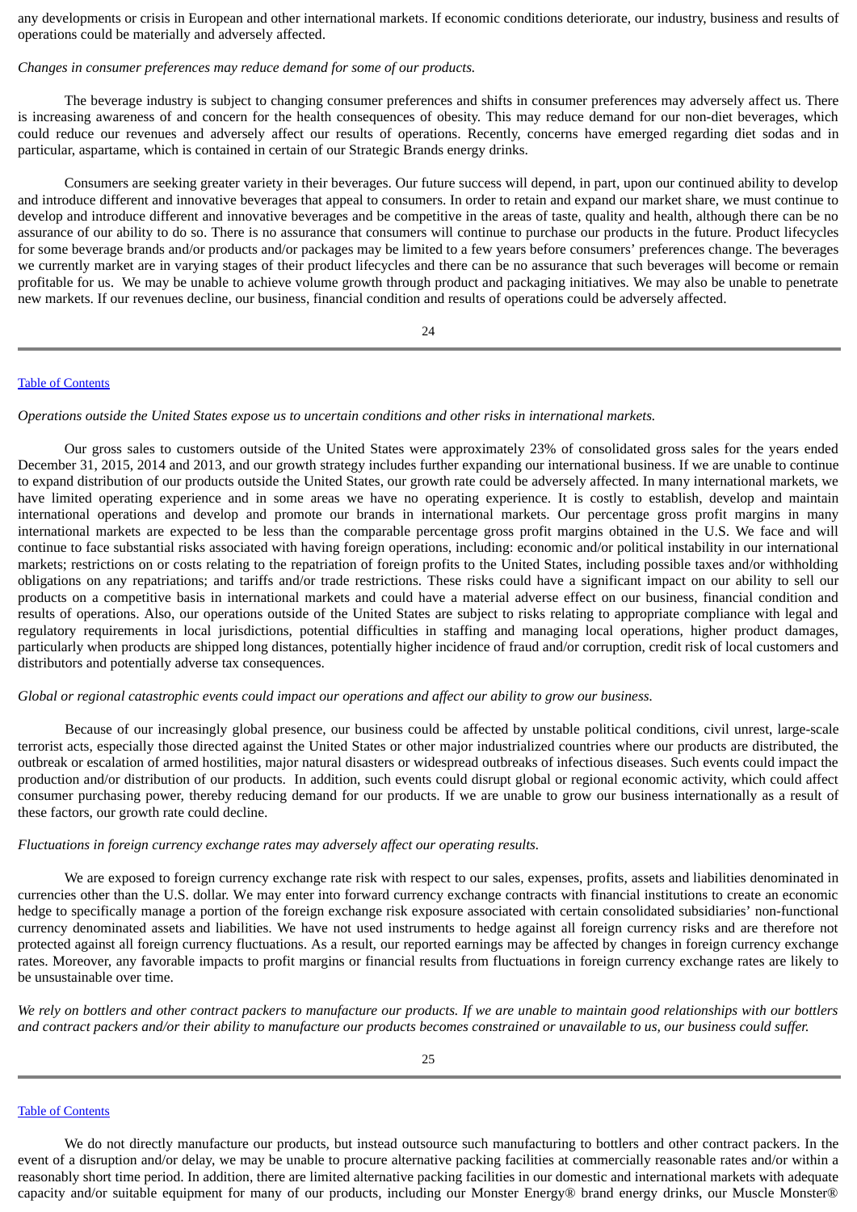any developments or crisis in European and other international markets. If economic conditions deteriorate, our industry, business and results of operations could be materially and adversely affected.

*Changes in consumer preferences may reduce demand for some of our products.*

The beverage industry is subject to changing consumer preferences and shifts in consumer preferences may adversely affect us. There is increasing awareness of and concern for the health consequences of obesity. This may reduce demand for our non-diet beverages, which could reduce our revenues and adversely affect our results of operations. Recently, concerns have emerged regarding diet sodas and in particular, aspartame, which is contained in certain of our Strategic Brands energy drinks.

Consumers are seeking greater variety in their beverages. Our future success will depend, in part, upon our continued ability to develop and introduce different and innovative beverages that appeal to consumers. In order to retain and expand our market share, we must continue to develop and introduce different and innovative beverages and be competitive in the areas of taste, quality and health, although there can be no assurance of our ability to do so. There is no assurance that consumers will continue to purchase our products in the future. Product lifecycles for some beverage brands and/or products and/or packages may be limited to a few years before consumers' preferences change. The beverages we currently market are in varying stages of their product lifecycles and there can be no assurance that such beverages will become or remain profitable for us. We may be unable to achieve volume growth through product and packaging initiatives. We may also be unable to penetrate new markets. If our revenues decline, our business, financial condition and results of operations could be adversely affected.

*Operations outside the United States expose us to uncertain conditions and other risks in international markets.*

Our gross sales to customers outside of the United States were approximately 23% of consolidated gross sales for the years ended December 31, 2015, 2014 and 2013, and our growth strategy includes further expanding our international business. If we are unable to continue to expand distribution of our products outside the United States, our growth rate could be adversely affected. In many international markets, we have limited operating experience and in some areas we have no operating experience. It is costly to establish, develop and maintain international operations and develop and promote our brands in international markets. Our percentage gross profit margins in many international markets are expected to be less than the comparable percentage gross profit margins obtained in the U.S. We face and will continue to face substantial risks associated with having foreign operations, including: economic and/or political instability in our international markets; restrictions on or costs relating to the repatriation of foreign profits to the United States, including possible taxes and/or withholding obligations on any repatriations; and tariffs and/or trade restrictions. These risks could have a significant impact on our ability to sell our products on a competitive basis in international markets and could have a material adverse effect on our business, financial condition and results of operations. Also, our operations outside of the United States are subject to risks relating to appropriate compliance with legal and regulatory requirements in local jurisdictions, potential difficulties in staffing and managing local operations, higher product damages, particularly when products are shipped long distances, potentially higher incidence of fraud and/or corruption, credit risk of local customers and distributors and potentially adverse tax consequences.

*Global or regional catastrophic events could impact our operations and affect our ability to grow our business.*

Because of our increasingly global presence, our business could be affected by unstable political conditions, civil unrest, large-scale terrorist acts, especially those directed against the United States or other major industrialized countries where our products are distributed, the outbreak or escalation of armed hostilities, major natural disasters or widespread outbreaks of infectious diseases. Such events could impact the production and/or distribution of our products. In addition, such events could disrupt global or regional economic activity, which could affect consumer purchasing power, thereby reducing demand for our products. If we are unable to grow our business internationally as a result of these factors, our growth rate could decline.

*Fluctuations in foreign currency exchange rates may adversely affect our operating results.*

We are exposed to foreign currency exchange rate risk with respect to our sales, expenses, profits, assets and liabilities denominated in currencies other than the U.S. dollar. We may enter into forward currency exchange contracts with financial institutions to create an economic hedge to specifically manage a portion of the foreign exchange risk exposure associated with certain consolidated subsidiaries' non-functional currency denominated assets and liabilities. We have not used instruments to hedge against all foreign currency risks and are therefore not protected against all foreign currency fluctuations. As a result, our reported earnings may be affected by changes in foreign currency exchange rates. Moreover, any favorable impacts to profit margins or financial results from fluctuations in foreign currency exchange rates are likely to be unsustainable over time.

*We rely on bottlers and other contract packers to manufacture our products. If we are unable to maintain good relationships with our bottlers and contract packers and/or their ability to manufacture our products becomes constrained or unavailable to us, our business could suffer.*

We do not directly manufacture our products, but instead outsource such manufacturing to bottlers and other contract packers. In the event of a disruption and/or delay, we may be unable to procure alternative packing facilities at commercially reasonable rates and/or within a reasonably short time period. In addition, there are limited alternative packing facilities in our domestic and international markets with adequate capacity and/or suitable equipment for many of our products, including our Monster Energy® brand energy drinks, our Muscle Monster®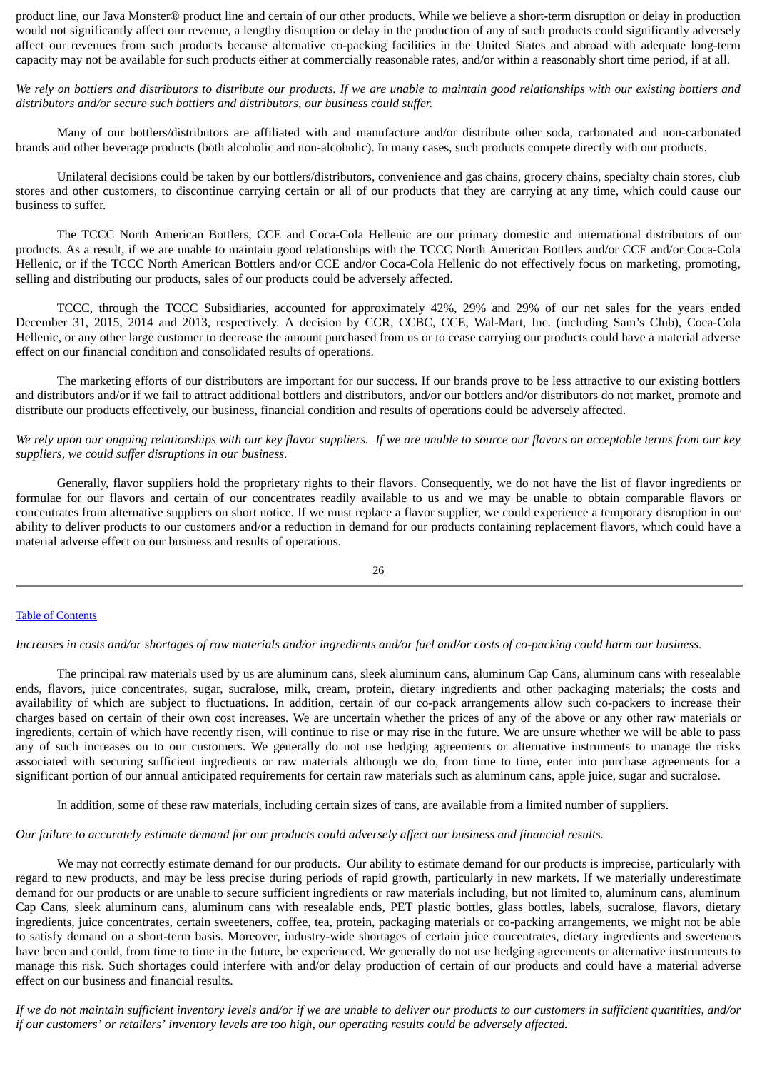product line, our Java Monster® product line and certain of our other products. While we believe a short-term disruption or delay in production would not significantly affect our revenue, a lengthy disruption or delay in the production of any of such products could significantly adversely affect our revenues from such products because alternative co-packing facilities in the United States and abroad with adequate long-term capacity may not be available for such products either at commercially reasonable rates, and/or within a reasonably short time period, if at all.

*We rely on bottlers and distributors to distribute our products. If we are unable to maintain good relationships with our existing bottlers and distributors and/or secure such bottlers and distributors, our business could suffer.*

Many of our bottlers/distributors are affiliated with and manufacture and/or distribute other soda, carbonated and non-carbonated brands and other beverage products (both alcoholic and non-alcoholic). In many cases, such products compete directly with our products.

Unilateral decisions could be taken by our bottlers/distributors, convenience and gas chains, grocery chains, specialty chain stores, club stores and other customers, to discontinue carrying certain or all of our products that they are carrying at any time, which could cause our business to suffer.

The TCCC North American Bottlers, CCE and Coca-Cola Hellenic are our primary domestic and international distributors of our products. As a result, if we are unable to maintain good relationships with the TCCC North American Bottlers and/or CCE and/or Coca-Cola Hellenic, or if the TCCC North American Bottlers and/or CCE and/or Coca-Cola Hellenic do not effectively focus on marketing, promoting, selling and distributing our products, sales of our products could be adversely affected.

TCCC, through the TCCC Subsidiaries, accounted for approximately 42%, 29% and 29% of our net sales for the years ended December 31, 2015, 2014 and 2013, respectively. A decision by CCR, CCBC, CCE, Wal-Mart, Inc. (including Sam's Club), Coca-Cola Hellenic, or any other large customer to decrease the amount purchased from us or to cease carrying our products could have a material adverse effect on our financial condition and consolidated results of operations.

The marketing efforts of our distributors are important for our success. If our brands prove to be less attractive to our existing bottlers and distributors and/or if we fail to attract additional bottlers and distributors, and/or our bottlers and/or distributors do not market, promote and distribute our products effectively, our business, financial condition and results of operations could be adversely affected.

*We rely upon our ongoing relationships with our key flavor suppliers. If we are unable to source our flavors on acceptable terms from our key suppliers, we could suffer disruptions in our business.*

Generally, flavor suppliers hold the proprietary rights to their flavors. Consequently, we do not have the list of flavor ingredients or formulae for our flavors and certain of our concentrates readily available to us and we may be unable to obtain comparable flavors or concentrates from alternative suppliers on short notice. If we must replace a flavor supplier, we could experience a temporary disruption in our ability to deliver products to our customers and/or a reduction in demand for our products containing replacement flavors, which could have a material adverse effect on our business and results of operations.

*Increases in costs and/or shortages of raw materials and/or ingredients and/or fuel and/or costs of co-packing could harm our business.*

The principal raw materials used by us are aluminum cans, sleek aluminum cans, aluminum Cap Cans, aluminum cans with resealable ends, flavors, juice concentrates, sugar, sucralose, milk, cream, protein, dietary ingredients and other packaging materials; the costs and availability of which are subject to fluctuations. In addition, certain of our co-pack arrangements allow such co-packers to increase their charges based on certain of their own cost increases. We are uncertain whether the prices of any of the above or any other raw materials or ingredients, certain of which have recently risen, will continue to rise or may rise in the future. We are unsure whether we will be able to pass any of such increases on to our customers. We generally do not use hedging agreements or alternative instruments to manage the risks associated with securing sufficient ingredients or raw materials although we do, from time to time, enter into purchase agreements for a significant portion of our annual anticipated requirements for certain raw materials such as aluminum cans, apple juice, sugar and sucralose.

In addition, some of these raw materials, including certain sizes of cans, are available from a limited number of suppliers.

*Our failure to accurately estimate demand for our products could adversely affect our business and financial results.*

We may not correctly estimate demand for our products. Our ability to estimate demand for our products is imprecise, particularly with regard to new products, and may be less precise during periods of rapid growth, particularly in new markets. If we materially underestimate demand for our products or are unable to secure sufficient ingredients or raw materials including, but not limited to, aluminum cans, aluminum Cap Cans, sleek aluminum cans, aluminum cans with resealable ends, PET plastic bottles, glass bottles, labels, sucralose, flavors, dietary ingredients, juice concentrates, certain sweeteners, coffee, tea, protein, packaging materials or co-packing arrangements, we might not be able to satisfy demand on a short-term basis. Moreover, industry-wide shortages of certain juice concentrates, dietary ingredients and sweeteners have been and could, from time to time in the future, be experienced. We generally do not use hedging agreements or alternative instruments to manage this risk. Such shortages could interfere with and/or delay production of certain of our products and could have a material adverse effect on our business and financial results.

*If we do not maintain sufficient inventory levels and/or if we are unable to deliver our products to our customers in sufficient quantities, and/or if our customers' or retailers' inventory levels are too high, our operating results could be adversely affected.*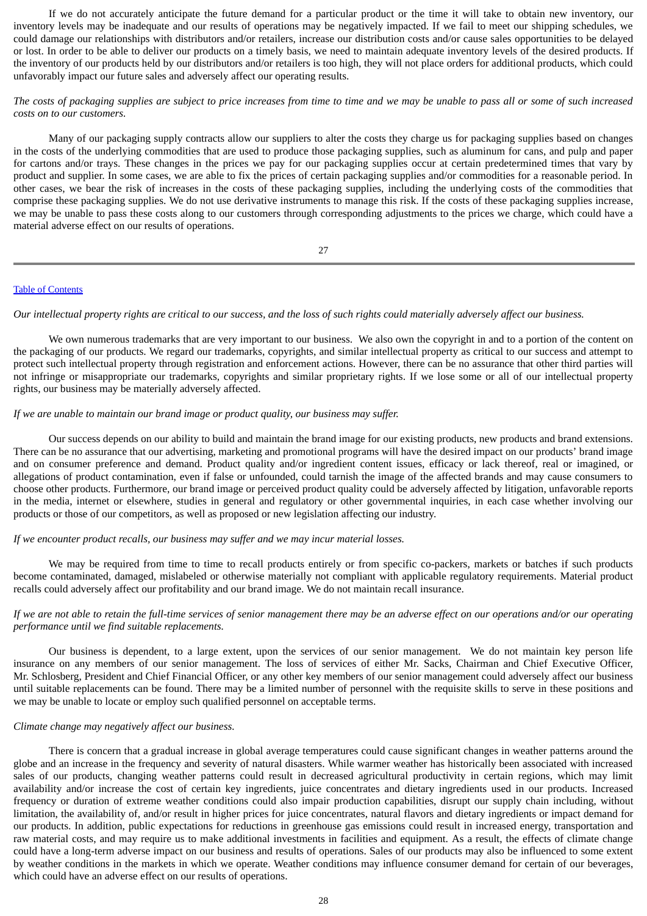If we do not accurately anticipate the future demand for a particular product or the time it will take to obtain new inventory, our inventory levels may be inadequate and our results of operations may be negatively impacted. If we fail to meet our shipping schedules, we could damage our relationships with distributors and/or retailers, increase our distribution costs and/or cause sales opportunities to be delayed or lost. In order to be able to deliver our products on a timely basis, we need to maintain adequate inventory levels of the desired products. If the inventory of our products held by our distributors and/or retailers is too high, they will not place orders for additional products, which could unfavorably impact our future sales and adversely affect our operating results.

*The costs of packaging supplies are subject to price increases from time to time and we may be unable to pass all or some of such increased costs on to our customers.*

Many of our packaging supply contracts allow our suppliers to alter the costs they charge us for packaging supplies based on changes in the costs of the underlying commodities that are used to produce those packaging supplies, such as aluminum for cans, and pulp and paper for cartons and/or trays. These changes in the prices we pay for our packaging supplies occur at certain predetermined times that vary by product and supplier. In some cases, we are able to fix the prices of certain packaging supplies and/or commodities for a reasonable period. In other cases, we bear the risk of increases in the costs of these packaging supplies, including the underlying costs of the commodities that comprise these packaging supplies. We do not use derivative instruments to manage this risk. If the costs of these packaging supplies increase, we may be unable to pass these costs along to our customers through corresponding adjustments to the prices we charge, which could have a material adverse effect on our results of operations.

*Our intellectual property rights are critical to our success, and the loss of such rights could materially adversely affect our business.*

We own numerous trademarks that are very important to our business. We also own the copyright in and to a portion of the content on the packaging of our products. We regard our trademarks, copyrights, and similar intellectual property as critical to our success and attempt to protect such intellectual property through registration and enforcement actions. However, there can be no assurance that other third parties will not infringe or misappropriate our trademarks, copyrights and similar proprietary rights. If we lose some or all of our intellectual property rights, our business may be materially adversely affected.

*If we are unable to maintain our brand image or product quality, our business may suffer.*

Our success depends on our ability to build and maintain the brand image for our existing products, new products and brand extensions. There can be no assurance that our advertising, marketing and promotional programs will have the desired impact on our products' brand image and on consumer preference and demand. Product quality and/or ingredient content issues, efficacy or lack thereof, real or imagined, or allegations of product contamination, even if false or unfounded, could tarnish the image of the affected brands and may cause consumers to choose other products. Furthermore, our brand image or perceived product quality could be adversely affected by litigation, unfavorable reports in the media, internet or elsewhere, studies in general and regulatory or other governmental inquiries, in each case whether involving our products or those of our competitors, as well as proposed or new legislation affecting our industry.

*If we encounter product recalls, our business may suffer and we may incur material losses.*

We may be required from time to time to recall products entirely or from specific co-packers, markets or batches if such products become contaminated, damaged, mislabeled or otherwise materially not compliant with applicable regulatory requirements. Material product recalls could adversely affect our profitability and our brand image. We do not maintain recall insurance.

*If we are not able to retain the full-time services of senior management there may be an adverse effect on our operations and/or our operating performance until we find suitable replacements.*

Our business is dependent, to a large extent, upon the services of our senior management. We do not maintain key person life insurance on any members of our senior management. The loss of services of either Mr. Sacks, Chairman and Chief Executive Officer, Mr. Schlosberg, President and Chief Financial Officer, or any other key members of our senior management could adversely affect our business until suitable replacements can be found. There may be a limited number of personnel with the requisite skills to serve in these positions and we may be unable to locate or employ such qualified personnel on acceptable terms.

*Climate change may negatively affect our business.*

There is concern that a gradual increase in global average temperatures could cause significant changes in weather patterns around the globe and an increase in the frequency and severity of natural disasters. While warmer weather has historically been associated with increased sales of our products, changing weather patterns could result in decreased agricultural productivity in certain regions, which may limit availability and/or increase the cost of certain key ingredients, juice concentrates and dietary ingredients used in our products. Increased frequency or duration of extreme weather conditions could also impair production capabilities, disrupt our supply chain including, without limitation, the availability of, and/or result in higher prices for juice concentrates, natural flavors and dietary ingredients or impact demand for our products. In addition, public expectations for reductions in greenhouse gas emissions could result in increased energy, transportation and raw material costs, and may require us to make additional investments in facilities and equipment. As a result, the effects of climate change could have a long-term adverse impact on our business and results of operations. Sales of our products may also be influenced to some extent by weather conditions in the markets in which we operate. Weather conditions may influence consumer demand for certain of our beverages, which could have an adverse effect on our results of operations.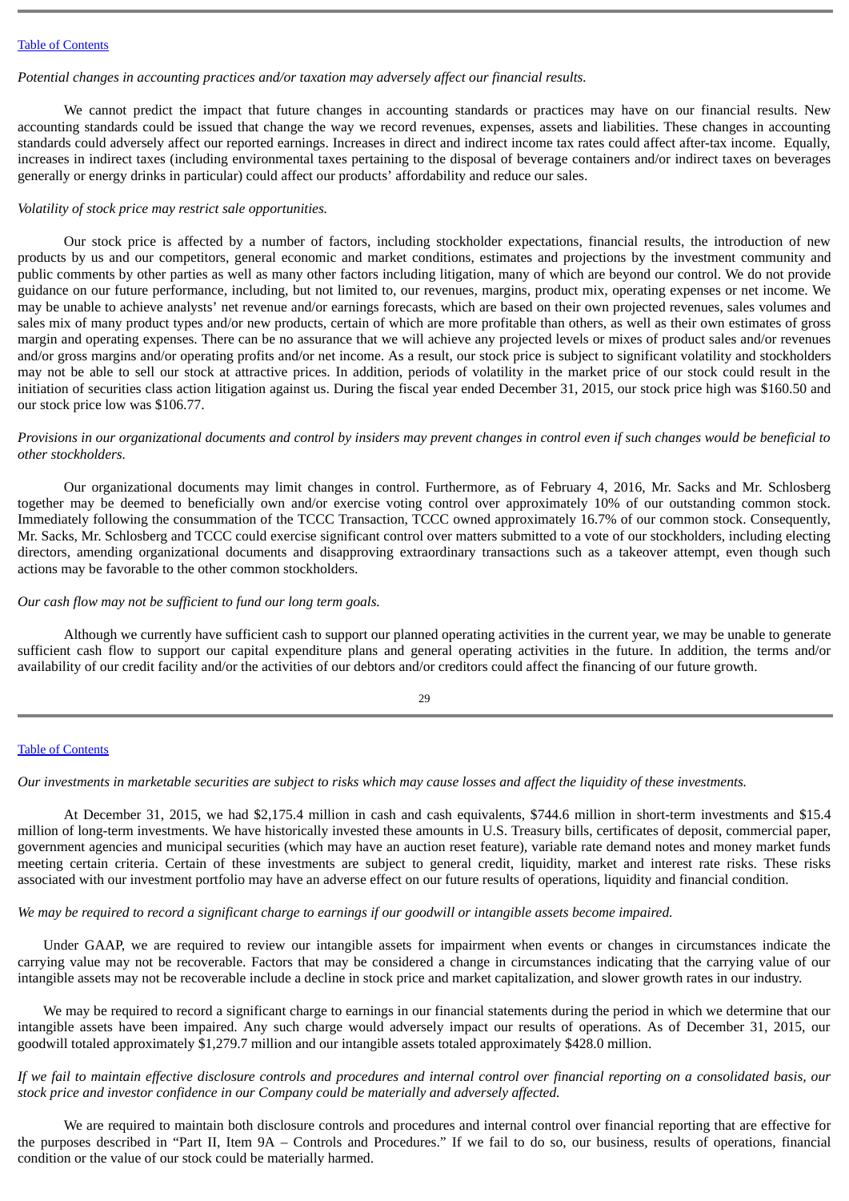*Potential changes in accounting practices and/or taxation may adversely affect our financial results.*

We cannot predict the impact that future changes in accounting standards or practices may have on our financial results. New accounting standards could be issued that change the way we record revenues, expenses, assets and liabilities. These changes in accounting standards could adversely affect our reported earnings. Increases in direct and indirect income tax rates could affect after-tax income. Equally, increases in indirect taxes (including environmental taxes pertaining to the disposal of beverage containers and/or indirect taxes on beverages generally or energy drinks in particular) could affect our products' affordability and reduce our sales.

*Volatility of stock price may restrict sale opportunities.*

Our stock price is affected by a number of factors, including stockholder expectations, financial results, the introduction of new products by us and our competitors, general economic and market conditions, estimates and projections by the investment community and public comments by other parties as well as many other factors including litigation, many of which are beyond our control. We do not provide guidance on our future performance, including, but not limited to, our revenues, margins, product mix, operating expenses or net income. We may be unable to achieve analysts' net revenue and/or earnings forecasts, which are based on their own projected revenues, sales volumes and sales mix of many product types and/or new products, certain of which are more profitable than others, as well as their own estimates of gross margin and operating expenses. There can be no assurance that we will achieve any projected levels or mixes of product sales and/or revenues and/or gross margins and/or operating profits and/or net income. As a result, our stock price is subject to significant volatility and stockholders may not be able to sell our stock at attractive prices. In addition, periods of volatility in the market price of our stock could result in the initiation of securities class action litigation against us. During the fiscal year ended December 31, 2015, our stock price high was $160.50 and our stock price low was $106.77.

*Provisions in our organizational documents and control by insiders may prevent changes in control even if such changes would be beneficial to other stockholders.*

Our organizational documents may limit changes in control. Furthermore, as of February 4, 2016, Mr. Sacks and Mr. Schlosberg together may be deemed to beneficially own and/or exercise voting control over approximately 10% of our outstanding common stock. Immediately following the consummation of the TCCC Transaction, TCCC owned approximately 16.7% of our common stock. Consequently, Mr. Sacks, Mr. Schlosberg and TCCC could exercise significant control over matters submitted to a vote of our stockholders, including electing directors, amending organizational documents and disapproving extraordinary transactions such as a takeover attempt, even though such actions may be favorable to the other common stockholders.

*Our cash flow may not be sufficient to fund our long term goals.*

Although we currently have sufficient cash to support our planned operating activities in the current year, we may be unable to generate sufficient cash flow to support our capital expenditure plans and general operating activities in the future. In addition, the terms and/or availability of our credit facility and/or the activities of our debtors and/or creditors could affect the financing of our future growth.

*Our investments in marketable securities are subject to risks which may cause losses and affect the liquidity of these investments.*

At December 31, 2015, we had $2,175.4 million in cash and cash equivalents, $744.6 million in short-term investments and $15.4 million of long-term investments. We have historically invested these amounts in U.S. Treasury bills, certificates of deposit, commercial paper, government agencies and municipal securities (which may have an auction reset feature), variable rate demand notes and money market funds meeting certain criteria. Certain of these investments are subject to general credit, liquidity, market and interest rate risks. These risks associated with our investment portfolio may have an adverse effect on our future results of operations, liquidity and financial condition.

*We may be required to record a significant charge to earnings if our goodwill or intangible assets become impaired.*

Under GAAP, we are required to review our intangible assets for impairment when events or changes in circumstances indicate the carrying value may not be recoverable. Factors that may be considered a change in circumstances indicating that the carrying value of our intangible assets may not be recoverable include a decline in stock price and market capitalization, and slower growth rates in our industry.

We may be required to record a significant charge to earnings in our financial statements during the period in which we determine that our intangible assets have been impaired. Any such charge would adversely impact our results of operations. As of December 31, 2015, our goodwill totaled approximately $1,279.7 million and our intangible assets totaled approximately $428.0 million.

*If we fail to maintain effective disclosure controls and procedures and internal control over financial reporting on a consolidated basis, our stock price and investor confidence in our Company could be materially and adversely affected.*

We are required to maintain both disclosure controls and procedures and internal control over financial reporting that are effective for the purposes described in "Part II, Item 9A – Controls and Procedures." If we fail to do so, our business, results of operations, financial condition or the value of our stock could be materially harmed.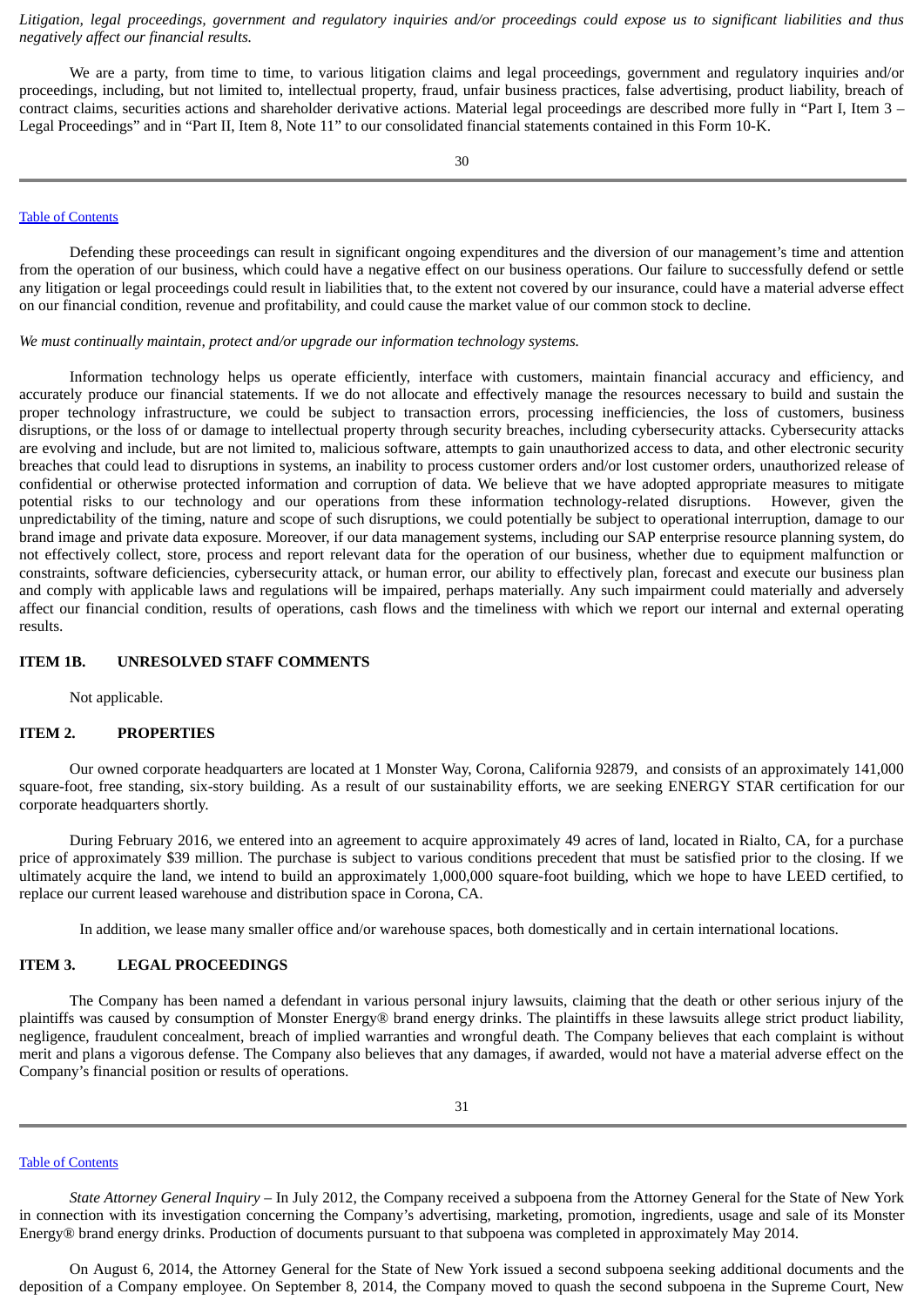*Litigation, legal proceedings, government and regulatory inquiries and/or proceedings could expose us to significant liabilities and thus negatively affect our financial results.*

We are a party, from time to time, to various litigation claims and legal proceedings, government and regulatory inquiries and/or proceedings, including, but not limited to, intellectual property, fraud, unfair business practices, false advertising, product liability, breach of contract claims, securities actions and shareholder derivative actions. Material legal proceedings are described more fully in "Part I, Item 3 – Legal Proceedings" and in "Part II, Item 8, Note 11" to our consolidated financial statements contained in this Form 10-K.

Defending these proceedings can result in significant ongoing expenditures and the diversion of our management's time and attention from the operation of our business, which could have a negative effect on our business operations. Our failure to successfully defend or settle any litigation or legal proceedings could result in liabilities that, to the extent not covered by our insurance, could have a material adverse effect on our financial condition, revenue and profitability, and could cause the market value of our common stock to decline.

*We must continually maintain, protect and/or upgrade our information technology systems.*

Information technology helps us operate efficiently, interface with customers, maintain financial accuracy and efficiency, and accurately produce our financial statements. If we do not allocate and effectively manage the resources necessary to build and sustain the proper technology infrastructure, we could be subject to transaction errors, processing inefficiencies, the loss of customers, business disruptions, or the loss of or damage to intellectual property through security breaches, including cybersecurity attacks. Cybersecurity attacks are evolving and include, but are not limited to, malicious software, attempts to gain unauthorized access to data, and other electronic security breaches that could lead to disruptions in systems, an inability to process customer orders and/or lost customer orders, unauthorized release of confidential or otherwise protected information and corruption of data. We believe that we have adopted appropriate measures to mitigate potential risks to our technology and our operations from these information technology-related disruptions. However, given the unpredictability of the timing, nature and scope of such disruptions, we could potentially be subject to operational interruption, damage to our brand image and private data exposure. Moreover, if our data management systems, including our SAP enterprise resource planning system, do not effectively collect, store, process and report relevant data for the operation of our business, whether due to equipment malfunction or constraints, software deficiencies, cybersecurity attack, or human error, our ability to effectively plan, forecast and execute our business plan and comply with applicable laws and regulations will be impaired, perhaps materially. Any such impairment could materially and adversely affect our financial condition, results of operations, cash flows and the timeliness with which we report our internal and external operating results.

## ITEM 1B. UNRESOLVED STAFF COMMENTS

Not applicable.

## ITEM 2. PROPERTIES

Our owned corporate headquarters are located at 1 Monster Way, Corona, California 92879, and consists of an approximately 141,000 square-foot, free standing, six-story building. As a result of our sustainability efforts, we are seeking ENERGY STAR certification for our corporate headquarters shortly.

During February 2016, we entered into an agreement to acquire approximately 49 acres of land, located in Rialto, CA, for a purchase price of approximately $39 million. The purchase is subject to various conditions precedent that must be satisfied prior to the closing. If we ultimately acquire the land, we intend to build an approximately 1,000,000 square-foot building, which we hope to have LEED certified, to replace our current leased warehouse and distribution space in Corona, CA.

In addition, we lease many smaller office and/or warehouse spaces, both domestically and in certain international locations.

## ITEM 3. LEGAL PROCEEDINGS

The Company has been named a defendant in various personal injury lawsuits, claiming that the death or other serious injury of the plaintiffs was caused by consumption of Monster Energy® brand energy drinks. The plaintiffs in these lawsuits allege strict product liability, negligence, fraudulent concealment, breach of implied warranties and wrongful death. The Company believes that each complaint is without merit and plans a vigorous defense. The Company also believes that any damages, if awarded, would not have a material adverse effect on the Company's financial position or results of operations.

*State Attorney General Inquiry* – In July 2012, the Company received a subpoena from the Attorney General for the State of New York in connection with its investigation concerning the Company's advertising, marketing, promotion, ingredients, usage and sale of its Monster Energy® brand energy drinks. Production of documents pursuant to that subpoena was completed in approximately May 2014.

On August 6, 2014, the Attorney General for the State of New York issued a second subpoena seeking additional documents and the deposition of a Company employee. On September 8, 2014, the Company moved to quash the second subpoena in the Supreme Court, New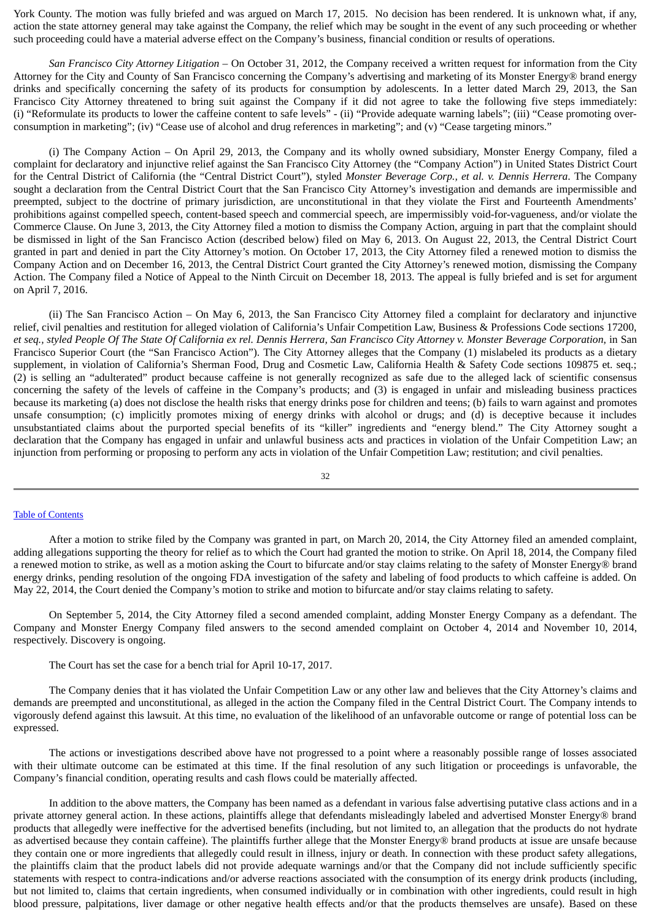York County. The motion was fully briefed and was argued on March 17, 2015. No decision has been rendered. It is unknown what, if any, action the state attorney general may take against the Company, the relief which may be sought in the event of any such proceeding or whether such proceeding could have a material adverse effect on the Company's business, financial condition or results of operations.

*San Francisco City Attorney Litigation* – On October 31, 2012, the Company received a written request for information from the City Attorney for the City and County of San Francisco concerning the Company's advertising and marketing of its Monster Energy® brand energy drinks and specifically concerning the safety of its products for consumption by adolescents. In a letter dated March 29, 2013, the San Francisco City Attorney threatened to bring suit against the Company if it did not agree to take the following five steps immediately: (i) "Reformulate its products to lower the caffeine content to safe levels" - (ii) "Provide adequate warning labels"; (iii) "Cease promoting over-consumption in marketing"; (iv) "Cease use of alcohol and drug references in marketing"; and (v) "Cease targeting minors."

(i) The Company Action – On April 29, 2013, the Company and its wholly owned subsidiary, Monster Energy Company, filed a complaint for declaratory and injunctive relief against the San Francisco City Attorney (the "Company Action") in United States District Court for the Central District of California (the "Central District Court"), styled *Monster Beverage Corp., et al. v. Dennis Herrera*. The Company sought a declaration from the Central District Court that the San Francisco City Attorney's investigation and demands are impermissible and preempted, subject to the doctrine of primary jurisdiction, are unconstitutional in that they violate the First and Fourteenth Amendments' prohibitions against compelled speech, content-based speech and commercial speech, are impermissibly void-for-vagueness, and/or violate the Commerce Clause. On June 3, 2013, the City Attorney filed a motion to dismiss the Company Action, arguing in part that the complaint should be dismissed in light of the San Francisco Action (described below) filed on May 6, 2013. On August 22, 2013, the Central District Court granted in part and denied in part the City Attorney's motion. On October 17, 2013, the City Attorney filed a renewed motion to dismiss the Company Action and on December 16, 2013, the Central District Court granted the City Attorney's renewed motion, dismissing the Company Action. The Company filed a Notice of Appeal to the Ninth Circuit on December 18, 2013. The appeal is fully briefed and is set for argument on April 7, 2016.

(ii) The San Francisco Action – On May 6, 2013, the San Francisco City Attorney filed a complaint for declaratory and injunctive relief, civil penalties and restitution for alleged violation of California's Unfair Competition Law, Business & Professions Code sections 17200, *et seq.*, *styled People Of The State Of California ex rel. Dennis Herrera, San Francisco City Attorney v. Monster Beverage Corporation*, in San Francisco Superior Court (the "San Francisco Action"). The City Attorney alleges that the Company (1) mislabeled its products as a dietary supplement, in violation of California's Sherman Food, Drug and Cosmetic Law, California Health & Safety Code sections 109875 et. seq.; (2) is selling an "adulterated" product because caffeine is not generally recognized as safe due to the alleged lack of scientific consensus concerning the safety of the levels of caffeine in the Company's products; and (3) is engaged in unfair and misleading business practices because its marketing (a) does not disclose the health risks that energy drinks pose for children and teens; (b) fails to warn against and promotes unsafe consumption; (c) implicitly promotes mixing of energy drinks with alcohol or drugs; and (d) is deceptive because it includes unsubstantiated claims about the purported special benefits of its "killer" ingredients and "energy blend." The City Attorney sought a declaration that the Company has engaged in unfair and unlawful business acts and practices in violation of the Unfair Competition Law; an injunction from performing or proposing to perform any acts in violation of the Unfair Competition Law; restitution; and civil penalties.

After a motion to strike filed by the Company was granted in part, on March 20, 2014, the City Attorney filed an amended complaint, adding allegations supporting the theory for relief as to which the Court had granted the motion to strike. On April 18, 2014, the Company filed a renewed motion to strike, as well as a motion asking the Court to bifurcate and/or stay claims relating to the safety of Monster Energy® brand energy drinks, pending resolution of the ongoing FDA investigation of the safety and labeling of food products to which caffeine is added. On May 22, 2014, the Court denied the Company's motion to strike and motion to bifurcate and/or stay claims relating to safety.

On September 5, 2014, the City Attorney filed a second amended complaint, adding Monster Energy Company as a defendant. The Company and Monster Energy Company filed answers to the second amended complaint on October 4, 2014 and November 10, 2014, respectively. Discovery is ongoing.

The Court has set the case for a bench trial for April 10-17, 2017.

The Company denies that it has violated the Unfair Competition Law or any other law and believes that the City Attorney's claims and demands are preempted and unconstitutional, as alleged in the action the Company filed in the Central District Court. The Company intends to vigorously defend against this lawsuit. At this time, no evaluation of the likelihood of an unfavorable outcome or range of potential loss can be expressed.

The actions or investigations described above have not progressed to a point where a reasonably possible range of losses associated with their ultimate outcome can be estimated at this time. If the final resolution of any such litigation or proceedings is unfavorable, the Company's financial condition, operating results and cash flows could be materially affected.

In addition to the above matters, the Company has been named as a defendant in various false advertising putative class actions and in a private attorney general action. In these actions, plaintiffs allege that defendants misleadingly labeled and advertised Monster Energy® brand products that allegedly were ineffective for the advertised benefits (including, but not limited to, an allegation that the products do not hydrate as advertised because they contain caffeine). The plaintiffs further allege that the Monster Energy® brand products at issue are unsafe because they contain one or more ingredients that allegedly could result in illness, injury or death. In connection with these product safety allegations, the plaintiffs claim that the product labels did not provide adequate warnings and/or that the Company did not include sufficiently specific statements with respect to contra-indications and/or adverse reactions associated with the consumption of its energy drink products (including, but not limited to, claims that certain ingredients, when consumed individually or in combination with other ingredients, could result in high blood pressure, palpitations, liver damage or other negative health effects and/or that the products themselves are unsafe). Based on these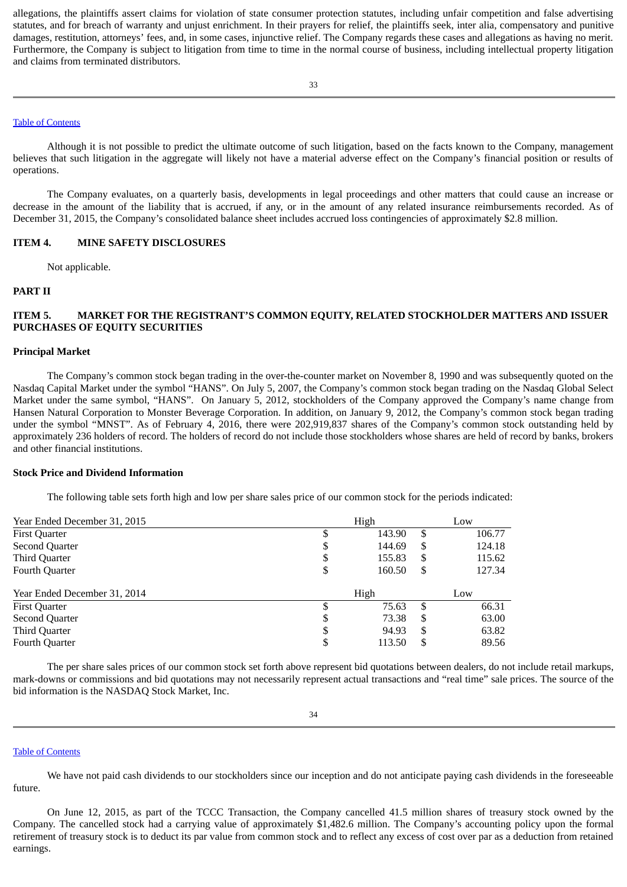allegations, the plaintiffs assert claims for violation of state consumer protection statutes, including unfair competition and false advertising statutes, and for breach of warranty and unjust enrichment. In their prayers for relief, the plaintiffs seek, inter alia, compensatory and punitive damages, restitution, attorneys' fees, and, in some cases, injunctive relief. The Company regards these cases and allegations as having no merit. Furthermore, the Company is subject to litigation from time to time in the normal course of business, including intellectual property litigation and claims from terminated distributors.

Although it is not possible to predict the ultimate outcome of such litigation, based on the facts known to the Company, management believes that such litigation in the aggregate will likely not have a material adverse effect on the Company's financial position or results of operations.

The Company evaluates, on a quarterly basis, developments in legal proceedings and other matters that could cause an increase or decrease in the amount of the liability that is accrued, if any, or in the amount of any related insurance reimbursements recorded. As of December 31, 2015, the Company's consolidated balance sheet includes accrued loss contingencies of approximately $2.8 million.

## ITEM 4. MINE SAFETY DISCLOSURES

Not applicable.

# PART II

## ITEM 5. MARKET FOR THE REGISTRANT'S COMMON EQUITY, RELATED STOCKHOLDER MATTERS AND ISSUER PURCHASES OF EQUITY SECURITIES

### Principal Market

The Company's common stock began trading in the over-the-counter market on November 8, 1990 and was subsequently quoted on the Nasdaq Capital Market under the symbol "HANS". On July 5, 2007, the Company's common stock began trading on the Nasdaq Global Select Market under the same symbol, "HANS". On January 5, 2012, stockholders of the Company approved the Company's name change from Hansen Natural Corporation to Monster Beverage Corporation. In addition, on January 9, 2012, the Company's common stock began trading under the symbol "MNST". As of February 4, 2016, there were 202,919,837 shares of the Company's common stock outstanding held by approximately 236 holders of record. The holders of record do not include those stockholders whose shares are held of record by banks, brokers and other financial institutions.

### Stock Price and Dividend Information

The following table sets forth high and low per share sales price of our common stock for the periods indicated:

| Year Ended December 31, 2015 | High | Low |
|---|---|---|
| First Quarter | $ 143.90 | $ 106.77 |
| Second Quarter | $ 144.69 | $ 124.18 |
| Third Quarter | $ 155.83 | $ 115.62 |
| Fourth Quarter | $ 160.50 | $ 127.34 |
| **Year Ended December 31, 2014** | **High** | **Low** |
| First Quarter | $ 75.63 | $ 66.31 |
| Second Quarter | $ 73.38 | $ 63.00 |
| Third Quarter | $ 94.93 | $ 63.82 |
| Fourth Quarter | $ 113.50 | $ 89.56 |

The per share sales prices of our common stock set forth above represent bid quotations between dealers, do not include retail markups, mark-downs or commissions and bid quotations may not necessarily represent actual transactions and "real time" sale prices. The source of the bid information is the NASDAQ Stock Market, Inc.

We have not paid cash dividends to our stockholders since our inception and do not anticipate paying cash dividends in the foreseeable future.

On June 12, 2015, as part of the TCCC Transaction, the Company cancelled 41.5 million shares of treasury stock owned by the Company. The cancelled stock had a carrying value of approximately $1,482.6 million. The Company's accounting policy upon the formal retirement of treasury stock is to deduct its par value from common stock and to reflect any excess of cost over par as a deduction from retained earnings.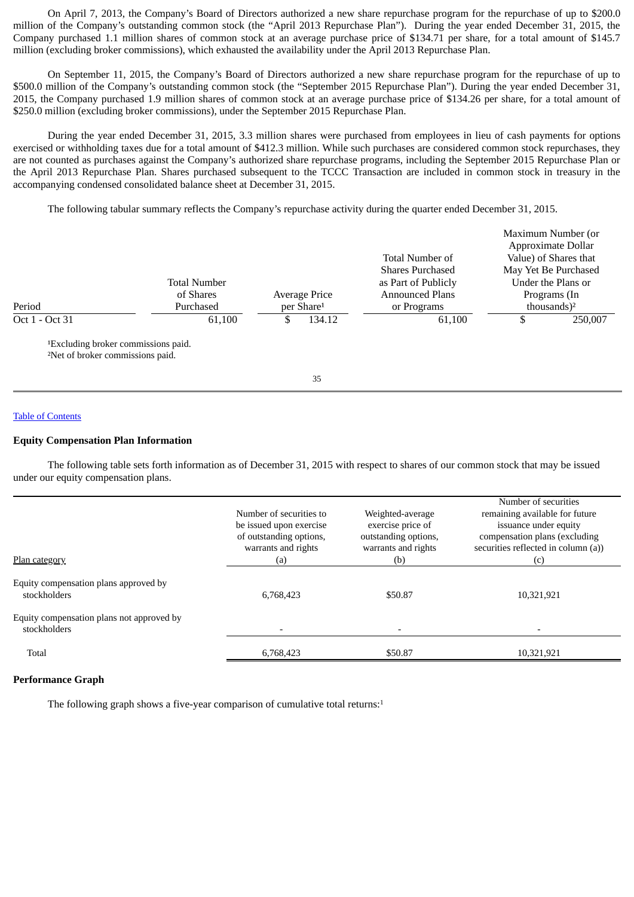On April 7, 2013, the Company's Board of Directors authorized a new share repurchase program for the repurchase of up to $200.0 million of the Company's outstanding common stock (the "April 2013 Repurchase Plan"). During the year ended December 31, 2015, the Company purchased 1.1 million shares of common stock at an average purchase price of $134.71 per share, for a total amount of $145.7 million (excluding broker commissions), which exhausted the availability under the April 2013 Repurchase Plan.

On September 11, 2015, the Company's Board of Directors authorized a new share repurchase program for the repurchase of up to $500.0 million of the Company's outstanding common stock (the "September 2015 Repurchase Plan"). During the year ended December 31, 2015, the Company purchased 1.9 million shares of common stock at an average purchase price of $134.26 per share, for a total amount of $250.0 million (excluding broker commissions), under the September 2015 Repurchase Plan.

During the year ended December 31, 2015, 3.3 million shares were purchased from employees in lieu of cash payments for options exercised or withholding taxes due for a total amount of $412.3 million. While such purchases are considered common stock repurchases, they are not counted as purchases against the Company's authorized share repurchase programs, including the September 2015 Repurchase Plan or the April 2013 Repurchase Plan. Shares purchased subsequent to the TCCC Transaction are included in common stock in treasury in the accompanying condensed consolidated balance sheet at December 31, 2015.

The following tabular summary reflects the Company's repurchase activity during the quarter ended December 31, 2015.

| Period | Total Number of Shares Purchased | Average Price per Share[1] | Total Number of Shares Purchased as Part of Publicly Announced Plans or Programs | Maximum Number (or Approximate Dollar Value) of Shares that May Yet Be Purchased Under the Plans or Programs (In thousands)[2] |
|---|---|---|---|---|
| Oct 1 - Oct 31 | 61,100 | $ 134.12 | 61,100 | $ 250,007 |

[1]Excluding broker commissions paid.
[2]Net of broker commissions paid.

## Equity Compensation Plan Information

The following table sets forth information as of December 31, 2015 with respect to shares of our common stock that may be issued under our equity compensation plans.

| Plan category | Number of securities to be issued upon exercise of outstanding options, warrants and rights (a) | Weighted-average exercise price of outstanding options, warrants and rights (b) | Number of securities remaining available for future issuance under equity compensation plans (excluding securities reflected in column (a)) (c) |
|---|---|---|---|
| Equity compensation plans approved by stockholders | 6,768,423 | $50.87 | 10,321,921 |
| Equity compensation plans not approved by stockholders | - | - | - |
| Total | 6,768,423 | $50.87 | 10,321,921 |

## Performance Graph

The following graph shows a five-year comparison of cumulative total returns:[1]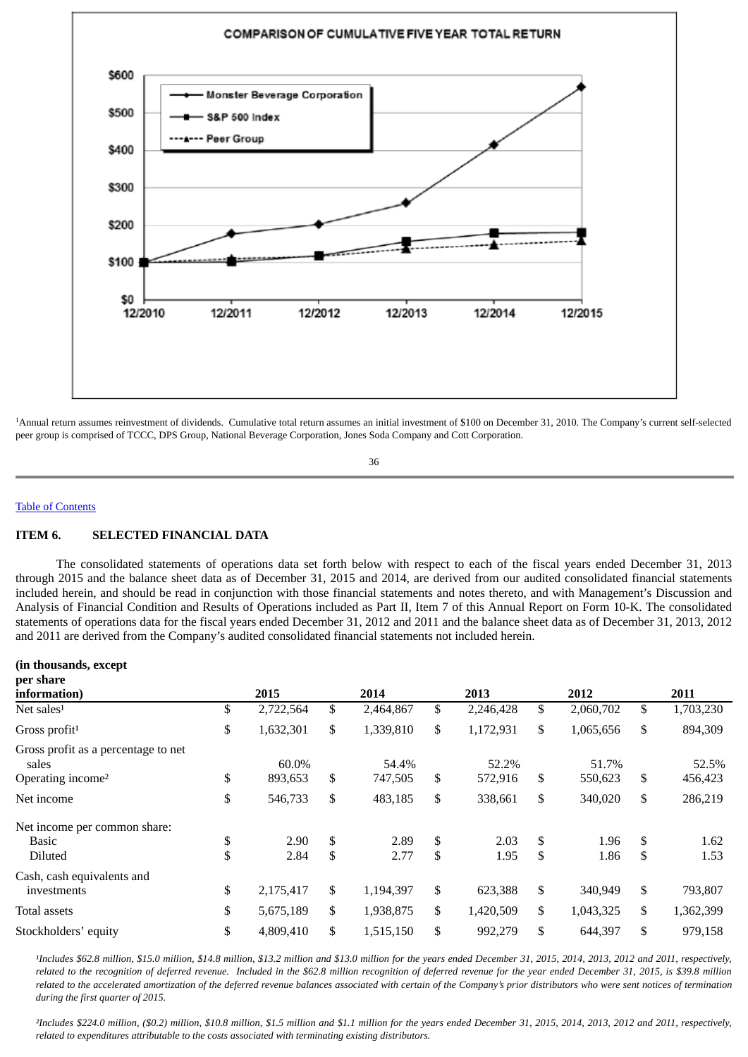COMPARISON OF CUMULATIVE FIVE YEAR TOTAL RETURN

[1]Annual return assumes reinvestment of dividends. Cumulative total return assumes an initial investment of $100 on December 31, 2010. The Company's current self-selected peer group is comprised of TCCC, DPS Group, National Beverage Corporation, Jones Soda Company and Cott Corporation.

[Table of Contents](#)

## ITEM 6. SELECTED FINANCIAL DATA

The consolidated statements of operations data set forth below with respect to each of the fiscal years ended December 31, 2013 through 2015 and the balance sheet data as of December 31, 2015 and 2014, are derived from our audited consolidated financial statements included herein, and should be read in conjunction with those financial statements and notes thereto, and with Management's Discussion and Analysis of Financial Condition and Results of Operations included as Part II, Item 7 of this Annual Report on Form 10-K. The consolidated statements of operations data for the fiscal years ended December 31, 2012 and 2011 and the balance sheet data as of December 31, 2013, 2012 and 2011 are derived from the Company's audited consolidated financial statements not included herein.

| (in thousands, except per share information) | 2015 | 2014 | 2013 | 2012 | 2011 |
|---|---|---|---|---|---|
| Net sales[1] | $ 2,722,564 | $ 2,464,867 | $ 2,246,428 | $ 2,060,702 | $ 1,703,230 |
| Gross profit[1] | $ 1,632,301 | $ 1,339,810 | $ 1,172,931 | $ 1,065,656 | $ 894,309 |
| Gross profit as a percentage to net sales | 60.0% | 54.4% | 52.2% | 51.7% | 52.5% |
| Operating income[2] | $ 893,653 | $ 747,505 | $ 572,916 | $ 550,623 | $ 456,423 |
| Net income | $ 546,733 | $ 483,185 | $ 338,661 | $ 340,020 | $ 286,219 |
| Net income per common share: | | | | | |
| Basic | $ 2.90 | $ 2.89 | $ 2.03 | $ 1.96 | $ 1.62 |
| Diluted | $ 2.84 | $ 2.77 | $ 1.95 | $ 1.86 | $ 1.53 |
| Cash, cash equivalents and investments | $ 2,175,417 | $ 1,194,397 | $ 623,388 | $ 340,949 | $ 793,807 |
| Total assets | $ 5,675,189 | $ 1,938,875 | $ 1,420,509 | $ 1,043,325 | $ 1,362,399 |
| Stockholders' equity | $ 4,809,410 | $ 1,515,150 | $ 992,279 | $ 644,397 | $ 979,158 |

*[1]Includes $62.8 million, $15.0 million, $14.8 million, $13.2 million and $13.0 million for the years ended December 31, 2015, 2014, 2013, 2012 and 2011, respectively, related to the recognition of deferred revenue. Included in the $62.8 million recognition of deferred revenue for the year ended December 31, 2015, is $39.8 million related to the accelerated amortization of the deferred revenue balances associated with certain of the Company's prior distributors who were sent notices of termination during the first quarter of 2015.*

*[2]Includes $224.0 million, ($0.2) million, $10.8 million, $1.5 million and $1.1 million for the years ended December 31, 2015, 2014, 2013, 2012 and 2011, respectively, related to expenditures attributable to the costs associated with terminating existing distributors.*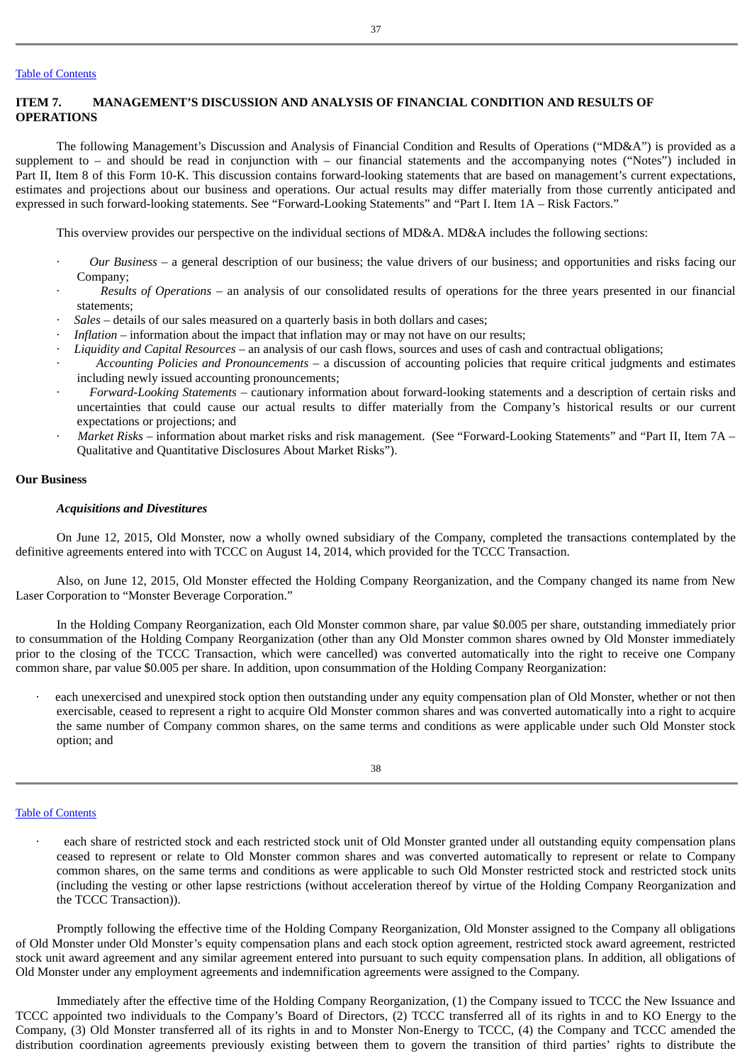## ITEM 7. MANAGEMENT'S DISCUSSION AND ANALYSIS OF FINANCIAL CONDITION AND RESULTS OF OPERATIONS

The following Management's Discussion and Analysis of Financial Condition and Results of Operations ("MD&A") is provided as a supplement to – and should be read in conjunction with – our financial statements and the accompanying notes ("Notes") included in Part II, Item 8 of this Form 10-K. This discussion contains forward-looking statements that are based on management's current expectations, estimates and projections about our business and operations. Our actual results may differ materially from those currently anticipated and expressed in such forward-looking statements. See "Forward-Looking Statements" and "Part I. Item 1A – Risk Factors."

This overview provides our perspective on the individual sections of MD&A. MD&A includes the following sections:

- *Our Business* – a general description of our business; the value drivers of our business; and opportunities and risks facing our Company;
- *Results of Operations* – an analysis of our consolidated results of operations for the three years presented in our financial statements;
- *Sales* – details of our sales measured on a quarterly basis in both dollars and cases;
- *Inflation* – information about the impact that inflation may or may not have on our results;
- *Liquidity and Capital Resources* – an analysis of our cash flows, sources and uses of cash and contractual obligations;
- *Accounting Policies and Pronouncements* – a discussion of accounting policies that require critical judgments and estimates including newly issued accounting pronouncements;
- *Forward-Looking Statements* – cautionary information about forward-looking statements and a description of certain risks and uncertainties that could cause our actual results to differ materially from the Company's historical results or our current expectations or projections; and
- *Market Risks* – information about market risks and risk management. (See "Forward-Looking Statements" and "Part II, Item 7A – Qualitative and Quantitative Disclosures About Market Risks").

**Our Business**

***Acquisitions and Divestitures***

On June 12, 2015, Old Monster, now a wholly owned subsidiary of the Company, completed the transactions contemplated by the definitive agreements entered into with TCCC on August 14, 2014, which provided for the TCCC Transaction.

Also, on June 12, 2015, Old Monster effected the Holding Company Reorganization, and the Company changed its name from New Laser Corporation to "Monster Beverage Corporation."

In the Holding Company Reorganization, each Old Monster common share, par value \$0.005 per share, outstanding immediately prior to consummation of the Holding Company Reorganization (other than any Old Monster common shares owned by Old Monster immediately prior to the closing of the TCCC Transaction, which were cancelled) was converted automatically into the right to receive one Company common share, par value \$0.005 per share. In addition, upon consummation of the Holding Company Reorganization:

- each unexercised and unexpired stock option then outstanding under any equity compensation plan of Old Monster, whether or not then exercisable, ceased to represent a right to acquire Old Monster common shares and was converted automatically into a right to acquire the same number of Company common shares, on the same terms and conditions as were applicable under such Old Monster stock option; and
- each share of restricted stock and each restricted stock unit of Old Monster granted under all outstanding equity compensation plans ceased to represent or relate to Old Monster common shares and was converted automatically to represent or relate to Company common shares, on the same terms and conditions as were applicable to such Old Monster restricted stock and restricted stock units (including the vesting or other lapse restrictions (without acceleration thereof by virtue of the Holding Company Reorganization and the TCCC Transaction)).

Promptly following the effective time of the Holding Company Reorganization, Old Monster assigned to the Company all obligations of Old Monster under Old Monster's equity compensation plans and each stock option agreement, restricted stock award agreement, restricted stock unit award agreement and any similar agreement entered into pursuant to such equity compensation plans. In addition, all obligations of Old Monster under any employment agreements and indemnification agreements were assigned to the Company.

Immediately after the effective time of the Holding Company Reorganization, (1) the Company issued to TCCC the New Issuance and TCCC appointed two individuals to the Company's Board of Directors, (2) TCCC transferred all of its rights in and to KO Energy to the Company, (3) Old Monster transferred all of its rights in and to Monster Non-Energy to TCCC, (4) the Company and TCCC amended the distribution coordination agreements previously existing between them to govern the transition of third parties' rights to distribute the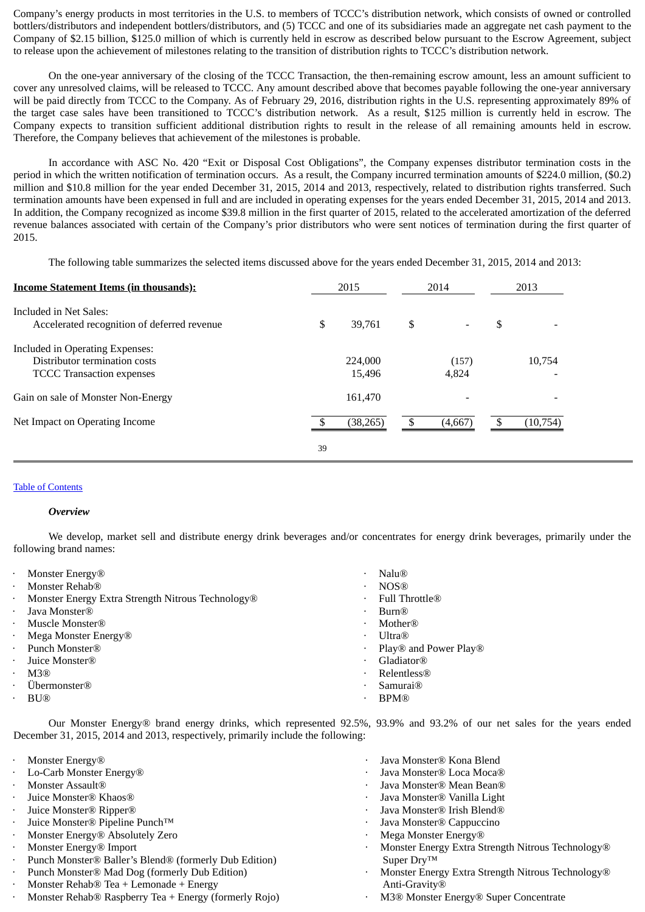Company's energy products in most territories in the U.S. to members of TCCC's distribution network, which consists of owned or controlled bottlers/distributors and independent bottlers/distributors, and (5) TCCC and one of its subsidiaries made an aggregate net cash payment to the Company of $2.15 billion, $125.0 million of which is currently held in escrow as described below pursuant to the Escrow Agreement, subject to release upon the achievement of milestones relating to the transition of distribution rights to TCCC's distribution network.

On the one-year anniversary of the closing of the TCCC Transaction, the then-remaining escrow amount, less an amount sufficient to cover any unresolved claims, will be released to TCCC. Any amount described above that becomes payable following the one-year anniversary will be paid directly from TCCC to the Company. As of February 29, 2016, distribution rights in the U.S. representing approximately 89% of the target case sales have been transitioned to TCCC's distribution network. As a result, $125 million is currently held in escrow. The Company expects to transition sufficient additional distribution rights to result in the release of all remaining amounts held in escrow. Therefore, the Company believes that achievement of the milestones is probable.

In accordance with ASC No. 420 "Exit or Disposal Cost Obligations", the Company expenses distributor termination costs in the period in which the written notification of termination occurs. As a result, the Company incurred termination amounts of $224.0 million, ($0.2) million and $10.8 million for the year ended December 31, 2015, 2014 and 2013, respectively, related to distribution rights transferred. Such termination amounts have been expensed in full and are included in operating expenses for the years ended December 31, 2015, 2014 and 2013. In addition, the Company recognized as income $39.8 million in the first quarter of 2015, related to the accelerated amortization of the deferred revenue balances associated with certain of the Company's prior distributors who were sent notices of termination during the first quarter of 2015.

The following table summarizes the selected items discussed above for the years ended December 31, 2015, 2014 and 2013:

| **Income Statement Items (in thousands):** | 2015 | 2014 | 2013 |
|---|---|---|---|
| Included in Net Sales: | | | |
| Accelerated recognition of deferred revenue | $ 39,761 | $ - | $ - |
| Included in Operating Expenses: | | | |
| Distributor termination costs | 224,000 | (157) | 10,754 |
| TCCC Transaction expenses | 15,496 | 4,824 | - |
| Gain on sale of Monster Non-Energy | 161,470 | - | - |
| Net Impact on Operating Income | $ (38,265) | $ (4,667) | $ (10,754) |

***Overview***

We develop, market sell and distribute energy drink beverages and/or concentrates for energy drink beverages, primarily under the following brand names:

- Monster Energy®
- Monster Rehab®
- Monster Energy Extra Strength Nitrous Technology®
- Java Monster®
- Muscle Monster®
- Mega Monster Energy®
- Punch Monster®
- Juice Monster®
- M3®
- Übermonster®
- BU®
- Nalu®
- NOS®
- Full Throttle®
- Burn®
- Mother®
- Ultra®
- Play® and Power Play®
- Gladiator®
- Relentless®
- Samurai®
- BPM®

Our Monster Energy® brand energy drinks, which represented 92.5%, 93.9% and 93.2% of our net sales for the years ended December 31, 2015, 2014 and 2013, respectively, primarily include the following:

- Monster Energy®
- Lo-Carb Monster Energy®
- Monster Assault®
- Juice Monster® Khaos®
- Juice Monster® Ripper®
- Juice Monster® Pipeline Punch™
- Monster Energy® Absolutely Zero
- Monster Energy® Import
- Punch Monster® Baller's Blend® (formerly Dub Edition)
- Punch Monster® Mad Dog (formerly Dub Edition)
- Monster Rehab® Tea + Lemonade + Energy
- Monster Rehab® Raspberry Tea + Energy (formerly Rojo)
- Java Monster® Kona Blend
- Java Monster® Loca Moca®
- Java Monster® Mean Bean®
- Java Monster® Vanilla Light
- Java Monster® Irish Blend®
- Java Monster® Cappuccino
- Mega Monster Energy®
- Monster Energy Extra Strength Nitrous Technology® Super Dry™
- Monster Energy Extra Strength Nitrous Technology® Anti-Gravity®
- M3® Monster Energy® Super Concentrate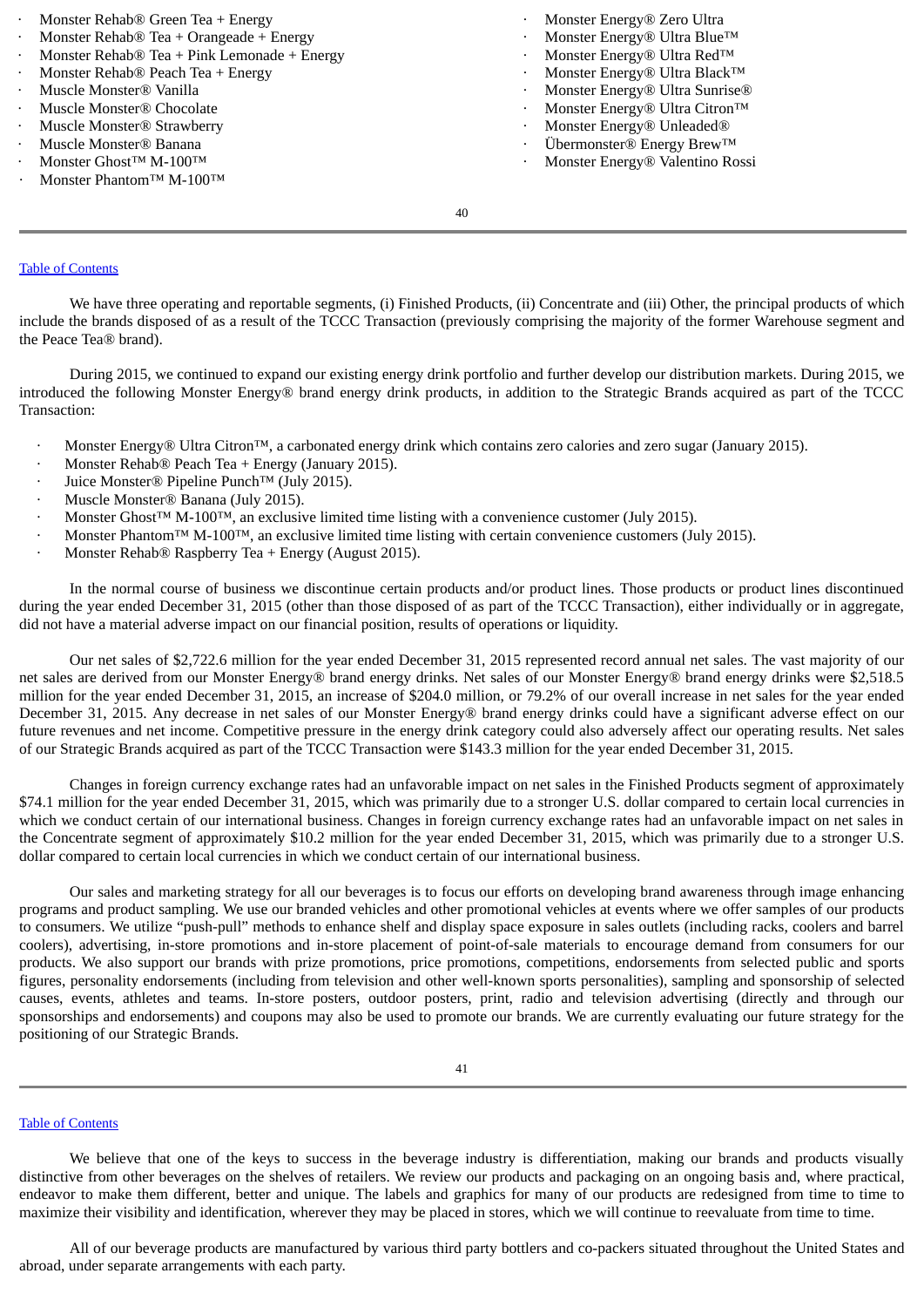- Monster Rehab® Green Tea + Energy
- Monster Rehab® Tea + Orangeade + Energy
- Monster Rehab® Tea + Pink Lemonade + Energy
- Monster Rehab® Peach Tea + Energy
- Muscle Monster® Vanilla
- Muscle Monster® Chocolate
- Muscle Monster® Strawberry
- Muscle Monster® Banana
- Monster Ghost™ M-100™
- Monster Phantom™ M-100™
- Monster Energy® Zero Ultra
- Monster Energy® Ultra Blue™
- Monster Energy® Ultra Red™
- Monster Energy® Ultra Black™
- Monster Energy® Ultra Sunrise®
- Monster Energy® Ultra Citron™
- Monster Energy® Unleaded®
- Übermonster® Energy Brew™
- Monster Energy® Valentino Rossi

[Table of Contents](#)

We have three operating and reportable segments, (i) Finished Products, (ii) Concentrate and (iii) Other, the principal products of which include the brands disposed of as a result of the TCCC Transaction (previously comprising the majority of the former Warehouse segment and the Peace Tea® brand).

During 2015, we continued to expand our existing energy drink portfolio and further develop our distribution markets. During 2015, we introduced the following Monster Energy® brand energy drink products, in addition to the Strategic Brands acquired as part of the TCCC Transaction:

- Monster Energy® Ultra Citron™, a carbonated energy drink which contains zero calories and zero sugar (January 2015).
- Monster Rehab® Peach Tea + Energy (January 2015).
- Juice Monster® Pipeline Punch™ (July 2015).
- Muscle Monster® Banana (July 2015).
- Monster Ghost™ M-100™, an exclusive limited time listing with a convenience customer (July 2015).
- Monster Phantom™ M-100™, an exclusive limited time listing with certain convenience customers (July 2015).
- Monster Rehab® Raspberry Tea + Energy (August 2015).

In the normal course of business we discontinue certain products and/or product lines. Those products or product lines discontinued during the year ended December 31, 2015 (other than those disposed of as part of the TCCC Transaction), either individually or in aggregate, did not have a material adverse impact on our financial position, results of operations or liquidity.

Our net sales of $2,722.6 million for the year ended December 31, 2015 represented record annual net sales. The vast majority of our net sales are derived from our Monster Energy® brand energy drinks. Net sales of our Monster Energy® brand energy drinks were $2,518.5 million for the year ended December 31, 2015, an increase of $204.0 million, or 79.2% of our overall increase in net sales for the year ended December 31, 2015. Any decrease in net sales of our Monster Energy® brand energy drinks could have a significant adverse effect on our future revenues and net income. Competitive pressure in the energy drink category could also adversely affect our operating results. Net sales of our Strategic Brands acquired as part of the TCCC Transaction were $143.3 million for the year ended December 31, 2015.

Changes in foreign currency exchange rates had an unfavorable impact on net sales in the Finished Products segment of approximately $74.1 million for the year ended December 31, 2015, which was primarily due to a stronger U.S. dollar compared to certain local currencies in which we conduct certain of our international business. Changes in foreign currency exchange rates had an unfavorable impact on net sales in the Concentrate segment of approximately $10.2 million for the year ended December 31, 2015, which was primarily due to a stronger U.S. dollar compared to certain local currencies in which we conduct certain of our international business.

Our sales and marketing strategy for all our beverages is to focus our efforts on developing brand awareness through image enhancing programs and product sampling. We use our branded vehicles and other promotional vehicles at events where we offer samples of our products to consumers. We utilize "push-pull" methods to enhance shelf and display space exposure in sales outlets (including racks, coolers and barrel coolers), advertising, in-store promotions and in-store placement of point-of-sale materials to encourage demand from consumers for our products. We also support our brands with prize promotions, price promotions, competitions, endorsements from selected public and sports figures, personality endorsements (including from television and other well-known sports personalities), sampling and sponsorship of selected causes, events, athletes and teams. In-store posters, outdoor posters, print, radio and television advertising (directly and through our sponsorships and endorsements) and coupons may also be used to promote our brands. We are currently evaluating our future strategy for the positioning of our Strategic Brands.

[Table of Contents](#)

We believe that one of the keys to success in the beverage industry is differentiation, making our brands and products visually distinctive from other beverages on the shelves of retailers. We review our products and packaging on an ongoing basis and, where practical, endeavor to make them different, better and unique. The labels and graphics for many of our products are redesigned from time to time to maximize their visibility and identification, wherever they may be placed in stores, which we will continue to reevaluate from time to time.

All of our beverage products are manufactured by various third party bottlers and co-packers situated throughout the United States and abroad, under separate arrangements with each party.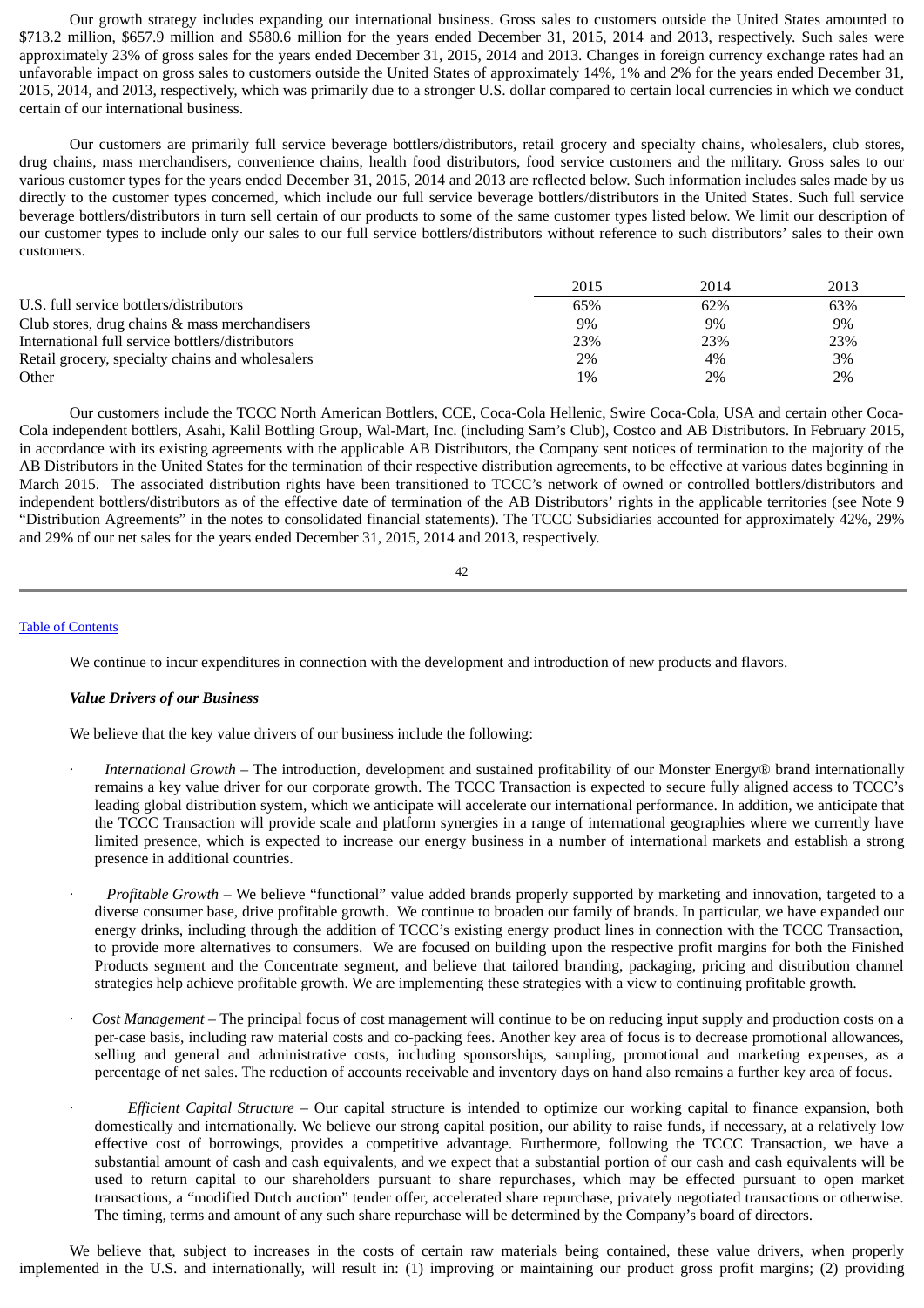Our growth strategy includes expanding our international business. Gross sales to customers outside the United States amounted to $713.2 million, $657.9 million and $580.6 million for the years ended December 31, 2015, 2014 and 2013, respectively. Such sales were approximately 23% of gross sales for the years ended December 31, 2015, 2014 and 2013. Changes in foreign currency exchange rates had an unfavorable impact on gross sales to customers outside the United States of approximately 14%, 1% and 2% for the years ended December 31, 2015, 2014, and 2013, respectively, which was primarily due to a stronger U.S. dollar compared to certain local currencies in which we conduct certain of our international business.

Our customers are primarily full service beverage bottlers/distributors, retail grocery and specialty chains, wholesalers, club stores, drug chains, mass merchandisers, convenience chains, health food distributors, food service customers and the military. Gross sales to our various customer types for the years ended December 31, 2015, 2014 and 2013 are reflected below. Such information includes sales made by us directly to the customer types concerned, which include our full service beverage bottlers/distributors in the United States. Such full service beverage bottlers/distributors in turn sell certain of our products to some of the same customer types listed below. We limit our description of our customer types to include only our sales to our full service bottlers/distributors without reference to such distributors' sales to their own customers.

| | 2015 | 2014 | 2013 |
|---|---|---|---|
| U.S. full service bottlers/distributors | 65% | 62% | 63% |
| Club stores, drug chains & mass merchandisers | 9% | 9% | 9% |
| International full service bottlers/distributors | 23% | 23% | 23% |
| Retail grocery, specialty chains and wholesalers | 2% | 4% | 3% |
| Other | 1% | 2% | 2% |

Our customers include the TCCC North American Bottlers, CCE, Coca-Cola Hellenic, Swire Coca-Cola, USA and certain other Coca-Cola independent bottlers, Asahi, Kalil Bottling Group, Wal-Mart, Inc. (including Sam's Club), Costco and AB Distributors. In February 2015, in accordance with its existing agreements with the applicable AB Distributors, the Company sent notices of termination to the majority of the AB Distributors in the United States for the termination of their respective distribution agreements, to be effective at various dates beginning in March 2015. The associated distribution rights have been transitioned to TCCC's network of owned or controlled bottlers/distributors and independent bottlers/distributors as of the effective date of termination of the AB Distributors' rights in the applicable territories (see Note 9 "Distribution Agreements" in the notes to consolidated financial statements). The TCCC Subsidiaries accounted for approximately 42%, 29% and 29% of our net sales for the years ended December 31, 2015, 2014 and 2013, respectively.

We continue to incur expenditures in connection with the development and introduction of new products and flavors.

***Value Drivers of our Business***

We believe that the key value drivers of our business include the following:

- *International Growth* – The introduction, development and sustained profitability of our Monster Energy® brand internationally remains a key value driver for our corporate growth. The TCCC Transaction is expected to secure fully aligned access to TCCC's leading global distribution system, which we anticipate will accelerate our international performance. In addition, we anticipate that the TCCC Transaction will provide scale and platform synergies in a range of international geographies where we currently have limited presence, which is expected to increase our energy business in a number of international markets and establish a strong presence in additional countries.

- *Profitable Growth* – We believe "functional" value added brands properly supported by marketing and innovation, targeted to a diverse consumer base, drive profitable growth. We continue to broaden our family of brands. In particular, we have expanded our energy drinks, including through the addition of TCCC's existing energy product lines in connection with the TCCC Transaction, to provide more alternatives to consumers. We are focused on building upon the respective profit margins for both the Finished Products segment and the Concentrate segment, and believe that tailored branding, packaging, pricing and distribution channel strategies help achieve profitable growth. We are implementing these strategies with a view to continuing profitable growth.

- *Cost Management* – The principal focus of cost management will continue to be on reducing input supply and production costs on a per-case basis, including raw material costs and co-packing fees. Another key area of focus is to decrease promotional allowances, selling and general and administrative costs, including sponsorships, sampling, promotional and marketing expenses, as a percentage of net sales. The reduction of accounts receivable and inventory days on hand also remains a further key area of focus.

- *Efficient Capital Structure* – Our capital structure is intended to optimize our working capital to finance expansion, both domestically and internationally. We believe our strong capital position, our ability to raise funds, if necessary, at a relatively low effective cost of borrowings, provides a competitive advantage. Furthermore, following the TCCC Transaction, we have a substantial amount of cash and cash equivalents, and we expect that a substantial portion of our cash and cash equivalents will be used to return capital to our shareholders pursuant to share repurchases, which may be effected pursuant to open market transactions, a "modified Dutch auction" tender offer, accelerated share repurchase, privately negotiated transactions or otherwise. The timing, terms and amount of any such share repurchase will be determined by the Company's board of directors.

We believe that, subject to increases in the costs of certain raw materials being contained, these value drivers, when properly implemented in the U.S. and internationally, will result in: (1) improving or maintaining our product gross profit margins; (2) providing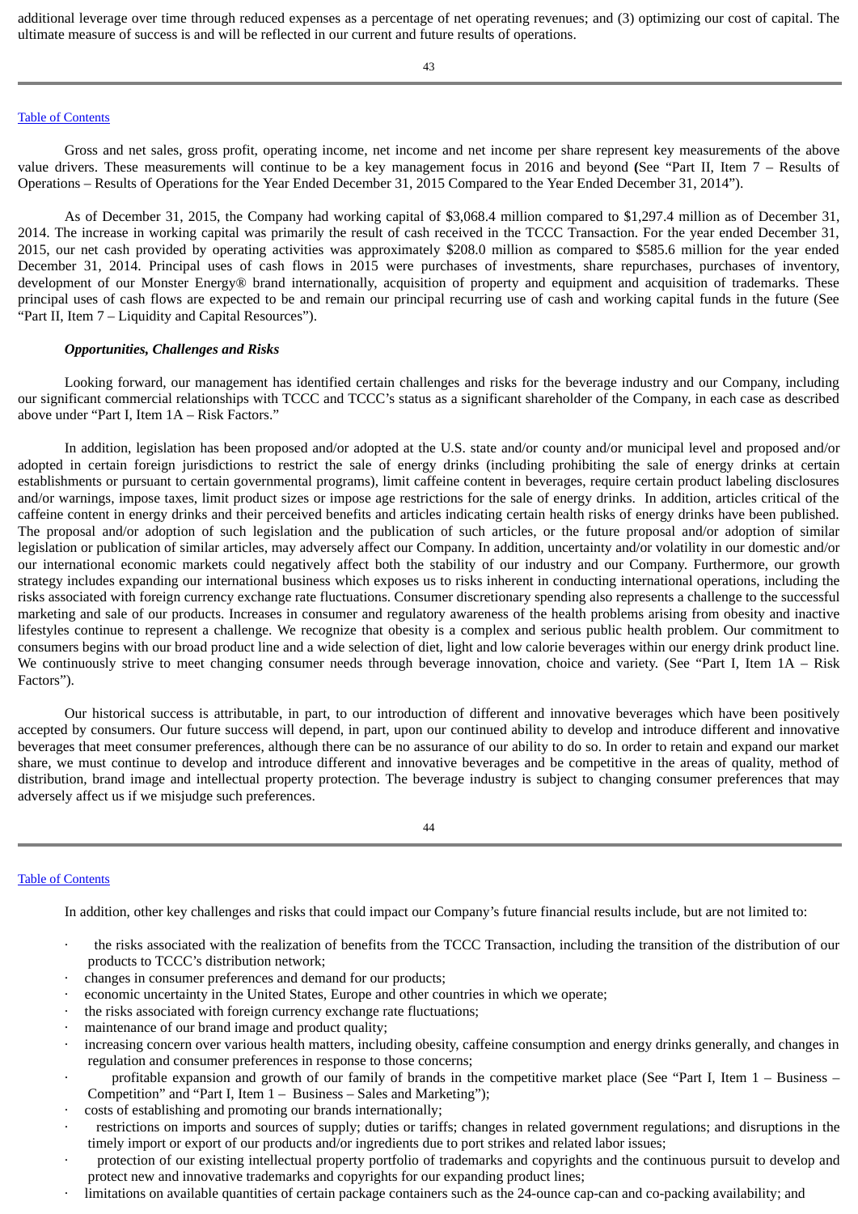additional leverage over time through reduced expenses as a percentage of net operating revenues; and (3) optimizing our cost of capital. The ultimate measure of success is and will be reflected in our current and future results of operations.

Gross and net sales, gross profit, operating income, net income and net income per share represent key measurements of the above value drivers. These measurements will continue to be a key management focus in 2016 and beyond (See "Part II, Item 7 – Results of Operations – Results of Operations for the Year Ended December 31, 2015 Compared to the Year Ended December 31, 2014").

As of December 31, 2015, the Company had working capital of $3,068.4 million compared to $1,297.4 million as of December 31, 2014. The increase in working capital was primarily the result of cash received in the TCCC Transaction. For the year ended December 31, 2015, our net cash provided by operating activities was approximately $208.0 million as compared to $585.6 million for the year ended December 31, 2014. Principal uses of cash flows in 2015 were purchases of investments, share repurchases, purchases of inventory, development of our Monster Energy® brand internationally, acquisition of property and equipment and acquisition of trademarks. These principal uses of cash flows are expected to be and remain our principal recurring use of cash and working capital funds in the future (See "Part II, Item 7 – Liquidity and Capital Resources").

***Opportunities, Challenges and Risks***

Looking forward, our management has identified certain challenges and risks for the beverage industry and our Company, including our significant commercial relationships with TCCC and TCCC's status as a significant shareholder of the Company, in each case as described above under "Part I, Item 1A – Risk Factors."

In addition, legislation has been proposed and/or adopted at the U.S. state and/or county and/or municipal level and proposed and/or adopted in certain foreign jurisdictions to restrict the sale of energy drinks (including prohibiting the sale of energy drinks at certain establishments or pursuant to certain governmental programs), limit caffeine content in beverages, require certain product labeling disclosures and/or warnings, impose taxes, limit product sizes or impose age restrictions for the sale of energy drinks. In addition, articles critical of the caffeine content in energy drinks and their perceived benefits and articles indicating certain health risks of energy drinks have been published. The proposal and/or adoption of such legislation and the publication of such articles, or the future proposal and/or adoption of similar legislation or publication of similar articles, may adversely affect our Company. In addition, uncertainty and/or volatility in our domestic and/or our international economic markets could negatively affect both the stability of our industry and our Company. Furthermore, our growth strategy includes expanding our international business which exposes us to risks inherent in conducting international operations, including the risks associated with foreign currency exchange rate fluctuations. Consumer discretionary spending also represents a challenge to the successful marketing and sale of our products. Increases in consumer and regulatory awareness of the health problems arising from obesity and inactive lifestyles continue to represent a challenge. We recognize that obesity is a complex and serious public health problem. Our commitment to consumers begins with our broad product line and a wide selection of diet, light and low calorie beverages within our energy drink product line. We continuously strive to meet changing consumer needs through beverage innovation, choice and variety. (See "Part I, Item 1A – Risk Factors").

Our historical success is attributable, in part, to our introduction of different and innovative beverages which have been positively accepted by consumers. Our future success will depend, in part, upon our continued ability to develop and introduce different and innovative beverages that meet consumer preferences, although there can be no assurance of our ability to do so. In order to retain and expand our market share, we must continue to develop and introduce different and innovative beverages and be competitive in the areas of quality, method of distribution, brand image and intellectual property protection. The beverage industry is subject to changing consumer preferences that may adversely affect us if we misjudge such preferences.

In addition, other key challenges and risks that could impact our Company's future financial results include, but are not limited to:

- the risks associated with the realization of benefits from the TCCC Transaction, including the transition of the distribution of our products to TCCC's distribution network;
- changes in consumer preferences and demand for our products;
- economic uncertainty in the United States, Europe and other countries in which we operate;
- the risks associated with foreign currency exchange rate fluctuations;
- maintenance of our brand image and product quality;
- increasing concern over various health matters, including obesity, caffeine consumption and energy drinks generally, and changes in regulation and consumer preferences in response to those concerns;
- profitable expansion and growth of our family of brands in the competitive market place (See "Part I, Item 1 – Business – Competition" and "Part I, Item 1 – Business – Sales and Marketing");
- costs of establishing and promoting our brands internationally;
- restrictions on imports and sources of supply; duties or tariffs; changes in related government regulations; and disruptions in the timely import or export of our products and/or ingredients due to port strikes and related labor issues;
- protection of our existing intellectual property portfolio of trademarks and copyrights and the continuous pursuit to develop and protect new and innovative trademarks and copyrights for our expanding product lines;
- limitations on available quantities of certain package containers such as the 24-ounce cap-can and co-packing availability; and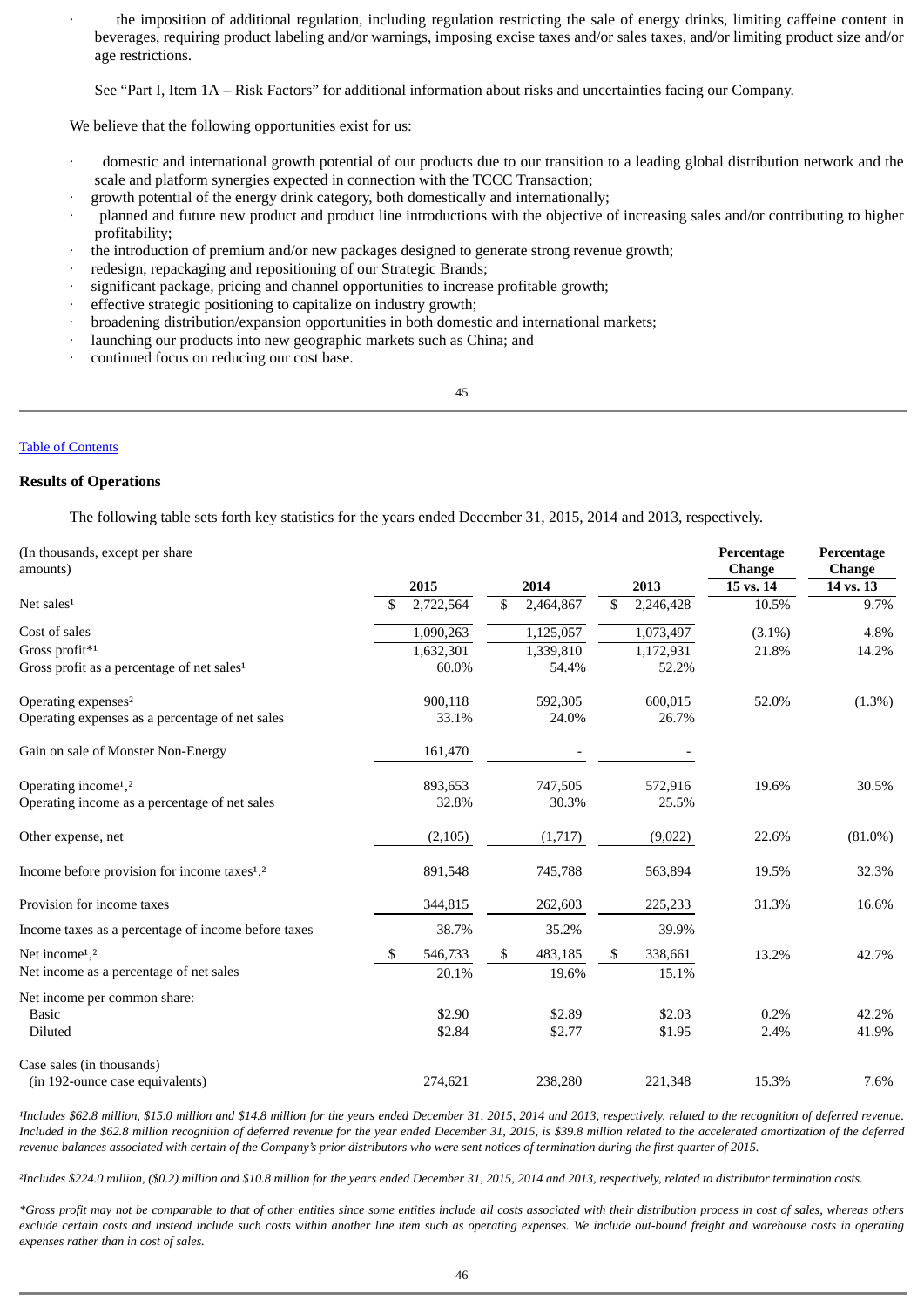- the imposition of additional regulation, including regulation restricting the sale of energy drinks, limiting caffeine content in beverages, requiring product labeling and/or warnings, imposing excise taxes and/or sales taxes, and/or limiting product size and/or age restrictions.

See "Part I, Item 1A – Risk Factors" for additional information about risks and uncertainties facing our Company.

We believe that the following opportunities exist for us:

- domestic and international growth potential of our products due to our transition to a leading global distribution network and the scale and platform synergies expected in connection with the TCCC Transaction;
- growth potential of the energy drink category, both domestically and internationally;
- planned and future new product and product line introductions with the objective of increasing sales and/or contributing to higher profitability;
- the introduction of premium and/or new packages designed to generate strong revenue growth;
- redesign, repackaging and repositioning of our Strategic Brands;
- significant package, pricing and channel opportunities to increase profitable growth;
- effective strategic positioning to capitalize on industry growth;
- broadening distribution/expansion opportunities in both domestic and international markets;
- launching our products into new geographic markets such as China; and
- continued focus on reducing our cost base.

Table of Contents

**Results of Operations**

The following table sets forth key statistics for the years ended December 31, 2015, 2014 and 2013, respectively.

| (In thousands, except per share amounts) | 2015 | 2014 | 2013 | Percentage Change 15 vs. 14 | Percentage Change 14 vs. 13 |
|---|---|---|---|---|---|
| Net sales[1] | $ 2,722,564 | $ 2,464,867 | $ 2,246,428 | 10.5% | 9.7% |
| Cost of sales | 1,090,263 | 1,125,057 | 1,073,497 | (3.1%) | 4.8% |
| Gross profit*[1] | 1,632,301 | 1,339,810 | 1,172,931 | 21.8% | 14.2% |
| Gross profit as a percentage of net sales[1] | 60.0% | 54.4% | 52.2% | | |
| Operating expenses[2] | 900,118 | 592,305 | 600,015 | 52.0% | (1.3%) |
| Operating expenses as a percentage of net sales | 33.1% | 24.0% | 26.7% | | |
| Gain on sale of Monster Non-Energy | 161,470 | - | - | | |
| Operating income[1],[2] | 893,653 | 747,505 | 572,916 | 19.6% | 30.5% |
| Operating income as a percentage of net sales | 32.8% | 30.3% | 25.5% | | |
| Other expense, net | (2,105) | (1,717) | (9,022) | 22.6% | (81.0%) |
| Income before provision for income taxes[1],[2] | 891,548 | 745,788 | 563,894 | 19.5% | 32.3% |
| Provision for income taxes | 344,815 | 262,603 | 225,233 | 31.3% | 16.6% |
| Income taxes as a percentage of income before taxes | 38.7% | 35.2% | 39.9% | | |
| Net income[1],[2] | $ 546,733 | $ 483,185 | $ 338,661 | 13.2% | 42.7% |
| Net income as a percentage of net sales | 20.1% | 19.6% | 15.1% | | |
| Net income per common share: | | | | | |
| Basic | $2.90 | $2.89 | $2.03 | 0.2% | 42.2% |
| Diluted | $2.84 | $2.77 | $1.95 | 2.4% | 41.9% |
| Case sales (in thousands) (in 192-ounce case equivalents) | 274,621 | 238,280 | 221,348 | 15.3% | 7.6% |

*[1]Includes $62.8 million, $15.0 million and $14.8 million for the years ended December 31, 2015, 2014 and 2013, respectively, related to the recognition of deferred revenue. Included in the $62.8 million recognition of deferred revenue for the year ended December 31, 2015, is $39.8 million related to the accelerated amortization of the deferred revenue balances associated with certain of the Company's prior distributors who were sent notices of termination during the first quarter of 2015.*

*[2]Includes $224.0 million, ($0.2) million and $10.8 million for the years ended December 31, 2015, 2014 and 2013, respectively, related to distributor termination costs.*

*\*Gross profit may not be comparable to that of other entities since some entities include all costs associated with their distribution process in cost of sales, whereas others exclude certain costs and instead include such costs within another line item such as operating expenses. We include out-bound freight and warehouse costs in operating expenses rather than in cost of sales.*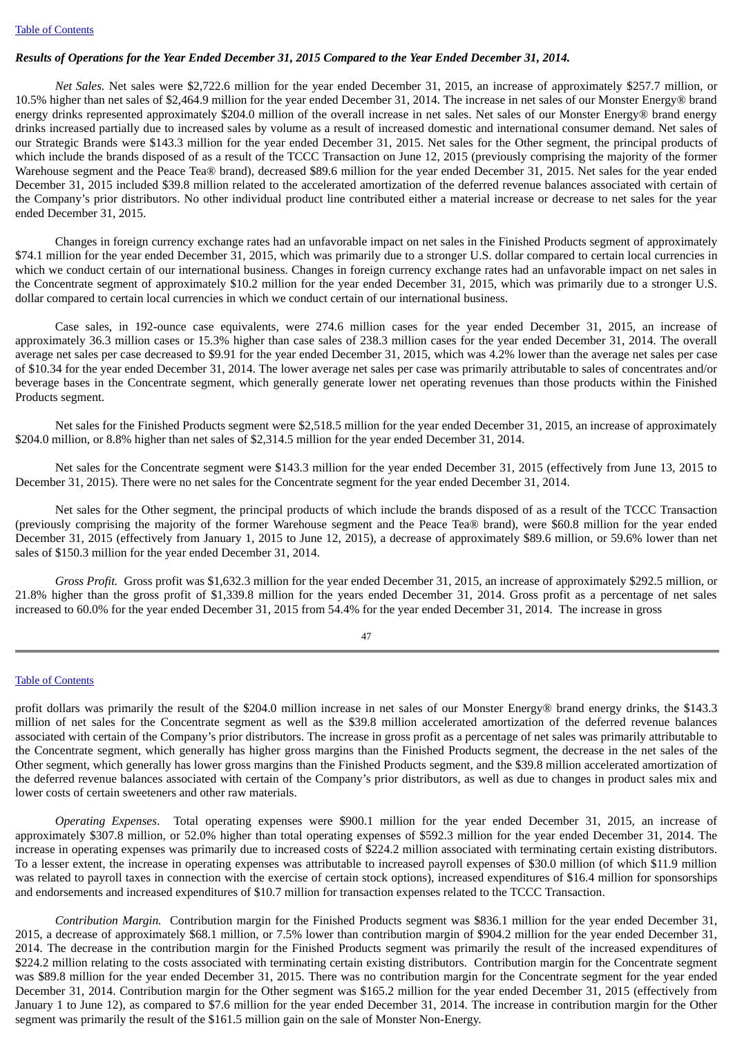***Results of Operations for the Year Ended December 31, 2015 Compared to the Year Ended December 31, 2014.***

*Net Sales.* Net sales were $2,722.6 million for the year ended December 31, 2015, an increase of approximately $257.7 million, or 10.5% higher than net sales of $2,464.9 million for the year ended December 31, 2014. The increase in net sales of our Monster Energy® brand energy drinks represented approximately $204.0 million of the overall increase in net sales. Net sales of our Monster Energy® brand energy drinks increased partially due to increased sales by volume as a result of increased domestic and international consumer demand. Net sales of our Strategic Brands were $143.3 million for the year ended December 31, 2015. Net sales for the Other segment, the principal products of which include the brands disposed of as a result of the TCCC Transaction on June 12, 2015 (previously comprising the majority of the former Warehouse segment and the Peace Tea® brand), decreased $89.6 million for the year ended December 31, 2015. Net sales for the year ended December 31, 2015 included $39.8 million related to the accelerated amortization of the deferred revenue balances associated with certain of the Company's prior distributors. No other individual product line contributed either a material increase or decrease to net sales for the year ended December 31, 2015.

Changes in foreign currency exchange rates had an unfavorable impact on net sales in the Finished Products segment of approximately $74.1 million for the year ended December 31, 2015, which was primarily due to a stronger U.S. dollar compared to certain local currencies in which we conduct certain of our international business. Changes in foreign currency exchange rates had an unfavorable impact on net sales in the Concentrate segment of approximately $10.2 million for the year ended December 31, 2015, which was primarily due to a stronger U.S. dollar compared to certain local currencies in which we conduct certain of our international business.

Case sales, in 192-ounce case equivalents, were 274.6 million cases for the year ended December 31, 2015, an increase of approximately 36.3 million cases or 15.3% higher than case sales of 238.3 million cases for the year ended December 31, 2014. The overall average net sales per case decreased to $9.91 for the year ended December 31, 2015, which was 4.2% lower than the average net sales per case of $10.34 for the year ended December 31, 2014. The lower average net sales per case was primarily attributable to sales of concentrates and/or beverage bases in the Concentrate segment, which generally generate lower net operating revenues than those products within the Finished Products segment.

Net sales for the Finished Products segment were $2,518.5 million for the year ended December 31, 2015, an increase of approximately $204.0 million, or 8.8% higher than net sales of $2,314.5 million for the year ended December 31, 2014.

Net sales for the Concentrate segment were $143.3 million for the year ended December 31, 2015 (effectively from June 13, 2015 to December 31, 2015). There were no net sales for the Concentrate segment for the year ended December 31, 2014.

Net sales for the Other segment, the principal products of which include the brands disposed of as a result of the TCCC Transaction (previously comprising the majority of the former Warehouse segment and the Peace Tea® brand), were $60.8 million for the year ended December 31, 2015 (effectively from January 1, 2015 to June 12, 2015), a decrease of approximately $89.6 million, or 59.6% lower than net sales of $150.3 million for the year ended December 31, 2014.

*Gross Profit.* Gross profit was $1,632.3 million for the year ended December 31, 2015, an increase of approximately $292.5 million, or 21.8% higher than the gross profit of $1,339.8 million for the years ended December 31, 2014. Gross profit as a percentage of net sales increased to 60.0% for the year ended December 31, 2015 from 54.4% for the year ended December 31, 2014. The increase in gross profit dollars was primarily the result of the $204.0 million increase in net sales of our Monster Energy® brand energy drinks, the $143.3 million of net sales for the Concentrate segment as well as the $39.8 million accelerated amortization of the deferred revenue balances associated with certain of the Company's prior distributors. The increase in gross profit as a percentage of net sales was primarily attributable to the Concentrate segment, which generally has higher gross margins than the Finished Products segment, the decrease in the net sales of the Other segment, which generally has lower gross margins than the Finished Products segment, and the $39.8 million accelerated amortization of the deferred revenue balances associated with certain of the Company's prior distributors, as well as due to changes in product sales mix and lower costs of certain sweeteners and other raw materials.

*Operating Expenses*. Total operating expenses were $900.1 million for the year ended December 31, 2015, an increase of approximately $307.8 million, or 52.0% higher than total operating expenses of $592.3 million for the year ended December 31, 2014. The increase in operating expenses was primarily due to increased costs of $224.2 million associated with terminating certain existing distributors. To a lesser extent, the increase in operating expenses was attributable to increased payroll expenses of $30.0 million (of which $11.9 million was related to payroll taxes in connection with the exercise of certain stock options), increased expenditures of $16.4 million for sponsorships and endorsements and increased expenditures of $10.7 million for transaction expenses related to the TCCC Transaction.

*Contribution Margin.* Contribution margin for the Finished Products segment was $836.1 million for the year ended December 31, 2015, a decrease of approximately $68.1 million, or 7.5% lower than contribution margin of $904.2 million for the year ended December 31, 2014. The decrease in the contribution margin for the Finished Products segment was primarily the result of the increased expenditures of $224.2 million relating to the costs associated with terminating certain existing distributors. Contribution margin for the Concentrate segment was $89.8 million for the year ended December 31, 2015. There was no contribution margin for the Concentrate segment for the year ended December 31, 2014. Contribution margin for the Other segment was $165.2 million for the year ended December 31, 2015 (effectively from January 1 to June 12), as compared to $7.6 million for the year ended December 31, 2014. The increase in contribution margin for the Other segment was primarily the result of the $161.5 million gain on the sale of Monster Non-Energy.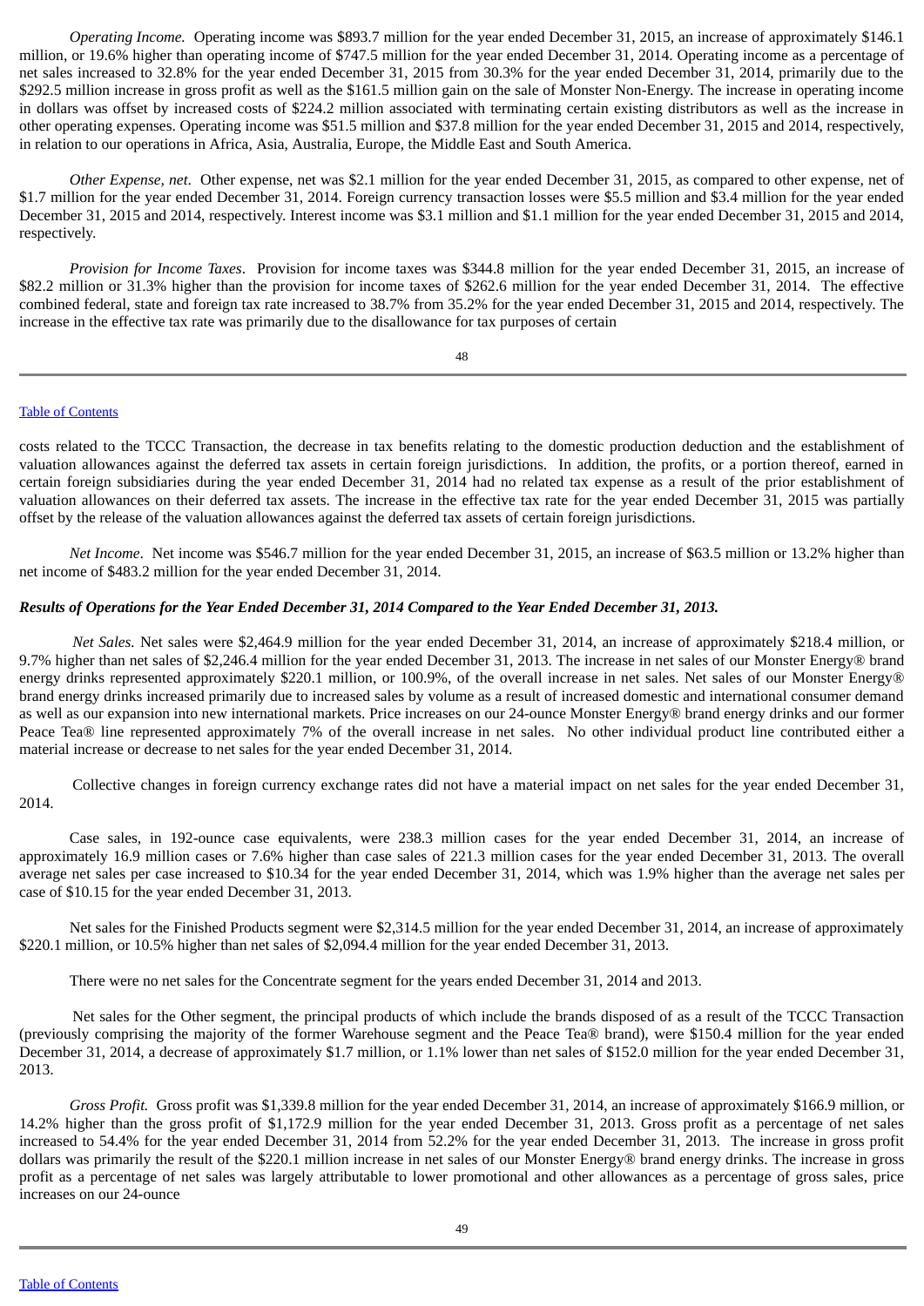*Operating Income.* Operating income was \$893.7 million for the year ended December 31, 2015, an increase of approximately \$146.1 million, or 19.6% higher than operating income of \$747.5 million for the year ended December 31, 2014. Operating income as a percentage of net sales increased to 32.8% for the year ended December 31, 2015 from 30.3% for the year ended December 31, 2014, primarily due to the \$292.5 million increase in gross profit as well as the \$161.5 million gain on the sale of Monster Non-Energy. The increase in operating income in dollars was offset by increased costs of \$224.2 million associated with terminating certain existing distributors as well as the increase in other operating expenses. Operating income was \$51.5 million and \$37.8 million for the year ended December 31, 2015 and 2014, respectively, in relation to our operations in Africa, Asia, Australia, Europe, the Middle East and South America.

*Other Expense, net*. Other expense, net was \$2.1 million for the year ended December 31, 2015, as compared to other expense, net of \$1.7 million for the year ended December 31, 2014. Foreign currency transaction losses were \$5.5 million and \$3.4 million for the year ended December 31 2015 and 2014, respectively. Interest income was \$3.1 million and \$1.1 million for the year ended December 31, 2015 and 2014, respectively.

*Provision for Income Taxes*. Provision for income taxes was \$344.8 million for the year ended December 31, 2015, an increase of \$82.2 million or 31.3% higher than the provision for income taxes of \$262.6 million for the year ended December 31, 2014. The effective combined federal, state and foreign tax rate increased to 38.7% from 35.2% for the year ended December 31, 2015 and 2014, respectively. The increase in the effective tax rate was primarily due to the disallowance for tax purposes of certain costs related to the TCCC Transaction, the decrease in tax benefits relating to the domestic production deduction and the establishment of valuation allowances against the deferred tax assets in certain foreign jurisdictions. In addition, the profits, or a portion thereof, earned in certain foreign subsidiaries during the year ended December 31, 2014 had no related tax expense as a result of the prior establishment of valuation allowances on their deferred tax assets. The increase in the effective tax rate for the year ended December 31, 2015 was partially offset by the release of the valuation allowances against the deferred tax assets of certain foreign jurisdictions.

*Net Income*. Net income was \$546.7 million for the year ended December 31, 2015, an increase of \$63.5 million or 13.2% higher than net income of \$483.2 million for the year ended December 31, 2014.

***Results of Operations for the Year Ended December 31, 2014 Compared to the Year Ended December 31, 2013.***

*Net Sales.* Net sales were \$2,464.9 million for the year ended December 31, 2014, an increase of approximately \$218.4 million, or 9.7% higher than net sales of \$2,246.4 million for the year ended December 31, 2013. The increase in net sales of our Monster Energy® brand energy drinks represented approximately \$220.1 million, or 100.9%, of the overall increase in net sales. Net sales of our Monster Energy® brand energy drinks increased primarily due to increased sales by volume as a result of increased domestic and international consumer demand as well as our expansion into new international markets. Price increases on our 24-ounce Monster Energy® brand energy drinks and our former Peace Tea® line represented approximately 7% of the overall increase in net sales. No other individual product line contributed either a material increase or decrease to net sales for the year ended December 31, 2014.

Collective changes in foreign currency exchange rates did not have a material impact on net sales for the year ended December 31, 2014.

Case sales, in 192-ounce case equivalents, were 238.3 million cases for the year ended December 31, 2014, an increase of approximately 16.9 million cases or 7.6% higher than case sales of 221.3 million cases for the year ended December 31, 2013. The overall average net sales per case increased to \$10.34 for the year ended December 31, 2014, which was 1.9% higher than the average net sales per case of \$10.15 for the year ended December 31, 2013.

Net sales for the Finished Products segment were \$2,314.5 million for the year ended December 31, 2014, an increase of approximately \$220.1 million, or 10.5% higher than net sales of \$2,094.4 million for the year ended December 31, 2013.

There were no net sales for the Concentrate segment for the years ended December 31, 2014 and 2013.

Net sales for the Other segment, the principal products of which include the brands disposed of as a result of the TCCC Transaction (previously comprising the majority of the former Warehouse segment and the Peace Tea® brand), were \$150.4 million for the year ended December 31, 2014, a decrease of approximately \$1.7 million, or 1.1% lower than net sales of \$152.0 million for the year ended December 31, 2013.

*Gross Profit.* Gross profit was \$1,339.8 million for the year ended December 31, 2014, an increase of approximately \$166.9 million, or 14.2% higher than the gross profit of \$1,172.9 million for the year ended December 31, 2013. Gross profit as a percentage of net sales increased to 54.4% for the year ended December 31, 2014 from 52.2% for the year ended December 31, 2013. The increase in gross profit dollars was primarily the result of the \$220.1 million increase in net sales of our Monster Energy® brand energy drinks. The increase in gross profit as a percentage of net sales was largely attributable to lower promotional and other allowances as a percentage of gross sales, price increases on our 24-ounce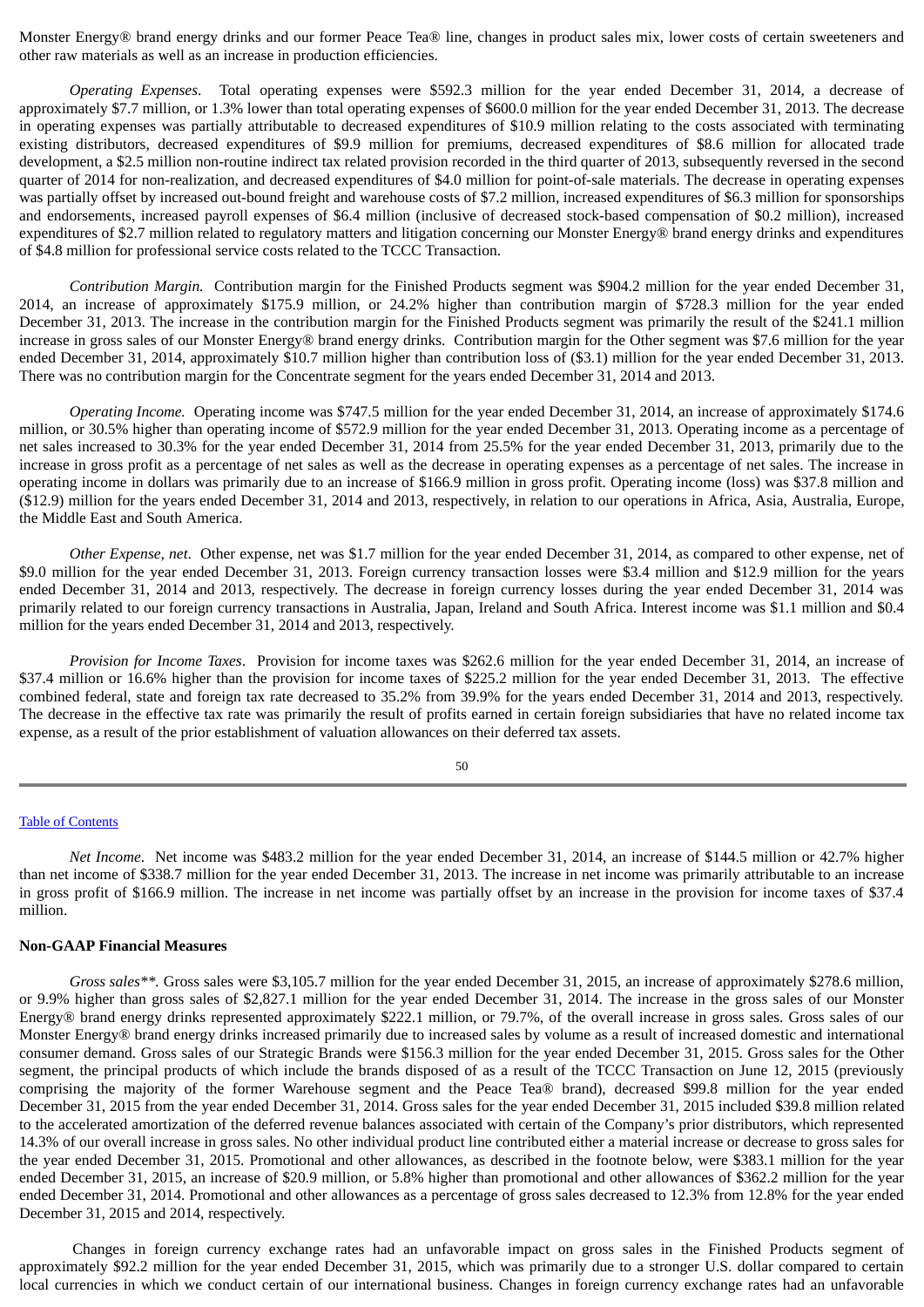Monster Energy® brand energy drinks and our former Peace Tea® line, changes in product sales mix, lower costs of certain sweeteners and other raw materials as well as an increase in production efficiencies.

*Operating Expenses*. Total operating expenses were $592.3 million for the year ended December 31, 2014, a decrease of approximately $7.7 million, or 1.3% lower than total operating expenses of $600.0 million for the year ended December 31, 2013. The decrease in operating expenses was partially attributable to decreased expenditures of $10.9 million relating to the costs associated with terminating existing distributors, decreased expenditures of $9.9 million for premiums, decreased expenditures of $8.6 million for allocated trade development, a $2.5 million non-routine indirect tax related provision recorded in the third quarter of 2013, subsequently reversed in the second quarter of 2014 for non-realization, and decreased expenditures of $4.0 million for point-of-sale materials. The decrease in operating expenses was partially offset by increased out-bound freight and warehouse costs of $7.2 million, increased expenditures of $6.3 million for sponsorships and endorsements, increased payroll expenses of $6.4 million (inclusive of decreased stock-based compensation of $0.2 million), increased expenditures of $2.7 million related to regulatory matters and litigation concerning our Monster Energy® brand energy drinks and expenditures of $4.8 million for professional service costs related to the TCCC Transaction.

*Contribution Margin.* Contribution margin for the Finished Products segment was $904.2 million for the year ended December 31, 2014, an increase of approximately $175.9 million, or 24.2% higher than contribution margin of $728.3 million for the year ended December 31, 2013. The increase in the contribution margin for the Finished Products segment was primarily the result of the $241.1 million increase in gross sales of our Monster Energy® brand energy drinks. Contribution margin for the Other segment was $7.6 million for the year ended December 31, 2014, approximately $10.7 million higher than contribution loss of ($3.1) million for the year ended December 31, 2013. There was no contribution margin for the Concentrate segment for the years ended December 31, 2014 and 2013.

*Operating Income.* Operating income was $747.5 million for the year ended December 31, 2014, an increase of approximately $174.6 million, or 30.5% higher than operating income of $572.9 million for the year ended December 31, 2013. Operating income as a percentage of net sales increased to 30.3% for the year ended December 31, 2014 from 25.5% for the year ended December 31, 2013, primarily due to the increase in gross profit as a percentage of net sales as well as the decrease in operating expenses as a percentage of net sales. The increase in operating income in dollars was primarily due to an increase of $166.9 million in gross profit. Operating income (loss) was $37.8 million and ($12.9) million for the years ended December 31, 2014 and 2013, respectively, in relation to our operations in Africa, Asia, Australia, Europe, the Middle East and South America.

*Other Expense, net*. Other expense, net was $1.7 million for the year ended December 31, 2014, as compared to other expense, net of $9.0 million for the year ended December 31, 2013. Foreign currency transaction losses were $3.4 million and $12.9 million for the years ended December 31, 2014 and 2013, respectively. The decrease in foreign currency losses during the year ended December 31, 2014 was primarily related to our foreign currency transactions in Australia, Japan, Ireland and South Africa. Interest income was $1.1 million and $0.4 million for the years ended December 31, 2014 and 2013, respectively.

*Provision for Income Taxes*. Provision for income taxes was $262.6 million for the year ended December 31, 2014, an increase of $37.4 million or 16.6% higher than the provision for income taxes of $225.2 million for the year ended December 31, 2013. The effective combined federal, state and foreign tax rate decreased to 35.2% from 39.9% for the years ended December 31, 2014 and 2013, respectively. The decrease in the effective tax rate was primarily the result of profits earned in certain foreign subsidiaries that have no related income tax expense, as a result of the prior establishment of valuation allowances on their deferred tax assets.

*Net Income*. Net income was $483.2 million for the year ended December 31, 2014, an increase of $144.5 million or 42.7% higher than net income of $338.7 million for the year ended December 31, 2013. The increase in net income was primarily attributable to an increase in gross profit of $166.9 million. The increase in net income was partially offset by an increase in the provision for income taxes of $37.4 million.

**Non-GAAP Financial Measures**

*Gross sales\*\*.* Gross sales were $3,105.7 million for the year ended December 31, 2015, an increase of approximately $278.6 million, or 9.9% higher than gross sales of $2,827.1 million for the year ended December 31, 2014. The increase in the gross sales of our Monster Energy® brand energy drinks represented approximately $222.1 million, or 79.7%, of the overall increase in gross sales. Gross sales of our Monster Energy® brand energy drinks increased primarily due to increased sales by volume as a result of increased domestic and international consumer demand. Gross sales of our Strategic Brands were $156.3 million for the year ended December 31, 2015. Gross sales for the Other segment, the principal products of which include the brands disposed of as a result of the TCCC Transaction on June 12, 2015 (previously comprising the majority of the former Warehouse segment and the Peace Tea® brand), decreased $99.8 million for the year ended December 31, 2015 from the year ended December 31, 2014. Gross sales for the year ended December 31, 2015 included $39.8 million related to the accelerated amortization of the deferred revenue balances associated with certain of the Company's prior distributors, which represented 14.3% of our overall increase in gross sales. No other individual product line contributed either a material increase or decrease to gross sales for the year ended December 31, 2015. Promotional and other allowances, as described in the footnote below, were $383.1 million for the year ended December 31, 2015, an increase of $20.9 million, or 5.8% higher than promotional and other allowances of $362.2 million for the year ended December 31, 2014. Promotional and other allowances as a percentage of gross sales decreased to 12.3% from 12.8% for the year ended December 31, 2015 and 2014, respectively.

Changes in foreign currency exchange rates had an unfavorable impact on gross sales in the Finished Products segment of approximately $92.2 million for the year ended December 31, 2015, which was primarily due to a stronger U.S. dollar compared to certain local currencies in which we conduct certain of our international business. Changes in foreign currency exchange rates had an unfavorable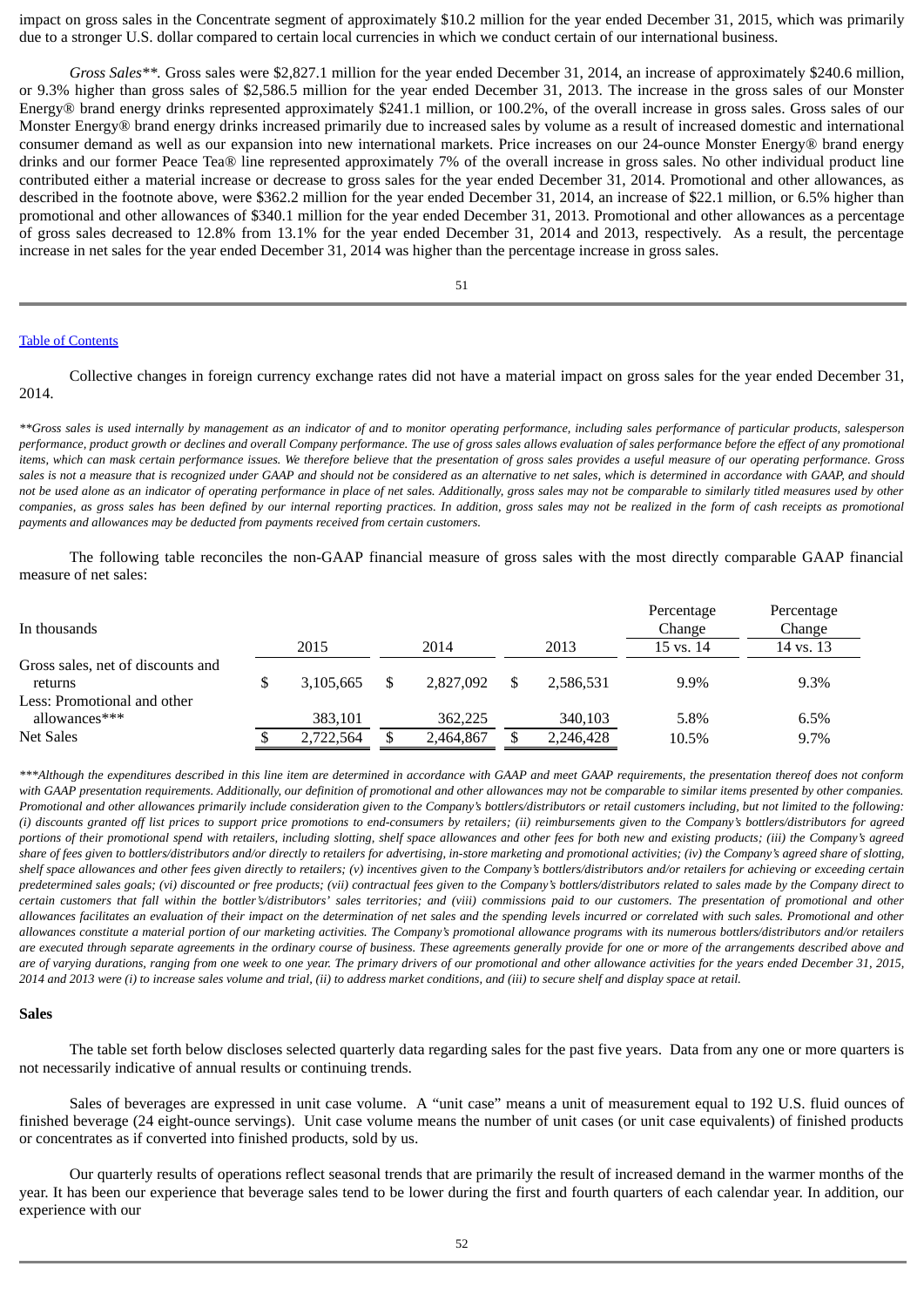impact on gross sales in the Concentrate segment of approximately $10.2 million for the year ended December 31, 2015, which was primarily due to a stronger U.S. dollar compared to certain local currencies in which we conduct certain of our international business.

*Gross Sales*\*\*. Gross sales were $2,827.1 million for the year ended December 31, 2014, an increase of approximately $240.6 million, or 9.3% higher than gross sales of $2,586.5 million for the year ended December 31, 2013. The increase in the gross sales of our Monster Energy® brand energy drinks represented approximately $241.1 million, or 100.2%, of the overall increase in gross sales. Gross sales of our Monster Energy® brand energy drinks increased primarily due to increased sales by volume as a result of increased domestic and international consumer demand as well as our expansion into new international markets. Price increases on our 24-ounce Monster Energy® brand energy drinks and our former Peace Tea® line represented approximately 7% of the overall increase in gross sales. No other individual product line contributed either a material increase or decrease to gross sales for the year ended December 31, 2014. Promotional and other allowances, as described in the footnote above, were $362.2 million for the year ended December 31, 2014, an increase of $22.1 million, or 6.5% higher than promotional and other allowances of $340.1 million for the year ended December 31, 2013. Promotional and other allowances as a percentage of gross sales decreased to 12.8% from 13.1% for the year ended December 31, 2014 and 2013, respectively. As a result, the percentage increase in net sales for the year ended December 31, 2014 was higher than the percentage increase in gross sales.

Collective changes in foreign currency exchange rates did not have a material impact on gross sales for the year ended December 31, 2014.

*\*\*Gross sales is used internally by management as an indicator of and to monitor operating performance, including sales performance of particular products, salesperson performance, product growth or declines and overall Company performance. The use of gross sales allows evaluation of sales performance before the effect of any promotional items, which can mask certain performance issues. We therefore believe that the presentation of gross sales provides a useful measure of our operating performance. Gross sales is not a measure that is recognized under GAAP and should not be considered as an alternative to net sales, which is determined in accordance with GAAP, and should not be used alone as an indicator of operating performance in place of net sales. Additionally, gross sales may not be comparable to similarly titled measures used by other companies, as gross sales has been defined by our internal reporting practices. In addition, gross sales may not be realized in the form of cash receipts as promotional payments and allowances may be deducted from payments received from certain customers.*

The following table reconciles the non-GAAP financial measure of gross sales with the most directly comparable GAAP financial measure of net sales:

| In thousands | 2015 | 2014 | 2013 | Percentage Change 15 vs. 14 | Percentage Change 14 vs. 13 |
|---|---|---|---|---|---|
| Gross sales, net of discounts and returns | $ 3,105,665 | $ 2,827,092 | $ 2,586,531 | 9.9% | 9.3% |
| Less: Promotional and other allowances\*\*\* | 383,101 | 362,225 | 340,103 | 5.8% | 6.5% |
| Net Sales | $ 2,722,564 | $ 2,464,867 | $ 2,246,428 | 10.5% | 9.7% |

*\*\*\*Although the expenditures described in this line item are determined in accordance with GAAP and meet GAAP requirements, the presentation thereof does not conform with GAAP presentation requirements. Additionally, our definition of promotional and other allowances may not be comparable to similar items presented by other companies. Promotional and other allowances primarily include consideration given to the Company's bottlers/distributors or retail customers including, but not limited to the following: (i) discounts granted off list prices to support price promotions to end-consumers by retailers; (ii) reimbursements given to the Company's bottlers/distributors for agreed portions of their promotional spend with retailers, including slotting, shelf space allowances and other fees for both new and existing products; (iii) the Company's agreed share of fees given to bottlers/distributors and/or directly to retailers for advertising, in-store marketing and promotional activities; (iv) the Company's agreed share of slotting, shelf space allowances and other fees given directly to retailers; (v) incentives given to the Company's bottlers/distributors and/or retailers for achieving or exceeding certain predetermined sales goals; (vi) discounted or free products; (vii) contractual fees given to the Company's bottlers/distributors related to sales made by the Company direct to certain customers that fall within the bottler's/distributors' sales territories; and (viii) commissions paid to our customers. The presentation of promotional and other allowances facilitates an evaluation of their impact on the determination of net sales and the spending levels incurred or correlated with such sales. Promotional and other allowances constitute a material portion of our marketing activities. The Company's promotional allowance programs with its numerous bottlers/distributors and/or retailers are executed through separate agreements in the ordinary course of business. These agreements generally provide for one or more of the arrangements described above and are of varying durations, ranging from one week to one year. The primary drivers of our promotional and other allowance activities for the years ended December 31, 2015, 2014 and 2013 were (i) to increase sales volume and trial, (ii) to address market conditions, and (iii) to secure shelf and display space at retail.*

**Sales**

The table set forth below discloses selected quarterly data regarding sales for the past five years. Data from any one or more quarters is not necessarily indicative of annual results or continuing trends.

Sales of beverages are expressed in unit case volume. A "unit case" means a unit of measurement equal to 192 U.S. fluid ounces of finished beverage (24 eight-ounce servings). Unit case volume means the number of unit cases (or unit case equivalents) of finished products or concentrates as if converted into finished products, sold by us.

Our quarterly results of operations reflect seasonal trends that are primarily the result of increased demand in the warmer months of the year. It has been our experience that beverage sales tend to be lower during the first and fourth quarters of each calendar year. In addition, our experience with our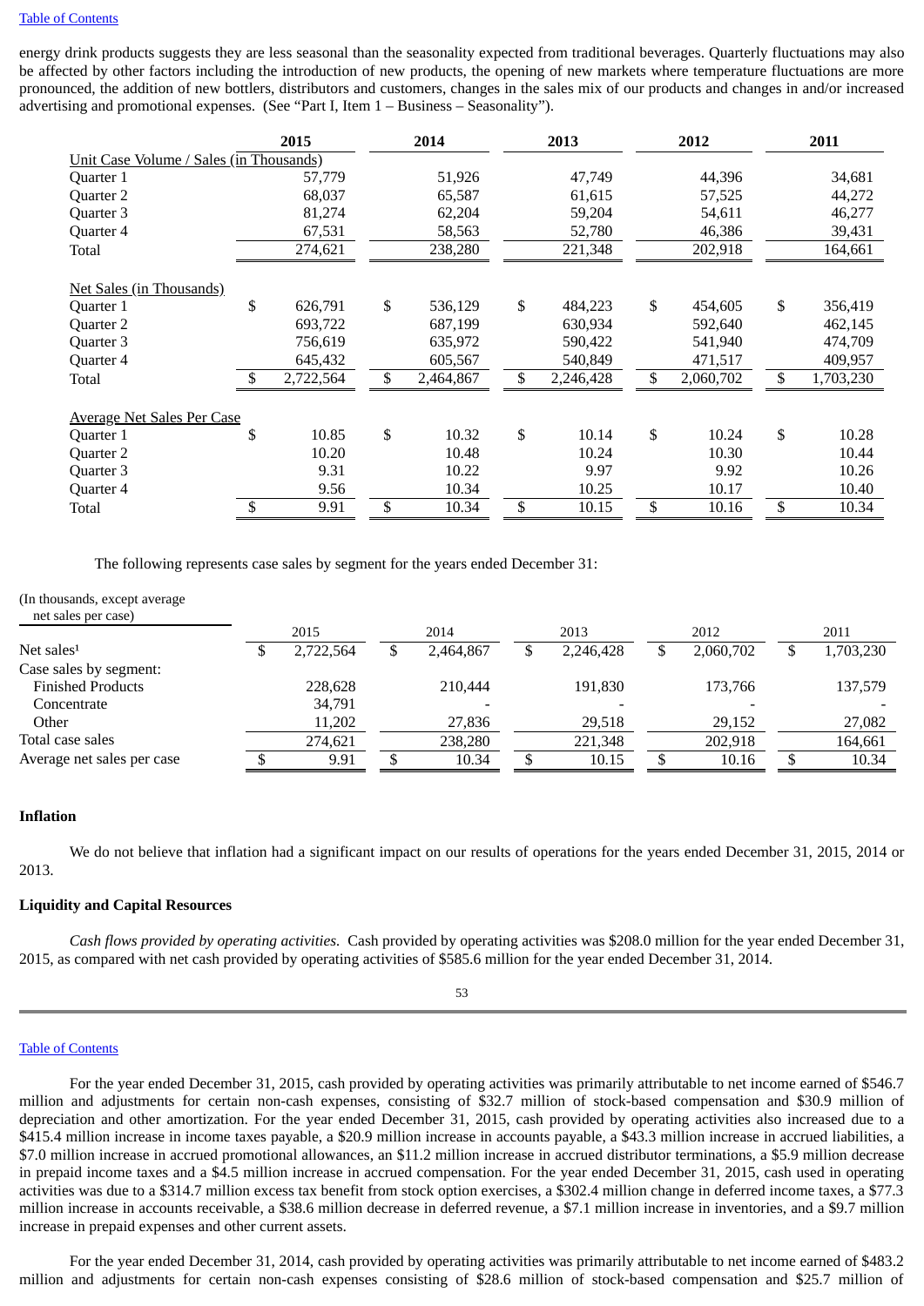energy drink products suggests they are less seasonal than the seasonality expected from traditional beverages. Quarterly fluctuations may also be affected by other factors including the introduction of new products, the opening of new markets where temperature fluctuations are more pronounced, the addition of new bottlers, distributors and customers, changes in the sales mix of our products and changes in and/or increased advertising and promotional expenses. (See "Part I, Item 1 – Business – Seasonality").

| | 2015 | 2014 | 2013 | 2012 | 2011 |
|---|---|---|---|---|---|
| Unit Case Volume / Sales (in Thousands) | | | | | |
| Quarter 1 | 57,779 | 51,926 | 47,749 | 44,396 | 34,681 |
| Quarter 2 | 68,037 | 65,587 | 61,615 | 57,525 | 44,272 |
| Quarter 3 | 81,274 | 62,204 | 59,204 | 54,611 | 46,277 |
| Quarter 4 | 67,531 | 58,563 | 52,780 | 46,386 | 39,431 |
| Total | 274,621 | 238,280 | 221,348 | 202,918 | 164,661 |
| | | | | | |
| Net Sales (in Thousands) | | | | | |
| Quarter 1 | $ 626,791 | $ 536,129 | $ 484,223 | $ 454,605 | $ 356,419 |
| Quarter 2 | 693,722 | 687,199 | 630,934 | 592,640 | 462,145 |
| Quarter 3 | 756,619 | 635,972 | 590,422 | 541,940 | 474,709 |
| Quarter 4 | 645,432 | 605,567 | 540,849 | 471,517 | 409,957 |
| Total | $ 2,722,564 | $ 2,464,867 | $ 2,246,428 | $ 2,060,702 | $ 1,703,230 |
| | | | | | |
| Average Net Sales Per Case | | | | | |
| Quarter 1 | $ 10.85 | $ 10.32 | $ 10.14 | $ 10.24 | $ 10.28 |
| Quarter 2 | 10.20 | 10.48 | 10.24 | 10.30 | 10.44 |
| Quarter 3 | 9.31 | 10.22 | 9.97 | 9.92 | 10.26 |
| Quarter 4 | 9.56 | 10.34 | 10.25 | 10.17 | 10.40 |
| Total | $ 9.91 | $ 10.34 | $ 10.15 | $ 10.16 | $ 10.34 |

The following represents case sales by segment for the years ended December 31:

| (In thousands, except average net sales per case) | 2015 | 2014 | 2013 | 2012 | 2011 |
|---|---|---|---|---|---|
| Net sales[1] | $ 2,722,564 | $ 2,464,867 | $ 2,246,428 | $ 2,060,702 | $ 1,703,230 |
| Case sales by segment: | | | | | |
| Finished Products | 228,628 | 210,444 | 191,830 | 173,766 | 137,579 |
| Concentrate | 34,791 | - | - | - | - |
| Other | 11,202 | 27,836 | 29,518 | 29,152 | 27,082 |
| Total case sales | 274,621 | 238,280 | 221,348 | 202,918 | 164,661 |
| Average net sales per case | $ 9.91 | $ 10.34 | $ 10.15 | $ 10.16 | $ 10.34 |

**Inflation**

We do not believe that inflation had a significant impact on our results of operations for the years ended December 31, 2015, 2014 or 2013.

**Liquidity and Capital Resources**

*Cash flows provided by operating activities.* Cash provided by operating activities was $208.0 million for the year ended December 31, 2015, as compared with net cash provided by operating activities of $585.6 million for the year ended December 31, 2014.

For the year ended December 31, 2015, cash provided by operating activities was primarily attributable to net income earned of $546.7 million and adjustments for certain non-cash expenses, consisting of $32.7 million of stock-based compensation and $30.9 million of depreciation and other amortization. For the year ended December 31, 2015, cash provided by operating activities also increased due to a $415.4 million increase in income taxes payable, a $20.9 million increase in accounts payable, a $43.3 million increase in accrued liabilities, a $7.0 million increase in accrued promotional allowances, an $11.2 million increase in accrued distributor terminations, a $5.9 million decrease in prepaid income taxes and a $4.5 million increase in accrued compensation. For the year ended December 31, 2015, cash used in operating activities was due to a $314.7 million excess tax benefit from stock option exercises, a $302.4 million change in deferred income taxes, a $77.3 million increase in accounts receivable, a $38.6 million decrease in deferred revenue, a $7.1 million increase in inventories, and a $9.7 million increase in prepaid expenses and other current assets.

For the year ended December 31, 2014, cash provided by operating activities was primarily attributable to net income earned of $483.2 million and adjustments for certain non-cash expenses consisting of $28.6 million of stock-based compensation and $25.7 million of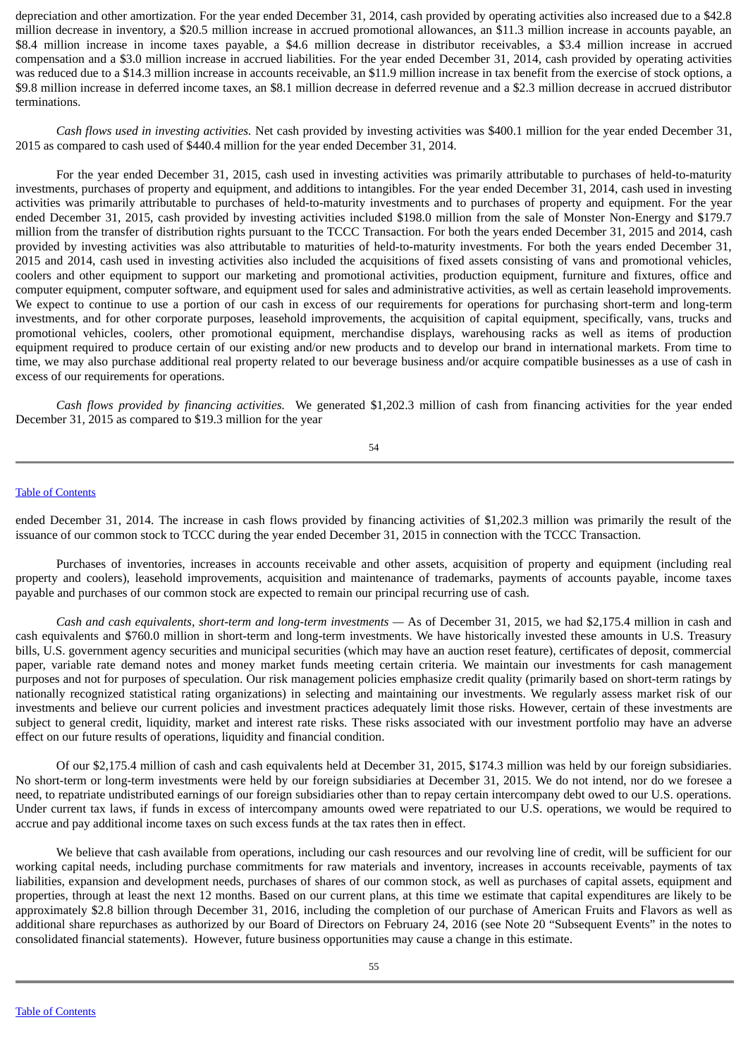depreciation and other amortization. For the year ended December 31, 2014, cash provided by operating activities also increased due to a $42.8 million decrease in inventory, a $20.5 million increase in accrued promotional allowances, an $11.3 million increase in accounts payable, an $8.4 million increase in income taxes payable, a $4.6 million decrease in distributor receivables, a $3.4 million increase in accrued compensation and a $3.0 million increase in accrued liabilities. For the year ended December 31, 2014, cash provided by operating activities was reduced due to a $14.3 million increase in accounts receivable, an $11.9 million increase in tax benefit from the exercise of stock options, a $9.8 million increase in deferred income taxes, an $8.1 million decrease in deferred revenue and a $2.3 million decrease in accrued distributor terminations.

*Cash flows used in investing activities.* Net cash provided by investing activities was $400.1 million for the year ended December 31, 2015 as compared to cash used of $440.4 million for the year ended December 31, 2014.

For the year ended December 31, 2015, cash used in investing activities was primarily attributable to purchases of held-to-maturity investments, purchases of property and equipment, and additions to intangibles. For the year ended December 31, 2014, cash used in investing activities was primarily attributable to purchases of held-to-maturity investments and to purchases of property and equipment. For the year ended December 31, 2015, cash provided by investing activities included $198.0 million from the sale of Monster Non-Energy and $179.7 million from the transfer of distribution rights pursuant to the TCCC Transaction. For both the years ended December 31, 2015 and 2014, cash provided by investing activities was also attributable to maturities of held-to-maturity investments. For both the years ended December 31, 2015 and 2014, cash used in investing activities also included the acquisitions of fixed assets consisting of vans and promotional vehicles, coolers and other equipment to support our marketing and promotional activities, production equipment, furniture and fixtures, office and computer equipment, computer software, and equipment used for sales and administrative activities, as well as certain leasehold improvements. We expect to continue to use a portion of our cash in excess of our requirements for operations for purchasing short-term and long-term investments, and for other corporate purposes, leasehold improvements, the acquisition of capital equipment, specifically, vans, trucks and promotional vehicles, coolers, other promotional equipment, merchandise displays, warehousing racks as well as items of production equipment required to produce certain of our existing and/or new products and to develop our brand in international markets. From time to time, we may also purchase additional real property related to our beverage business and/or acquire compatible businesses as a use of cash in excess of our requirements for operations.

*Cash flows provided by financing activities.* We generated $1,202.3 million of cash from financing activities for the year ended December 31, 2015 as compared to $19.3 million for the year ended December 31, 2014. The increase in cash flows provided by financing activities of $1,202.3 million was primarily the result of the issuance of our common stock to TCCC during the year ended December 31, 2015 in connection with the TCCC Transaction.

Purchases of inventories, increases in accounts receivable and other assets, acquisition of property and equipment (including real property and coolers), leasehold improvements, acquisition and maintenance of trademarks, payments of accounts payable, income taxes payable and purchases of our common stock are expected to remain our principal recurring use of cash.

*Cash and cash equivalents, short-term and long-term investments* — As of December 31, 2015, we had $2,175.4 million in cash and cash equivalents and $760.0 million in short-term and long-term investments. We have historically invested these amounts in U.S. Treasury bills, U.S. government agency securities and municipal securities (which may have an auction reset feature), certificates of deposit, commercial paper, variable rate demand notes and money market funds meeting certain criteria. We maintain our investments for cash management purposes and not for purposes of speculation. Our risk management policies emphasize credit quality (primarily based on short-term ratings by nationally recognized statistical rating organizations) in selecting and maintaining our investments. We regularly assess market risk of our investments and believe our current policies and investment practices adequately limit those risks. However, certain of these investments are subject to general credit, liquidity, market and interest rate risks. These risks associated with our investment portfolio may have an adverse effect on our future results of operations, liquidity and financial condition.

Of our $2,175.4 million of cash and cash equivalents held at December 31, 2015, $174.3 million was held by our foreign subsidiaries. No short-term or long-term investments were held by our foreign subsidiaries at December 31, 2015. We do not intend, nor do we foresee a need, to repatriate undistributed earnings of our foreign subsidiaries other than to repay certain intercompany debt owed to our U.S. operations. Under current tax laws, if funds in excess of intercompany amounts owed were repatriated to our U.S. operations, we would be required to accrue and pay additional income taxes on such excess funds at the tax rates then in effect.

We believe that cash available from operations, including our cash resources and our revolving line of credit, will be sufficient for our working capital needs, including purchase commitments for raw materials and inventory, increases in accounts receivable, payments of tax liabilities, expansion and development needs, purchases of shares of our common stock, as well as purchases of capital assets, equipment and properties, through at least the next 12 months. Based on our current plans, at this time we estimate that capital expenditures are likely to be approximately $2.8 billion through December 31, 2016, including the completion of our purchase of American Fruits and Flavors as well as additional share repurchases as authorized by our Board of Directors on February 24, 2016 (see Note 20 "Subsequent Events" in the notes to consolidated financial statements). However, future business opportunities may cause a change in this estimate.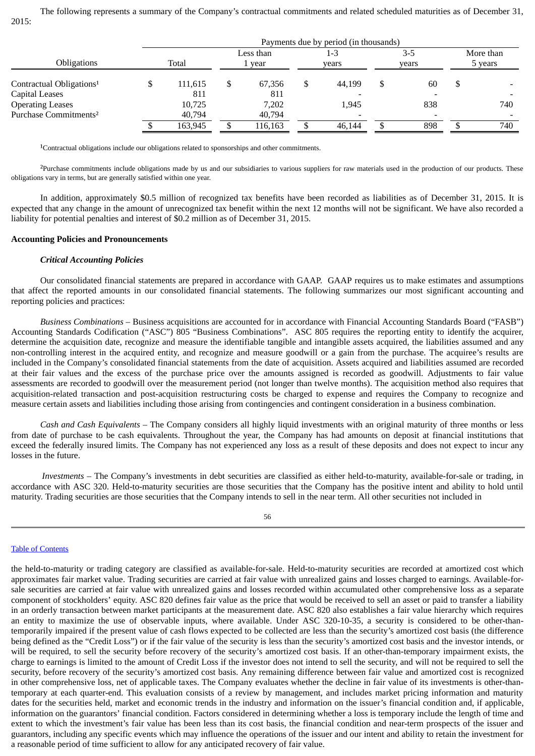The following represents a summary of the Company's contractual commitments and related scheduled maturities as of December 31, 2015:

| | Payments due by period (in thousands) | | | | |
|---|---|---|---|---|---|
| Obligations | Total | Less than 1 year | 1-3 years | 3-5 years | More than 5 years |
| Contractual Obligations[1] | $ 111,615 | $ 67,356 | $ 44,199 | $ 60 | $ - |
| Capital Leases | 811 | 811 | - | - | - |
| Operating Leases | 10,725 | 7,202 | 1,945 | 838 | 740 |
| Purchase Commitments[2] | 40,794 | 40,794 | - | - | - |
| | $ 163,945 | $ 116,163 | $ 46,144 | $ 898 | $ 740 |

[1]Contractual obligations include our obligations related to sponsorships and other commitments.

[2]Purchase commitments include obligations made by us and our subsidiaries to various suppliers for raw materials used in the production of our products. These obligations vary in terms, but are generally satisfied within one year.

In addition, approximately $0.5 million of recognized tax benefits have been recorded as liabilities as of December 31, 2015. It is expected that any change in the amount of unrecognized tax benefit within the next 12 months will not be significant. We have also recorded a liability for potential penalties and interest of $0.2 million as of December 31, 2015.

**Accounting Policies and Pronouncements**

***Critical Accounting Policies***

Our consolidated financial statements are prepared in accordance with GAAP. GAAP requires us to make estimates and assumptions that affect the reported amounts in our consolidated financial statements. The following summarizes our most significant accounting and reporting policies and practices:

*Business Combinations* – Business acquisitions are accounted for in accordance with Financial Accounting Standards Board ("FASB") Accounting Standards Codification ("ASC") 805 "Business Combinations". ASC 805 requires the reporting entity to identify the acquirer, determine the acquisition date, recognize and measure the identifiable tangible and intangible assets acquired, the liabilities assumed and any non-controlling interest in the acquired entity, and recognize and measure goodwill or a gain from the purchase. The acquiree's results are included in the Company's consolidated financial statements from the date of acquisition. Assets acquired and liabilities assumed are recorded at their fair values and the excess of the purchase price over the amounts assigned is recorded as goodwill. Adjustments to fair value assessments are recorded to goodwill over the measurement period (not longer than twelve months). The acquisition method also requires that acquisition-related transaction and post-acquisition restructuring costs be charged to expense and requires the Company to recognize and measure certain assets and liabilities including those arising from contingencies and contingent consideration in a business combination.

*Cash and Cash Equivalents* – The Company considers all highly liquid investments with an original maturity of three months or less from date of purchase to be cash equivalents. Throughout the year, the Company has had amounts on deposit at financial institutions that exceed the federally insured limits. The Company has not experienced any loss as a result of these deposits and does not expect to incur any losses in the future.

*Investments* – The Company's investments in debt securities are classified as either held-to-maturity, available-for-sale or trading, in accordance with ASC 320. Held-to-maturity securities are those securities that the Company has the positive intent and ability to hold until maturity. Trading securities are those securities that the Company intends to sell in the near term. All other securities not included in the held-to-maturity or trading category are classified as available-for-sale. Held-to-maturity securities are recorded at amortized cost which approximates fair market value. Trading securities are carried at fair value with unrealized gains and losses charged to earnings. Available-for-sale securities are carried at fair value with unrealized gains and losses recorded within accumulated other comprehensive loss as a separate component of stockholders' equity. ASC 820 defines fair value as the price that would be received to sell an asset or paid to transfer a liability in an orderly transaction between market participants at the measurement date. ASC 820 also establishes a fair value hierarchy which requires an entity to maximize the use of observable inputs, where available. Under ASC 320-10-35, a security is considered to be other-than-temporarily impaired if the present value of cash flows expected to be collected are less than the security's amortized cost basis (the difference being defined as the "Credit Loss") or if the fair value of the security is less than the security's amortized cost basis and the investor intends, or will be required, to sell the security before recovery of the security's amortized cost basis. If an other-than-temporary impairment exists, the charge to earnings is limited to the amount of Credit Loss if the investor does not intend to sell the security, and will not be required to sell the security, before recovery of the security's amortized cost basis. Any remaining difference between fair value and amortized cost is recognized in other comprehensive loss, net of applicable taxes. The Company evaluates whether the decline in fair value of its investments is other-than-temporary at each quarter-end. This evaluation consists of a review by management, and includes market pricing information and maturity dates for the securities held, market and economic trends in the industry and information on the issuer's financial condition and, if applicable, information on the guarantors' financial condition. Factors considered in determining whether a loss is temporary include the length of time and extent to which the investment's fair value has been less than its cost basis, the financial condition and near-term prospects of the issuer and guarantors, including any specific events which may influence the operations of the issuer and our intent and ability to retain the investment for a reasonable period of time sufficient to allow for any anticipated recovery of fair value.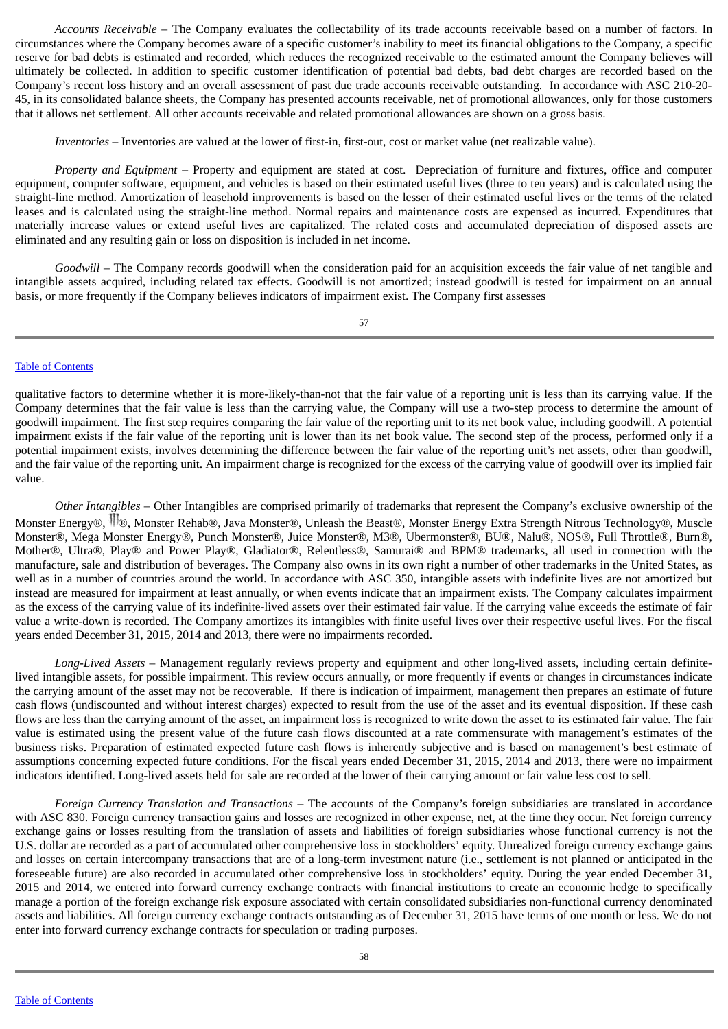*Accounts Receivable* – The Company evaluates the collectability of its trade accounts receivable based on a number of factors. In circumstances where the Company becomes aware of a specific customer's inability to meet its financial obligations to the Company, a specific reserve for bad debts is estimated and recorded, which reduces the recognized receivable to the estimated amount the Company believes will ultimately be collected. In addition to specific customer identification of potential bad debts, bad debt charges are recorded based on the Company's recent loss history and an overall assessment of past due trade accounts receivable outstanding. In accordance with ASC 210-20-45, in its consolidated balance sheets, the Company has presented accounts receivable, net of promotional allowances, only for those customers that it allows net settlement. All other accounts receivable and related promotional allowances are shown on a gross basis.

*Inventories* – Inventories are valued at the lower of first-in, first-out, cost or market value (net realizable value).

*Property and Equipment* – Property and equipment are stated at cost. Depreciation of furniture and fixtures, office and computer equipment, computer software, equipment, and vehicles is based on their estimated useful lives (three to ten years) and is calculated using the straight-line method. Amortization of leasehold improvements is based on the lesser of their estimated useful lives or the terms of the related leases and is calculated using the straight-line method. Normal repairs and maintenance costs are expensed as incurred. Expenditures that materially increase values or extend useful lives are capitalized. The related costs and accumulated depreciation of disposed assets are eliminated and any resulting gain or loss on disposition is included in net income.

*Goodwill* – The Company records goodwill when the consideration paid for an acquisition exceeds the fair value of net tangible and intangible assets acquired, including related tax effects. Goodwill is not amortized; instead goodwill is tested for impairment on an annual basis, or more frequently if the Company believes indicators of impairment exist. The Company first assesses qualitative factors to determine whether it is more-likely-than-not that the fair value of a reporting unit is less than its carrying value. If the Company determines that the fair value is less than the carrying value, the Company will use a two-step process to determine the amount of goodwill impairment. The first step requires comparing the fair value of the reporting unit to its net book value, including goodwill. A potential impairment exists if the fair value of the reporting unit is lower than its net book value. The second step of the process, performed only if a potential impairment exists, involves determining the difference between the fair value of the reporting unit's net assets, other than goodwill, and the fair value of the reporting unit. An impairment charge is recognized for the excess of the carrying value of goodwill over its implied fair value.

*Other Intangibles* – Other Intangibles are comprised primarily of trademarks that represent the Company's exclusive ownership of the Monster Energy®, ®, Monster Rehab®, Java Monster®, Unleash the Beast®, Monster Energy Extra Strength Nitrous Technology®, Muscle Monster®, Mega Monster Energy®, Punch Monster®, Juice Monster®, M3®, Ubermonster®, BU®, Nalu®, NOS®, Full Throttle®, Burn®, Mother®, Ultra®, Play® and Power Play®, Gladiator®, Relentless®, Samurai® and BPM® trademarks, all used in connection with the manufacture, sale and distribution of beverages. The Company also owns in its own right a number of other trademarks in the United States, as well as in a number of countries around the world. In accordance with ASC 350, intangible assets with indefinite lives are not amortized but instead are measured for impairment at least annually, or when events indicate that an impairment exists. The Company calculates impairment as the excess of the carrying value of its indefinite-lived assets over their estimated fair value. If the carrying value exceeds the estimate of fair value a write-down is recorded. The Company amortizes its intangibles with finite useful lives over their respective useful lives. For the fiscal years ended December 31, 2015, 2014 and 2013, there were no impairments recorded.

*Long-Lived Assets* – Management regularly reviews property and equipment and other long-lived assets, including certain definite-lived intangible assets, for possible impairment. This review occurs annually, or more frequently if events or changes in circumstances indicate the carrying amount of the asset may not be recoverable. If there is indication of impairment, management then prepares an estimate of future cash flows (undiscounted and without interest charges) expected to result from the use of the asset and its eventual disposition. If these cash flows are less than the carrying amount of the asset, an impairment loss is recognized to write down the asset to its estimated fair value. The fair value is estimated using the present value of the future cash flows discounted at a rate commensurate with management's estimates of the business risks. Preparation of estimated expected future cash flows is inherently subjective and is based on management's best estimate of assumptions concerning expected future conditions. For the fiscal years ended December 31, 2015, 2014 and 2013, there were no impairment indicators identified. Long-lived assets held for sale are recorded at the lower of their carrying amount or fair value less cost to sell.

*Foreign Currency Translation and Transactions* – The accounts of the Company's foreign subsidiaries are translated in accordance with ASC 830. Foreign currency transaction gains and losses are recognized in other expense, net, at the time they occur. Net foreign currency exchange gains or losses resulting from the translation of assets and liabilities of foreign subsidiaries whose functional currency is not the U.S. dollar are recorded as a part of accumulated other comprehensive loss in stockholders' equity. Unrealized foreign currency exchange gains and losses on certain intercompany transactions that are of a long-term investment nature (i.e., settlement is not planned or anticipated in the foreseeable future) are also recorded in accumulated other comprehensive loss in stockholders' equity. During the year ended December 31, 2015 and 2014, we entered into forward currency exchange contracts with financial institutions to create an economic hedge to specifically manage a portion of the foreign exchange risk exposure associated with certain consolidated subsidiaries non-functional currency denominated assets and liabilities. All foreign currency exchange contracts outstanding as of December 31, 2015 have terms of one month or less. We do not enter into forward currency exchange contracts for speculation or trading purposes.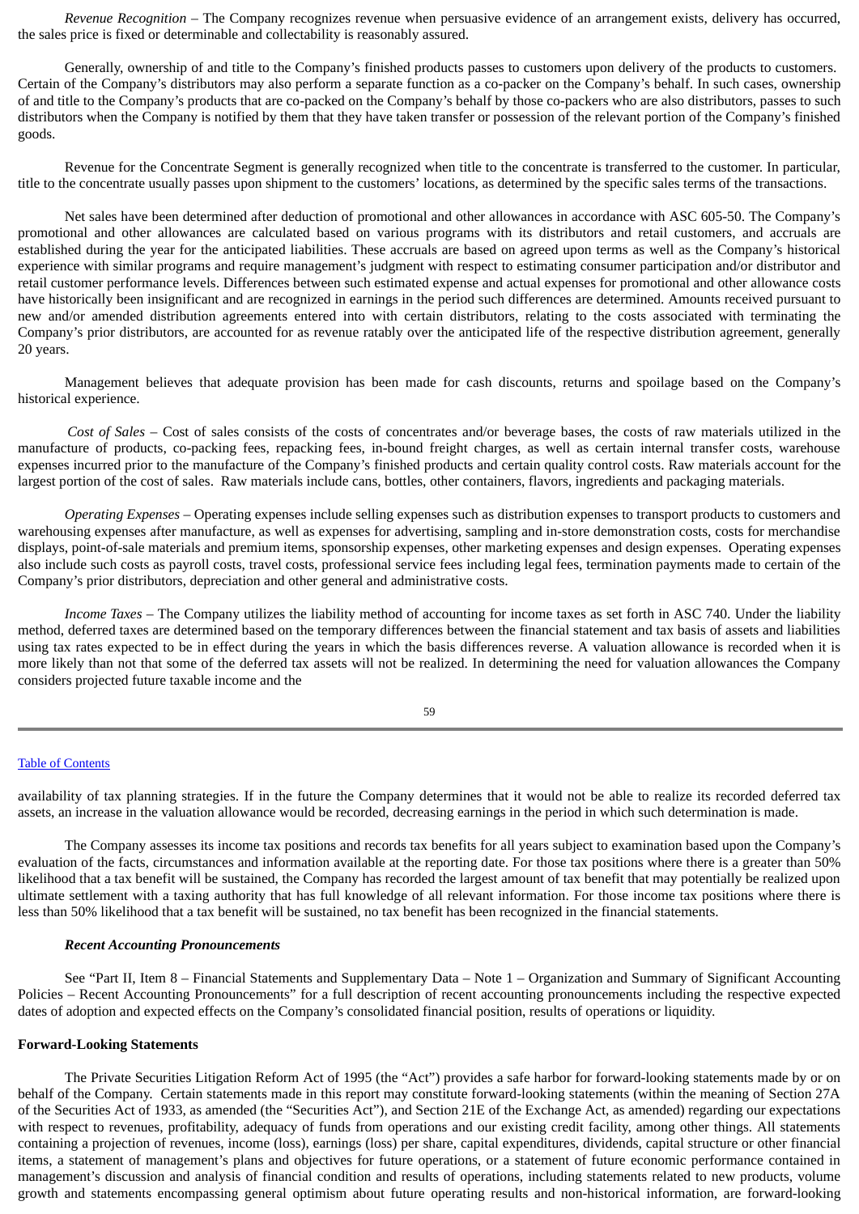*Revenue Recognition* – The Company recognizes revenue when persuasive evidence of an arrangement exists, delivery has occurred, the sales price is fixed or determinable and collectability is reasonably assured.

Generally, ownership of and title to the Company's finished products passes to customers upon delivery of the products to customers. Certain of the Company's distributors may also perform a separate function as a co-packer on the Company's behalf. In such cases, ownership of and title to the Company's products that are co-packed on the Company's behalf by those co-packers who are also distributors, passes to such distributors when the Company is notified by them that they have taken transfer or possession of the relevant portion of the Company's finished goods.

Revenue for the Concentrate Segment is generally recognized when title to the concentrate is transferred to the customer. In particular, title to the concentrate usually passes upon shipment to the customers' locations, as determined by the specific sales terms of the transactions.

Net sales have been determined after deduction of promotional and other allowances in accordance with ASC 605-50. The Company's promotional and other allowances are calculated based on various programs with its distributors and retail customers, and accruals are established during the year for the anticipated liabilities. These accruals are based on agreed upon terms as well as the Company's historical experience with similar programs and require management's judgment with respect to estimating consumer participation and/or distributor and retail customer performance levels. Differences between such estimated expense and actual expenses for promotional and other allowance costs have historically been insignificant and are recognized in earnings in the period such differences are determined. Amounts received pursuant to new and/or amended distribution agreements entered into with certain distributors, relating to the costs associated with terminating the Company's prior distributors, are accounted for as revenue ratably over the anticipated life of the respective distribution agreement, generally 20 years.

Management believes that adequate provision has been made for cash discounts, returns and spoilage based on the Company's historical experience.

*Cost of Sales* – Cost of sales consists of the costs of concentrates and/or beverage bases, the costs of raw materials utilized in the manufacture of products, co-packing fees, repacking fees, in-bound freight charges, as well as certain internal transfer costs, warehouse expenses incurred prior to the manufacture of the Company's finished products and certain quality control costs. Raw materials account for the largest portion of the cost of sales. Raw materials include cans, bottles, other containers, flavors, ingredients and packaging materials.

*Operating Expenses* – Operating expenses include selling expenses such as distribution expenses to transport products to customers and warehousing expenses after manufacture, as well as expenses for advertising, sampling and in-store demonstration costs, costs for merchandise displays, point-of-sale materials and premium items, sponsorship expenses, other marketing expenses and design expenses. Operating expenses also include such costs as payroll costs, travel costs, professional service fees including legal fees, termination payments made to certain of the Company's prior distributors, depreciation and other general and administrative costs.

*Income Taxes* – The Company utilizes the liability method of accounting for income taxes as set forth in ASC 740. Under the liability method, deferred taxes are determined based on the temporary differences between the financial statement and tax basis of assets and liabilities using tax rates expected to be in effect during the years in which the basis differences reverse. A valuation allowance is recorded when it is more likely than not that some of the deferred tax assets will not be realized. In determining the need for valuation allowances the Company considers projected future taxable income and the availability of tax planning strategies. If in the future the Company determines that it would not be able to realize its recorded deferred tax assets, an increase in the valuation allowance would be recorded, decreasing earnings in the period in which such determination is made.

The Company assesses its income tax positions and records tax benefits for all years subject to examination based upon the Company's evaluation of the facts, circumstances and information available at the reporting date. For those tax positions where there is a greater than 50% likelihood that a tax benefit will be sustained, the Company has recorded the largest amount of tax benefit that may potentially be realized upon ultimate settlement with a taxing authority that has full knowledge of all relevant information. For those income tax positions where there is less than 50% likelihood that a tax benefit will be sustained, no tax benefit has been recognized in the financial statements.

***Recent Accounting Pronouncements***

See "Part II, Item 8 – Financial Statements and Supplementary Data – Note 1 – Organization and Summary of Significant Accounting Policies – Recent Accounting Pronouncements" for a full description of recent accounting pronouncements including the respective expected dates of adoption and expected effects on the Company's consolidated financial position, results of operations or liquidity.

**Forward-Looking Statements**

The Private Securities Litigation Reform Act of 1995 (the "Act") provides a safe harbor for forward-looking statements made by or on behalf of the Company. Certain statements made in this report may constitute forward-looking statements (within the meaning of Section 27A of the Securities Act of 1933, as amended (the "Securities Act"), and Section 21E of the Exchange Act, as amended) regarding our expectations with respect to revenues, profitability, adequacy of funds from operations and our existing credit facility, among other things. All statements containing a projection of revenues, income (loss), earnings (loss) per share, capital expenditures, dividends, capital structure or other financial items, a statement of management's plans and objectives for future operations, or a statement of future economic performance contained in management's discussion and analysis of financial condition and results of operations, including statements related to new products, volume growth and statements encompassing general optimism about future operating results and non-historical information, are forward-looking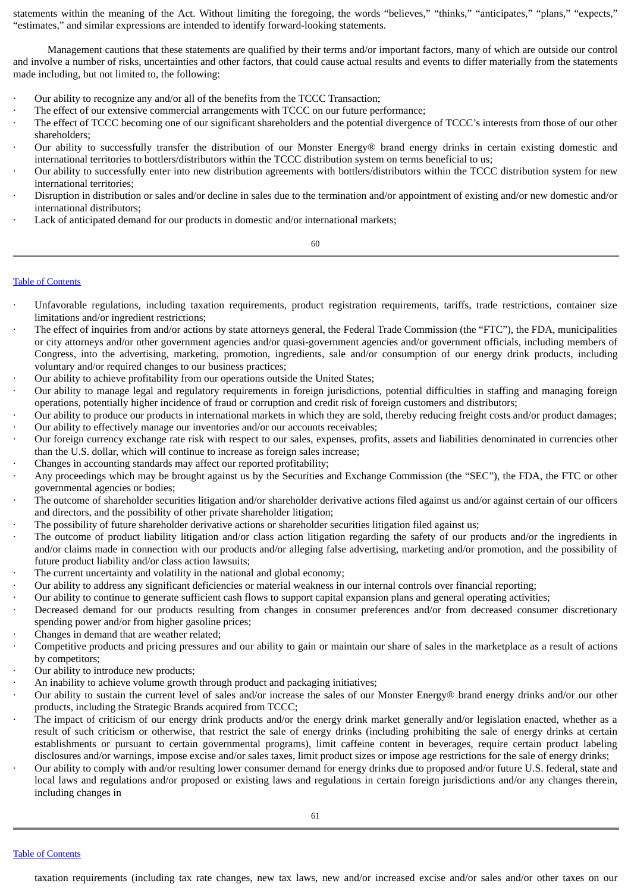statements within the meaning of the Act. Without limiting the foregoing, the words "believes," "thinks," "anticipates," "plans," "expects," "estimates," and similar expressions are intended to identify forward-looking statements.

Management cautions that these statements are qualified by their terms and/or important factors, many of which are outside our control and involve a number of risks, uncertainties and other factors, that could cause actual results and events to differ materially from the statements made including, but not limited to, the following:

- Our ability to recognize any and/or all of the benefits from the TCCC Transaction;
- The effect of our extensive commercial arrangements with TCCC on our future performance;
- The effect of TCCC becoming one of our significant shareholders and the potential divergence of TCCC's interests from those of our other shareholders;
- Our ability to successfully transfer the distribution of our Monster Energy® brand energy drinks in certain existing domestic and international territories to bottlers/distributors within the TCCC distribution system on terms beneficial to us;
- Our ability to successfully enter into new distribution agreements with bottlers/distributors within the TCCC distribution system for new international territories;
- Disruption in distribution or sales and/or decline in sales due to the termination and/or appointment of existing and/or new domestic and/or international distributors;
- Lack of anticipated demand for our products in domestic and/or international markets;
- Unfavorable regulations, including taxation requirements, product registration requirements, tariffs, trade restrictions, container size limitations and/or ingredient restrictions;
- The effect of inquiries from and/or actions by state attorneys general, the Federal Trade Commission (the "FTC"), the FDA, municipalities or city attorneys and/or other government agencies and/or quasi-government agencies and/or government officials, including members of Congress, into the advertising, marketing, promotion, ingredients, sale and/or consumption of our energy drink products, including voluntary and/or required changes to our business practices;
- Our ability to achieve profitability from our operations outside the United States;
- Our ability to manage legal and regulatory requirements in foreign jurisdictions, potential difficulties in staffing and managing foreign operations, potentially higher incidence of fraud or corruption and credit risk of foreign customers and distributors;
- Our ability to produce our products in international markets in which they are sold, thereby reducing freight costs and/or product damages;
- Our ability to effectively manage our inventories and/or our accounts receivables;
- Our foreign currency exchange rate risk with respect to our sales, expenses, profits, assets and liabilities denominated in currencies other than the U.S. dollar, which will continue to increase as foreign sales increase;
- Changes in accounting standards may affect our reported profitability;
- Any proceedings which may be brought against us by the Securities and Exchange Commission (the "SEC"), the FDA, the FTC or other governmental agencies or bodies;
- The outcome of shareholder securities litigation and/or shareholder derivative actions filed against us and/or against certain of our officers and directors, and the possibility of other private shareholder litigation;
- The possibility of future shareholder derivative actions or shareholder securities litigation filed against us;
- The outcome of product liability litigation and/or class action litigation regarding the safety of our products and/or the ingredients in and/or claims made in connection with our products and/or alleging false advertising, marketing and/or promotion, and the possibility of future product liability and/or class action lawsuits;
- The current uncertainty and volatility in the national and global economy;
- Our ability to address any significant deficiencies or material weakness in our internal controls over financial reporting;
- Our ability to continue to generate sufficient cash flows to support capital expansion plans and general operating activities;
- Decreased demand for our products resulting from changes in consumer preferences and/or from decreased consumer discretionary spending power and/or from higher gasoline prices;
- Changes in demand that are weather related;
- Competitive products and pricing pressures and our ability to gain or maintain our share of sales in the marketplace as a result of actions by competitors;
- Our ability to introduce new products;
- An inability to achieve volume growth through product and packaging initiatives;
- Our ability to sustain the current level of sales and/or increase the sales of our Monster Energy® brand energy drinks and/or our other products, including the Strategic Brands acquired from TCCC;
- The impact of criticism of our energy drink products and/or the energy drink market generally and/or legislation enacted, whether as a result of such criticism or otherwise, that restrict the sale of energy drinks (including prohibiting the sale of energy drinks at certain establishments or pursuant to certain governmental programs), limit caffeine content in beverages, require certain product labeling disclosures and/or warnings, impose excise and/or sales taxes, limit product sizes or impose age restrictions for the sale of energy drinks;
- Our ability to comply with and/or resulting lower consumer demand for energy drinks due to proposed and/or future U.S. federal, state and local laws and regulations and/or proposed or existing laws and regulations in certain foreign jurisdictions and/or any changes therein, including changes in taxation requirements (including tax rate changes, new tax laws, new and/or increased excise and/or sales and/or other taxes on our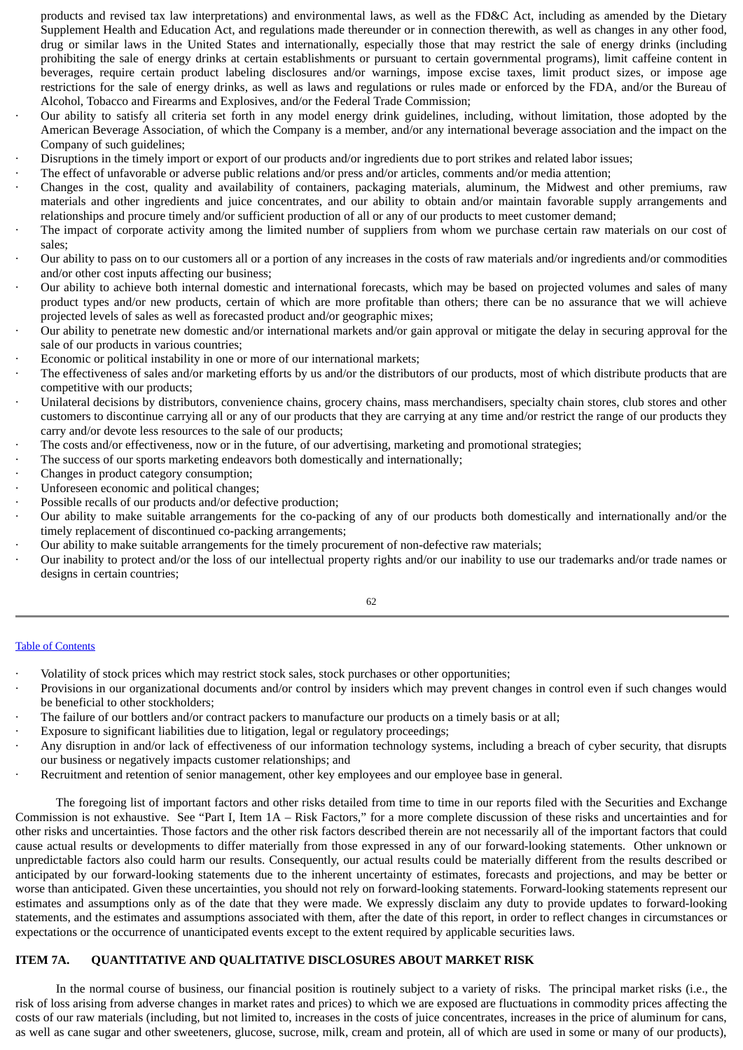products and revised tax law interpretations) and environmental laws, as well as the FD&C Act, including as amended by the Dietary Supplement Health and Education Act, and regulations made thereunder or in connection therewith, as well as changes in any other food, drug or similar laws in the United States and internationally, especially those that may restrict the sale of energy drinks (including prohibiting the sale of energy drinks at certain establishments or pursuant to certain governmental programs), limit caffeine content in beverages, require certain product labeling disclosures and/or warnings, impose excise taxes, limit product sizes, or impose age restrictions for the sale of energy drinks, as well as laws and regulations or rules made or enforced by the FDA, and/or the Bureau of Alcohol, Tobacco and Firearms and Explosives, and/or the Federal Trade Commission;

- Our ability to satisfy all criteria set forth in any model energy drink guidelines, including, without limitation, those adopted by the American Beverage Association, of which the Company is a member, and/or any international beverage association and the impact on the Company of such guidelines;
- Disruptions in the timely import or export of our products and/or ingredients due to port strikes and related labor issues;
- The effect of unfavorable or adverse public relations and/or press and/or articles, comments and/or media attention;
- Changes in the cost, quality and availability of containers, packaging materials, aluminum, the Midwest and other premiums, raw materials and other ingredients and juice concentrates, and our ability to obtain and/or maintain favorable supply arrangements and relationships and procure timely and/or sufficient production of all or any of our products to meet customer demand;
- The impact of corporate activity among the limited number of suppliers from whom we purchase certain raw materials on our cost of sales;
- Our ability to pass on to our customers all or a portion of any increases in the costs of raw materials and/or ingredients and/or commodities and/or other cost inputs affecting our business;
- Our ability to achieve both internal domestic and international forecasts, which may be based on projected volumes and sales of many product types and/or new products, certain of which are more profitable than others; there can be no assurance that we will achieve projected levels of sales as well as forecasted product and/or geographic mixes;
- Our ability to penetrate new domestic and/or international markets and/or gain approval or mitigate the delay in securing approval for the sale of our products in various countries;
- Economic or political instability in one or more of our international markets;
- The effectiveness of sales and/or marketing efforts by us and/or the distributors of our products, most of which distribute products that are competitive with our products;
- Unilateral decisions by distributors, convenience chains, grocery chains, mass merchandisers, specialty chain stores, club stores and other customers to discontinue carrying all or any of our products that they are carrying at any time and/or restrict the range of our products they carry and/or devote less resources to the sale of our products;
- The costs and/or effectiveness, now or in the future, of our advertising, marketing and promotional strategies;
- The success of our sports marketing endeavors both domestically and internationally;
- Changes in product category consumption;
- Unforeseen economic and political changes;
- Possible recalls of our products and/or defective production;
- Our ability to make suitable arrangements for the co-packing of any of our products both domestically and internationally and/or the timely replacement of discontinued co-packing arrangements;
- Our ability to make suitable arrangements for the timely procurement of non-defective raw materials;
- Our inability to protect and/or the loss of our intellectual property rights and/or our inability to use our trademarks and/or trade names or designs in certain countries;
- Volatility of stock prices which may restrict stock sales, stock purchases or other opportunities;
- Provisions in our organizational documents and/or control by insiders which may prevent changes in control even if such changes would be beneficial to other stockholders;
- The failure of our bottlers and/or contract packers to manufacture our products on a timely basis or at all;
- Exposure to significant liabilities due to litigation, legal or regulatory proceedings;
- Any disruption in and/or lack of effectiveness of our information technology systems, including a breach of cyber security, that disrupts our business or negatively impacts customer relationships; and
- Recruitment and retention of senior management, other key employees and our employee base in general.

The foregoing list of important factors and other risks detailed from time to time in our reports filed with the Securities and Exchange Commission is not exhaustive. See "Part I, Item 1A – Risk Factors," for a more complete discussion of these risks and uncertainties and for other risks and uncertainties. Those factors and the other risk factors described therein are not necessarily all of the important factors that could cause actual results or developments to differ materially from those expressed in any of our forward-looking statements. Other unknown or unpredictable factors also could harm our results. Consequently, our actual results could be materially different from the results described or anticipated by our forward-looking statements due to the inherent uncertainty of estimates, forecasts and projections, and may be better or worse than anticipated. Given these uncertainties, you should not rely on forward-looking statements. Forward-looking statements represent our estimates and assumptions only as of the date that they were made. We expressly disclaim any duty to provide updates to forward-looking statements, and the estimates and assumptions associated with them, after the date of this report, in order to reflect changes in circumstances or expectations or the occurrence of unanticipated events except to the extent required by applicable securities laws.

## ITEM 7A. QUANTITATIVE AND QUALITATIVE DISCLOSURES ABOUT MARKET RISK

In the normal course of business, our financial position is routinely subject to a variety of risks. The principal market risks (i.e., the risk of loss arising from adverse changes in market rates and prices) to which we are exposed are fluctuations in commodity prices affecting the costs of our raw materials (including, but not limited to, increases in the costs of juice concentrates, increases in the price of aluminum for cans, as well as cane sugar and other sweeteners, glucose, sucrose, milk, cream and protein, all of which are used in some or many of our products),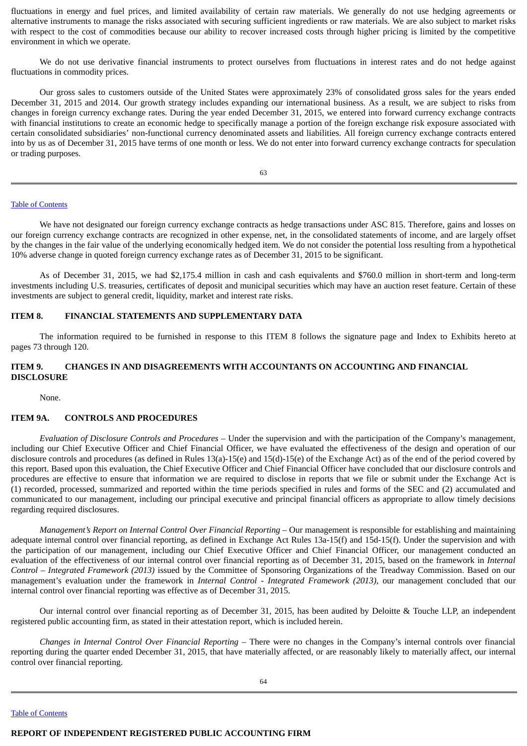fluctuations in energy and fuel prices, and limited availability of certain raw materials. We generally do not use hedging agreements or alternative instruments to manage the risks associated with securing sufficient ingredients or raw materials. We are also subject to market risks with respect to the cost of commodities because our ability to recover increased costs through higher pricing is limited by the competitive environment in which we operate.

We do not use derivative financial instruments to protect ourselves from fluctuations in interest rates and do not hedge against fluctuations in commodity prices.

Our gross sales to customers outside of the United States were approximately 23% of consolidated gross sales for the years ended December 31, 2015 and 2014. Our growth strategy includes expanding our international business. As a result, we are subject to risks from changes in foreign currency exchange rates. During the year ended December 31, 2015, we entered into forward currency exchange contracts with financial institutions to create an economic hedge to specifically manage a portion of the foreign exchange risk exposure associated with certain consolidated subsidiaries' non-functional currency denominated assets and liabilities. All foreign currency exchange contracts entered into by us as of December 31, 2015 have terms of one month or less. We do not enter into forward currency exchange contracts for speculation or trading purposes.

We have not designated our foreign currency exchange contracts as hedge transactions under ASC 815. Therefore, gains and losses on our foreign currency exchange contracts are recognized in other expense, net, in the consolidated statements of income, and are largely offset by the changes in the fair value of the underlying economically hedged item. We do not consider the potential loss resulting from a hypothetical 10% adverse change in quoted foreign currency exchange rates as of December 31, 2015 to be significant.

As of December 31, 2015, we had $2,175.4 million in cash and cash equivalents and $760.0 million in short-term and long-term investments including U.S. treasuries, certificates of deposit and municipal securities which may have an auction reset feature. Certain of these investments are subject to general credit, liquidity, market and interest rate risks.

## ITEM 8. FINANCIAL STATEMENTS AND SUPPLEMENTARY DATA

The information required to be furnished in response to this ITEM 8 follows the signature page and Index to Exhibits hereto at pages 73 through 120.

## ITEM 9. CHANGES IN AND DISAGREEMENTS WITH ACCOUNTANTS ON ACCOUNTING AND FINANCIAL DISCLOSURE

None.

## ITEM 9A. CONTROLS AND PROCEDURES

*Evaluation of Disclosure Controls and Procedures* – Under the supervision and with the participation of the Company's management, including our Chief Executive Officer and Chief Financial Officer, we have evaluated the effectiveness of the design and operation of our disclosure controls and procedures (as defined in Rules 13(a)-15(e) and 15(d)-15(e) of the Exchange Act) as of the end of the period covered by this report. Based upon this evaluation, the Chief Executive Officer and Chief Financial Officer have concluded that our disclosure controls and procedures are effective to ensure that information we are required to disclose in reports that we file or submit under the Exchange Act is (1) recorded, processed, summarized and reported within the time periods specified in rules and forms of the SEC and (2) accumulated and communicated to our management, including our principal executive and principal financial officers as appropriate to allow timely decisions regarding required disclosures.

*Management's Report on Internal Control Over Financial Reporting* – Our management is responsible for establishing and maintaining adequate internal control over financial reporting, as defined in Exchange Act Rules 13a-15(f) and 15d-15(f). Under the supervision and with the participation of our management, including our Chief Executive Officer and Chief Financial Officer, our management conducted an evaluation of the effectiveness of our internal control over financial reporting as of December 31, 2015, based on the framework in *Internal Control – Integrated Framework (2013)* issued by the Committee of Sponsoring Organizations of the Treadway Commission. Based on our management's evaluation under the framework in *Internal Control - Integrated Framework (2013)*, our management concluded that our internal control over financial reporting was effective as of December 31, 2015.

Our internal control over financial reporting as of December 31, 2015, has been audited by Deloitte & Touche LLP, an independent registered public accounting firm, as stated in their attestation report, which is included herein.

*Changes in Internal Control Over Financial Reporting* – There were no changes in the Company's internal controls over financial reporting during the quarter ended December 31, 2015, that have materially affected, or are reasonably likely to materially affect, our internal control over financial reporting.

## REPORT OF INDEPENDENT REGISTERED PUBLIC ACCOUNTING FIRM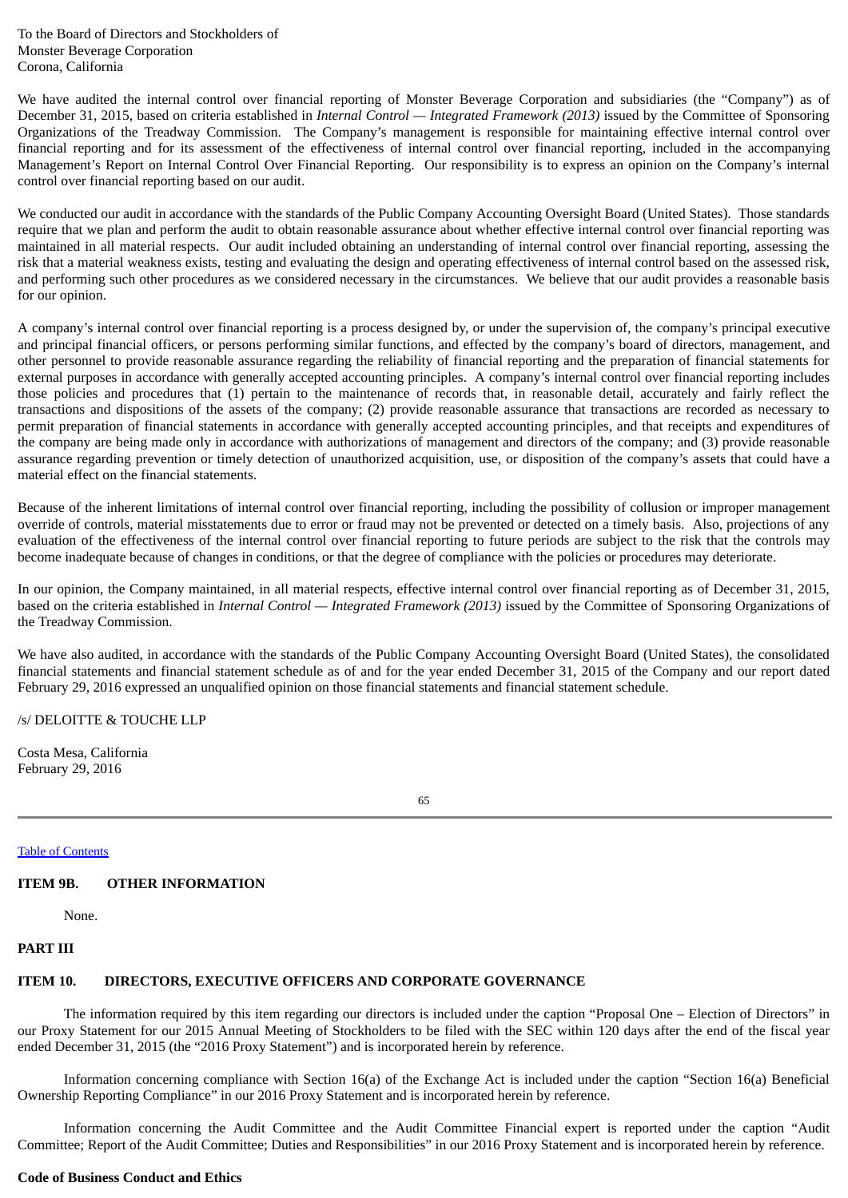To the Board of Directors and Stockholders of
Monster Beverage Corporation
Corona, California

We have audited the internal control over financial reporting of Monster Beverage Corporation and subsidiaries (the "Company") as of December 31, 2015, based on criteria established in *Internal Control — Integrated Framework (2013)* issued by the Committee of Sponsoring Organizations of the Treadway Commission. The Company's management is responsible for maintaining effective internal control over financial reporting and for its assessment of the effectiveness of internal control over financial reporting, included in the accompanying Management's Report on Internal Control Over Financial Reporting. Our responsibility is to express an opinion on the Company's internal control over financial reporting based on our audit.

We conducted our audit in accordance with the standards of the Public Company Accounting Oversight Board (United States). Those standards require that we plan and perform the audit to obtain reasonable assurance about whether effective internal control over financial reporting was maintained in all material respects. Our audit included obtaining an understanding of internal control over financial reporting, assessing the risk that a material weakness exists, testing and evaluating the design and operating effectiveness of internal control based on the assessed risk, and performing such other procedures as we considered necessary in the circumstances. We believe that our audit provides a reasonable basis for our opinion.

A company's internal control over financial reporting is a process designed by, or under the supervision of, the company's principal executive and principal financial officers, or persons performing similar functions, and effected by the company's board of directors, management, and other personnel to provide reasonable assurance regarding the reliability of financial reporting and the preparation of financial statements for external purposes in accordance with generally accepted accounting principles. A company's internal control over financial reporting includes those policies and procedures that (1) pertain to the maintenance of records that, in reasonable detail, accurately and fairly reflect the transactions and dispositions of the assets of the company; (2) provide reasonable assurance that transactions are recorded as necessary to permit preparation of financial statements in accordance with generally accepted accounting principles, and that receipts and expenditures of the company are being made only in accordance with authorizations of management and directors of the company; and (3) provide reasonable assurance regarding prevention or timely detection of unauthorized acquisition, use, or disposition of the company's assets that could have a material effect on the financial statements.

Because of the inherent limitations of internal control over financial reporting, including the possibility of collusion or improper management override of controls, material misstatements due to error or fraud may not be prevented or detected on a timely basis. Also, projections of any evaluation of the effectiveness of the internal control over financial reporting to future periods are subject to the risk that the controls may become inadequate because of changes in conditions, or that the degree of compliance with the policies or procedures may deteriorate.

In our opinion, the Company maintained, in all material respects, effective internal control over financial reporting as of December 31, 2015, based on the criteria established in *Internal Control — Integrated Framework (2013)* issued by the Committee of Sponsoring Organizations of the Treadway Commission.

We have also audited, in accordance with the standards of the Public Company Accounting Oversight Board (United States), the consolidated financial statements and financial statement schedule as of and for the year ended December 31, 2015 of the Company and our report dated February 29, 2016 expressed an unqualified opinion on those financial statements and financial statement schedule.

/s/ DELOITTE & TOUCHE LLP

Costa Mesa, California
February 29, 2016

[Table of Contents](#)

**ITEM 9B. OTHER INFORMATION**

None.

**PART III**

**ITEM 10. DIRECTORS, EXECUTIVE OFFICERS AND CORPORATE GOVERNANCE**

The information required by this item regarding our directors is included under the caption "Proposal One – Election of Directors" in our Proxy Statement for our 2015 Annual Meeting of Stockholders to be filed with the SEC within 120 days after the end of the fiscal year ended December 31, 2015 (the "2016 Proxy Statement") and is incorporated herein by reference.

Information concerning compliance with Section 16(a) of the Exchange Act is included under the caption "Section 16(a) Beneficial Ownership Reporting Compliance" in our 2016 Proxy Statement and is incorporated herein by reference.

Information concerning the Audit Committee and the Audit Committee Financial expert is reported under the caption "Audit Committee; Report of the Audit Committee; Duties and Responsibilities" in our 2016 Proxy Statement and is incorporated herein by reference.

**Code of Business Conduct and Ethics**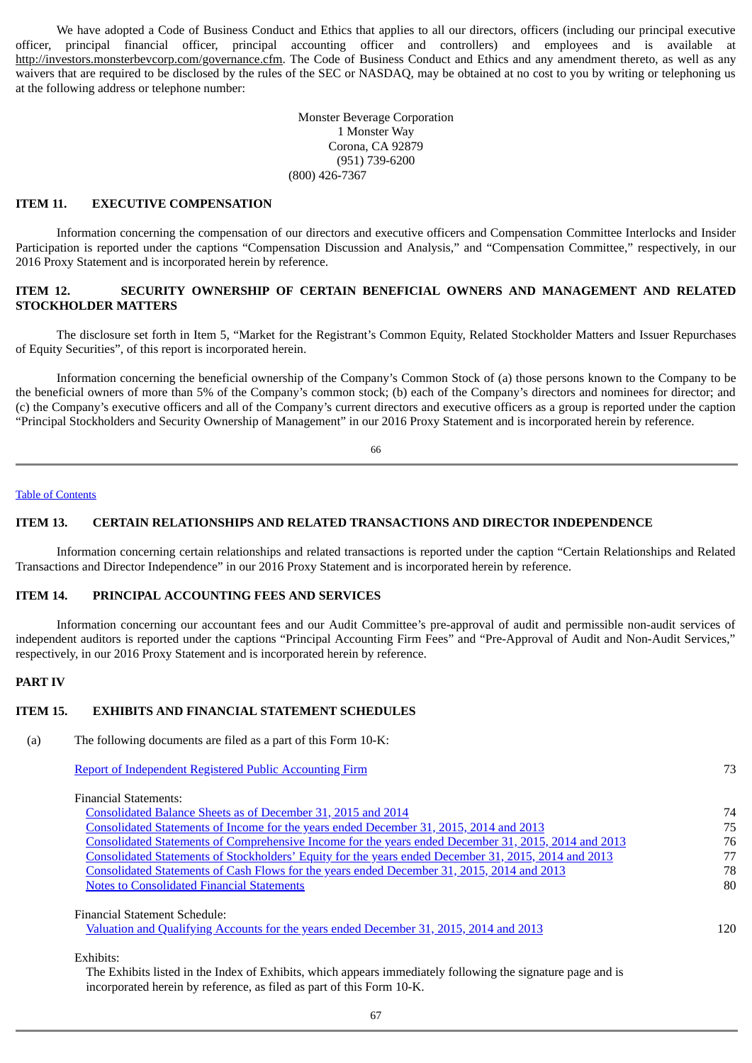We have adopted a Code of Business Conduct and Ethics that applies to all our directors, officers (including our principal executive officer, principal financial officer, principal accounting officer and controllers) and employees and is available at http://investors.monsterbevcorp.com/governance.cfm. The Code of Business Conduct and Ethics and any amendment thereto, as well as any waivers that are required to be disclosed by the rules of the SEC or NASDAQ, may be obtained at no cost to you by writing or telephoning us at the following address or telephone number:

Monster Beverage Corporation
1 Monster Way
Corona, CA 92879
(951) 739-6200
(800) 426-7367

## ITEM 11. EXECUTIVE COMPENSATION

Information concerning the compensation of our directors and executive officers and Compensation Committee Interlocks and Insider Participation is reported under the captions "Compensation Discussion and Analysis," and "Compensation Committee," respectively, in our 2016 Proxy Statement and is incorporated herein by reference.

## ITEM 12. SECURITY OWNERSHIP OF CERTAIN BENEFICIAL OWNERS AND MANAGEMENT AND RELATED STOCKHOLDER MATTERS

The disclosure set forth in Item 5, "Market for the Registrant's Common Equity, Related Stockholder Matters and Issuer Repurchases of Equity Securities", of this report is incorporated herein.

Information concerning the beneficial ownership of the Company's Common Stock of (a) those persons known to the Company to be the beneficial owners of more than 5% of the Company's common stock; (b) each of the Company's directors and nominees for director; and (c) the Company's executive officers and all of the Company's current directors and executive officers as a group is reported under the caption "Principal Stockholders and Security Ownership of Management" in our 2016 Proxy Statement and is incorporated herein by reference.

## ITEM 13. CERTAIN RELATIONSHIPS AND RELATED TRANSACTIONS AND DIRECTOR INDEPENDENCE

Information concerning certain relationships and related transactions is reported under the caption "Certain Relationships and Related Transactions and Director Independence" in our 2016 Proxy Statement and is incorporated herein by reference.

## ITEM 14. PRINCIPAL ACCOUNTING FEES AND SERVICES

Information concerning our accountant fees and our Audit Committee's pre-approval of audit and permissible non-audit services of independent auditors is reported under the captions "Principal Accounting Firm Fees" and "Pre-Approval of Audit and Non-Audit Services," respectively, in our 2016 Proxy Statement and is incorporated herein by reference.

# PART IV

## ITEM 15. EXHIBITS AND FINANCIAL STATEMENT SCHEDULES

(a) The following documents are filed as a part of this Form 10-K:

| | |
|---|---|
| Report of Independent Registered Public Accounting Firm | 73 |
| Financial Statements: | |
| Consolidated Balance Sheets as of December 31, 2015 and 2014 | 74 |
| Consolidated Statements of Income for the years ended December 31, 2015, 2014 and 2013 | 75 |
| Consolidated Statements of Comprehensive Income for the years ended December 31, 2015, 2014 and 2013 | 76 |
| Consolidated Statements of Stockholders' Equity for the years ended December 31, 2015, 2014 and 2013 | 77 |
| Consolidated Statements of Cash Flows for the years ended December 31, 2015, 2014 and 2013 | 78 |
| Notes to Consolidated Financial Statements | 80 |
| Financial Statement Schedule: | |
| Valuation and Qualifying Accounts for the years ended December 31, 2015, 2014 and 2013 | 120 |

Exhibits:
The Exhibits listed in the Index of Exhibits, which appears immediately following the signature page and is incorporated herein by reference, as filed as part of this Form 10-K.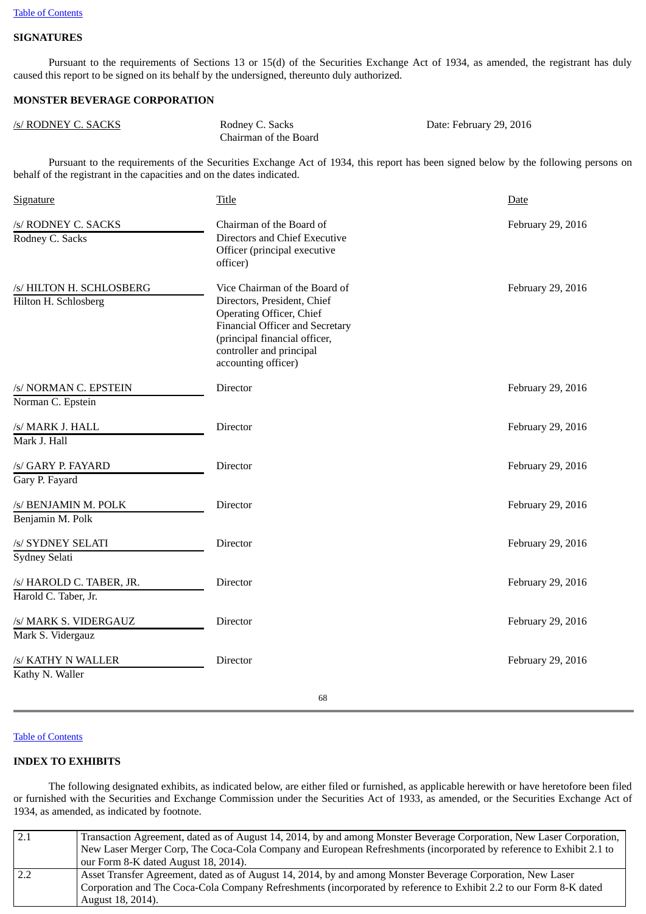## SIGNATURES

Pursuant to the requirements of Sections 13 or 15(d) of the Securities Exchange Act of 1934, as amended, the registrant has duly caused this report to be signed on its behalf by the undersigned, thereunto duly authorized.

**MONSTER BEVERAGE CORPORATION**

| | | |
|---|---|---|
| /s/ RODNEY C. SACKS | Rodney C. Sacks<br>Chairman of the Board | Date: February 29, 2016 |

Pursuant to the requirements of the Securities Exchange Act of 1934, this report has been signed below by the following persons on behalf of the registrant in the capacities and on the dates indicated.

| Signature | Title | Date |
|---|---|---|
| /s/ RODNEY C. SACKS<br>Rodney C. Sacks | Chairman of the Board of Directors and Chief Executive Officer (principal executive officer) | February 29, 2016 |
| /s/ HILTON H. SCHLOSBERG<br>Hilton H. Schlosberg | Vice Chairman of the Board of Directors, President, Chief Operating Officer, Chief Financial Officer and Secretary (principal financial officer, controller and principal accounting officer) | February 29, 2016 |
| /s/ NORMAN C. EPSTEIN<br>Norman C. Epstein | Director | February 29, 2016 |
| /s/ MARK J. HALL<br>Mark J. Hall | Director | February 29, 2016 |
| /s/ GARY P. FAYARD<br>Gary P. Fayard | Director | February 29, 2016 |
| /s/ BENJAMIN M. POLK<br>Benjamin M. Polk | Director | February 29, 2016 |
| /s/ SYDNEY SELATI<br>Sydney Selati | Director | February 29, 2016 |
| /s/ HAROLD C. TABER, JR.<br>Harold C. Taber, Jr. | Director | February 29, 2016 |
| /s/ MARK S. VIDERGAUZ<br>Mark S. Vidergauz | Director | February 29, 2016 |
| /s/ KATHY N WALLER<br>Kathy N. Waller | Director | February 29, 2016 |

## INDEX TO EXHIBITS

The following designated exhibits, as indicated below, are either filed or furnished, as applicable herewith or have heretofore been filed or furnished with the Securities and Exchange Commission under the Securities Act of 1933, as amended, or the Securities Exchange Act of 1934, as amended, as indicated by footnote.

| | |
|---|---|
| 2.1 | Transaction Agreement, dated as of August 14, 2014, by and among Monster Beverage Corporation, New Laser Corporation, New Laser Merger Corp, The Coca-Cola Company and European Refreshments (incorporated by reference to Exhibit 2.1 to our Form 8-K dated August 18, 2014). |
| 2.2 | Asset Transfer Agreement, dated as of August 14, 2014, by and among Monster Beverage Corporation, New Laser Corporation and The Coca-Cola Company Refreshments (incorporated by reference to Exhibit 2.2 to our Form 8-K dated August 18, 2014). |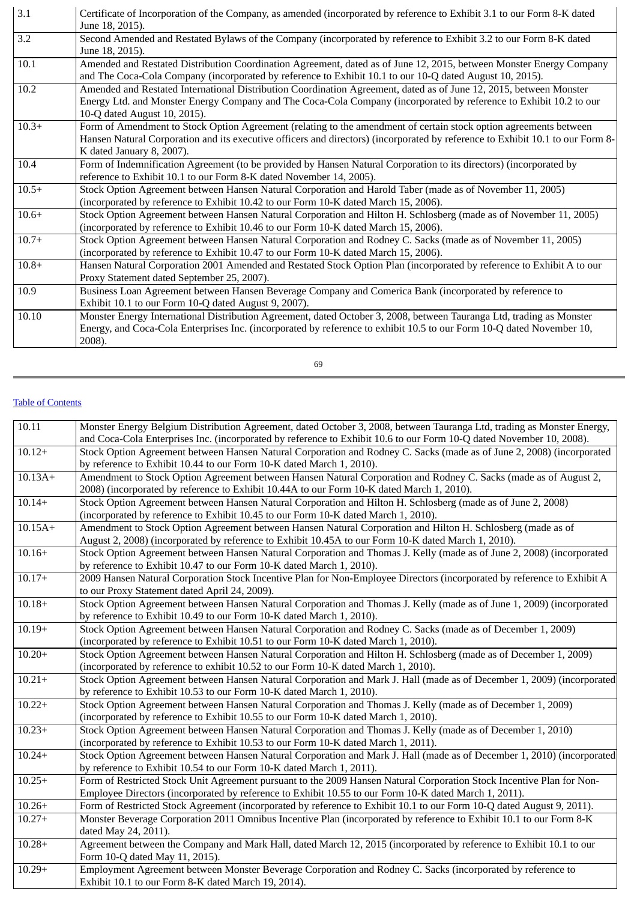| | |
|---|---|
| 3.1 | Certificate of Incorporation of the Company, as amended (incorporated by reference to Exhibit 3.1 to our Form 8-K dated June 18, 2015). |
| 3.2 | Second Amended and Restated Bylaws of the Company (incorporated by reference to Exhibit 3.2 to our Form 8-K dated June 18, 2015). |
| 10.1 | Amended and Restated Distribution Coordination Agreement, dated as of June 12, 2015, between Monster Energy Company and The Coca-Cola Company (incorporated by reference to Exhibit 10.1 to our 10-Q dated August 10, 2015). |
| 10.2 | Amended and Restated International Distribution Coordination Agreement, dated as of June 12, 2015, between Monster Energy Ltd. and Monster Energy Company and The Coca-Cola Company (incorporated by reference to Exhibit 10.2 to our 10-Q dated August 10, 2015). |
| 10.3+ | Form of Amendment to Stock Option Agreement (relating to the amendment of certain stock option agreements between Hansen Natural Corporation and its executive officers and directors) (incorporated by reference to Exhibit 10.1 to our Form 8-K dated January 8, 2007). |
| 10.4 | Form of Indemnification Agreement (to be provided by Hansen Natural Corporation to its directors) (incorporated by reference to Exhibit 10.1 to our Form 8-K dated November 14, 2005). |
| 10.5+ | Stock Option Agreement between Hansen Natural Corporation and Harold Taber (made as of November 11, 2005) (incorporated by reference to Exhibit 10.42 to our Form 10-K dated March 15, 2006). |
| 10.6+ | Stock Option Agreement between Hansen Natural Corporation and Hilton H. Schlosberg (made as of November 11, 2005) (incorporated by reference to Exhibit 10.46 to our Form 10-K dated March 15, 2006). |
| 10.7+ | Stock Option Agreement between Hansen Natural Corporation and Rodney C. Sacks (made as of November 11, 2005) (incorporated by reference to Exhibit 10.47 to our Form 10-K dated March 15, 2006). |
| 10.8+ | Hansen Natural Corporation 2001 Amended and Restated Stock Option Plan (incorporated by reference to Exhibit A to our Proxy Statement dated September 25, 2007). |
| 10.9 | Business Loan Agreement between Hansen Beverage Company and Comerica Bank (incorporated by reference to Exhibit 10.1 to our Form 10-Q dated August 9, 2007). |
| 10.10 | Monster Energy International Distribution Agreement, dated October 3, 2008, between Tauranga Ltd, trading as Monster Energy, and Coca-Cola Enterprises Inc. (incorporated by reference to exhibit 10.5 to our Form 10-Q dated November 10, 2008). |
| 10.11 | Monster Energy Belgium Distribution Agreement, dated October 3, 2008, between Tauranga Ltd, trading as Monster Energy, and Coca-Cola Enterprises Inc. (incorporated by reference to Exhibit 10.6 to our Form 10-Q dated November 10, 2008). |
| 10.12+ | Stock Option Agreement between Hansen Natural Corporation and Rodney C. Sacks (made as of June 2, 2008) (incorporated by reference to Exhibit 10.44 to our Form 10-K dated March 1, 2010). |
| 10.13A+ | Amendment to Stock Option Agreement between Hansen Natural Corporation and Rodney C. Sacks (made as of August 2, 2008) (incorporated by reference to Exhibit 10.44A to our Form 10-K dated March 1, 2010). |
| 10.14+ | Stock Option Agreement between Hansen Natural Corporation and Hilton H. Schlosberg (made as of June 2, 2008) (incorporated by reference to Exhibit 10.45 to our Form 10-K dated March 1, 2010). |
| 10.15A+ | Amendment to Stock Option Agreement between Hansen Natural Corporation and Hilton H. Schlosberg (made as of August 2, 2008) (incorporated by reference to Exhibit 10.45A to our Form 10-K dated March 1, 2010). |
| 10.16+ | Stock Option Agreement between Hansen Natural Corporation and Thomas J. Kelly (made as of June 2, 2008) (incorporated by reference to Exhibit 10.47 to our Form 10-K dated March 1, 2010). |
| 10.17+ | 2009 Hansen Natural Corporation Stock Incentive Plan for Non-Employee Directors (incorporated by reference to Exhibit A to our Proxy Statement dated April 24, 2009). |
| 10.18+ | Stock Option Agreement between Hansen Natural Corporation and Thomas J. Kelly (made as of June 1, 2009) (incorporated by reference to Exhibit 10.49 to our Form 10-K dated March 1, 2010). |
| 10.19+ | Stock Option Agreement between Hansen Natural Corporation and Rodney C. Sacks (made as of December 1, 2009) (incorporated by reference to Exhibit 10.51 to our Form 10-K dated March 1, 2010). |
| 10.20+ | Stock Option Agreement between Hansen Natural Corporation and Hilton H. Schlosberg (made as of December 1, 2009) (incorporated by reference to exhibit 10.52 to our Form 10-K dated March 1, 2010). |
| 10.21+ | Stock Option Agreement between Hansen Natural Corporation and Mark J. Hall (made as of December 1, 2009) (incorporated by reference to Exhibit 10.53 to our Form 10-K dated March 1, 2010). |
| 10.22+ | Stock Option Agreement between Hansen Natural Corporation and Thomas J. Kelly (made as of December 1, 2009) (incorporated by reference to Exhibit 10.55 to our Form 10-K dated March 1, 2010). |
| 10.23+ | Stock Option Agreement between Hansen Natural Corporation and Thomas J. Kelly (made as of December 1, 2010) (incorporated by reference to Exhibit 10.53 to our Form 10-K dated March 1, 2011). |
| 10.24+ | Stock Option Agreement between Hansen Natural Corporation and Mark J. Hall (made as of December 1, 2010) (incorporated by reference to Exhibit 10.54 to our Form 10-K dated March 1, 2011). |
| 10.25+ | Form of Restricted Stock Unit Agreement pursuant to the 2009 Hansen Natural Corporation Stock Incentive Plan for Non-Employee Directors (incorporated by reference to Exhibit 10.55 to our Form 10-K dated March 1, 2011). |
| 10.26+ | Form of Restricted Stock Agreement (incorporated by reference to Exhibit 10.1 to our Form 10-Q dated August 9, 2011). |
| 10.27+ | Monster Beverage Corporation 2011 Omnibus Incentive Plan (incorporated by reference to Exhibit 10.1 to our Form 8-K dated May 24, 2011). |
| 10.28+ | Agreement between the Company and Mark Hall, dated March 12, 2015 (incorporated by reference to Exhibit 10.1 to our Form 10-Q dated May 11, 2015). |
| 10.29+ | Employment Agreement between Monster Beverage Corporation and Rodney C. Sacks (incorporated by reference to Exhibit 10.1 to our Form 8-K dated March 19, 2014). |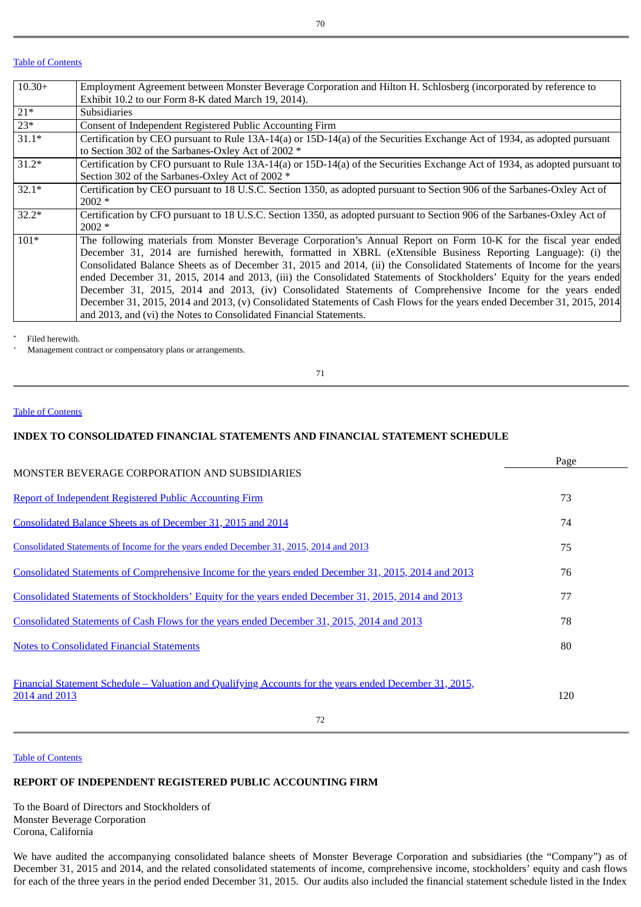| 10.30+ | Employment Agreement between Monster Beverage Corporation and Hilton H. Schlosberg (incorporated by reference to Exhibit 10.2 to our Form 8-K dated March 19, 2014). |
|---|---|
| 21* | Subsidiaries |
| 23* | Consent of Independent Registered Public Accounting Firm |
| 31.1* | Certification by CEO pursuant to Rule 13A-14(a) or 15D-14(a) of the Securities Exchange Act of 1934, as adopted pursuant to Section 302 of the Sarbanes-Oxley Act of 2002 * |
| 31.2* | Certification by CFO pursuant to Rule 13A-14(a) or 15D-14(a) of the Securities Exchange Act of 1934, as adopted pursuant to Section 302 of the Sarbanes-Oxley Act of 2002 * |
| 32.1* | Certification by CEO pursuant to 18 U.S.C. Section 1350, as adopted pursuant to Section 906 of the Sarbanes-Oxley Act of 2002 * |
| 32.2* | Certification by CFO pursuant to 18 U.S.C. Section 1350, as adopted pursuant to Section 906 of the Sarbanes-Oxley Act of 2002 * |
| 101* | The following materials from Monster Beverage Corporation's Annual Report on Form 10-K for the fiscal year ended December 31, 2014 are furnished herewith, formatted in XBRL (eXtensible Business Reporting Language): (i) the Consolidated Balance Sheets as of December 31, 2015 and 2014, (ii) the Consolidated Statements of Income for the years ended December 31, 2015, 2014 and 2013, (iii) the Consolidated Statements of Stockholders' Equity for the years ended December 31, 2015, 2014 and 2013, (iv) Consolidated Statements of Comprehensive Income for the years ended December 31, 2015, 2014 and 2013, (v) Consolidated Statements of Cash Flows for the years ended December 31, 2015, 2014 and 2013, and (vi) the Notes to Consolidated Financial Statements. |

\* Filed herewith.

\+ Management contract or compensatory plans or arrangements.

Table of Contents

## INDEX TO CONSOLIDATED FINANCIAL STATEMENTS AND FINANCIAL STATEMENT SCHEDULE

| MONSTER BEVERAGE CORPORATION AND SUBSIDIARIES | Page |
|---|---|
| Report of Independent Registered Public Accounting Firm | 73 |
| Consolidated Balance Sheets as of December 31, 2015 and 2014 | 74 |
| Consolidated Statements of Income for the years ended December 31, 2015, 2014 and 2013 | 75 |
| Consolidated Statements of Comprehensive Income for the years ended December 31, 2015, 2014 and 2013 | 76 |
| Consolidated Statements of Stockholders' Equity for the years ended December 31, 2015, 2014 and 2013 | 77 |
| Consolidated Statements of Cash Flows for the years ended December 31, 2015, 2014 and 2013 | 78 |
| Notes to Consolidated Financial Statements | 80 |
| Financial Statement Schedule – Valuation and Qualifying Accounts for the years ended December 31, 2015, 2014 and 2013 | 120 |

Table of Contents

## REPORT OF INDEPENDENT REGISTERED PUBLIC ACCOUNTING FIRM

To the Board of Directors and Stockholders of
Monster Beverage Corporation
Corona, California

We have audited the accompanying consolidated balance sheets of Monster Beverage Corporation and subsidiaries (the "Company") as of December 31, 2015 and 2014, and the related consolidated statements of income, comprehensive income, stockholders' equity and cash flows for each of the three years in the period ended December 31, 2015. Our audits also included the financial statement schedule listed in the Index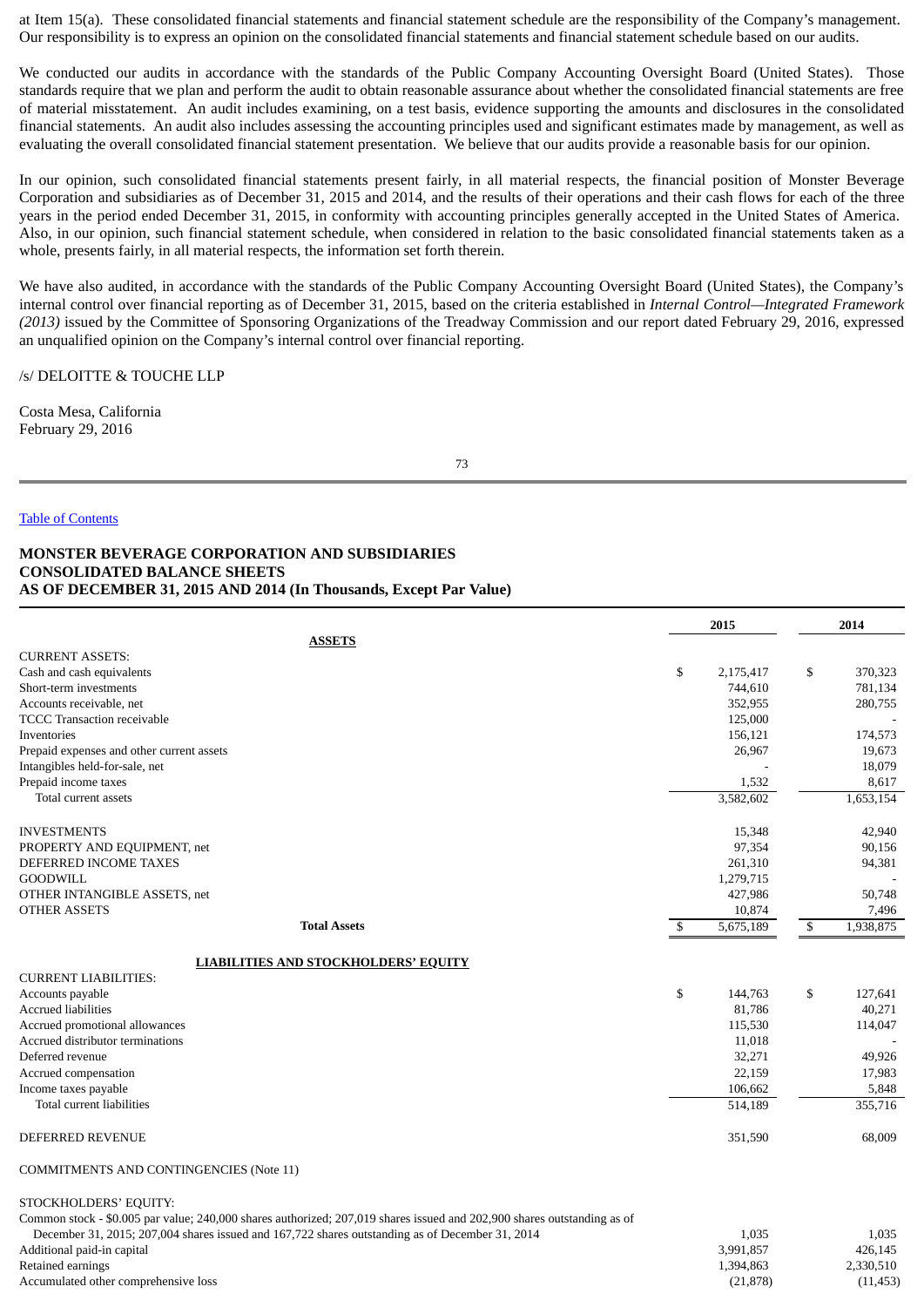at Item 15(a). These consolidated financial statements and financial statement schedule are the responsibility of the Company's management. Our responsibility is to express an opinion on the consolidated financial statements and financial statement schedule based on our audits.

We conducted our audits in accordance with the standards of the Public Company Accounting Oversight Board (United States). Those standards require that we plan and perform the audit to obtain reasonable assurance about whether the consolidated financial statements are free of material misstatement. An audit includes examining, on a test basis, evidence supporting the amounts and disclosures in the consolidated financial statements. An audit also includes assessing the accounting principles used and significant estimates made by management, as well as evaluating the overall consolidated financial statement presentation. We believe that our audits provide a reasonable basis for our opinion.

In our opinion, such consolidated financial statements present fairly, in all material respects, the financial position of Monster Beverage Corporation and subsidiaries as of December 31, 2015 and 2014, and the results of their operations and their cash flows for each of the three years in the period ended December 31, 2015, in conformity with accounting principles generally accepted in the United States of America. Also, in our opinion, such financial statement schedule, when considered in relation to the basic consolidated financial statements taken as a whole, presents fairly, in all material respects, the information set forth therein.

We have also audited, in accordance with the standards of the Public Company Accounting Oversight Board (United States), the Company's internal control over financial reporting as of December 31, 2015, based on the criteria established in *Internal Control—Integrated Framework (2013)* issued by the Committee of Sponsoring Organizations of the Treadway Commission and our report dated February 29, 2016, expressed an unqualified opinion on the Company's internal control over financial reporting.

/s/ DELOITTE & TOUCHE LLP

Costa Mesa, California
February 29, 2016

Table of Contents

**MONSTER BEVERAGE CORPORATION AND SUBSIDIARIES**
**CONSOLIDATED BALANCE SHEETS**
**AS OF DECEMBER 31, 2015 AND 2014 (In Thousands, Except Par Value)**

| | 2015 | 2014 |
|---|---|---|
| **ASSETS** | | |
| CURRENT ASSETS: | | |
| Cash and cash equivalents | $ 2,175,417 | $ 370,323 |
| Short-term investments | 744,610 | 781,134 |
| Accounts receivable, net | 352,955 | 280,755 |
| TCCC Transaction receivable | 125,000 | - |
| Inventories | 156,121 | 174,573 |
| Prepaid expenses and other current assets | 26,967 | 19,673 |
| Intangibles held-for-sale, net | - | 18,079 |
| Prepaid income taxes | 1,532 | 8,617 |
| Total current assets | 3,582,602 | 1,653,154 |
| INVESTMENTS | 15,348 | 42,940 |
| PROPERTY AND EQUIPMENT, net | 97,354 | 90,156 |
| DEFERRED INCOME TAXES | 261,310 | 94,381 |
| GOODWILL | 1,279,715 | - |
| OTHER INTANGIBLE ASSETS, net | 427,986 | 50,748 |
| OTHER ASSETS | 10,874 | 7,496 |
| **Total Assets** | $ 5,675,189 | $ 1,938,875 |
| **LIABILITIES AND STOCKHOLDERS' EQUITY** | | |
| CURRENT LIABILITIES: | | |
| Accounts payable | $ 144,763 | $ 127,641 |
| Accrued liabilities | 81,786 | 40,271 |
| Accrued promotional allowances | 115,530 | 114,047 |
| Accrued distributor terminations | 11,018 | - |
| Deferred revenue | 32,271 | 49,926 |
| Accrued compensation | 22,159 | 17,983 |
| Income taxes payable | 106,662 | 5,848 |
| Total current liabilities | 514,189 | 355,716 |
| DEFERRED REVENUE | 351,590 | 68,009 |
| COMMITMENTS AND CONTINGENCIES (Note 11) | | |
| STOCKHOLDERS' EQUITY: | | |
| Common stock - $0.005 par value; 240,000 shares authorized; 207,019 shares issued and 202,900 shares outstanding as of December 31, 2015; 207,004 shares issued and 167,722 shares outstanding as of December 31, 2014 | 1,035 | 1,035 |
| Additional paid-in capital | 3,991,857 | 426,145 |
| Retained earnings | 1,394,863 | 2,330,510 |
| Accumulated other comprehensive loss | (21,878) | (11,453) |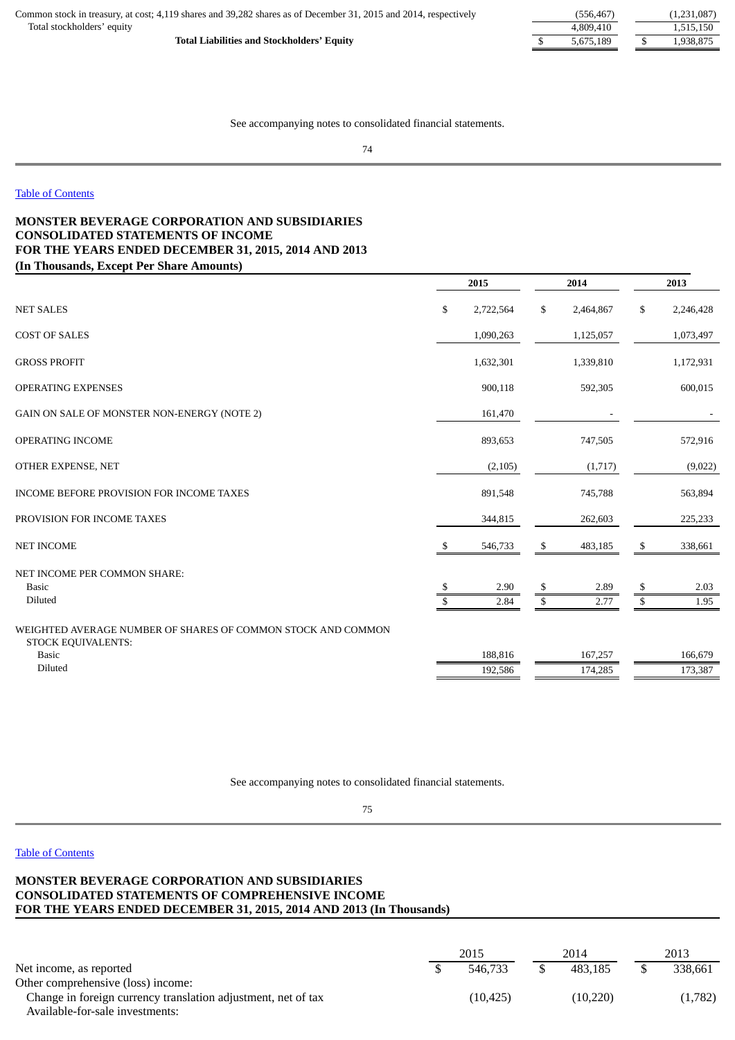| | | |
|---|---|---|
| Common stock in treasury, at cost; 4,119 shares and 39,282 shares as of December 31, 2015 and 2014, respectively | (556,467) | (1,231,087) |
| Total stockholders' equity | 4,809,410 | 1,515,150 |
| **Total Liabilities and Stockholders' Equity** | $ 5,675,189 | $ 1,938,875 |

See accompanying notes to consolidated financial statements.

Table of Contents

## MONSTER BEVERAGE CORPORATION AND SUBSIDIARIES
## CONSOLIDATED STATEMENTS OF INCOME
## FOR THE YEARS ENDED DECEMBER 31, 2015, 2014 AND 2013
## (In Thousands, Except Per Share Amounts)

| | 2015 | 2014 | 2013 |
|---|---|---|---|
| NET SALES | $ 2,722,564 | $ 2,464,867 | $ 2,246,428 |
| COST OF SALES | 1,090,263 | 1,125,057 | 1,073,497 |
| GROSS PROFIT | 1,632,301 | 1,339,810 | 1,172,931 |
| OPERATING EXPENSES | 900,118 | 592,305 | 600,015 |
| GAIN ON SALE OF MONSTER NON-ENERGY (NOTE 2) | 161,470 | - | - |
| OPERATING INCOME | 893,653 | 747,505 | 572,916 |
| OTHER EXPENSE, NET | (2,105) | (1,717) | (9,022) |
| INCOME BEFORE PROVISION FOR INCOME TAXES | 891,548 | 745,788 | 563,894 |
| PROVISION FOR INCOME TAXES | 344,815 | 262,603 | 225,233 |
| NET INCOME | $ 546,733 | $ 483,185 | $ 338,661 |
| NET INCOME PER COMMON SHARE: | | | |
| Basic | $ 2.90 | $ 2.89 | $ 2.03 |
| Diluted | $ 2.84 | $ 2.77 | $ 1.95 |
| WEIGHTED AVERAGE NUMBER OF SHARES OF COMMON STOCK AND COMMON STOCK EQUIVALENTS: | | | |
| Basic | 188,816 | 167,257 | 166,679 |
| Diluted | 192,586 | 174,285 | 173,387 |

See accompanying notes to consolidated financial statements.

Table of Contents

## MONSTER BEVERAGE CORPORATION AND SUBSIDIARIES
## CONSOLIDATED STATEMENTS OF COMPREHENSIVE INCOME
## FOR THE YEARS ENDED DECEMBER 31, 2015, 2014 AND 2013 (In Thousands)

| | 2015 | 2014 | 2013 |
|---|---|---|---|
| Net income, as reported | $ 546,733 | $ 483,185 | $ 338,661 |
| Other comprehensive (loss) income: | | | |
| Change in foreign currency translation adjustment, net of tax | (10,425) | (10,220) | (1,782) |
| Available-for-sale investments: | | | |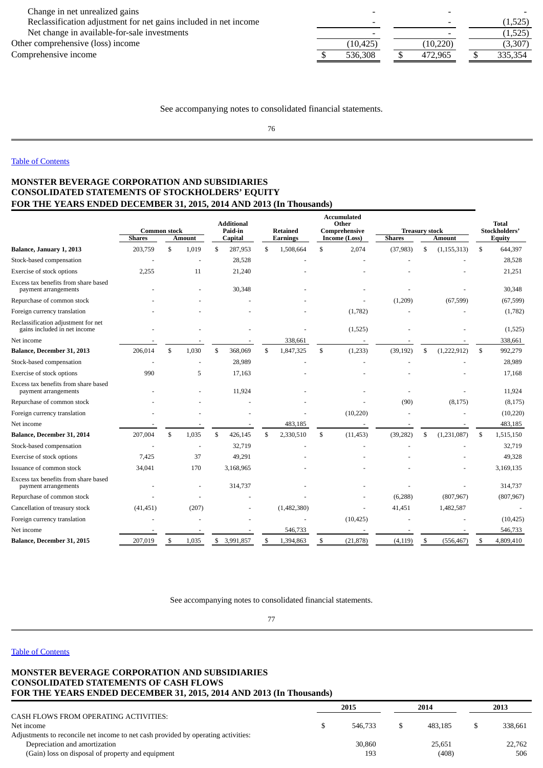| | | | |
|---|---|---|---|
| Change in net unrealized gains | - | - | - |
| Reclassification adjustment for net gains included in net income | - | - | (1,525) |
| Net change in available-for-sale investments | - | - | (1,525) |
| Other comprehensive (loss) income | (10,425) | (10,220) | (3,307) |
| Comprehensive income | $ 536,308 | $ 472,965 | $ 335,354 |

See accompanying notes to consolidated financial statements.

Table of Contents

# MONSTER BEVERAGE CORPORATION AND SUBSIDIARIES
## CONSOLIDATED STATEMENTS OF STOCKHOLDERS' EQUITY
## FOR THE YEARS ENDED DECEMBER 31, 2015, 2014 AND 2013 (In Thousands)

| | Common stock | | Additional Paid-in Capital | Retained Earnings | Accumulated Other Comprehensive Income (Loss) | Treasury stock | | Total Stockholders' Equity |
|---|---|---|---|---|---|---|---|---|
| | Shares | Amount | | | | Shares | Amount | |
| **Balance, January 1, 2013** | 203,759 | $ 1,019 | $ 287,953 | $ 1,508,664 | $ 2,074 | (37,983) | $ (1,155,313) | $ 644,397 |
| Stock-based compensation | - | - | 28,528 | - | - | - | - | 28,528 |
| Exercise of stock options | 2,255 | 11 | 21,240 | - | - | - | - | 21,251 |
| Excess tax benefits from share based payment arrangements | - | - | 30,348 | - | - | - | - | 30,348 |
| Repurchase of common stock | - | - | - | - | - | (1,209) | (67,599) | (67,599) |
| Foreign currency translation | - | - | - | - | (1,782) | - | - | (1,782) |
| Reclassification adjustment for net gains included in net income | - | - | - | - | (1,525) | - | - | (1,525) |
| Net income | - | - | - | 338,661 | - | - | - | 338,661 |
| **Balance, December 31, 2013** | 206,014 | $ 1,030 | $ 368,069 | $ 1,847,325 | $ (1,233) | (39,192) | $ (1,222,912) | $ 992,279 |
| Stock-based compensation | - | - | 28,989 | - | - | - | - | 28,989 |
| Exercise of stock options | 990 | 5 | 17,163 | - | - | - | - | 17,168 |
| Excess tax benefits from share based payment arrangements | - | - | 11,924 | - | - | - | - | 11,924 |
| Repurchase of common stock | - | - | - | - | - | (90) | (8,175) | (8,175) |
| Foreign currency translation | - | - | - | - | (10,220) | - | - | (10,220) |
| Net income | - | - | - | 483,185 | - | - | - | 483,185 |
| **Balance, December 31, 2014** | 207,004 | $ 1,035 | $ 426,145 | $ 2,330,510 | $ (11,453) | (39,282) | $ (1,231,087) | $ 1,515,150 |
| Stock-based compensation | - | - | 32,719 | - | - | - | - | 32,719 |
| Exercise of stock options | 7,425 | 37 | 49,291 | - | - | - | - | 49,328 |
| Issuance of common stock | 34,041 | 170 | 3,168,965 | - | - | - | - | 3,169,135 |
| Excess tax benefits from share based payment arrangements | - | - | 314,737 | - | - | - | - | 314,737 |
| Repurchase of common stock | - | - | - | - | - | (6,288) | (807,967) | (807,967) |
| Cancellation of treasury stock | (41,451) | (207) | - | (1,482,380) | - | 41,451 | 1,482,587 | - |
| Foreign currency translation | - | - | - | - | (10,425) | - | - | (10,425) |
| Net income | - | - | - | 546,733 | - | - | - | 546,733 |
| **Balance, December 31, 2015** | 207,019 | $ 1,035 | $ 3,991,857 | $ 1,394,863 | $ (21,878) | (4,119) | $ (556,467) | $ 4,809,410 |

See accompanying notes to consolidated financial statements.

Table of Contents

# MONSTER BEVERAGE CORPORATION AND SUBSIDIARIES
## CONSOLIDATED STATEMENTS OF CASH FLOWS
## FOR THE YEARS ENDED DECEMBER 31, 2015, 2014 AND 2013 (In Thousands)

| | 2015 | 2014 | 2013 |
|---|---|---|---|
| CASH FLOWS FROM OPERATING ACTIVITIES: | | | |
| Net income | $ 546,733 | $ 483,185 | $ 338,661 |
| Adjustments to reconcile net income to net cash provided by operating activities: | | | |
| Depreciation and amortization | 30,860 | 25,651 | 22,762 |
| (Gain) loss on disposal of property and equipment | 193 | (408) | 506 |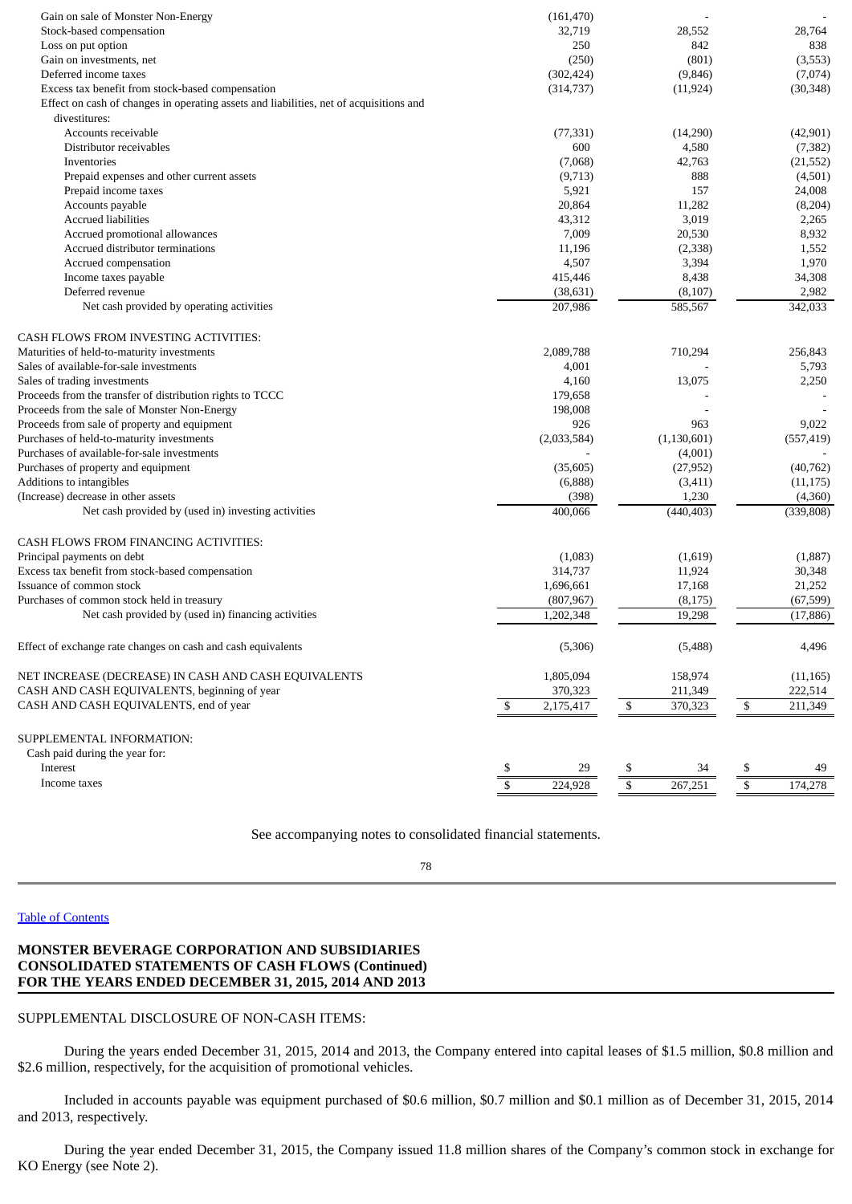| | 2015 | 2014 | 2013 |
|---|---|---|---|
| Gain on sale of Monster Non-Energy | (161,470) | - | - |
| Stock-based compensation | 32,719 | 28,552 | 28,764 |
| Loss on put option | 250 | 842 | 838 |
| Gain on investments, net | (250) | (801) | (3,553) |
| Deferred income taxes | (302,424) | (9,846) | (7,074) |
| Excess tax benefit from stock-based compensation | (314,737) | (11,924) | (30,348) |
| Effect on cash of changes in operating assets and liabilities, net of acquisitions and divestitures: | | | |
| Accounts receivable | (77,331) | (14,290) | (42,901) |
| Distributor receivables | 600 | 4,580 | (7,382) |
| Inventories | (7,068) | 42,763 | (21,552) |
| Prepaid expenses and other current assets | (9,713) | 888 | (4,501) |
| Prepaid income taxes | 5,921 | 157 | 24,008 |
| Accounts payable | 20,864 | 11,282 | (8,204) |
| Accrued liabilities | 43,312 | 3,019 | 2,265 |
| Accrued promotional allowances | 7,009 | 20,530 | 8,932 |
| Accrued distributor terminations | 11,196 | (2,338) | 1,552 |
| Accrued compensation | 4,507 | 3,394 | 1,970 |
| Income taxes payable | 415,446 | 8,438 | 34,308 |
| Deferred revenue | (38,631) | (8,107) | 2,982 |
| Net cash provided by operating activities | 207,986 | 585,567 | 342,033 |
| | | | |
| CASH FLOWS FROM INVESTING ACTIVITIES: | | | |
| Maturities of held-to-maturity investments | 2,089,788 | 710,294 | 256,843 |
| Sales of available-for-sale investments | 4,001 | - | 5,793 |
| Sales of trading investments | 4,160 | 13,075 | 2,250 |
| Proceeds from the transfer of distribution rights to TCCC | 179,658 | - | - |
| Proceeds from the sale of Monster Non-Energy | 198,008 | - | - |
| Proceeds from sale of property and equipment | 926 | 963 | 9,022 |
| Purchases of held-to-maturity investments | (2,033,584) | (1,130,601) | (557,419) |
| Purchases of available-for-sale investments | - | (4,001) | - |
| Purchases of property and equipment | (35,605) | (27,952) | (40,762) |
| Additions to intangibles | (6,888) | (3,411) | (11,175) |
| (Increase) decrease in other assets | (398) | 1,230 | (4,360) |
| Net cash provided by (used in) investing activities | 400,066 | (440,403) | (339,808) |
| | | | |
| CASH FLOWS FROM FINANCING ACTIVITIES: | | | |
| Principal payments on debt | (1,083) | (1,619) | (1,887) |
| Excess tax benefit from stock-based compensation | 314,737 | 11,924 | 30,348 |
| Issuance of common stock | 1,696,661 | 17,168 | 21,252 |
| Purchases of common stock held in treasury | (807,967) | (8,175) | (67,599) |
| Net cash provided by (used in) financing activities | 1,202,348 | 19,298 | (17,886) |
| | | | |
| Effect of exchange rate changes on cash and cash equivalents | (5,306) | (5,488) | 4,496 |
| | | | |
| NET INCREASE (DECREASE) IN CASH AND CASH EQUIVALENTS | 1,805,094 | 158,974 | (11,165) |
| CASH AND CASH EQUIVALENTS, beginning of year | 370,323 | 211,349 | 222,514 |
| CASH AND CASH EQUIVALENTS, end of year | $ 2,175,417 | $ 370,323 | $ 211,349 |
| | | | |
| SUPPLEMENTAL INFORMATION: | | | |
| Cash paid during the year for: | | | |
| Interest | $ 29 | $ 34 | $ 49 |
| Income taxes | $ 224,928 | $ 267,251 | $ 174,278 |

See accompanying notes to consolidated financial statements.

Table of Contents

**MONSTER BEVERAGE CORPORATION AND SUBSIDIARIES**
**CONSOLIDATED STATEMENTS OF CASH FLOWS (Continued)**
**FOR THE YEARS ENDED DECEMBER 31, 2015, 2014 AND 2013**

SUPPLEMENTAL DISCLOSURE OF NON-CASH ITEMS:

During the years ended December 31, 2015, 2014 and 2013, the Company entered into capital leases of $1.5 million, $0.8 million and $2.6 million, respectively, for the acquisition of promotional vehicles.

Included in accounts payable was equipment purchased of $0.6 million, $0.7 million and $0.1 million as of December 31, 2015, 2014 and 2013, respectively.

During the year ended December 31, 2015, the Company issued 11.8 million shares of the Company's common stock in exchange for KO Energy (see Note 2).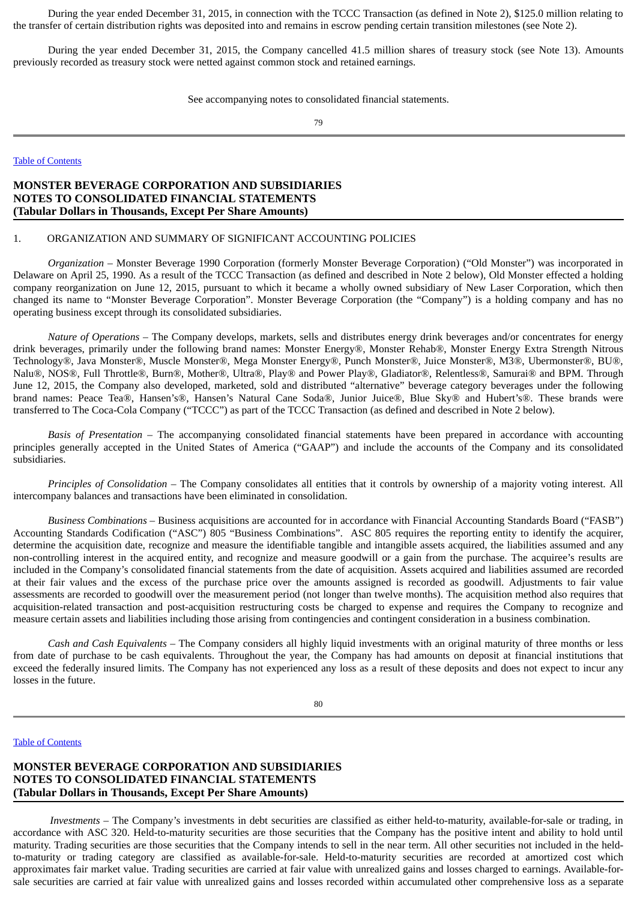During the year ended December 31, 2015, in connection with the TCCC Transaction (as defined in Note 2), $125.0 million relating to the transfer of certain distribution rights was deposited into and remains in escrow pending certain transition milestones (see Note 2).

During the year ended December 31, 2015, the Company cancelled 41.5 million shares of treasury stock (see Note 13). Amounts previously recorded as treasury stock were netted against common stock and retained earnings.

See accompanying notes to consolidated financial statements.

## MONSTER BEVERAGE CORPORATION AND SUBSIDIARIES
## NOTES TO CONSOLIDATED FINANCIAL STATEMENTS
## (Tabular Dollars in Thousands, Except Per Share Amounts)

1. ORGANIZATION AND SUMMARY OF SIGNIFICANT ACCOUNTING POLICIES

*Organization* – Monster Beverage 1990 Corporation (formerly Monster Beverage Corporation) ("Old Monster") was incorporated in Delaware on April 25, 1990. As a result of the TCCC Transaction (as defined and described in Note 2 below), Old Monster effected a holding company reorganization on June 12, 2015, pursuant to which it became a wholly owned subsidiary of New Laser Corporation, which then changed its name to "Monster Beverage Corporation". Monster Beverage Corporation (the "Company") is a holding company and has no operating business except through its consolidated subsidiaries.

*Nature of Operations* – The Company develops, markets, sells and distributes energy drink beverages and/or concentrates for energy drink beverages, primarily under the following brand names: Monster Energy®, Monster Rehab®, Monster Energy Extra Strength Nitrous Technology®, Java Monster®, Muscle Monster®, Mega Monster Energy®, Punch Monster®, Juice Monster®, M3®, Ubermonster®, BU®, Nalu®, NOS®, Full Throttle®, Burn®, Mother®, Ultra®, Play® and Power Play®, Gladiator®, Relentless®, Samurai® and BPM. Through June 12, 2015, the Company also developed, marketed, sold and distributed "alternative" beverage category beverages under the following brand names: Peace Tea®, Hansen's®, Hansen's Natural Cane Soda®, Junior Juice®, Blue Sky® and Hubert's®. These brands were transferred to The Coca-Cola Company ("TCCC") as part of the TCCC Transaction (as defined and described in Note 2 below).

*Basis of Presentation* – The accompanying consolidated financial statements have been prepared in accordance with accounting principles generally accepted in the United States of America ("GAAP") and include the accounts of the Company and its consolidated subsidiaries.

*Principles of Consolidation* – The Company consolidates all entities that it controls by ownership of a majority voting interest. All intercompany balances and transactions have been eliminated in consolidation.

*Business Combinations* – Business acquisitions are accounted for in accordance with Financial Accounting Standards Board ("FASB") Accounting Standards Codification ("ASC") 805 "Business Combinations". ASC 805 requires the reporting entity to identify the acquirer, determine the acquisition date, recognize and measure the identifiable tangible and intangible assets acquired, the liabilities assumed and any non-controlling interest in the acquired entity, and recognize and measure goodwill or a gain from the purchase. The acquiree's results are included in the Company's consolidated financial statements from the date of acquisition. Assets acquired and liabilities assumed are recorded at their fair values and the excess of the purchase price over the amounts assigned is recorded as goodwill. Adjustments to fair value assessments are recorded to goodwill over the measurement period (not longer than twelve months). The acquisition method also requires that acquisition-related transaction and post-acquisition restructuring costs be charged to expense and requires the Company to recognize and measure certain assets and liabilities including those arising from contingencies and contingent consideration in a business combination.

*Cash and Cash Equivalents* – The Company considers all highly liquid investments with an original maturity of three months or less from date of purchase to be cash equivalents. Throughout the year, the Company has had amounts on deposit at financial institutions that exceed the federally insured limits. The Company has not experienced any loss as a result of these deposits and does not expect to incur any losses in the future.

*Investments* – The Company's investments in debt securities are classified as either held-to-maturity, available-for-sale or trading, in accordance with ASC 320. Held-to-maturity securities are those securities that the Company has the positive intent and ability to hold until maturity. Trading securities are those securities that the Company intends to sell in the near term. All other securities not included in the held-to-maturity or trading category are classified as available-for-sale. Held-to-maturity securities are recorded at amortized cost which approximates fair market value. Trading securities are carried at fair value with unrealized gains and losses charged to earnings. Available-for-sale securities are carried at fair value with unrealized gains and losses recorded within accumulated other comprehensive loss as a separate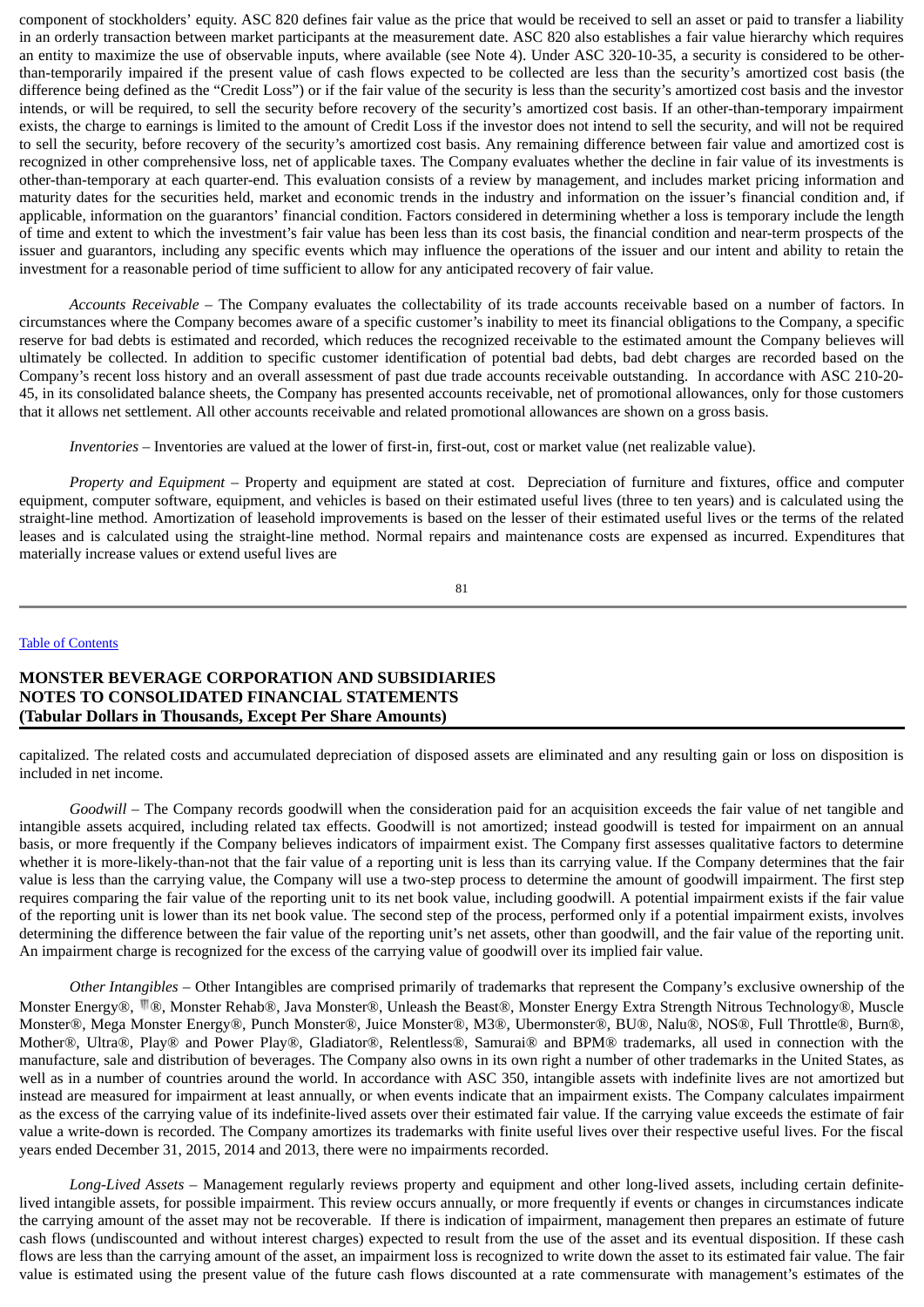component of stockholders' equity. ASC 820 defines fair value as the price that would be received to sell an asset or paid to transfer a liability in an orderly transaction between market participants at the measurement date. ASC 820 also establishes a fair value hierarchy which requires an entity to maximize the use of observable inputs, where available (see Note 4). Under ASC 320-10-35, a security is considered to be other-than-temporarily impaired if the present value of cash flows expected to be collected are less than the security's amortized cost basis (the difference being defined as the "Credit Loss") or if the fair value of the security is less than the security's amortized cost basis and the investor intends, or will be required, to sell the security before recovery of the security's amortized cost basis. If an other-than-temporary impairment exists, the charge to earnings is limited to the amount of Credit Loss if the investor does not intend to sell the security, and will not be required to sell the security, before recovery of the security's amortized cost basis. Any remaining difference between fair value and amortized cost is recognized in other comprehensive loss, net of applicable taxes. The Company evaluates whether the decline in fair value of its investments is other-than-temporary at each quarter-end. This evaluation consists of a review by management, and includes market pricing information and maturity dates for the securities held, market and economic trends in the industry and information on the issuer's financial condition and, if applicable, information on the guarantors' financial condition. Factors considered in determining whether a loss is temporary include the length of time and extent to which the investment's fair value has been less than its cost basis, the financial condition and near-term prospects of the issuer and guarantors, including any specific events which may influence the operations of the issuer and our intent and ability to retain the investment for a reasonable period of time sufficient to allow for any anticipated recovery of fair value.

*Accounts Receivable* – The Company evaluates the collectability of its trade accounts receivable based on a number of factors. In circumstances where the Company becomes aware of a specific customer's inability to meet its financial obligations to the Company, a specific reserve for bad debts is estimated and recorded, which reduces the recognized receivable to the estimated amount the Company believes will ultimately be collected. In addition to specific customer identification of potential bad debts, bad debt charges are recorded based on the Company's recent loss history and an overall assessment of past due trade accounts receivable outstanding. In accordance with ASC 210-20-45, in its consolidated balance sheets, the Company has presented accounts receivable, net of promotional allowances, only for those customers that it allows net settlement. All other accounts receivable and related promotional allowances are shown on a gross basis.

*Inventories* – Inventories are valued at the lower of first-in, first-out, cost or market value (net realizable value).

*Property and Equipment* – Property and equipment are stated at cost. Depreciation of furniture and fixtures, office and computer equipment, computer software, equipment, and vehicles is based on their estimated useful lives (three to ten years) and is calculated using the straight-line method. Amortization of leasehold improvements is based on the lesser of their estimated useful lives or the terms of the related leases and is calculated using the straight-line method. Normal repairs and maintenance costs are expensed as incurred. Expenditures that materially increase values or extend useful lives are capitalized. The related costs and accumulated depreciation of disposed assets are eliminated and any resulting gain or loss on disposition is included in net income.

*Goodwill* – The Company records goodwill when the consideration paid for an acquisition exceeds the fair value of net tangible and intangible assets acquired, including related tax effects. Goodwill is not amortized; instead goodwill is tested for impairment on an annual basis, or more frequently if the Company believes indicators of impairment exist. The Company first assesses qualitative factors to determine whether it is more-likely-than-not that the fair value of a reporting unit is less than its carrying value. If the Company determines that the fair value is less than the carrying value, the Company will use a two-step process to determine the amount of goodwill impairment. The first step requires comparing the fair value of the reporting unit to its net book value, including goodwill. A potential impairment exists if the fair value of the reporting unit is lower than its net book value. The second step of the process, performed only if a potential impairment exists, involves determining the difference between the fair value of the reporting unit's net assets, other than goodwill, and the fair value of the reporting unit. An impairment charge is recognized for the excess of the carrying value of goodwill over its implied fair value.

*Other Intangibles* – Other Intangibles are comprised primarily of trademarks that represent the Company's exclusive ownership of the Monster Energy®, ®, Monster Rehab®, Java Monster®, Unleash the Beast®, Monster Energy Extra Strength Nitrous Technology®, Muscle Monster®, Mega Monster Energy®, Punch Monster®, Juice Monster®, M3®, Ubermonster®, BU®, Nalu®, NOS®, Full Throttle®, Burn®, Mother®, Ultra®, Play® and Power Play®, Gladiator®, Relentless®, Samurai® and BPM® trademarks, all used in connection with the manufacture, sale and distribution of beverages. The Company also owns in its own right a number of other trademarks in the United States, as well as in a number of countries around the world. In accordance with ASC 350, intangible assets with indefinite lives are not amortized but instead are measured for impairment at least annually, or when events indicate that an impairment exists. The Company calculates impairment as the excess of the carrying value of its indefinite-lived assets over their estimated fair value. If the carrying value exceeds the estimate of fair value a write-down is recorded. The Company amortizes its trademarks with finite useful lives over their respective useful lives. For the fiscal years ended December 31, 2015, 2014 and 2013, there were no impairments recorded.

*Long-Lived Assets* – Management regularly reviews property and equipment and other long-lived assets, including certain definite-lived intangible assets, for possible impairment. This review occurs annually, or more frequently if events or changes in circumstances indicate the carrying amount of the asset may not be recoverable. If there is indication of impairment, management then prepares an estimate of future cash flows (undiscounted and without interest charges) expected to result from the use of the asset and its eventual disposition. If these cash flows are less than the carrying amount of the asset, an impairment loss is recognized to write down the asset to its estimated fair value. The fair value is estimated using the present value of the future cash flows discounted at a rate commensurate with management's estimates of the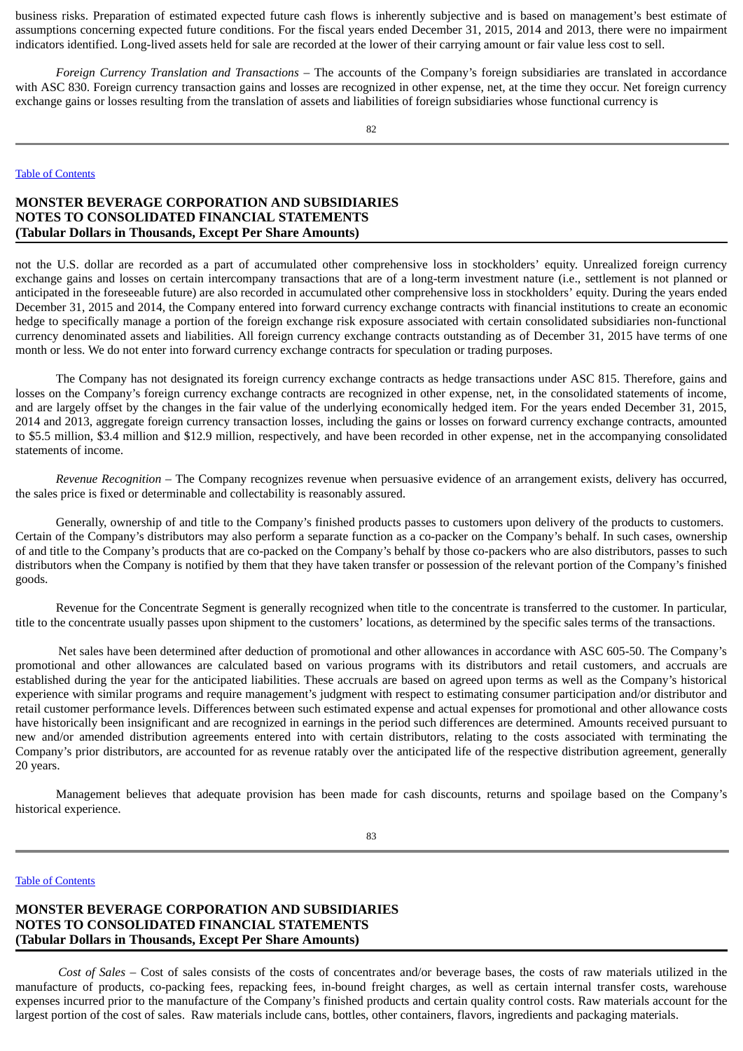business risks. Preparation of estimated expected future cash flows is inherently subjective and is based on management's best estimate of assumptions concerning expected future conditions. For the fiscal years ended December 31, 2015, 2014 and 2013, there were no impairment indicators identified. Long-lived assets held for sale are recorded at the lower of their carrying amount or fair value less cost to sell.

*Foreign Currency Translation and Transactions* – The accounts of the Company's foreign subsidiaries are translated in accordance with ASC 830. Foreign currency transaction gains and losses are recognized in other expense, net, at the time they occur. Net foreign currency exchange gains or losses resulting from the translation of assets and liabilities of foreign subsidiaries whose functional currency is not the U.S. dollar are recorded as a part of accumulated other comprehensive loss in stockholders' equity. Unrealized foreign currency exchange gains and losses on certain intercompany transactions that are of a long-term investment nature (i.e., settlement is not planned or anticipated in the foreseeable future) are also recorded in accumulated other comprehensive loss in stockholders' equity. During the years ended December 31, 2015 and 2014, the Company entered into forward currency exchange contracts with financial institutions to create an economic hedge to specifically manage a portion of the foreign exchange risk exposure associated with certain consolidated subsidiaries non-functional currency denominated assets and liabilities. All foreign currency exchange contracts outstanding as of December 31, 2015 have terms of one month or less. We do not enter into forward currency exchange contracts for speculation or trading purposes.

The Company has not designated its foreign currency exchange contracts as hedge transactions under ASC 815. Therefore, gains and losses on the Company's foreign currency exchange contracts are recognized in other expense, net, in the consolidated statements of income, and are largely offset by the changes in the fair value of the underlying economically hedged item. For the years ended December 31, 2015, 2014 and 2013, aggregate foreign currency transaction losses, including the gains or losses on forward currency exchange contracts, amounted to $5.5 million, $3.4 million and $12.9 million, respectively, and have been recorded in other expense, net in the accompanying consolidated statements of income.

*Revenue Recognition* – The Company recognizes revenue when persuasive evidence of an arrangement exists, delivery has occurred, the sales price is fixed or determinable and collectability is reasonably assured.

Generally, ownership of and title to the Company's finished products passes to customers upon delivery of the products to customers. Certain of the Company's distributors may also perform a separate function as a co-packer on the Company's behalf. In such cases, ownership of and title to the Company's products that are co-packed on the Company's behalf by those co-packers who are also distributors, passes to such distributors when the Company is notified by them that they have taken transfer or possession of the relevant portion of the Company's finished goods.

Revenue for the Concentrate Segment is generally recognized when title to the concentrate is transferred to the customer. In particular, title to the concentrate usually passes upon shipment to the customers' locations, as determined by the specific sales terms of the transactions.

Net sales have been determined after deduction of promotional and other allowances in accordance with ASC 605-50. The Company's promotional and other allowances are calculated based on various programs with its distributors and retail customers, and accruals are established during the year for the anticipated liabilities. These accruals are based on agreed upon terms as well as the Company's historical experience with similar programs and require management's judgment with respect to estimating consumer participation and/or distributor and retail customer performance levels. Differences between such estimated expense and actual expenses for promotional and other allowance costs have historically been insignificant and are recognized in earnings in the period such differences are determined. Amounts received pursuant to new and/or amended distribution agreements entered into with certain distributors, relating to the costs associated with terminating the Company's prior distributors, are accounted for as revenue ratably over the anticipated life of the respective distribution agreement, generally 20 years.

Management believes that adequate provision has been made for cash discounts, returns and spoilage based on the Company's historical experience.

*Cost of Sales* – Cost of sales consists of the costs of concentrates and/or beverage bases, the costs of raw materials utilized in the manufacture of products, co-packing fees, repacking fees, in-bound freight charges, as well as certain internal transfer costs, warehouse expenses incurred prior to the manufacture of the Company's finished products and certain quality control costs. Raw materials account for the largest portion of the cost of sales. Raw materials include cans, bottles, other containers, flavors, ingredients and packaging materials.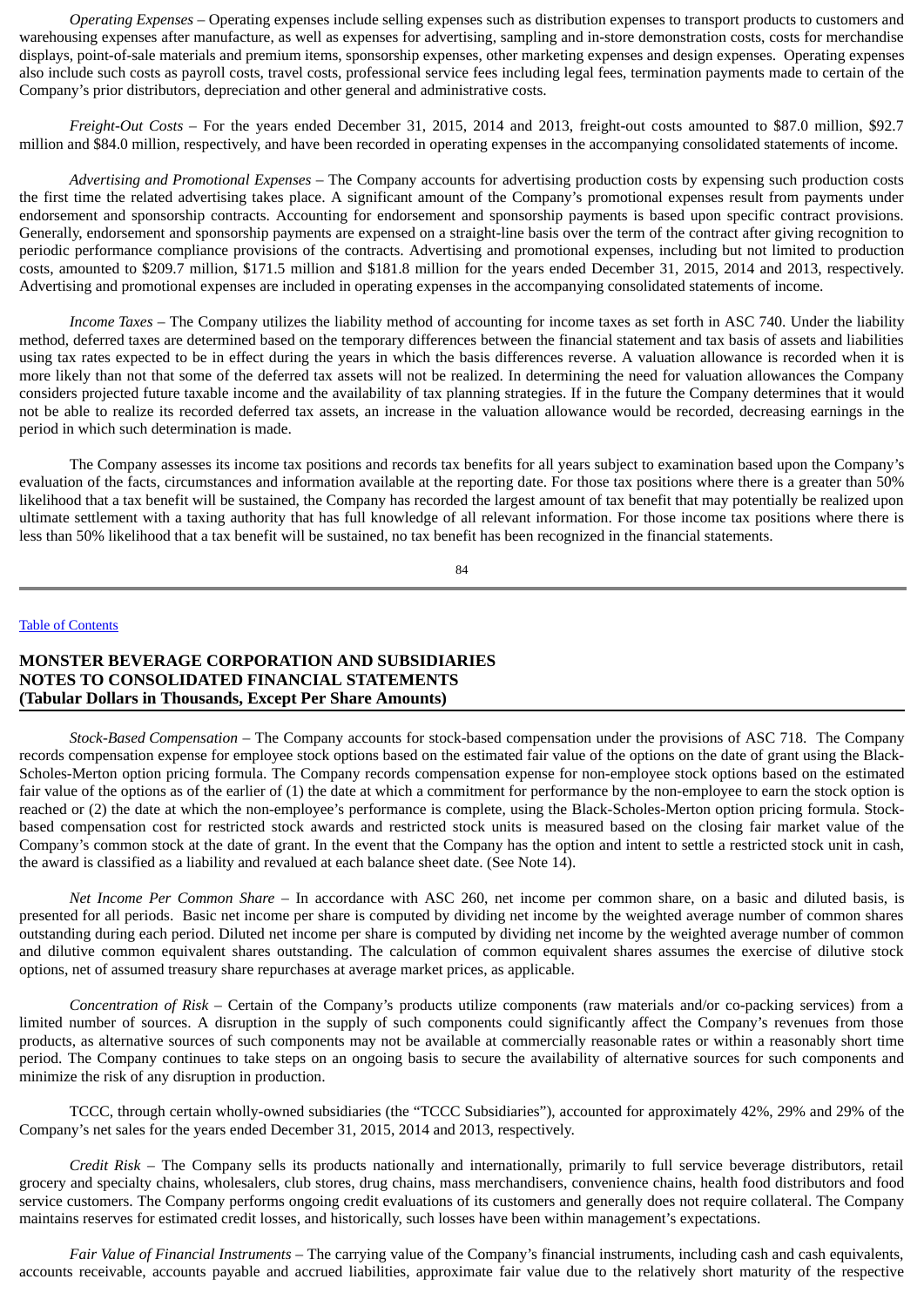*Operating Expenses* – Operating expenses include selling expenses such as distribution expenses to transport products to customers and warehousing expenses after manufacture, as well as expenses for advertising, sampling and in-store demonstration costs, costs for merchandise displays, point-of-sale materials and premium items, sponsorship expenses, other marketing expenses and design expenses. Operating expenses also include such costs as payroll costs, travel costs, professional service fees including legal fees, termination payments made to certain of the Company's prior distributors, depreciation and other general and administrative costs.

*Freight-Out Costs* – For the years ended December 31, 2015, 2014 and 2013, freight-out costs amounted to $87.0 million, $92.7 million and $84.0 million, respectively, and have been recorded in operating expenses in the accompanying consolidated statements of income.

*Advertising and Promotional Expenses* – The Company accounts for advertising production costs by expensing such production costs the first time the related advertising takes place. A significant amount of the Company's promotional expenses result from payments under endorsement and sponsorship contracts. Accounting for endorsement and sponsorship payments is based upon specific contract provisions. Generally, endorsement and sponsorship payments are expensed on a straight-line basis over the term of the contract after giving recognition to periodic performance compliance provisions of the contracts. Advertising and promotional expenses, including but not limited to production costs, amounted to $209.7 million, $171.5 million and $181.8 million for the years ended December 31, 2015, 2014 and 2013, respectively. Advertising and promotional expenses are included in operating expenses in the accompanying consolidated statements of income.

*Income Taxes* – The Company utilizes the liability method of accounting for income taxes as set forth in ASC 740. Under the liability method, deferred taxes are determined based on the temporary differences between the financial statement and tax basis of assets and liabilities using tax rates expected to be in effect during the years in which the basis differences reverse. A valuation allowance is recorded when it is more likely than not that some of the deferred tax assets will not be realized. In determining the need for valuation allowances the Company considers projected future taxable income and the availability of tax planning strategies. If in the future the Company determines that it would not be able to realize its recorded deferred tax assets, an increase in the valuation allowance would be recorded, decreasing earnings in the period in which such determination is made.

The Company assesses its income tax positions and records tax benefits for all years subject to examination based upon the Company's evaluation of the facts, circumstances and information available at the reporting date. For those tax positions where there is a greater than 50% likelihood that a tax benefit will be sustained, the Company has recorded the largest amount of tax benefit that may potentially be realized upon ultimate settlement with a taxing authority that has full knowledge of all relevant information. For those income tax positions where there is less than 50% likelihood that a tax benefit will be sustained, no tax benefit has been recognized in the financial statements.

**MONSTER BEVERAGE CORPORATION AND SUBSIDIARIES**
**NOTES TO CONSOLIDATED FINANCIAL STATEMENTS**
**(Tabular Dollars in Thousands, Except Per Share Amounts)**

*Stock-Based Compensation* – The Company accounts for stock-based compensation under the provisions of ASC 718. The Company records compensation expense for employee stock options based on the estimated fair value of the options on the date of grant using the Black-Scholes-Merton option pricing formula. The Company records compensation expense for non-employee stock options based on the estimated fair value of the options as of the earlier of (1) the date at which a commitment for performance by the non-employee to earn the stock option is reached or (2) the date at which the non-employee's performance is complete, using the Black-Scholes-Merton option pricing formula. Stock-based compensation cost for restricted stock awards and restricted stock units is measured based on the closing fair market value of the Company's common stock at the date of grant. In the event that the Company has the option and intent to settle a restricted stock unit in cash, the award is classified as a liability and revalued at each balance sheet date. (See Note 14).

*Net Income Per Common Share* – In accordance with ASC 260, net income per common share, on a basic and diluted basis, is presented for all periods. Basic net income per share is computed by dividing net income by the weighted average number of common shares outstanding during each period. Diluted net income per share is computed by dividing net income by the weighted average number of common and dilutive common equivalent shares outstanding. The calculation of common equivalent shares assumes the exercise of dilutive stock options, net of assumed treasury share repurchases at average market prices, as applicable.

*Concentration of Risk* – Certain of the Company's products utilize components (raw materials and/or co-packing services) from a limited number of sources. A disruption in the supply of such components could significantly affect the Company's revenues from those products, as alternative sources of such components may not be available at commercially reasonable rates or within a reasonably short time period. The Company continues to take steps on an ongoing basis to secure the availability of alternative sources for such components and minimize the risk of any disruption in production.

TCCC, through certain wholly-owned subsidiaries (the "TCCC Subsidiaries"), accounted for approximately 42%, 29% and 29% of the Company's net sales for the years ended December 31, 2015, 2014 and 2013, respectively.

*Credit Risk* – The Company sells its products nationally and internationally, primarily to full service beverage distributors, retail grocery and specialty chains, wholesalers, club stores, drug chains, mass merchandisers, convenience chains, health food distributors and food service customers. The Company performs ongoing credit evaluations of its customers and generally does not require collateral. The Company maintains reserves for estimated credit losses, and historically, such losses have been within management's expectations.

*Fair Value of Financial Instruments* – The carrying value of the Company's financial instruments, including cash and cash equivalents, accounts receivable, accounts payable and accrued liabilities, approximate fair value due to the relatively short maturity of the respective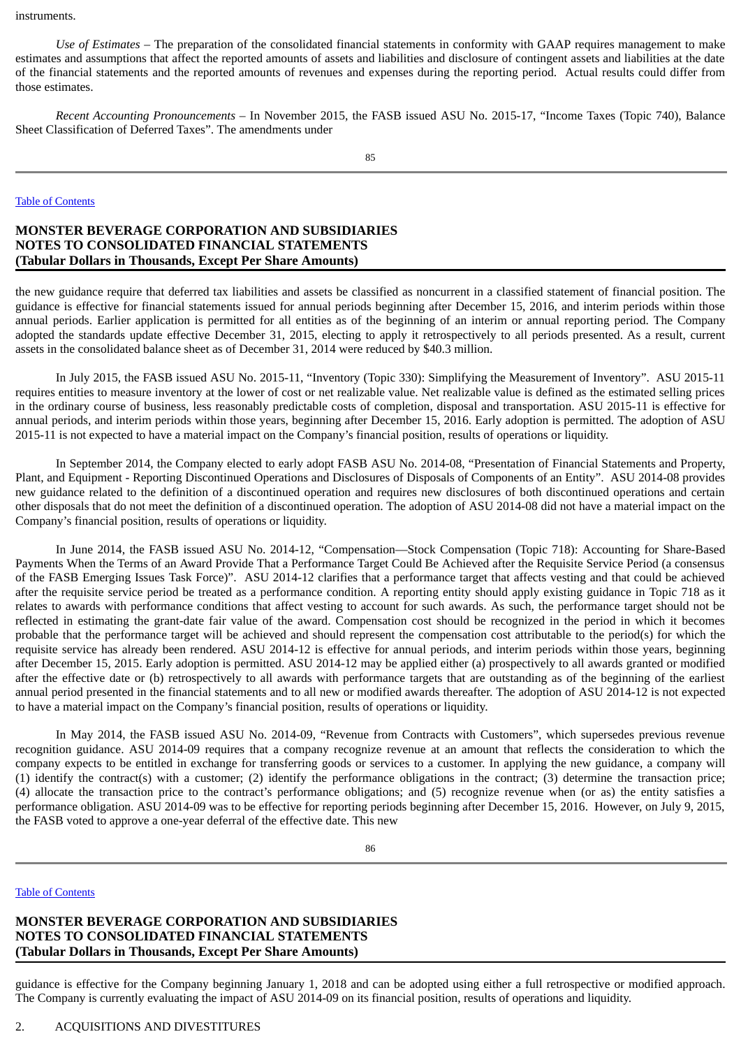instruments.

*Use of Estimates* – The preparation of the consolidated financial statements in conformity with GAAP requires management to make estimates and assumptions that affect the reported amounts of assets and liabilities and disclosure of contingent assets and liabilities at the date of the financial statements and the reported amounts of revenues and expenses during the reporting period. Actual results could differ from those estimates.

*Recent Accounting Pronouncements* – In November 2015, the FASB issued ASU No. 2015-17, "Income Taxes (Topic 740), Balance Sheet Classification of Deferred Taxes". The amendments under the new guidance require that deferred tax liabilities and assets be classified as noncurrent in a classified statement of financial position. The guidance is effective for financial statements issued for annual periods beginning after December 15, 2016, and interim periods within those annual periods. Earlier application is permitted for all entities as of the beginning of an interim or annual reporting period. The Company adopted the standards update effective December 31, 2015, electing to apply it retrospectively to all periods presented. As a result, current assets in the consolidated balance sheet as of December 31, 2014 were reduced by $40.3 million.

In July 2015, the FASB issued ASU No. 2015-11, "Inventory (Topic 330): Simplifying the Measurement of Inventory". ASU 2015-11 requires entities to measure inventory at the lower of cost or net realizable value. Net realizable value is defined as the estimated selling prices in the ordinary course of business, less reasonably predictable costs of completion, disposal and transportation. ASU 2015-11 is effective for annual periods, and interim periods within those years, beginning after December 15, 2016. Early adoption is permitted. The adoption of ASU 2015-11 is not expected to have a material impact on the Company's financial position, results of operations or liquidity.

In September 2014, the Company elected to early adopt FASB ASU No. 2014-08, "Presentation of Financial Statements and Property, Plant, and Equipment - Reporting Discontinued Operations and Disclosures of Disposals of Components of an Entity". ASU 2014-08 provides new guidance related to the definition of a discontinued operation and requires new disclosures of both discontinued operations and certain other disposals that do not meet the definition of a discontinued operation. The adoption of ASU 2014-08 did not have a material impact on the Company's financial position, results of operations or liquidity.

In June 2014, the FASB issued ASU No. 2014-12, "Compensation—Stock Compensation (Topic 718): Accounting for Share-Based Payments When the Terms of an Award Provide That a Performance Target Could Be Achieved after the Requisite Service Period (a consensus of the FASB Emerging Issues Task Force)". ASU 2014-12 clarifies that a performance target that affects vesting and that could be achieved after the requisite service period be treated as a performance condition. A reporting entity should apply existing guidance in Topic 718 as it relates to awards with performance conditions that affect vesting to account for such awards. As such, the performance target should not be reflected in estimating the grant-date fair value of the award. Compensation cost should be recognized in the period in which it becomes probable that the performance target will be achieved and should represent the compensation cost attributable to the period(s) for which the requisite service has already been rendered. ASU 2014-12 is effective for annual periods, and interim periods within those years, beginning after December 15, 2015. Early adoption is permitted. ASU 2014-12 may be applied either (a) prospectively to all awards granted or modified after the effective date or (b) retrospectively to all awards with performance targets that are outstanding as of the beginning of the earliest annual period presented in the financial statements and to all new or modified awards thereafter. The adoption of ASU 2014-12 is not expected to have a material impact on the Company's financial position, results of operations or liquidity.

In May 2014, the FASB issued ASU No. 2014-09, "Revenue from Contracts with Customers", which supersedes previous revenue recognition guidance. ASU 2014-09 requires that a company recognize revenue at an amount that reflects the consideration to which the company expects to be entitled in exchange for transferring goods or services to a customer. In applying the new guidance, a company will (1) identify the contract(s) with a customer; (2) identify the performance obligations in the contract; (3) determine the transaction price; (4) allocate the transaction price to the contract's performance obligations; and (5) recognize revenue when (or as) the entity satisfies a performance obligation. ASU 2014-09 was to be effective for reporting periods beginning after December 15, 2016. However, on July 9, 2015, the FASB voted to approve a one-year deferral of the effective date. This new guidance is effective for the Company beginning January 1, 2018 and can be adopted using either a full retrospective or modified approach. The Company is currently evaluating the impact of ASU 2014-09 on its financial position, results of operations and liquidity.

## 2. ACQUISITIONS AND DIVESTITURES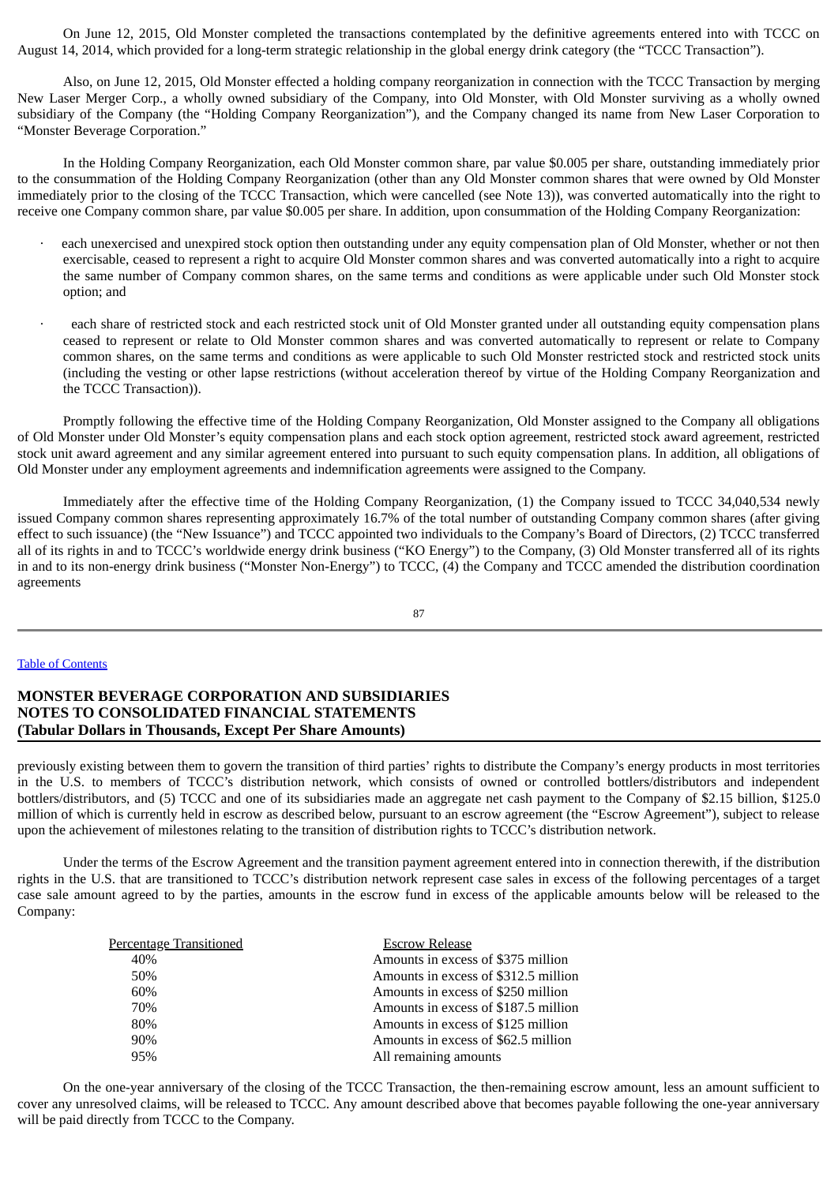On June 12, 2015, Old Monster completed the transactions contemplated by the definitive agreements entered into with TCCC on August 14, 2014, which provided for a long-term strategic relationship in the global energy drink category (the "TCCC Transaction").

Also, on June 12, 2015, Old Monster effected a holding company reorganization in connection with the TCCC Transaction by merging New Laser Merger Corp., a wholly owned subsidiary of the Company, into Old Monster, with Old Monster surviving as a wholly owned subsidiary of the Company (the "Holding Company Reorganization"), and the Company changed its name from New Laser Corporation to "Monster Beverage Corporation."

In the Holding Company Reorganization, each Old Monster common share, par value $0.005 per share, outstanding immediately prior to the consummation of the Holding Company Reorganization (other than any Old Monster common shares that were owned by Old Monster immediately prior to the closing of the TCCC Transaction, which were cancelled (see Note 13)), was converted automatically into the right to receive one Company common share, par value $0.005 per share. In addition, upon consummation of the Holding Company Reorganization:

- each unexercised and unexpired stock option then outstanding under any equity compensation plan of Old Monster, whether or not then exercisable, ceased to represent a right to acquire Old Monster common shares and was converted automatically into a right to acquire the same number of Company common shares, on the same terms and conditions as were applicable under such Old Monster stock option; and
- each share of restricted stock and each restricted stock unit of Old Monster granted under all outstanding equity compensation plans ceased to represent or relate to Old Monster common shares and was converted automatically to represent or relate to Company common shares, on the same terms and conditions as were applicable to such Old Monster restricted stock and restricted stock units (including the vesting or other lapse restrictions (without acceleration thereof by virtue of the Holding Company Reorganization and the TCCC Transaction)).

Promptly following the effective time of the Holding Company Reorganization, Old Monster assigned to the Company all obligations of Old Monster under Old Monster's equity compensation plans and each stock option agreement, restricted stock award agreement, restricted stock unit award agreement and any similar agreement entered into pursuant to such equity compensation plans. In addition, all obligations of Old Monster under any employment agreements and indemnification agreements were assigned to the Company.

Immediately after the effective time of the Holding Company Reorganization, (1) the Company issued to TCCC 34,040,534 newly issued Company common shares representing approximately 16.7% of the total number of outstanding Company common shares (after giving effect to such issuance) (the "New Issuance") and TCCC appointed two individuals to the Company's Board of Directors, (2) TCCC transferred all of its rights in and to TCCC's worldwide energy drink business ("KO Energy") to the Company, (3) Old Monster transferred all of its rights in and to its non-energy drink business ("Monster Non-Energy") to TCCC, (4) the Company and TCCC amended the distribution coordination agreements previously existing between them to govern the transition of third parties' rights to distribute the Company's energy products in most territories in the U.S. to members of TCCC's distribution network, which consists of owned or controlled bottlers/distributors and independent bottlers/distributors, and (5) TCCC and one of its subsidiaries made an aggregate net cash payment to the Company of $2.15 billion, $125.0 million of which is currently held in escrow as described below, pursuant to an escrow agreement (the "Escrow Agreement"), subject to release upon the achievement of milestones relating to the transition of distribution rights to TCCC's distribution network.

Under the terms of the Escrow Agreement and the transition payment agreement entered into in connection therewith, if the distribution rights in the U.S. that are transitioned to TCCC's distribution network represent case sales in excess of the following percentages of a target case sale amount agreed to by the parties, amounts in the escrow fund in excess of the applicable amounts below will be released to the Company:

| Percentage Transitioned | Escrow Release |
|---|---|
| 40% | Amounts in excess of $375 million |
| 50% | Amounts in excess of $312.5 million |
| 60% | Amounts in excess of $250 million |
| 70% | Amounts in excess of $187.5 million |
| 80% | Amounts in excess of $125 million |
| 90% | Amounts in excess of $62.5 million |
| 95% | All remaining amounts |

On the one-year anniversary of the closing of the TCCC Transaction, the then-remaining escrow amount, less an amount sufficient to cover any unresolved claims, will be released to TCCC. Any amount described above that becomes payable following the one-year anniversary will be paid directly from TCCC to the Company.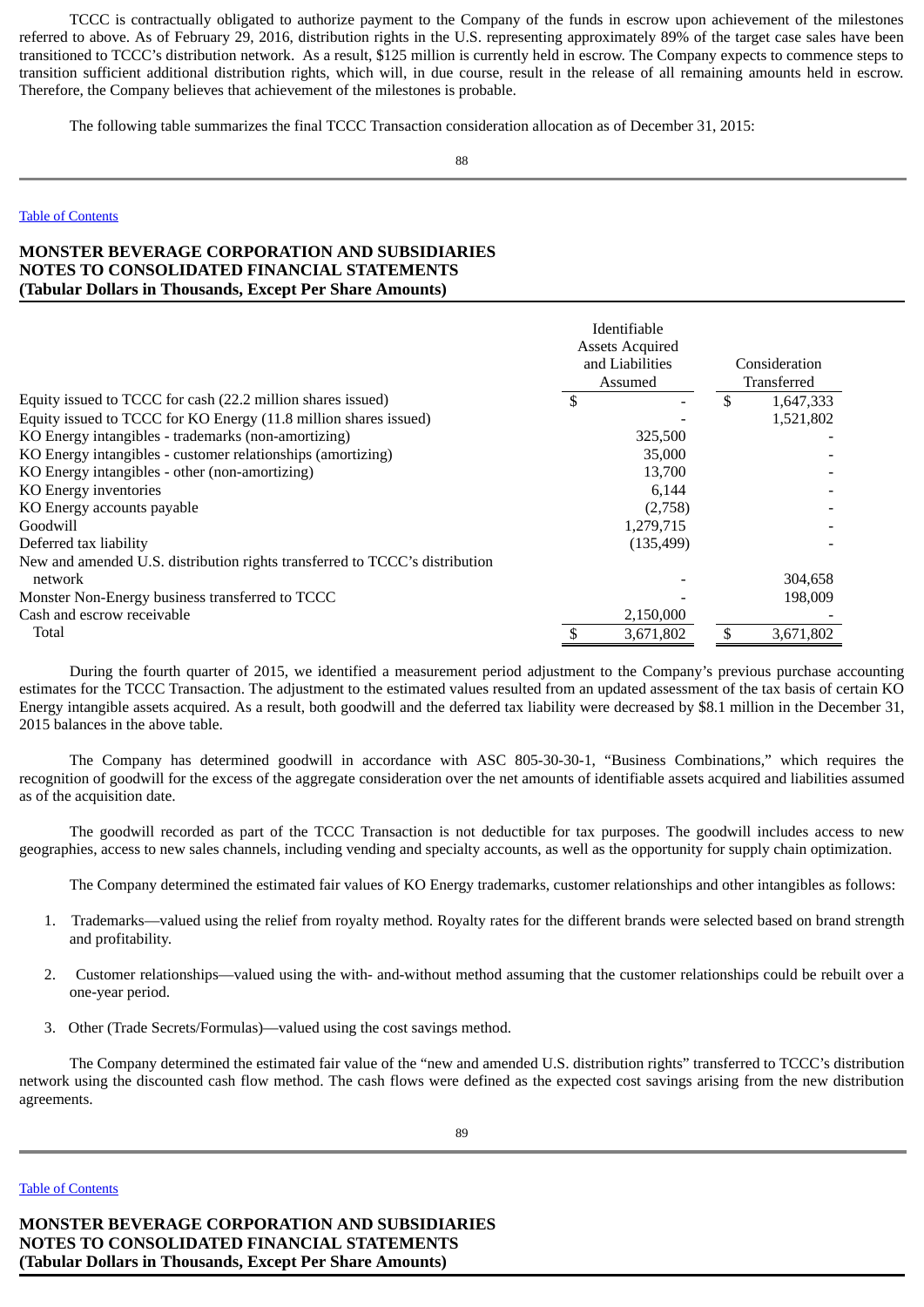TCCC is contractually obligated to authorize payment to the Company of the funds in escrow upon achievement of the milestones referred to above. As of February 29, 2016, distribution rights in the U.S. representing approximately 89% of the target case sales have been transitioned to TCCC's distribution network. As a result, $125 million is currently held in escrow. The Company expects to commence steps to transition sufficient additional distribution rights, which will, in due course, result in the release of all remaining amounts held in escrow. Therefore, the Company believes that achievement of the milestones is probable.

The following table summarizes the final TCCC Transaction consideration allocation as of December 31, 2015:

**MONSTER BEVERAGE CORPORATION AND SUBSIDIARIES**
**NOTES TO CONSOLIDATED FINANCIAL STATEMENTS**
**(Tabular Dollars in Thousands, Except Per Share Amounts)**

| | Identifiable Assets Acquired and Liabilities Assumed | Consideration Transferred |
|---|---|---|
| Equity issued to TCCC for cash (22.2 million shares issued) | $ - | $ 1,647,333 |
| Equity issued to TCCC for KO Energy (11.8 million shares issued) | - | 1,521,802 |
| KO Energy intangibles - trademarks (non-amortizing) | 325,500 | - |
| KO Energy intangibles - customer relationships (amortizing) | 35,000 | - |
| KO Energy intangibles - other (non-amortizing) | 13,700 | - |
| KO Energy inventories | 6,144 | - |
| KO Energy accounts payable | (2,758) | - |
| Goodwill | 1,279,715 | - |
| Deferred tax liability | (135,499) | - |
| New and amended U.S. distribution rights transferred to TCCC's distribution network | - | 304,658 |
| Monster Non-Energy business transferred to TCCC | - | 198,009 |
| Cash and escrow receivable | 2,150,000 | - |
| Total | $ 3,671,802 | $ 3,671,802 |

During the fourth quarter of 2015, we identified a measurement period adjustment to the Company's previous purchase accounting estimates for the TCCC Transaction. The adjustment to the estimated values resulted from an updated assessment of the tax basis of certain KO Energy intangible assets acquired. As a result, both goodwill and the deferred tax liability were decreased by $8.1 million in the December 31, 2015 balances in the above table.

The Company has determined goodwill in accordance with ASC 805-30-30-1, "Business Combinations," which requires the recognition of goodwill for the excess of the aggregate consideration over the net amounts of identifiable assets acquired and liabilities assumed as of the acquisition date.

The goodwill recorded as part of the TCCC Transaction is not deductible for tax purposes. The goodwill includes access to new geographies, access to new sales channels, including vending and specialty accounts, as well as the opportunity for supply chain optimization.

The Company determined the estimated fair values of KO Energy trademarks, customer relationships and other intangibles as follows:

1. Trademarks—valued using the relief from royalty method. Royalty rates for the different brands were selected based on brand strength and profitability.

2. Customer relationships—valued using the with- and-without method assuming that the customer relationships could be rebuilt over a one-year period.

3. Other (Trade Secrets/Formulas)—valued using the cost savings method.

The Company determined the estimated fair value of the "new and amended U.S. distribution rights" transferred to TCCC's distribution network using the discounted cash flow method. The cash flows were defined as the expected cost savings arising from the new distribution agreements.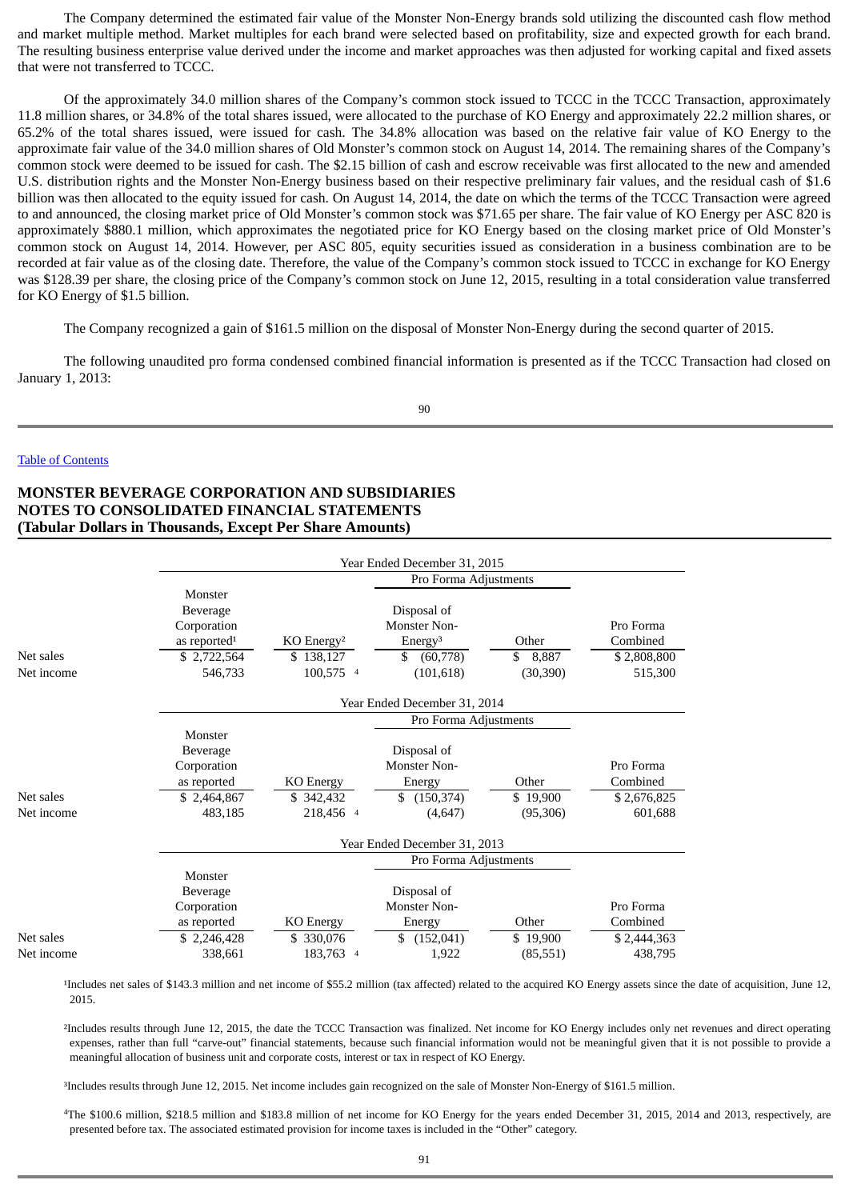The Company determined the estimated fair value of the Monster Non-Energy brands sold utilizing the discounted cash flow method and market multiple method. Market multiples for each brand were selected based on profitability, size and expected growth for each brand. The resulting business enterprise value derived under the income and market approaches was then adjusted for working capital and fixed assets that were not transferred to TCCC.

Of the approximately 34.0 million shares of the Company's common stock issued to TCCC in the TCCC Transaction, approximately 11.8 million shares, or 34.8% of the total shares issued, were allocated to the purchase of KO Energy and approximately 22.2 million shares, or 65.2% of the total shares issued, were issued for cash. The 34.8% allocation was based on the relative fair value of KO Energy to the approximate fair value of the 34.0 million shares of Old Monster's common stock on August 14, 2014. The remaining shares of the Company's common stock were deemed to be issued for cash. The $2.15 billion of cash and escrow receivable was first allocated to the new and amended U.S. distribution rights and the Monster Non-Energy business based on their respective preliminary fair values, and the residual cash of $1.6 billion was then allocated to the equity issued for cash. On August 14, 2014, the date on which the terms of the TCCC Transaction were agreed to and announced, the closing market price of Old Monster's common stock was $71.65 per share. The fair value of KO Energy per ASC 820 is approximately $880.1 million, which approximates the negotiated price for KO Energy based on the closing market price of Old Monster's common stock on August 14, 2014. However, per ASC 805, equity securities issued as consideration in a business combination are to be recorded at fair value as of the closing date. Therefore, the value of the Company's common stock issued to TCCC in exchange for KO Energy was $128.39 per share, the closing price of the Company's common stock on June 12, 2015, resulting in a total consideration value transferred for KO Energy of $1.5 billion.

The Company recognized a gain of $161.5 million on the disposal of Monster Non-Energy during the second quarter of 2015.

The following unaudited pro forma condensed combined financial information is presented as if the TCCC Transaction had closed on January 1, 2013:

**MONSTER BEVERAGE CORPORATION AND SUBSIDIARIES**
**NOTES TO CONSOLIDATED FINANCIAL STATEMENTS**
**(Tabular Dollars in Thousands, Except Per Share Amounts)**

| | Year Ended December 31, 2015 | | | | |
|---|---|---|---|---|---|
| | | | Pro Forma Adjustments | | |
| | Monster Beverage Corporation as reported[1] | KO Energy[2] | Disposal of Monster Non-Energy[3] | Other | Pro Forma Combined |
| Net sales | $ 2,722,564 | $ 138,127 | $ (60,778) | $ 8,887 | $ 2,808,800 |
| Net income | 546,733 | 100,575 [4] | (101,618) | (30,390) | 515,300 |

| | Year Ended December 31, 2014 | | | | |
|---|---|---|---|---|---|
| | | | Pro Forma Adjustments | | |
| | Monster Beverage Corporation as reported | KO Energy | Disposal of Monster Non-Energy | Other | Pro Forma Combined |
| Net sales | $ 2,464,867 | $ 342,432 | $ (150,374) | $ 19,900 | $ 2,676,825 |
| Net income | 483,185 | 218,456 [4] | (4,647) | (95,306) | 601,688 |

| | Year Ended December 31, 2013 | | | | |
|---|---|---|---|---|---|
| | | | Pro Forma Adjustments | | |
| | Monster Beverage Corporation as reported | KO Energy | Disposal of Monster Non-Energy | Other | Pro Forma Combined |
| Net sales | $ 2,246,428 | $ 330,076 | $ (152,041) | $ 19,900 | $ 2,444,363 |
| Net income | 338,661 | 183,763 [4] | 1,922 | (85,551) | 438,795 |

[1]Includes net sales of $143.3 million and net income of $55.2 million (tax affected) related to the acquired KO Energy assets since the date of acquisition, June 12, 2015.

[2]Includes results through June 12, 2015, the date the TCCC Transaction was finalized. Net income for KO Energy includes only net revenues and direct operating expenses, rather than full "carve-out" financial statements, because such financial information would not be meaningful given that it is not possible to provide a meaningful allocation of business unit and corporate costs, interest or tax in respect of KO Energy.

[3]Includes results through June 12, 2015. Net income includes gain recognized on the sale of Monster Non-Energy of $161.5 million.

[4]The $100.6 million, $218.5 million and $183.8 million of net income for KO Energy for the years ended December 31, 2015, 2014 and 2013, respectively, are presented before tax. The associated estimated provision for income taxes is included in the "Other" category.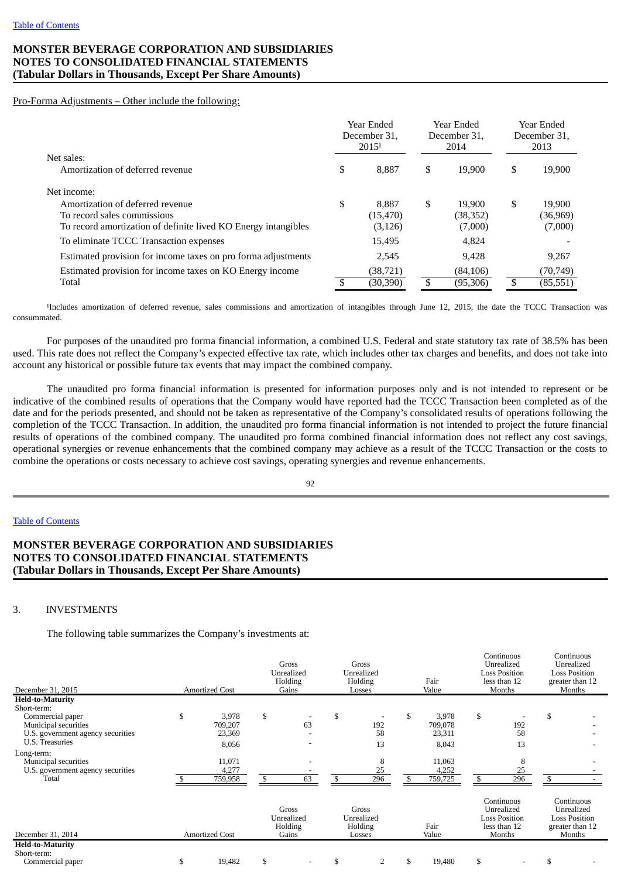Pro-Forma Adjustments – Other include the following:

| | Year Ended December 31, 2015[1] | Year Ended December 31, 2014 | Year Ended December 31, 2013 |
|---|---|---|---|
| Net sales: | | | |
| Amortization of deferred revenue | $ 8,887 | $ 19,900 | $ 19,900 |
| Net income: | | | |
| Amortization of deferred revenue | $ 8,887 | $ 19,900 | $ 19,900 |
| To record sales commissions | (15,470) | (38,352) | (36,969) |
| To record amortization of definite lived KO Energy intangibles | (3,126) | (7,000) | (7,000) |
| To eliminate TCCC Transaction expenses | 15,495 | 4,824 | - |
| Estimated provision for income taxes on pro forma adjustments | 2,545 | 9,428 | 9,267 |
| Estimated provision for income taxes on KO Energy income | (38,721) | (84,106) | (70,749) |
| Total | $ (30,390) | $ (95,306) | $ (85,551) |

[1]Includes amortization of deferred revenue, sales commissions and amortization of intangibles through June 12, 2015, the date the TCCC Transaction was consummated.

For purposes of the unaudited pro forma financial information, a combined U.S. Federal and state statutory tax rate of 38.5% has been used. This rate does not reflect the Company's expected effective tax rate, which includes other tax charges and benefits, and does not take into account any historical or possible future tax events that may impact the combined company.

The unaudited pro forma financial information is presented for information purposes only and is not intended to represent or be indicative of the combined results of operations that the Company would have reported had the TCCC Transaction been completed as of the date and for the periods presented, and should not be taken as representative of the Company's consolidated results of operations following the completion of the TCCC Transaction. In addition, the unaudited pro forma financial information is not intended to project the future financial results of operations of the combined company. The unaudited pro forma combined financial information does not reflect any cost savings, operational synergies or revenue enhancements that the combined company may achieve as a result of the TCCC Transaction or the costs to combine the operations or costs necessary to achieve cost savings, operating synergies and revenue enhancements.

## 3. INVESTMENTS

The following table summarizes the Company's investments at:

| December 31, 2015 | Amortized Cost | Gross Unrealized Holding Gains | Gross Unrealized Holding Losses | Fair Value | Continuous Unrealized Loss Position less than 12 Months | Continuous Unrealized Loss Position greater than 12 Months |
|---|---|---|---|---|---|---|
| **Held-to-Maturity** | | | | | | |
| Short-term: | | | | | | |
| Commercial paper | $ 3,978 | $ - | $ - | $ 3,978 | $ - | $ - |
| Municipal securities | 709,207 | 63 | 192 | 709,078 | 192 | - |
| U.S. government agency securities | 23,369 | - | 58 | 23,311 | 58 | - |
| U.S. Treasuries | 8,056 | - | 13 | 8,043 | 13 | - |
| Long-term: | | | | | | |
| Municipal securities | 11,071 | - | 8 | 11,063 | 8 | - |
| U.S. government agency securities | 4,277 | - | 25 | 4,252 | 25 | - |
| Total | $ 759,958 | $ 63 | $ 296 | $ 759,725 | $ 296 | $ - |

| December 31, 2014 | Amortized Cost | Gross Unrealized Holding Gains | Gross Unrealized Holding Losses | Fair Value | Continuous Unrealized Loss Position less than 12 Months | Continuous Unrealized Loss Position greater than 12 Months |
|---|---|---|---|---|---|---|
| **Held-to-Maturity** | | | | | | |
| Short-term: | | | | | | |
| Commercial paper | $ 19,482 | $ - | $ 2 | $ 19,480 | $ - | $ - |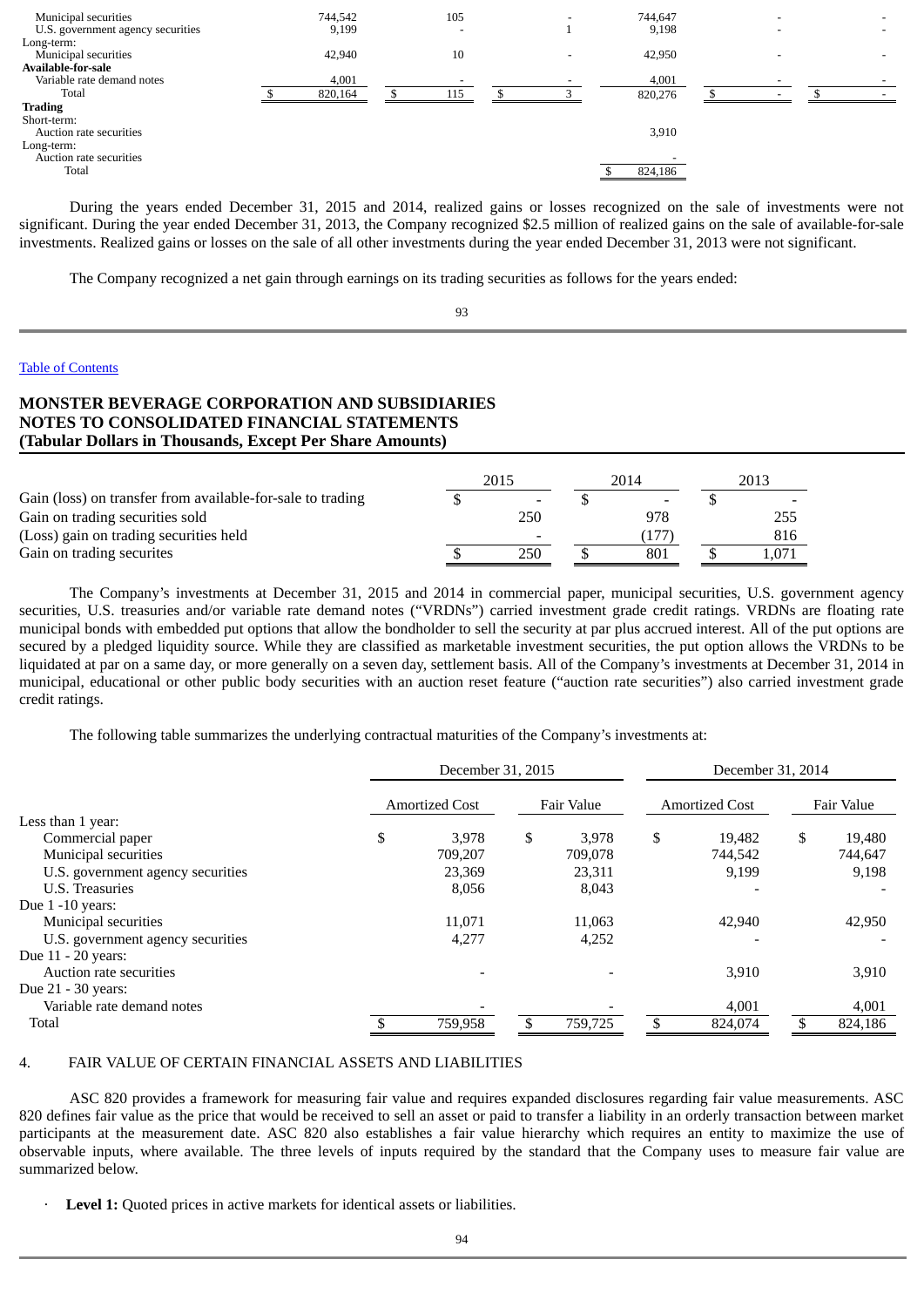| | Amortized Cost | Gross Unrealized Holding Gains | Gross Unrealized Holding Losses | Fair Value | Continuous Unrealized Loss Position less than 12 Months | Continuous Unrealized Loss Position greater than 12 Months |
|---|---|---|---|---|---|---|
| Municipal securities | 744,542 | 105 | - | 744,647 | - | - |
| U.S. government agency securities | 9,199 | - | 1 | 9,198 | - | - |
| Long-term: | | | | | | |
| Municipal securities | 42,940 | 10 | - | 42,950 | - | - |
| **Available-for-sale** | | | | | | |
| Variable rate demand notes | 4,001 | - | - | 4,001 | - | - |
| Total | $ 820,164 | $ 115 | $ 3 | 820,276 | $ - | $ - |
| **Trading** | | | | | | |
| Short-term: | | | | | | |
| Auction rate securities | | | | 3,910 | | |
| Long-term: | | | | | | |
| Auction rate securities | | | | - | | |
| Total | | | | $ 824,186 | | |

During the years ended December 31, 2015 and 2014, realized gains or losses recognized on the sale of investments were not significant. During the year ended December 31, 2013, the Company recognized $2.5 million of realized gains on the sale of available-for-sale investments. Realized gains or losses on the sale of all other investments during the year ended December 31, 2013 were not significant.

The Company recognized a net gain through earnings on its trading securities as follows for the years ended:

[Table of Contents](#)

**MONSTER BEVERAGE CORPORATION AND SUBSIDIARIES**
**NOTES TO CONSOLIDATED FINANCIAL STATEMENTS**
**(Tabular Dollars in Thousands, Except Per Share Amounts)**

| | 2015 | 2014 | 2013 |
|---|---|---|---|
| Gain (loss) on transfer from available-for-sale to trading | $ - | $ - | $ - |
| Gain on trading securities sold | 250 | 978 | 255 |
| (Loss) gain on trading securities held | - | (177) | 816 |
| Gain on trading securites | $ 250 | $ 801 | $ 1,071 |

The Company's investments at December 31, 2015 and 2014 in commercial paper, municipal securities, U.S. government agency securities, U.S. treasuries and/or variable rate demand notes ("VRDNs") carried investment grade credit ratings. VRDNs are floating rate municipal bonds with embedded put options that allow the bondholder to sell the security at par plus accrued interest. All of the put options are secured by a pledged liquidity source. While they are classified as marketable investment securities, the put option allows the VRDNs to be liquidated at par on a same day, or more generally on a seven day, settlement basis. All of the Company's investments at December 31, 2014 in municipal, educational or other public body securities with an auction reset feature ("auction rate securities") also carried investment grade credit ratings.

The following table summarizes the underlying contractual maturities of the Company's investments at:

| | December 31, 2015 | | December 31, 2014 | |
|---|---|---|---|---|
| | Amortized Cost | Fair Value | Amortized Cost | Fair Value |
| Less than 1 year: | | | | |
| Commercial paper | $ 3,978 | $ 3,978 | $ 19,482 | $ 19,480 |
| Municipal securities | 709,207 | 709,078 | 744,542 | 744,647 |
| U.S. government agency securities | 23,369 | 23,311 | 9,199 | 9,198 |
| U.S. Treasuries | 8,056 | 8,043 | - | - |
| Due 1 -10 years: | | | | |
| Municipal securities | 11,071 | 11,063 | 42,940 | 42,950 |
| U.S. government agency securities | 4,277 | 4,252 | - | - |
| Due 11 - 20 years: | | | | |
| Auction rate securities | - | - | 3,910 | 3,910 |
| Due 21 - 30 years: | | | | |
| Variable rate demand notes | - | - | 4,001 | 4,001 |
| Total | $ 759,958 | $ 759,725 | $ 824,074 | $ 824,186 |

4. FAIR VALUE OF CERTAIN FINANCIAL ASSETS AND LIABILITIES

ASC 820 provides a framework for measuring fair value and requires expanded disclosures regarding fair value measurements. ASC 820 defines fair value as the price that would be received to sell an asset or paid to transfer a liability in an orderly transaction between market participants at the measurement date. ASC 820 also establishes a fair value hierarchy which requires an entity to maximize the use of observable inputs, where available. The three levels of inputs required by the standard that the Company uses to measure fair value are summarized below.

- **Level 1:** Quoted prices in active markets for identical assets or liabilities.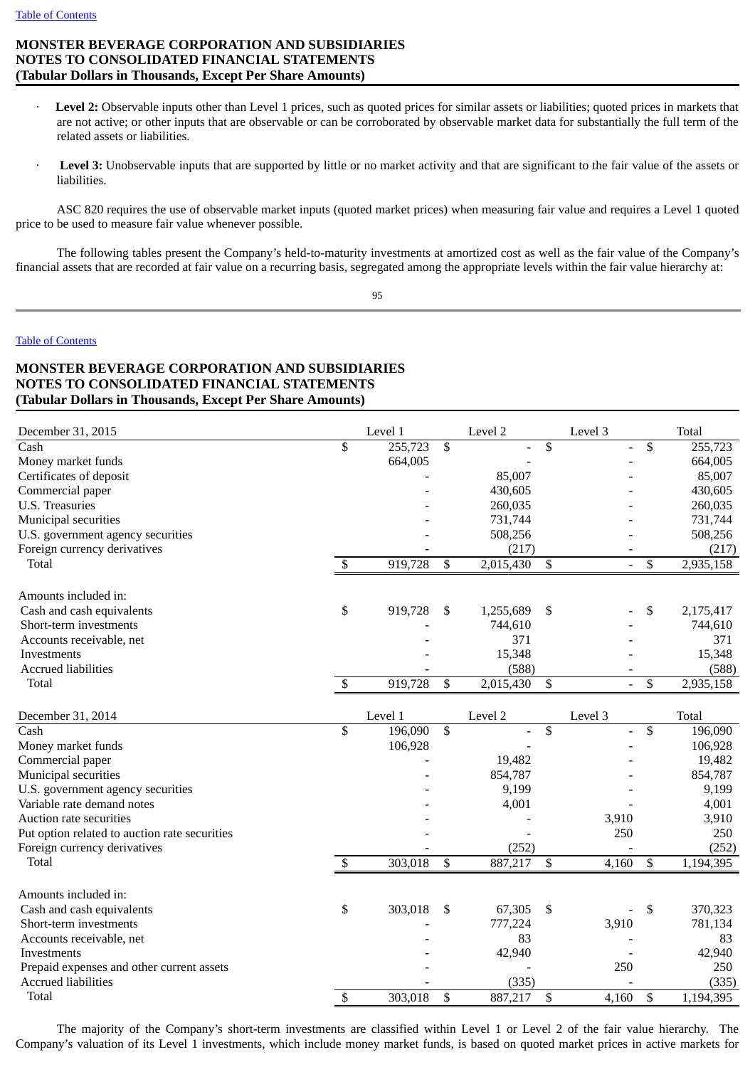- **Level 2:** Observable inputs other than Level 1 prices, such as quoted prices for similar assets or liabilities; quoted prices in markets that are not active; or other inputs that are observable or can be corroborated by observable market data for substantially the full term of the related assets or liabilities.

- **Level 3:** Unobservable inputs that are supported by little or no market activity and that are significant to the fair value of the assets or liabilities.

ASC 820 requires the use of observable market inputs (quoted market prices) when measuring fair value and requires a Level 1 quoted price to be used to measure fair value whenever possible.

The following tables present the Company's held-to-maturity investments at amortized cost as well as the fair value of the Company's financial assets that are recorded at fair value on a recurring basis, segregated among the appropriate levels within the fair value hierarchy at:

| December 31, 2015 | Level 1 | Level 2 | Level 3 | Total |
|---|---|---|---|---|
| Cash | $ 255,723 | $ - | $ - | $ 255,723 |
| Money market funds | 664,005 | - | - | 664,005 |
| Certificates of deposit | - | 85,007 | - | 85,007 |
| Commercial paper | - | 430,605 | - | 430,605 |
| U.S. Treasuries | - | 260,035 | - | 260,035 |
| Municipal securities | - | 731,744 | - | 731,744 |
| U.S. government agency securities | - | 508,256 | - | 508,256 |
| Foreign currency derivatives | - | (217) | - | (217) |
| Total | $ 919,728 | $ 2,015,430 | $ - | $ 2,935,158 |
| | | | | |
| Amounts included in: | | | | |
| Cash and cash equivalents | $ 919,728 | $ 1,255,689 | $ - | $ 2,175,417 |
| Short-term investments | - | 744,610 | - | 744,610 |
| Accounts receivable, net | - | 371 | - | 371 |
| Investments | - | 15,348 | - | 15,348 |
| Accrued liabilities | - | (588) | - | (588) |
| Total | $ 919,728 | $ 2,015,430 | $ - | $ 2,935,158 |

| December 31, 2014 | Level 1 | Level 2 | Level 3 | Total |
|---|---|---|---|---|
| Cash | $ 196,090 | $ - | $ - | $ 196,090 |
| Money market funds | 106,928 | - | - | 106,928 |
| Commercial paper | - | 19,482 | - | 19,482 |
| Municipal securities | - | 854,787 | - | 854,787 |
| U.S. government agency securities | - | 9,199 | - | 9,199 |
| Variable rate demand notes | - | 4,001 | - | 4,001 |
| Auction rate securities | - | - | 3,910 | 3,910 |
| Put option related to auction rate securities | - | - | 250 | 250 |
| Foreign currency derivatives | - | (252) | - | (252) |
| Total | $ 303,018 | $ 887,217 | $ 4,160 | $ 1,194,395 |
| | | | | |
| Amounts included in: | | | | |
| Cash and cash equivalents | $ 303,018 | $ 67,305 | $ - | $ 370,323 |
| Short-term investments | - | 777,224 | 3,910 | 781,134 |
| Accounts receivable, net | - | 83 | - | 83 |
| Investments | - | 42,940 | - | 42,940 |
| Prepaid expenses and other current assets | - | - | 250 | 250 |
| Accrued liabilities | - | (335) | - | (335) |
| Total | $ 303,018 | $ 887,217 | $ 4,160 | $ 1,194,395 |

The majority of the Company's short-term investments are classified within Level 1 or Level 2 of the fair value hierarchy. The Company's valuation of its Level 1 investments, which include money market funds, is based on quoted market prices in active markets for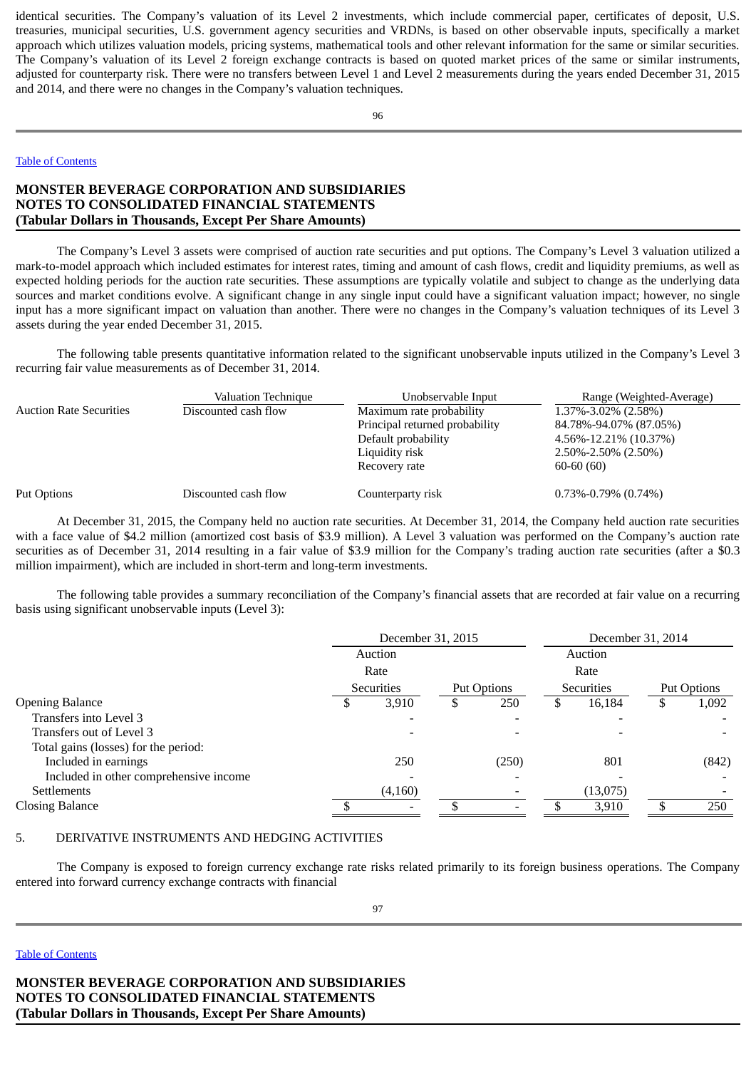identical securities. The Company's valuation of its Level 2 investments, which include commercial paper, certificates of deposit, U.S. treasuries, municipal securities, U.S. government agency securities and VRDNs, is based on other observable inputs, specifically a market approach which utilizes valuation models, pricing systems, mathematical tools and other relevant information for the same or similar securities. The Company's valuation of its Level 2 foreign exchange contracts is based on quoted market prices of the same or similar instruments, adjusted for counterparty risk. There were no transfers between Level 1 and Level 2 measurements during the years ended December 31, 2015 and 2014, and there were no changes in the Company's valuation techniques.

**MONSTER BEVERAGE CORPORATION AND SUBSIDIARIES**
**NOTES TO CONSOLIDATED FINANCIAL STATEMENTS**
**(Tabular Dollars in Thousands, Except Per Share Amounts)**

The Company's Level 3 assets were comprised of auction rate securities and put options. The Company's Level 3 valuation utilized a mark-to-model approach which included estimates for interest rates, timing and amount of cash flows, credit and liquidity premiums, as well as expected holding periods for the auction rate securities. These assumptions are typically volatile and subject to change as the underlying data sources and market conditions evolve. A significant change in any single input could have a significant valuation impact; however, no single input has a more significant impact on valuation than another. There were no changes in the Company's valuation techniques of its Level 3 assets during the year ended December 31, 2015.

The following table presents quantitative information related to the significant unobservable inputs utilized in the Company's Level 3 recurring fair value measurements as of December 31, 2014.

| | Valuation Technique | Unobservable Input | Range (Weighted-Average) |
|---|---|---|---|
| Auction Rate Securities | Discounted cash flow | Maximum rate probability | 1.37%-3.02% (2.58%) |
| | | Principal returned probability | 84.78%-94.07% (87.05%) |
| | | Default probability | 4.56%-12.21% (10.37%) |
| | | Liquidity risk | 2.50%-2.50% (2.50%) |
| | | Recovery rate | 60-60 (60) |
| Put Options | Discounted cash flow | Counterparty risk | 0.73%-0.79% (0.74%) |

At December 31, 2015, the Company held no auction rate securities. At December 31, 2014, the Company held auction rate securities with a face value of $4.2 million (amortized cost basis of $3.9 million). A Level 3 valuation was performed on the Company's auction rate securities as of December 31, 2014 resulting in a fair value of $3.9 million for the Company's trading auction rate securities (after a $0.3 million impairment), which are included in short-term and long-term investments.

The following table provides a summary reconciliation of the Company's financial assets that are recorded at fair value on a recurring basis using significant unobservable inputs (Level 3):

| | December 31, 2015 | | December 31, 2014 | |
|---|---|---|---|---|
| | Auction Rate Securities | Put Options | Auction Rate Securities | Put Options |
| Opening Balance | $ 3,910 | $ 250 | $ 16,184 | $ 1,092 |
| Transfers into Level 3 | - | - | - | - |
| Transfers out of Level 3 | - | - | - | - |
| Total gains (losses) for the period: | | | | |
| Included in earnings | 250 | (250) | 801 | (842) |
| Included in other comprehensive income | - | - | - | - |
| Settlements | (4,160) | - | (13,075) | - |
| Closing Balance | $ - | $ - | $ 3,910 | $ 250 |

5. DERIVATIVE INSTRUMENTS AND HEDGING ACTIVITIES

The Company is exposed to foreign currency exchange rate risks related primarily to its foreign business operations. The Company entered into forward currency exchange contracts with financial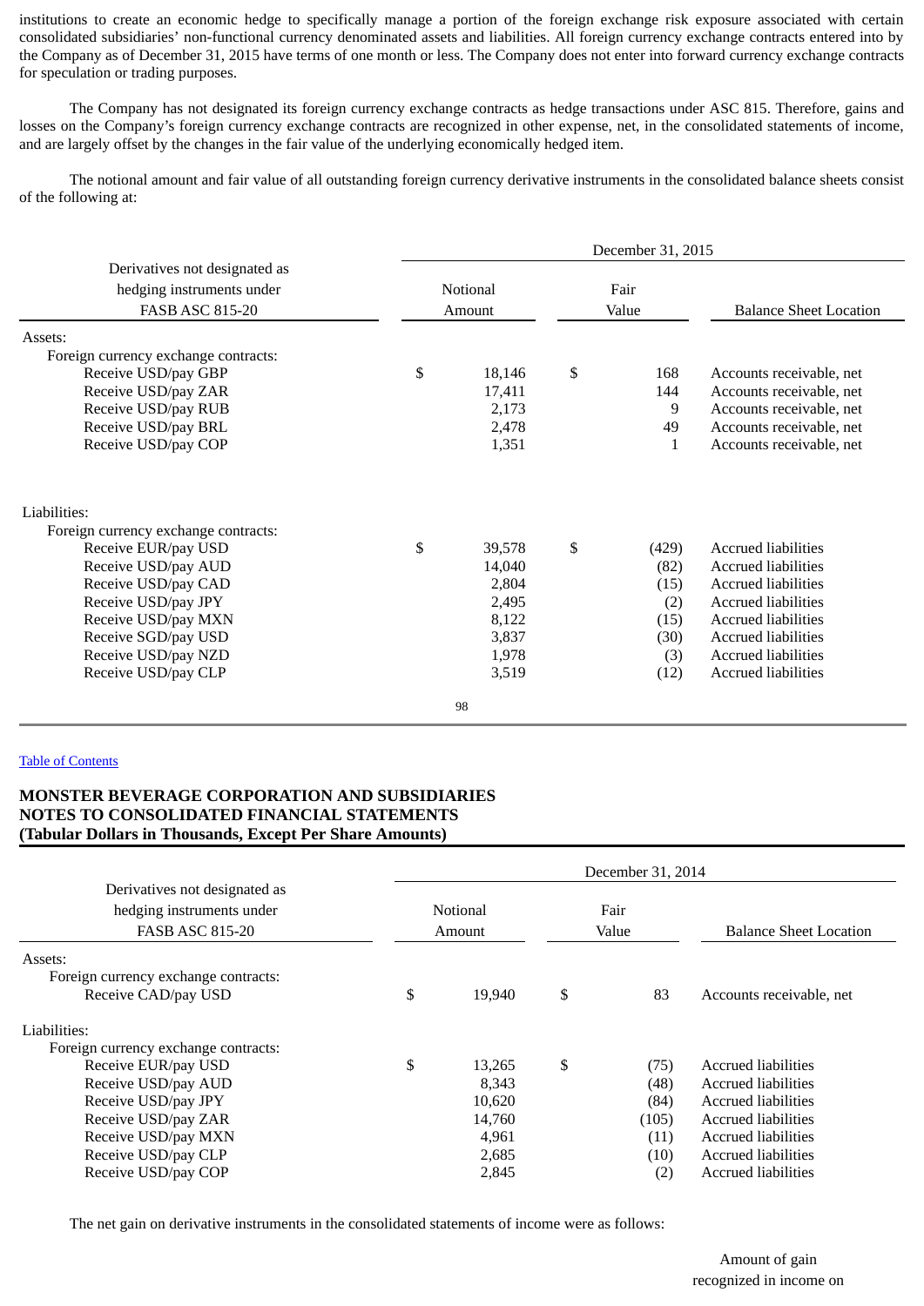institutions to create an economic hedge to specifically manage a portion of the foreign exchange risk exposure associated with certain consolidated subsidiaries' non-functional currency denominated assets and liabilities. All foreign currency exchange contracts entered into by the Company as of December 31, 2015 have terms of one month or less. The Company does not enter into forward currency exchange contracts for speculation or trading purposes.

The Company has not designated its foreign currency exchange contracts as hedge transactions under ASC 815. Therefore, gains and losses on the Company's foreign currency exchange contracts are recognized in other expense, net, in the consolidated statements of income, and are largely offset by the changes in the fair value of the underlying economically hedged item.

The notional amount and fair value of all outstanding foreign currency derivative instruments in the consolidated balance sheets consist of the following at:

| Derivatives not designated as hedging instruments under FASB ASC 815-20 | December 31, 2015 Notional Amount | Fair Value | Balance Sheet Location |
|---|---|---|---|
| Assets: | | | |
| Foreign currency exchange contracts: | | | |
| Receive USD/pay GBP | $ 18,146 | $ 168 | Accounts receivable, net |
| Receive USD/pay ZAR | 17,411 | 144 | Accounts receivable, net |
| Receive USD/pay RUB | 2,173 | 9 | Accounts receivable, net |
| Receive USD/pay BRL | 2,478 | 49 | Accounts receivable, net |
| Receive USD/pay COP | 1,351 | 1 | Accounts receivable, net |
| Liabilities: | | | |
| Foreign currency exchange contracts: | | | |
| Receive EUR/pay USD | $ 39,578 | $ (429) | Accrued liabilities |
| Receive USD/pay AUD | 14,040 | (82) | Accrued liabilities |
| Receive USD/pay CAD | 2,804 | (15) | Accrued liabilities |
| Receive USD/pay JPY | 2,495 | (2) | Accrued liabilities |
| Receive USD/pay MXN | 8,122 | (15) | Accrued liabilities |
| Receive SGD/pay USD | 3,837 | (30) | Accrued liabilities |
| Receive USD/pay NZD | 1,978 | (3) | Accrued liabilities |
| Receive USD/pay CLP | 3,519 | (12) | Accrued liabilities |

**MONSTER BEVERAGE CORPORATION AND SUBSIDIARIES**
**NOTES TO CONSOLIDATED FINANCIAL STATEMENTS**
**(Tabular Dollars in Thousands, Except Per Share Amounts)**

| Derivatives not designated as hedging instruments under FASB ASC 815-20 | December 31, 2014 Notional Amount | Fair Value | Balance Sheet Location |
|---|---|---|---|
| Assets: | | | |
| Foreign currency exchange contracts: | | | |
| Receive CAD/pay USD | $ 19,940 | $ 83 | Accounts receivable, net |
| Liabilities: | | | |
| Foreign currency exchange contracts: | | | |
| Receive EUR/pay USD | $ 13,265 | $ (75) | Accrued liabilities |
| Receive USD/pay AUD | 8,343 | (48) | Accrued liabilities |
| Receive USD/pay JPY | 10,620 | (84) | Accrued liabilities |
| Receive USD/pay ZAR | 14,760 | (105) | Accrued liabilities |
| Receive USD/pay MXN | 4,961 | (11) | Accrued liabilities |
| Receive USD/pay CLP | 2,685 | (10) | Accrued liabilities |
| Receive USD/pay COP | 2,845 | (2) | Accrued liabilities |

The net gain on derivative instruments in the consolidated statements of income were as follows:

Amount of gain recognized in income on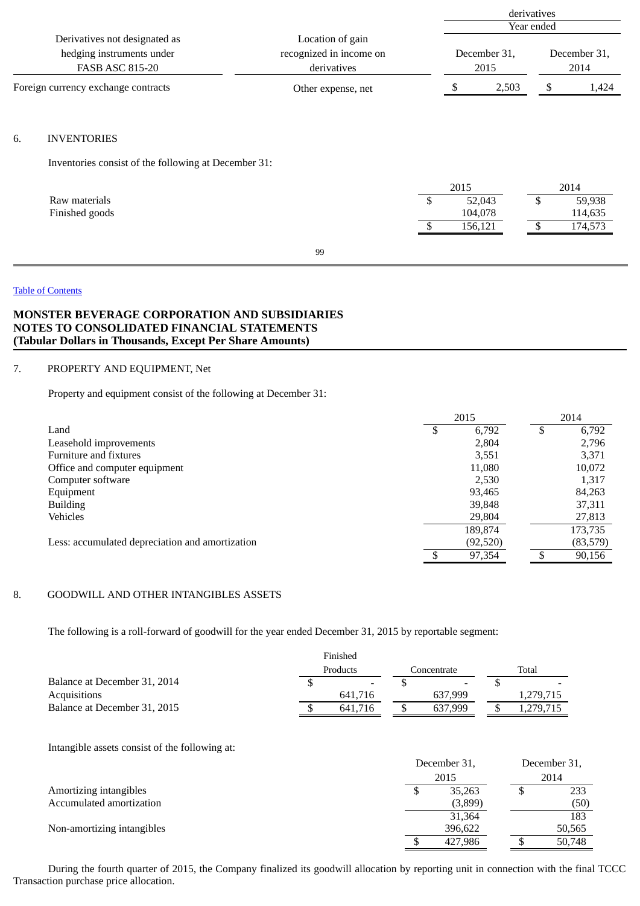| Derivatives not designated as hedging instruments under FASB ASC 815-20 | Location of gain recognized in income on derivatives | derivatives Year ended December 31, 2015 | December 31, 2014 |
|---|---|---|---|
| Foreign currency exchange contracts | Other expense, net | $ 2,503 | $ 1,424 |

6. INVENTORIES

Inventories consist of the following at December 31:

| | 2015 | 2014 |
|---|---|---|
| Raw materials | $ 52,043 | $ 59,938 |
| Finished goods | 104,078 | 114,635 |
| | $ 156,121 | $ 174,573 |

**MONSTER BEVERAGE CORPORATION AND SUBSIDIARIES**
**NOTES TO CONSOLIDATED FINANCIAL STATEMENTS**
**(Tabular Dollars in Thousands, Except Per Share Amounts)**

7. PROPERTY AND EQUIPMENT, Net

Property and equipment consist of the following at December 31:

| | 2015 | 2014 |
|---|---|---|
| Land | $ 6,792 | $ 6,792 |
| Leasehold improvements | 2,804 | 2,796 |
| Furniture and fixtures | 3,551 | 3,371 |
| Office and computer equipment | 11,080 | 10,072 |
| Computer software | 2,530 | 1,317 |
| Equipment | 93,465 | 84,263 |
| Building | 39,848 | 37,311 |
| Vehicles | 29,804 | 27,813 |
| | 189,874 | 173,735 |
| Less: accumulated depreciation and amortization | (92,520) | (83,579) |
| | $ 97,354 | $ 90,156 |

8. GOODWILL AND OTHER INTANGIBLES ASSETS

The following is a roll-forward of goodwill for the year ended December 31, 2015 by reportable segment:

| | Finished Products | Concentrate | Total |
|---|---|---|---|
| Balance at December 31, 2014 | $ - | $ - | $ - |
| Acquisitions | 641,716 | 637,999 | 1,279,715 |
| Balance at December 31, 2015 | $ 641,716 | $ 637,999 | $ 1,279,715 |

Intangible assets consist of the following at:

| | December 31, 2015 | December 31, 2014 |
|---|---|---|
| Amortizing intangibles | $ 35,263 | $ 233 |
| Accumulated amortization | (3,899) | (50) |
| | 31,364 | 183 |
| Non-amortizing intangibles | 396,622 | 50,565 |
| | $ 427,986 | $ 50,748 |

During the fourth quarter of 2015, the Company finalized its goodwill allocation by reporting unit in connection with the final TCCC Transaction purchase price allocation.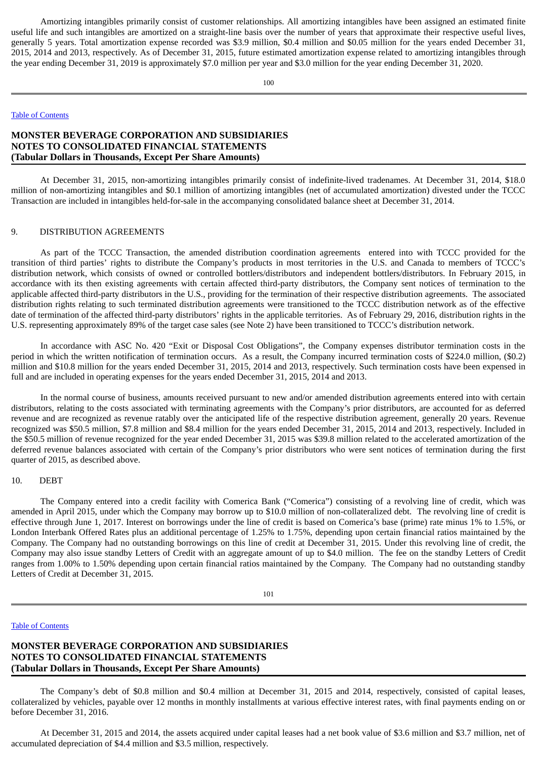Amortizing intangibles primarily consist of customer relationships. All amortizing intangibles have been assigned an estimated finite useful life and such intangibles are amortized on a straight-line basis over the number of years that approximate their respective useful lives, generally 5 years. Total amortization expense recorded was $3.9 million, $0.4 million and $0.05 million for the years ended December 31, 2015, 2014 and 2013, respectively. As of December 31, 2015, future estimated amortization expense related to amortizing intangibles through the year ending December 31, 2019 is approximately $7.0 million per year and $3.0 million for the year ending December 31, 2020.

At December 31, 2015, non-amortizing intangibles primarily consist of indefinite-lived tradenames. At December 31, 2014, $18.0 million of non-amortizing intangibles and $0.1 million of amortizing intangibles (net of accumulated amortization) divested under the TCCC Transaction are included in intangibles held-for-sale in the accompanying consolidated balance sheet at December 31, 2014.

## 9. DISTRIBUTION AGREEMENTS

As part of the TCCC Transaction, the amended distribution coordination agreements entered into with TCCC provided for the transition of third parties' rights to distribute the Company's products in most territories in the U.S. and Canada to members of TCCC's distribution network, which consists of owned or controlled bottlers/distributors and independent bottlers/distributors. In February 2015, in accordance with its then existing agreements with certain affected third-party distributors, the Company sent notices of termination to the applicable affected third-party distributors in the U.S., providing for the termination of their respective distribution agreements. The associated distribution rights relating to such terminated distribution agreements were transitioned to the TCCC distribution network as of the effective date of termination of the affected third-party distributors' rights in the applicable territories. As of February 29, 2016, distribution rights in the U.S. representing approximately 89% of the target case sales (see Note 2) have been transitioned to TCCC's distribution network.

In accordance with ASC No. 420 "Exit or Disposal Cost Obligations", the Company expenses distributor termination costs in the period in which the written notification of termination occurs. As a result, the Company incurred termination costs of $224.0 million, ($0.2) million and $10.8 million for the years ended December 31, 2015, 2014 and 2013, respectively. Such termination costs have been expensed in full and are included in operating expenses for the years ended December 31, 2015, 2014 and 2013.

In the normal course of business, amounts received pursuant to new and/or amended distribution agreements entered into with certain distributors, relating to the costs associated with terminating agreements with the Company's prior distributors, are accounted for as deferred revenue and are recognized as revenue ratably over the anticipated life of the respective distribution agreement, generally 20 years. Revenue recognized was $50.5 million, $7.8 million and $8.4 million for the years ended December 31, 2015, 2014 and 2013, respectively. Included in the $50.5 million of revenue recognized for the year ended December 31, 2015 was $39.8 million related to the accelerated amortization of the deferred revenue balances associated with certain of the Company's prior distributors who were sent notices of termination during the first quarter of 2015, as described above.

## 10. DEBT

The Company entered into a credit facility with Comerica Bank ("Comerica") consisting of a revolving line of credit, which was amended in April 2015, under which the Company may borrow up to $10.0 million of non-collateralized debt. The revolving line of credit is effective through June 1, 2017. Interest on borrowings under the line of credit is based on Comerica's base (prime) rate minus 1% to 1.5%, or London Interbank Offered Rates plus an additional percentage of 1.25% to 1.75%, depending upon certain financial ratios maintained by the Company. The Company had no outstanding borrowings on this line of credit at December 31, 2015. Under this revolving line of credit, the Company may also issue standby Letters of Credit with an aggregate amount of up to $4.0 million. The fee on the standby Letters of Credit ranges from 1.00% to 1.50% depending upon certain financial ratios maintained by the Company. The Company had no outstanding standby Letters of Credit at December 31, 2015.

The Company's debt of $0.8 million and $0.4 million at December 31, 2015 and 2014, respectively, consisted of capital leases, collateralized by vehicles, payable over 12 months in monthly installments at various effective interest rates, with final payments ending on or before December 31, 2016.

At December 31, 2015 and 2014, the assets acquired under capital leases had a net book value of $3.6 million and $3.7 million, net of accumulated depreciation of $4.4 million and $3.5 million, respectively.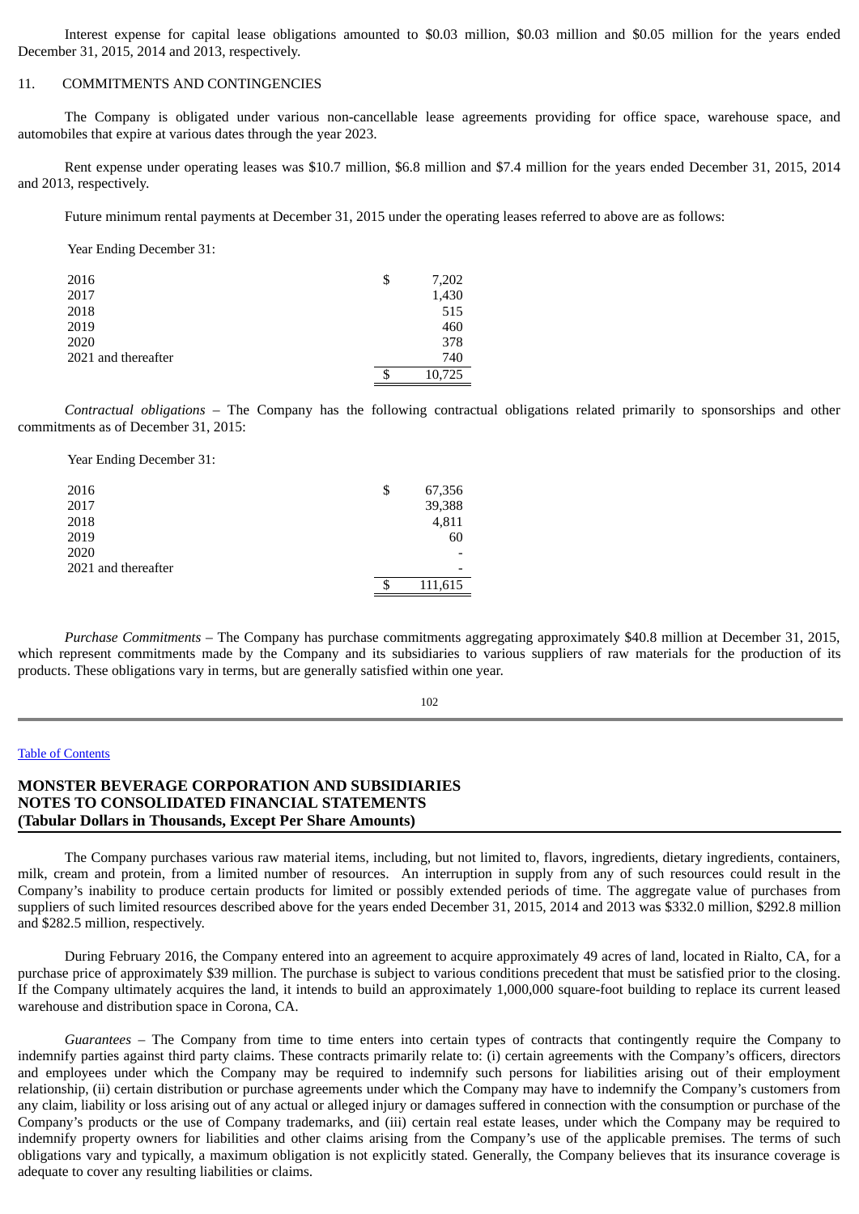Interest expense for capital lease obligations amounted to $0.03 million, $0.03 million and $0.05 million for the years ended December 31, 2015, 2014 and 2013, respectively.

## 11. COMMITMENTS AND CONTINGENCIES

The Company is obligated under various non-cancellable lease agreements providing for office space, warehouse space, and automobiles that expire at various dates through the year 2023.

Rent expense under operating leases was $10.7 million, $6.8 million and $7.4 million for the years ended December 31, 2015, 2014 and 2013, respectively.

Future minimum rental payments at December 31, 2015 under the operating leases referred to above are as follows:

| Year Ending December 31: | |
|---|---|
| 2016 | $ 7,202 |
| 2017 | 1,430 |
| 2018 | 515 |
| 2019 | 460 |
| 2020 | 378 |
| 2021 and thereafter | 740 |
| | $ 10,725 |

*Contractual obligations* – The Company has the following contractual obligations related primarily to sponsorships and other commitments as of December 31, 2015:

| Year Ending December 31: | |
|---|---|
| 2016 | $ 67,356 |
| 2017 | 39,388 |
| 2018 | 4,811 |
| 2019 | 60 |
| 2020 | - |
| 2021 and thereafter | - |
| | $ 111,615 |

*Purchase Commitments* – The Company has purchase commitments aggregating approximately $40.8 million at December 31, 2015, which represent commitments made by the Company and its subsidiaries to various suppliers of raw materials for the production of its products. These obligations vary in terms, but are generally satisfied within one year.

The Company purchases various raw material items, including, but not limited to, flavors, ingredients, dietary ingredients, containers, milk, cream and protein, from a limited number of resources. An interruption in supply from any of such resources could result in the Company's inability to produce certain products for limited or possibly extended periods of time. The aggregate value of purchases from suppliers of such limited resources described above for the years ended December 31, 2015, 2014 and 2013 was $332.0 million, $292.8 million and $282.5 million, respectively.

During February 2016, the Company entered into an agreement to acquire approximately 49 acres of land, located in Rialto, CA, for a purchase price of approximately $39 million. The purchase is subject to various conditions precedent that must be satisfied prior to the closing. If the Company ultimately acquires the land, it intends to build an approximately 1,000,000 square-foot building to replace its current leased warehouse and distribution space in Corona, CA.

*Guarantees* – The Company from time to time enters into certain types of contracts that contingently require the Company to indemnify parties against third party claims. These contracts primarily relate to: (i) certain agreements with the Company's officers, directors and employees under which the Company may be required to indemnify such persons for liabilities arising out of their employment relationship, (ii) certain distribution or purchase agreements under which the Company may have to indemnify the Company's customers from any claim, liability or loss arising out of any actual or alleged injury or damages suffered in connection with the consumption or purchase of the Company's products or the use of Company trademarks, and (iii) certain real estate leases, under which the Company may be required to indemnify property owners for liabilities and other claims arising from the Company's use of the applicable premises. The terms of such obligations vary and typically, a maximum obligation is not explicitly stated. Generally, the Company believes that its insurance coverage is adequate to cover any resulting liabilities or claims.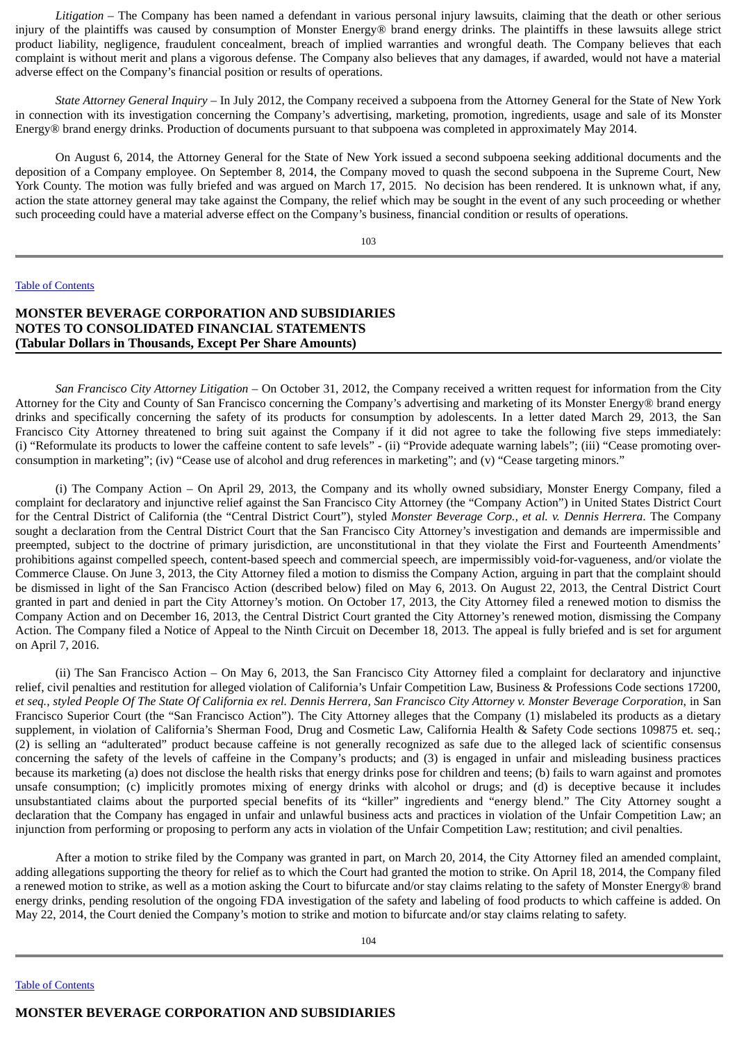*Litigation* – The Company has been named a defendant in various personal injury lawsuits, claiming that the death or other serious injury of the plaintiffs was caused by consumption of Monster Energy® brand energy drinks. The plaintiffs in these lawsuits allege strict product liability, negligence, fraudulent concealment, breach of implied warranties and wrongful death. The Company believes that each complaint is without merit and plans a vigorous defense. The Company also believes that any damages, if awarded, would not have a material adverse effect on the Company's financial position or results of operations.

*State Attorney General Inquiry* – In July 2012, the Company received a subpoena from the Attorney General for the State of New York in connection with its investigation concerning the Company's advertising, marketing, promotion, ingredients, usage and sale of its Monster Energy® brand energy drinks. Production of documents pursuant to that subpoena was completed in approximately May 2014.

On August 6, 2014, the Attorney General for the State of New York issued a second subpoena seeking additional documents and the deposition of a Company employee. On September 8, 2014, the Company moved to quash the second subpoena in the Supreme Court, New York County. The motion was fully briefed and was argued on March 17, 2015. No decision has been rendered. It is unknown what, if any, action the state attorney general may take against the Company, the relief which may be sought in the event of any such proceeding or whether such proceeding could have a material adverse effect on the Company's business, financial condition or results of operations.

*San Francisco City Attorney Litigation* – On October 31, 2012, the Company received a written request for information from the City Attorney for the City and County of San Francisco concerning the Company's advertising and marketing of its Monster Energy® brand energy drinks and specifically concerning the safety of its products for consumption by adolescents. In a letter dated March 29, 2013, the San Francisco City Attorney threatened to bring suit against the Company if it did not agree to take the following five steps immediately: (i) "Reformulate its products to lower the caffeine content to safe levels" - (ii) "Provide adequate warning labels"; (iii) "Cease promoting over-consumption in marketing"; (iv) "Cease use of alcohol and drug references in marketing"; and (v) "Cease targeting minors."

(i) The Company Action – On April 29, 2013, the Company and its wholly owned subsidiary, Monster Energy Company, filed a complaint for declaratory and injunctive relief against the San Francisco City Attorney (the "Company Action") in United States District Court for the Central District of California (the "Central District Court"), styled *Monster Beverage Corp., et al. v. Dennis Herrera*. The Company sought a declaration from the Central District Court that the San Francisco City Attorney's investigation and demands are impermissible and preempted, subject to the doctrine of primary jurisdiction, are unconstitutional in that they violate the First and Fourteenth Amendments' prohibitions against compelled speech, content-based speech and commercial speech, are impermissibly void-for-vagueness, and/or violate the Commerce Clause. On June 3, 2013, the City Attorney filed a motion to dismiss the Company Action, arguing in part that the complaint should be dismissed in light of the San Francisco Action (described below) filed on May 6, 2013. On August 22, 2013, the Central District Court granted in part and denied in part the City Attorney's motion. On October 17, 2013, the City Attorney filed a renewed motion to dismiss the Company Action and on December 16, 2013, the Central District Court granted the City Attorney's renewed motion, dismissing the Company Action. The Company filed a Notice of Appeal to the Ninth Circuit on December 18, 2013. The appeal is fully briefed and is set for argument on April 7, 2016.

(ii) The San Francisco Action – On May 6, 2013, the San Francisco City Attorney filed a complaint for declaratory and injunctive relief, civil penalties and restitution for alleged violation of California's Unfair Competition Law, Business & Professions Code sections 17200, *et seq., styled People Of The State Of California ex rel. Dennis Herrera, San Francisco City Attorney v. Monster Beverage Corporation*, in San Francisco Superior Court (the "San Francisco Action"). The City Attorney alleges that the Company (1) mislabeled its products as a dietary supplement, in violation of California's Sherman Food, Drug and Cosmetic Law, California Health & Safety Code sections 109875 et. seq.; (2) is selling an "adulterated" product because caffeine is not generally recognized as safe due to the alleged lack of scientific consensus concerning the safety of the levels of caffeine in the Company's products; and (3) is engaged in unfair and misleading business practices because its marketing (a) does not disclose the health risks that energy drinks pose for children and teens; (b) fails to warn against and promotes unsafe consumption; (c) implicitly promotes mixing of energy drinks with alcohol or drugs; and (d) is deceptive because it includes unsubstantiated claims about the purported special benefits of its "killer" ingredients and "energy blend." The City Attorney sought a declaration that the Company has engaged in unfair and unlawful business acts and practices in violation of the Unfair Competition Law; an injunction from performing or proposing to perform any acts in violation of the Unfair Competition Law; restitution; and civil penalties.

After a motion to strike filed by the Company was granted in part, on March 20, 2014, the City Attorney filed an amended complaint, adding allegations supporting the theory for relief as to which the Court had granted the motion to strike. On April 18, 2014, the Company filed a renewed motion to strike, as well as a motion asking the Court to bifurcate and/or stay claims relating to the safety of Monster Energy® brand energy drinks, pending resolution of the ongoing FDA investigation of the safety and labeling of food products to which caffeine is added. On May 22, 2014, the Court denied the Company's motion to strike and motion to bifurcate and/or stay claims relating to safety.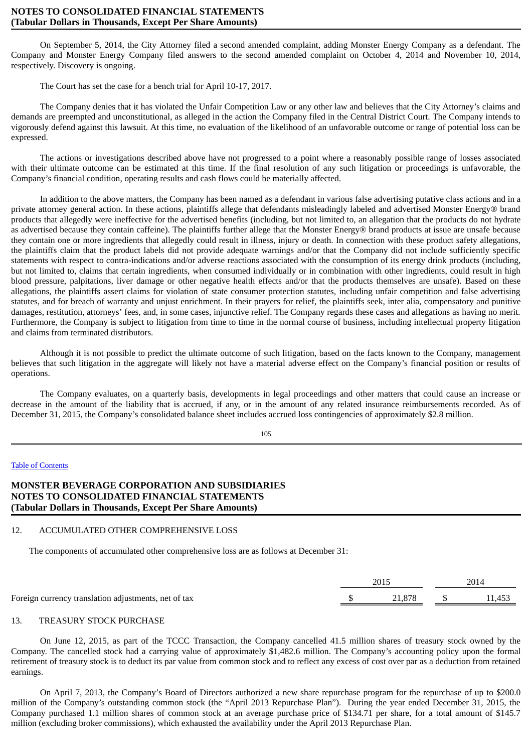On September 5, 2014, the City Attorney filed a second amended complaint, adding Monster Energy Company as a defendant. The Company and Monster Energy Company filed answers to the second amended complaint on October 4, 2014 and November 10, 2014, respectively. Discovery is ongoing.

The Court has set the case for a bench trial for April 10-17, 2017.

The Company denies that it has violated the Unfair Competition Law or any other law and believes that the City Attorney's claims and demands are preempted and unconstitutional, as alleged in the action the Company filed in the Central District Court. The Company intends to vigorously defend against this lawsuit. At this time, no evaluation of the likelihood of an unfavorable outcome or range of potential loss can be expressed.

The actions or investigations described above have not progressed to a point where a reasonably possible range of losses associated with their ultimate outcome can be estimated at this time. If the final resolution of any such litigation or proceedings is unfavorable, the Company's financial condition, operating results and cash flows could be materially affected.

In addition to the above matters, the Company has been named as a defendant in various false advertising putative class actions and in a private attorney general action. In these actions, plaintiffs allege that defendants misleadingly labeled and advertised Monster Energy® brand products that allegedly were ineffective for the advertised benefits (including, but not limited to, an allegation that the products do not hydrate as advertised because they contain caffeine). The plaintiffs further allege that the Monster Energy® brand products at issue are unsafe because they contain one or more ingredients that allegedly could result in illness, injury or death. In connection with these product safety allegations, the plaintiffs claim that the product labels did not provide adequate warnings and/or that the Company did not include sufficiently specific statements with respect to contra-indications and/or adverse reactions associated with the consumption of its energy drink products (including, but not limited to, claims that certain ingredients, when consumed individually or in combination with other ingredients, could result in high blood pressure, palpitations, liver damage or other negative health effects and/or that the products themselves are unsafe). Based on these allegations, the plaintiffs assert claims for violation of state consumer protection statutes, including unfair competition and false advertising statutes, and for breach of warranty and unjust enrichment. In their prayers for relief, the plaintiffs seek, inter alia, compensatory and punitive damages, restitution, attorneys' fees, and, in some cases, injunctive relief. The Company regards these cases and allegations as having no merit. Furthermore, the Company is subject to litigation from time to time in the normal course of business, including intellectual property litigation and claims from terminated distributors.

Although it is not possible to predict the ultimate outcome of such litigation, based on the facts known to the Company, management believes that such litigation in the aggregate will likely not have a material adverse effect on the Company's financial position or results of operations.

The Company evaluates, on a quarterly basis, developments in legal proceedings and other matters that could cause an increase or decrease in the amount of the liability that is accrued, if any, or in the amount of any related insurance reimbursements recorded. As of December 31, 2015, the Company's consolidated balance sheet includes accrued loss contingencies of approximately $2.8 million.

## 12. ACCUMULATED OTHER COMPREHENSIVE LOSS

The components of accumulated other comprehensive loss are as follows at December 31:

| | 2015 | 2014 |
|---|---|---|
| Foreign currency translation adjustments, net of tax | $ 21,878 | $ 11,453 |

## 13. TREASURY STOCK PURCHASE

On June 12, 2015, as part of the TCCC Transaction, the Company cancelled 41.5 million shares of treasury stock owned by the Company. The cancelled stock had a carrying value of approximately $1,482.6 million. The Company's accounting policy upon the formal retirement of treasury stock is to deduct its par value from common stock and to reflect any excess of cost over par as a deduction from retained earnings.

On April 7, 2013, the Company's Board of Directors authorized a new share repurchase program for the repurchase of up to $200.0 million of the Company's outstanding common stock (the "April 2013 Repurchase Plan"). During the year ended December 31, 2015, the Company purchased 1.1 million shares of common stock at an average purchase price of $134.71 per share, for a total amount of $145.7 million (excluding broker commissions), which exhausted the availability under the April 2013 Repurchase Plan.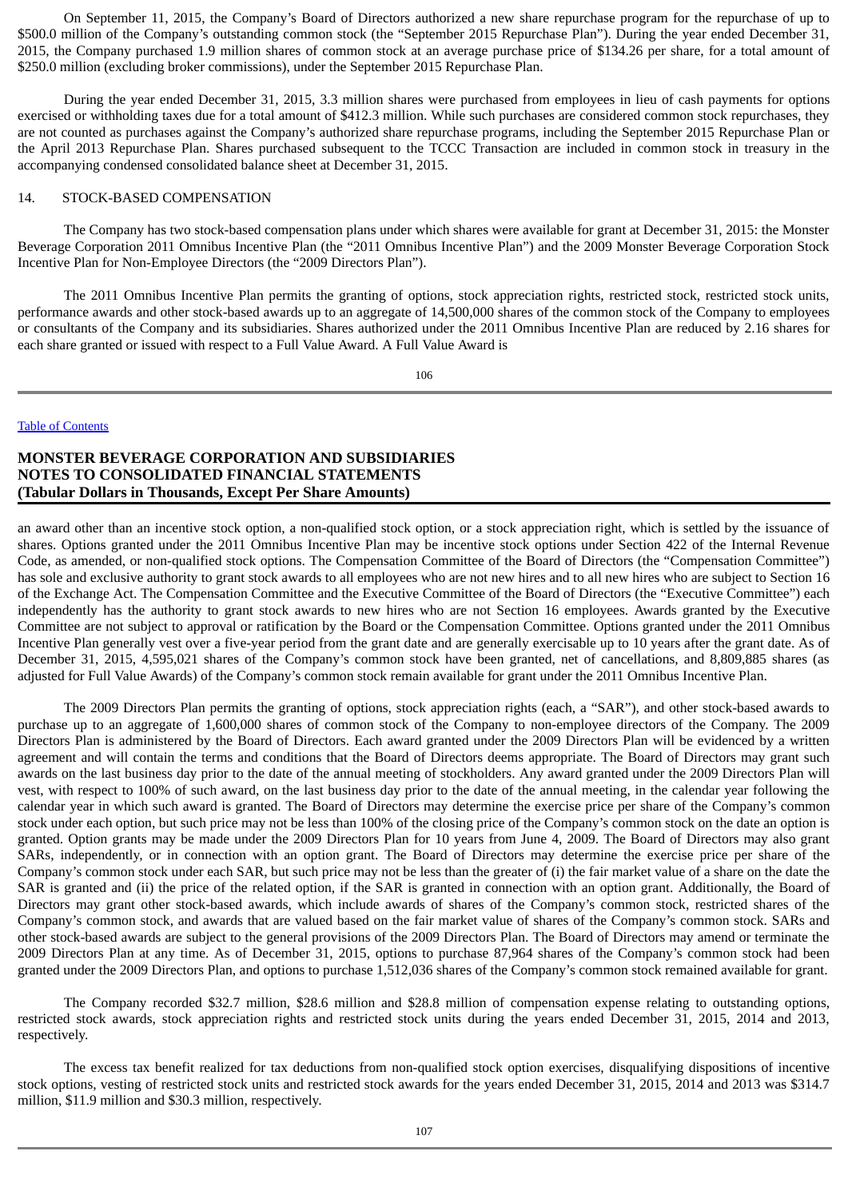On September 11, 2015, the Company's Board of Directors authorized a new share repurchase program for the repurchase of up to $500.0 million of the Company's outstanding common stock (the "September 2015 Repurchase Plan"). During the year ended December 31, 2015, the Company purchased 1.9 million shares of common stock at an average purchase price of $134.26 per share, for a total amount of $250.0 million (excluding broker commissions), under the September 2015 Repurchase Plan.

During the year ended December 31, 2015, 3.3 million shares were purchased from employees in lieu of cash payments for options exercised or withholding taxes due for a total amount of $412.3 million. While such purchases are considered common stock repurchases, they are not counted as purchases against the Company's authorized share repurchase programs, including the September 2015 Repurchase Plan or the April 2013 Repurchase Plan. Shares purchased subsequent to the TCCC Transaction are included in common stock in treasury in the accompanying condensed consolidated balance sheet at December 31, 2015.

## 14. STOCK-BASED COMPENSATION

The Company has two stock-based compensation plans under which shares were available for grant at December 31, 2015: the Monster Beverage Corporation 2011 Omnibus Incentive Plan (the "2011 Omnibus Incentive Plan") and the 2009 Monster Beverage Corporation Stock Incentive Plan for Non-Employee Directors (the "2009 Directors Plan").

The 2011 Omnibus Incentive Plan permits the granting of options, stock appreciation rights, restricted stock, restricted stock units, performance awards and other stock-based awards up to an aggregate of 14,500,000 shares of the common stock of the Company to employees or consultants of the Company and its subsidiaries. Shares authorized under the 2011 Omnibus Incentive Plan are reduced by 2.16 shares for each share granted or issued with respect to a Full Value Award. A Full Value Award is an award other than an incentive stock option, a non-qualified stock option, or a stock appreciation right, which is settled by the issuance of shares. Options granted under the 2011 Omnibus Incentive Plan may be incentive stock options under Section 422 of the Internal Revenue Code, as amended, or non-qualified stock options. The Compensation Committee of the Board of Directors (the "Compensation Committee") has sole and exclusive authority to grant stock awards to all employees who are not new hires and to all new hires who are subject to Section 16 of the Exchange Act. The Compensation Committee and the Executive Committee of the Board of Directors (the "Executive Committee") each independently has the authority to grant stock awards to new hires who are not Section 16 employees. Awards granted by the Executive Committee are not subject to approval or ratification by the Board or the Compensation Committee. Options granted under the 2011 Omnibus Incentive Plan generally vest over a five-year period from the grant date and are generally exercisable up to 10 years after the grant date. As of December 31, 2015, 4,595,021 shares of the Company's common stock have been granted, net of cancellations, and 8,809,885 shares (as adjusted for Full Value Awards) of the Company's common stock remain available for grant under the 2011 Omnibus Incentive Plan.

The 2009 Directors Plan permits the granting of options, stock appreciation rights (each, a "SAR"), and other stock-based awards to purchase up to an aggregate of 1,600,000 shares of common stock of the Company to non-employee directors of the Company. The 2009 Directors Plan is administered by the Board of Directors. Each award granted under the 2009 Directors Plan will be evidenced by a written agreement and will contain the terms and conditions that the Board of Directors deems appropriate. The Board of Directors may grant such awards on the last business day prior to the date of the annual meeting of stockholders. Any award granted under the 2009 Directors Plan will vest, with respect to 100% of such award, on the last business day prior to the date of the annual meeting, in the calendar year following the calendar year in which such award is granted. The Board of Directors may determine the exercise price per share of the Company's common stock under each option, but such price may not be less than 100% of the closing price of the Company's common stock on the date an option is granted. Option grants may be made under the 2009 Directors Plan for 10 years from June 4, 2009. The Board of Directors may also grant SARs, independently, or in connection with an option grant. The Board of Directors may determine the exercise price per share of the Company's common stock under each SAR, but such price may not be less than the greater of (i) the fair market value of a share on the date the SAR is granted and (ii) the price of the related option, if the SAR is granted in connection with an option grant. Additionally, the Board of Directors may grant other stock-based awards, which include awards of shares of the Company's common stock, restricted shares of the Company's common stock, and awards that are valued based on the fair market value of shares of the Company's common stock. SARs and other stock-based awards are subject to the general provisions of the 2009 Directors Plan. The Board of Directors may amend or terminate the 2009 Directors Plan at any time. As of December 31, 2015, options to purchase 87,964 shares of the Company's common stock had been granted under the 2009 Directors Plan, and options to purchase 1,512,036 shares of the Company's common stock remained available for grant.

The Company recorded $32.7 million, $28.6 million and $28.8 million of compensation expense relating to outstanding options, restricted stock awards, stock appreciation rights and restricted stock units during the years ended December 31, 2015, 2014 and 2013, respectively.

The excess tax benefit realized for tax deductions from non-qualified stock option exercises, disqualifying dispositions of incentive stock options, vesting of restricted stock units and restricted stock awards for the years ended December 31, 2015, 2014 and 2013 was $314.7 million, $11.9 million and $30.3 million, respectively.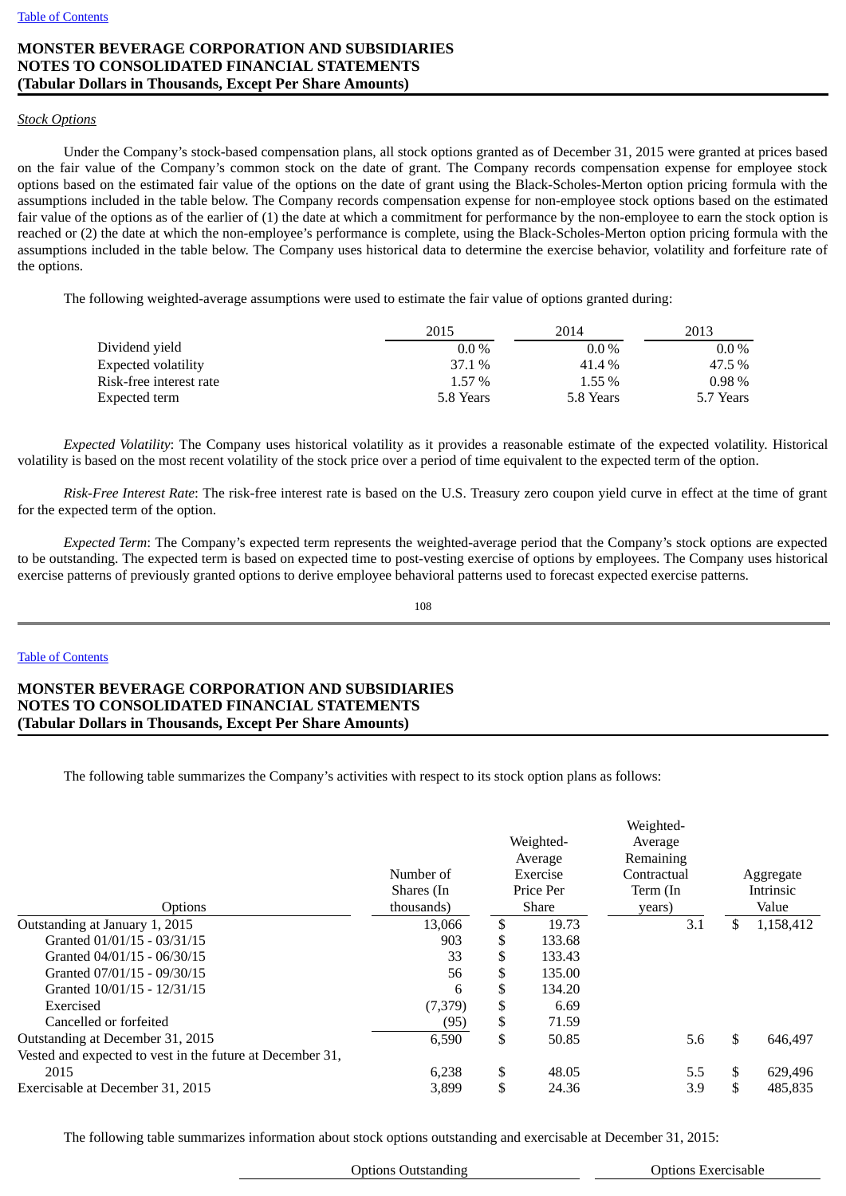## MONSTER BEVERAGE CORPORATION AND SUBSIDIARIES
## NOTES TO CONSOLIDATED FINANCIAL STATEMENTS
## (Tabular Dollars in Thousands, Except Per Share Amounts)

*Stock Options*

Under the Company's stock-based compensation plans, all stock options granted as of December 31, 2015 were granted at prices based on the fair value of the Company's common stock on the date of grant. The Company records compensation expense for employee stock options based on the estimated fair value of the options on the date of grant using the Black-Scholes-Merton option pricing formula with the assumptions included in the table below. The Company records compensation expense for non-employee stock options based on the estimated fair value of the options as of the earlier of (1) the date at which a commitment for performance by the non-employee to earn the stock option is reached or (2) the date at which the non-employee's performance is complete, using the Black-Scholes-Merton option pricing formula with the assumptions included in the table below. The Company uses historical data to determine the exercise behavior, volatility and forfeiture rate of the options.

The following weighted-average assumptions were used to estimate the fair value of options granted during:

| | 2015 | 2014 | 2013 |
|---|---|---|---|
| Dividend yield | 0.0 % | 0.0 % | 0.0 % |
| Expected volatility | 37.1 % | 41.4 % | 47.5 % |
| Risk-free interest rate | 1.57 % | 1.55 % | 0.98 % |
| Expected term | 5.8 Years | 5.8 Years | 5.7 Years |

*Expected Volatility*: The Company uses historical volatility as it provides a reasonable estimate of the expected volatility. Historical volatility is based on the most recent volatility of the stock price over a period of time equivalent to the expected term of the option.

*Risk-Free Interest Rate*: The risk-free interest rate is based on the U.S. Treasury zero coupon yield curve in effect at the time of grant for the expected term of the option.

*Expected Term*: The Company's expected term represents the weighted-average period that the Company's stock options are expected to be outstanding. The expected term is based on expected time to post-vesting exercise of options by employees. The Company uses historical exercise patterns of previously granted options to derive employee behavioral patterns used to forecast expected exercise patterns.

The following table summarizes the Company's activities with respect to its stock option plans as follows:

| Options | Number of Shares (In thousands) | Weighted-Average Exercise Price Per Share | Weighted-Average Remaining Contractual Term (In years) | Aggregate Intrinsic Value |
|---|---|---|---|---|
| Outstanding at January 1, 2015 | 13,066 | $ 19.73 | 3.1 | $ 1,158,412 |
| Granted 01/01/15 - 03/31/15 | 903 | $ 133.68 | | |
| Granted 04/01/15 - 06/30/15 | 33 | $ 133.43 | | |
| Granted 07/01/15 - 09/30/15 | 56 | $ 135.00 | | |
| Granted 10/01/15 - 12/31/15 | 6 | $ 134.20 | | |
| Exercised | (7,379) | $ 6.69 | | |
| Cancelled or forfeited | (95) | $ 71.59 | | |
| Outstanding at December 31, 2015 | 6,590 | $ 50.85 | 5.6 | $ 646,497 |
| Vested and expected to vest in the future at December 31, 2015 | 6,238 | $ 48.05 | 5.5 | $ 629,496 |
| Exercisable at December 31, 2015 | 3,899 | $ 24.36 | 3.9 | $ 485,835 |

The following table summarizes information about stock options outstanding and exercisable at December 31, 2015:

| Options Outstanding | Options Exercisable |
|---|---|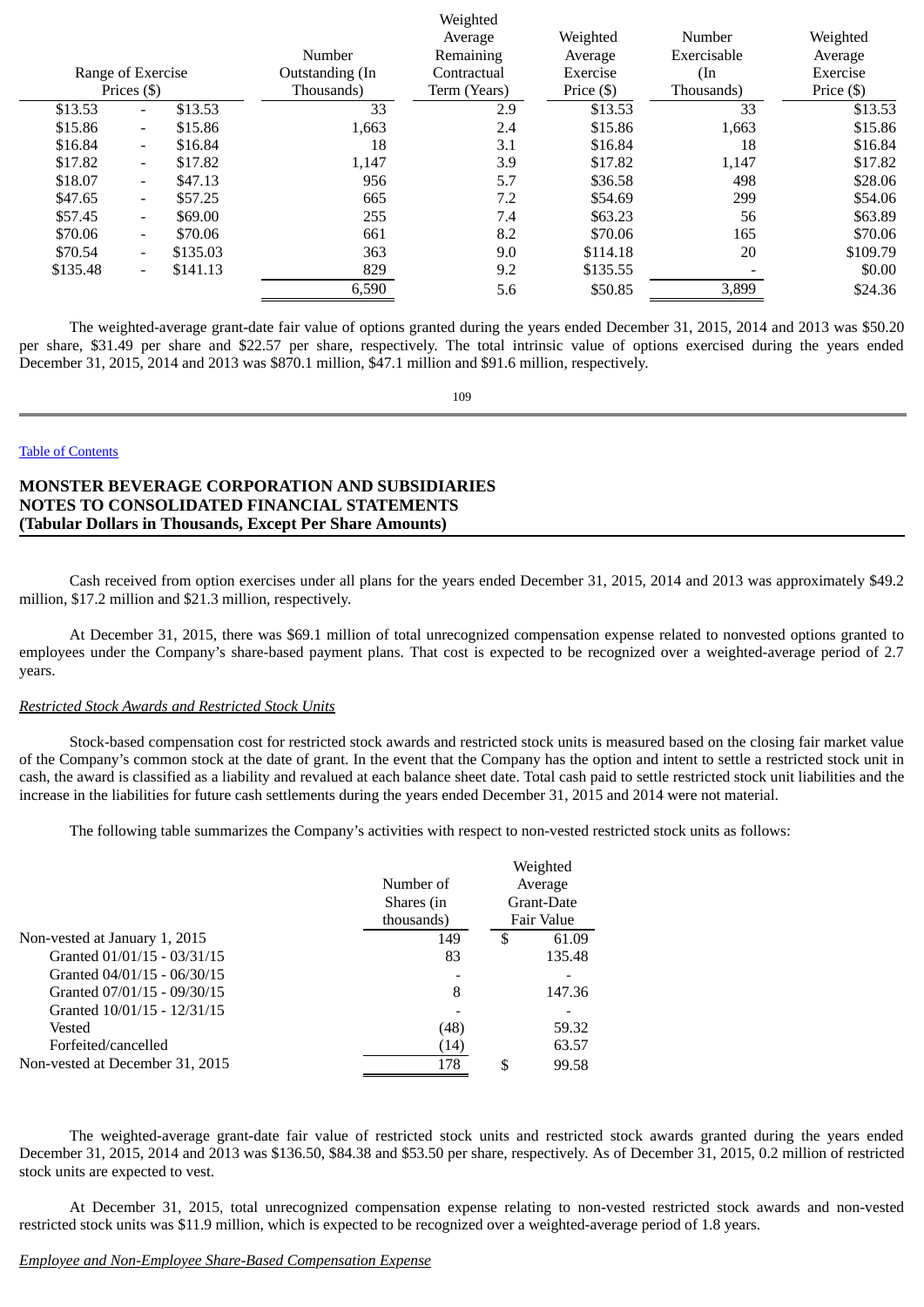| Range of Exercise Prices ($) | | | Number Outstanding (In Thousands) | Weighted Average Remaining Contractual Term (Years) | Weighted Average Exercise Price ($) | Number Exercisable (In Thousands) | Weighted Average Exercise Price ($) |
|---|---|---|---|---|---|---|---|
| $13.53 | - | $13.53 | 33 | 2.9 | $13.53 | 33 | $13.53 |
| $15.86 | - | $15.86 | 1,663 | 2.4 | $15.86 | 1,663 | $15.86 |
| $16.84 | - | $16.84 | 18 | 3.1 | $16.84 | 18 | $16.84 |
| $17.82 | - | $17.82 | 1,147 | 3.9 | $17.82 | 1,147 | $17.82 |
| $18.07 | - | $47.13 | 956 | 5.7 | $36.58 | 498 | $28.06 |
| $47.65 | - | $57.25 | 665 | 7.2 | $54.69 | 299 | $54.06 |
| $57.45 | - | $69.00 | 255 | 7.4 | $63.23 | 56 | $63.89 |
| $70.06 | - | $70.06 | 661 | 8.2 | $70.06 | 165 | $70.06 |
| $70.54 | - | $135.03 | 363 | 9.0 | $114.18 | 20 | $109.79 |
| $135.48 | - | $141.13 | 829 | 9.2 | $135.55 | - | $0.00 |
| | | | 6,590 | 5.6 | $50.85 | 3,899 | $24.36 |

The weighted-average grant-date fair value of options granted during the years ended December 31, 2015, 2014 and 2013 was $50.20 per share, $31.49 per share and $22.57 per share, respectively. The total intrinsic value of options exercised during the years ended December 31, 2015, 2014 and 2013 was $870.1 million, $47.1 million and $91.6 million, respectively.

Table of Contents

**MONSTER BEVERAGE CORPORATION AND SUBSIDIARIES**
**NOTES TO CONSOLIDATED FINANCIAL STATEMENTS**
**(Tabular Dollars in Thousands, Except Per Share Amounts)**

Cash received from option exercises under all plans for the years ended December 31, 2015, 2014 and 2013 was approximately $49.2 million, $17.2 million and $21.3 million, respectively.

At December 31, 2015, there was $69.1 million of total unrecognized compensation expense related to nonvested options granted to employees under the Company's share-based payment plans. That cost is expected to be recognized over a weighted-average period of 2.7 years.

*Restricted Stock Awards and Restricted Stock Units*

Stock-based compensation cost for restricted stock awards and restricted stock units is measured based on the closing fair market value of the Company's common stock at the date of grant. In the event that the Company has the option and intent to settle a restricted stock unit in cash, the award is classified as a liability and revalued at each balance sheet date. Total cash paid to settle restricted stock unit liabilities and the increase in the liabilities for future cash settlements during the years ended December 31, 2015 and 2014 were not material.

The following table summarizes the Company's activities with respect to non-vested restricted stock units as follows:

| | Number of Shares (in thousands) | Weighted Average Grant-Date Fair Value |
|---|---|---|
| Non-vested at January 1, 2015 | 149 | $ 61.09 |
| Granted 01/01/15 - 03/31/15 | 83 | 135.48 |
| Granted 04/01/15 - 06/30/15 | - | - |
| Granted 07/01/15 - 09/30/15 | 8 | 147.36 |
| Granted 10/01/15 - 12/31/15 | - | - |
| Vested | (48) | 59.32 |
| Forfeited/cancelled | (14) | 63.57 |
| Non-vested at December 31, 2015 | 178 | $ 99.58 |

The weighted-average grant-date fair value of restricted stock units and restricted stock awards granted during the years ended December 31, 2015, 2014 and 2013 was $136.50, $84.38 and $53.50 per share, respectively. As of December 31, 2015, 0.2 million of restricted stock units are expected to vest.

At December 31, 2015, total unrecognized compensation expense relating to non-vested restricted stock awards and non-vested restricted stock units was $11.9 million, which is expected to be recognized over a weighted-average period of 1.8 years.

*Employee and Non-Employee Share-Based Compensation Expense*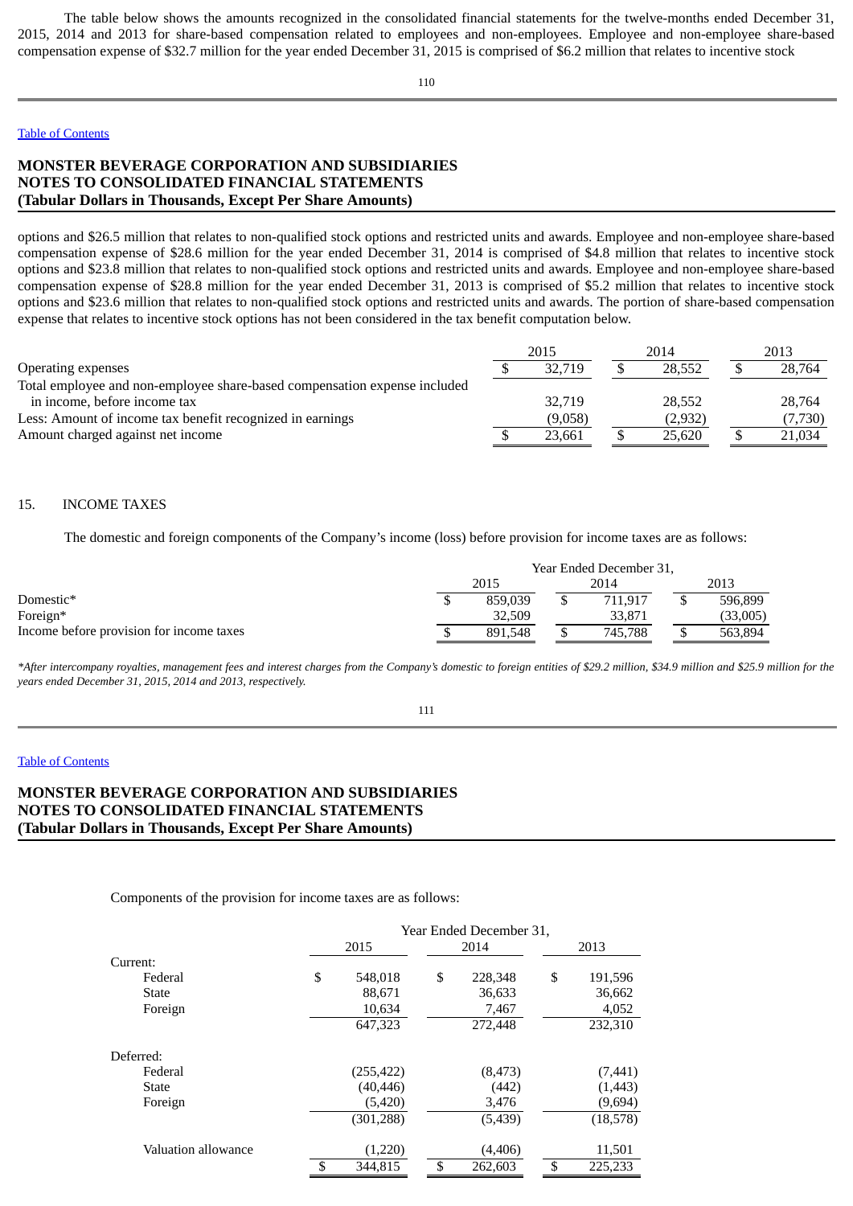The table below shows the amounts recognized in the consolidated financial statements for the twelve-months ended December 31, 2015, 2014 and 2013 for share-based compensation related to employees and non-employees. Employee and non-employee share-based compensation expense of $32.7 million for the year ended December 31, 2015 is comprised of $6.2 million that relates to incentive stock

**MONSTER BEVERAGE CORPORATION AND SUBSIDIARIES**
**NOTES TO CONSOLIDATED FINANCIAL STATEMENTS**
**(Tabular Dollars in Thousands, Except Per Share Amounts)**

options and $26.5 million that relates to non-qualified stock options and restricted units and awards. Employee and non-employee share-based compensation expense of $28.6 million for the year ended December 31, 2014 is comprised of $4.8 million that relates to incentive stock options and $23.8 million that relates to non-qualified stock options and restricted units and awards. Employee and non-employee share-based compensation expense of $28.8 million for the year ended December 31, 2013 is comprised of $5.2 million that relates to incentive stock options and $23.6 million that relates to non-qualified stock options and restricted units and awards. The portion of share-based compensation expense that relates to incentive stock options has not been considered in the tax benefit computation below.

| | 2015 | 2014 | 2013 |
|---|---|---|---|
| Operating expenses | $ 32,719 | $ 28,552 | $ 28,764 |
| Total employee and non-employee share-based compensation expense included in income, before income tax | 32,719 | 28,552 | 28,764 |
| Less: Amount of income tax benefit recognized in earnings | (9,058) | (2,932) | (7,730) |
| Amount charged against net income | $ 23,661 | $ 25,620 | $ 21,034 |

## 15. INCOME TAXES

The domestic and foreign components of the Company's income (loss) before provision for income taxes are as follows:

| | Year Ended December 31, | | |
|---|---|---|---|
| | 2015 | 2014 | 2013 |
| Domestic* | $ 859,039 | $ 711,917 | $ 596,899 |
| Foreign* | 32,509 | 33,871 | (33,005) |
| Income before provision for income taxes | $ 891,548 | $ 745,788 | $ 563,894 |

*\*After intercompany royalties, management fees and interest charges from the Company's domestic to foreign entities of $29.2 million, $34.9 million and $25.9 million for the years ended December 31, 2015, 2014 and 2013, respectively.*

**MONSTER BEVERAGE CORPORATION AND SUBSIDIARIES**
**NOTES TO CONSOLIDATED FINANCIAL STATEMENTS**
**(Tabular Dollars in Thousands, Except Per Share Amounts)**

Components of the provision for income taxes are as follows:

| | Year Ended December 31, | | |
|---|---|---|---|
| | 2015 | 2014 | 2013 |
| Current: | | | |
| Federal | $ 548,018 | $ 228,348 | $ 191,596 |
| State | 88,671 | 36,633 | 36,662 |
| Foreign | 10,634 | 7,467 | 4,052 |
| | 647,323 | 272,448 | 232,310 |
| Deferred: | | | |
| Federal | (255,422) | (8,473) | (7,441) |
| State | (40,446) | (442) | (1,443) |
| Foreign | (5,420) | 3,476 | (9,694) |
| | (301,288) | (5,439) | (18,578) |
| Valuation allowance | (1,220) | (4,406) | 11,501 |
| | $ 344,815 | $ 262,603 | $ 225,233 |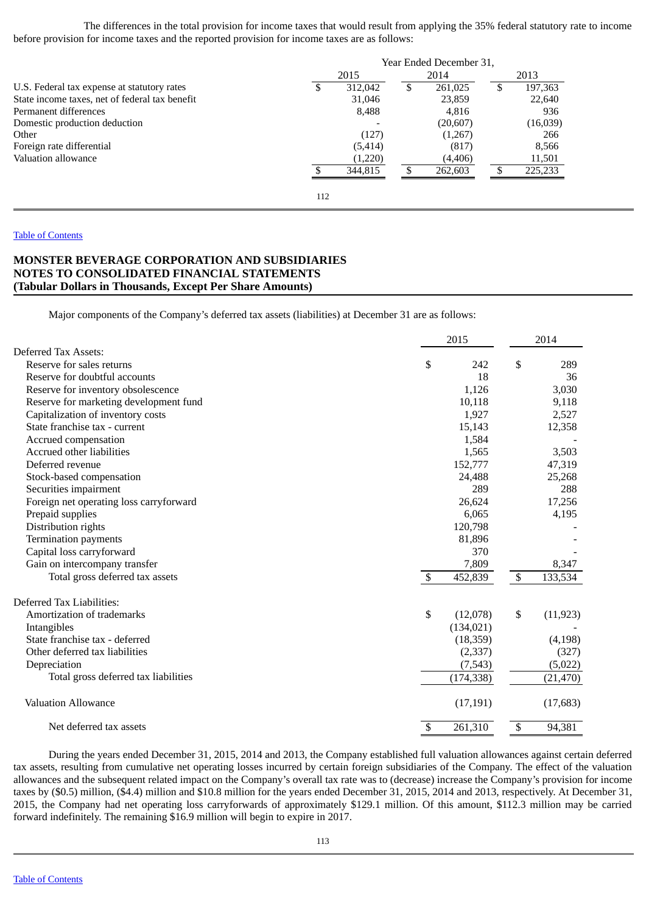The differences in the total provision for income taxes that would result from applying the 35% federal statutory rate to income before provision for income taxes and the reported provision for income taxes are as follows:

| | Year Ended December 31, | | |
|---|---|---|---|
| | 2015 | 2014 | 2013 |
| U.S. Federal tax expense at statutory rates | $ 312,042 | $ 261,025 | $ 197,363 |
| State income taxes, net of federal tax benefit | 31,046 | 23,859 | 22,640 |
| Permanent differences | 8,488 | 4,816 | 936 |
| Domestic production deduction | - | (20,607) | (16,039) |
| Other | (127) | (1,267) | 266 |
| Foreign rate differential | (5,414) | (817) | 8,566 |
| Valuation allowance | (1,220) | (4,406) | 11,501 |
| | $ 344,815 | $ 262,603 | $ 225,233 |

**MONSTER BEVERAGE CORPORATION AND SUBSIDIARIES**
**NOTES TO CONSOLIDATED FINANCIAL STATEMENTS**
**(Tabular Dollars in Thousands, Except Per Share Amounts)**

Major components of the Company's deferred tax assets (liabilities) at December 31 are as follows:

| | 2015 | 2014 |
|---|---|---|
| Deferred Tax Assets: | | |
| Reserve for sales returns | $ 242 | $ 289 |
| Reserve for doubtful accounts | 18 | 36 |
| Reserve for inventory obsolescence | 1,126 | 3,030 |
| Reserve for marketing development fund | 10,118 | 9,118 |
| Capitalization of inventory costs | 1,927 | 2,527 |
| State franchise tax - current | 15,143 | 12,358 |
| Accrued compensation | 1,584 | - |
| Accrued other liabilities | 1,565 | 3,503 |
| Deferred revenue | 152,777 | 47,319 |
| Stock-based compensation | 24,488 | 25,268 |
| Securities impairment | 289 | 288 |
| Foreign net operating loss carryforward | 26,624 | 17,256 |
| Prepaid supplies | 6,065 | 4,195 |
| Distribution rights | 120,798 | - |
| Termination payments | 81,896 | - |
| Capital loss carryforward | 370 | - |
| Gain on intercompany transfer | 7,809 | 8,347 |
| Total gross deferred tax assets | $ 452,839 | $ 133,534 |
| | | |
| Deferred Tax Liabilities: | | |
| Amortization of trademarks | $ (12,078) | $ (11,923) |
| Intangibles | (134,021) | - |
| State franchise tax - deferred | (18,359) | (4,198) |
| Other deferred tax liabilities | (2,337) | (327) |
| Depreciation | (7,543) | (5,022) |
| Total gross deferred tax liabilities | (174,338) | (21,470) |
| | | |
| Valuation Allowance | (17,191) | (17,683) |
| | | |
| Net deferred tax assets | $ 261,310 | $ 94,381 |

During the years ended December 31, 2015, 2014 and 2013, the Company established full valuation allowances against certain deferred tax assets, resulting from cumulative net operating losses incurred by certain foreign subsidiaries of the Company. The effect of the valuation allowances and the subsequent related impact on the Company's overall tax rate was to (decrease) increase the Company's provision for income taxes by ($0.5) million, ($4.4) million and $10.8 million for the years ended December 31, 2015, 2014 and 2013, respectively. At December 31, 2015, the Company had net operating loss carryforwards of approximately $129.1 million. Of this amount, $112.3 million may be carried forward indefinitely. The remaining $16.9 million will begin to expire in 2017.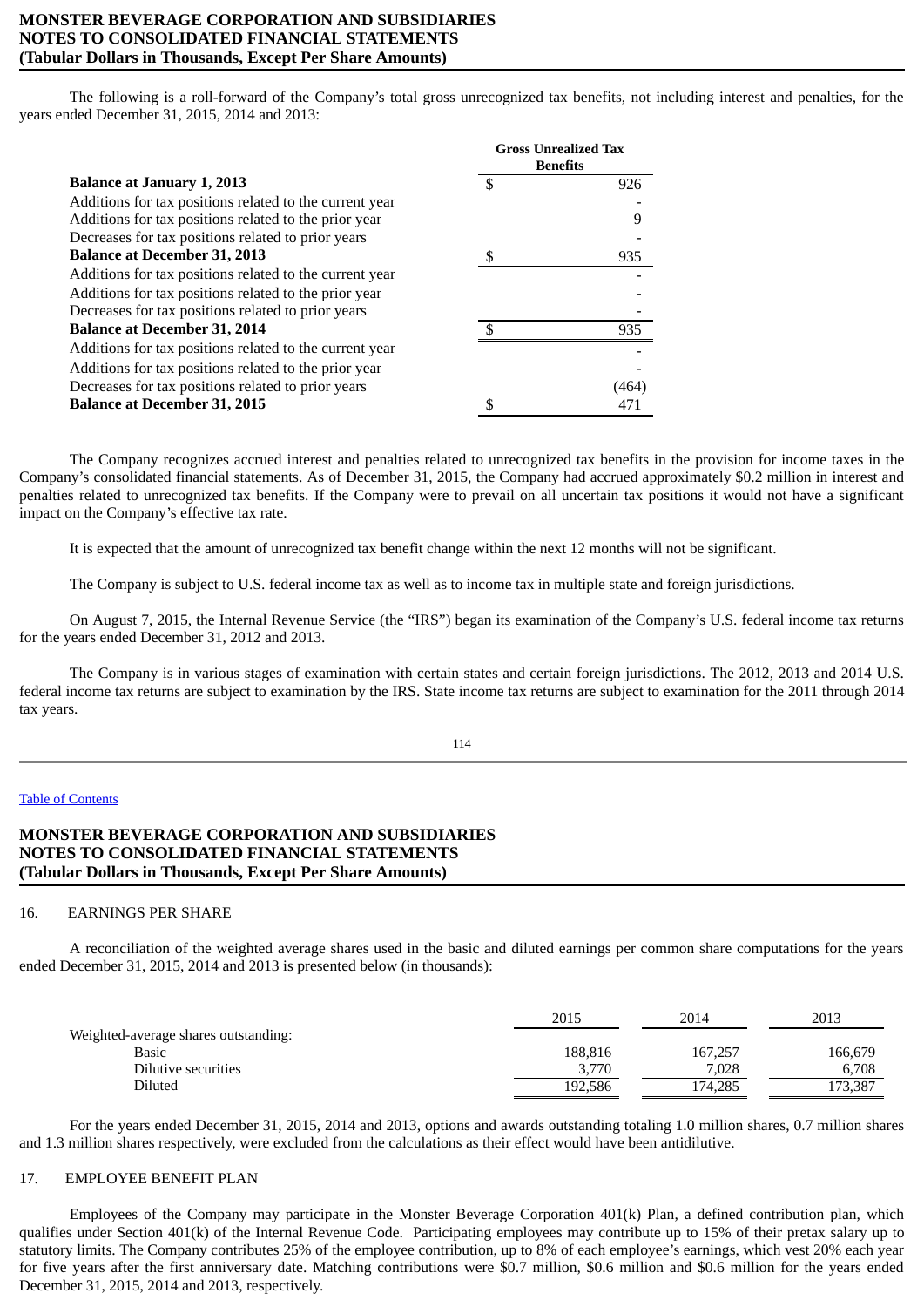The following is a roll-forward of the Company's total gross unrecognized tax benefits, not including interest and penalties, for the years ended December 31, 2015, 2014 and 2013:

| | Gross Unrealized Tax Benefits |
|---|---|
| **Balance at January 1, 2013** | $ 926 |
| Additions for tax positions related to the current year | - |
| Additions for tax positions related to the prior year | 9 |
| Decreases for tax positions related to prior years | - |
| **Balance at December 31, 2013** | $ 935 |
| Additions for tax positions related to the current year | - |
| Additions for tax positions related to the prior year | - |
| Decreases for tax positions related to prior years | - |
| **Balance at December 31, 2014** | $ 935 |
| Additions for tax positions related to the current year | - |
| Additions for tax positions related to the prior year | - |
| Decreases for tax positions related to prior years | (464) |
| **Balance at December 31, 2015** | $ 471 |

The Company recognizes accrued interest and penalties related to unrecognized tax benefits in the provision for income taxes in the Company's consolidated financial statements. As of December 31, 2015, the Company had accrued approximately $0.2 million in interest and penalties related to unrecognized tax benefits. If the Company were to prevail on all uncertain tax positions it would not have a significant impact on the Company's effective tax rate.

It is expected that the amount of unrecognized tax benefit change within the next 12 months will not be significant.

The Company is subject to U.S. federal income tax as well as to income tax in multiple state and foreign jurisdictions.

On August 7, 2015, the Internal Revenue Service (the "IRS") began its examination of the Company's U.S. federal income tax returns for the years ended December 31, 2012 and 2013.

The Company is in various stages of examination with certain states and certain foreign jurisdictions. The 2012, 2013 and 2014 U.S. federal income tax returns are subject to examination by the IRS. State income tax returns are subject to examination for the 2011 through 2014 tax years.

## 16. EARNINGS PER SHARE

A reconciliation of the weighted average shares used in the basic and diluted earnings per common share computations for the years ended December 31, 2015, 2014 and 2013 is presented below (in thousands):

| | 2015 | 2014 | 2013 |
|---|---|---|---|
| Weighted-average shares outstanding: | | | |
| Basic | 188,816 | 167,257 | 166,679 |
| Dilutive securities | 3,770 | 7,028 | 6,708 |
| Diluted | 192,586 | 174,285 | 173,387 |

For the years ended December 31, 2015, 2014 and 2013, options and awards outstanding totaling 1.0 million shares, 0.7 million shares and 1.3 million shares respectively, were excluded from the calculations as their effect would have been antidilutive.

## 17. EMPLOYEE BENEFIT PLAN

Employees of the Company may participate in the Monster Beverage Corporation 401(k) Plan, a defined contribution plan, which qualifies under Section 401(k) of the Internal Revenue Code. Participating employees may contribute up to 15% of their pretax salary up to statutory limits. The Company contributes 25% of the employee contribution, up to 8% of each employee's earnings, which vest 20% each year for five years after the first anniversary date. Matching contributions were $0.7 million, $0.6 million and $0.6 million for the years ended December 31, 2015, 2014 and 2013, respectively.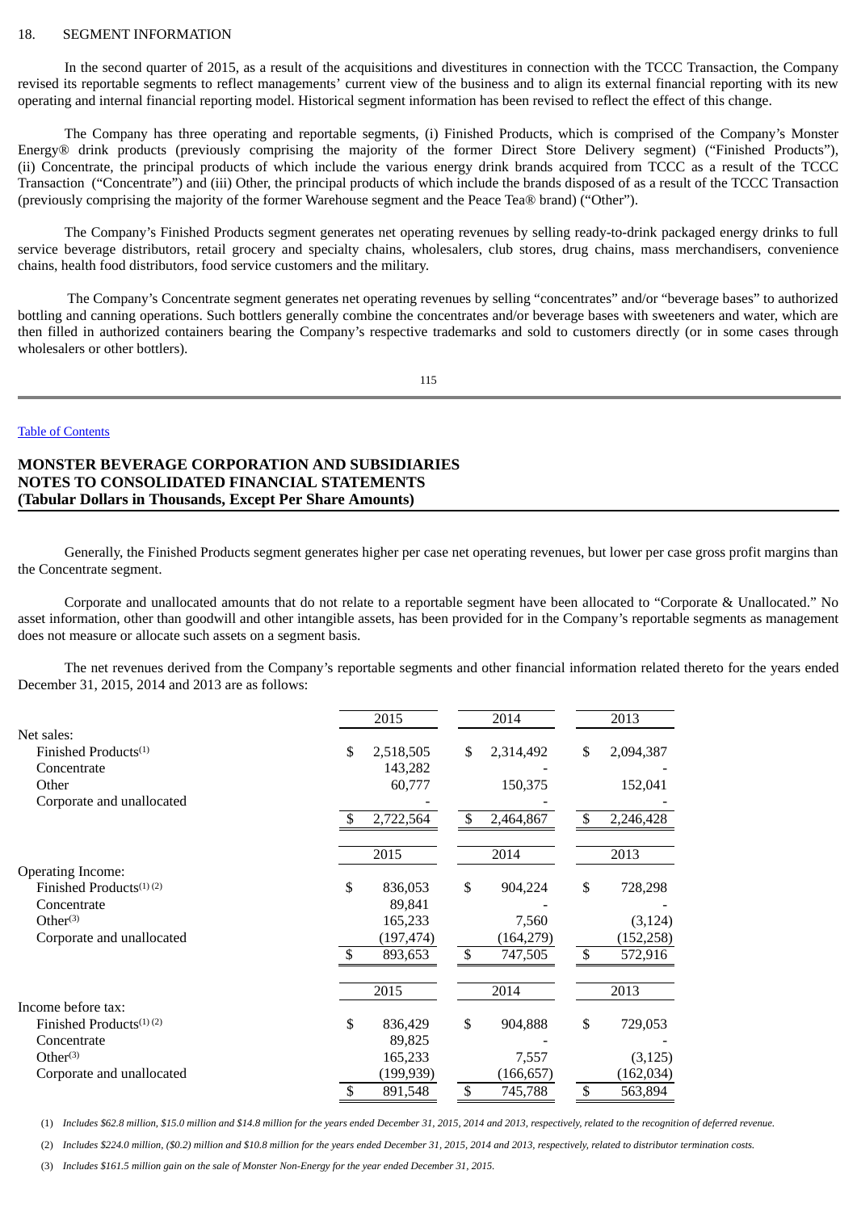18. SEGMENT INFORMATION

In the second quarter of 2015, as a result of the acquisitions and divestitures in connection with the TCCC Transaction, the Company revised its reportable segments to reflect managements' current view of the business and to align its external financial reporting with its new operating and internal financial reporting model. Historical segment information has been revised to reflect the effect of this change.

The Company has three operating and reportable segments, (i) Finished Products, which is comprised of the Company's Monster Energy® drink products (previously comprising the majority of the former Direct Store Delivery segment) ("Finished Products"), (ii) Concentrate, the principal products of which include the various energy drink brands acquired from TCCC as a result of the TCCC Transaction ("Concentrate") and (iii) Other, the principal products of which include the brands disposed of as a result of the TCCC Transaction (previously comprising the majority of the former Warehouse segment and the Peace Tea® brand) ("Other").

The Company's Finished Products segment generates net operating revenues by selling ready-to-drink packaged energy drinks to full service beverage distributors, retail grocery and specialty chains, wholesalers, club stores, drug chains, mass merchandisers, convenience chains, health food distributors, food service customers and the military.

The Company's Concentrate segment generates net operating revenues by selling "concentrates" and/or "beverage bases" to authorized bottling and canning operations. Such bottlers generally combine the concentrates and/or beverage bases with sweeteners and water, which are then filled in authorized containers bearing the Company's respective trademarks and sold to customers directly (or in some cases through wholesalers or other bottlers).

Table of Contents

**MONSTER BEVERAGE CORPORATION AND SUBSIDIARIES**
**NOTES TO CONSOLIDATED FINANCIAL STATEMENTS**
**(Tabular Dollars in Thousands, Except Per Share Amounts)**

Generally, the Finished Products segment generates higher per case net operating revenues, but lower per case gross profit margins than the Concentrate segment.

Corporate and unallocated amounts that do not relate to a reportable segment have been allocated to "Corporate & Unallocated." No asset information, other than goodwill and other intangible assets, has been provided for in the Company's reportable segments as management does not measure or allocate such assets on a segment basis.

The net revenues derived from the Company's reportable segments and other financial information related thereto for the years ended December 31, 2015, 2014 and 2013 are as follows:

| | 2015 | 2014 | 2013 |
|---|---|---|---|
| Net sales: | | | |
| Finished Products[(1)] | $ 2,518,505 | $ 2,314,492 | $ 2,094,387 |
| Concentrate | 143,282 | - | - |
| Other | 60,777 | 150,375 | 152,041 |
| Corporate and unallocated | - | - | - |
| | $ 2,722,564 | $ 2,464,867 | $ 2,246,428 |

| | 2015 | 2014 | 2013 |
|---|---|---|---|
| Operating Income: | | | |
| Finished Products[(1)(2)] | $ 836,053 | $ 904,224 | $ 728,298 |
| Concentrate | 89,841 | - | - |
| Other[(3)] | 165,233 | 7,560 | (3,124) |
| Corporate and unallocated | (197,474) | (164,279) | (152,258) |
| | $ 893,653 | $ 747,505 | $ 572,916 |

| | 2015 | 2014 | 2013 |
|---|---|---|---|
| Income before tax: | | | |
| Finished Products[(1)(2)] | $ 836,429 | $ 904,888 | $ 729,053 |
| Concentrate | 89,825 | - | - |
| Other[(3)] | 165,233 | 7,557 | (3,125) |
| Corporate and unallocated | (199,939) | (166,657) | (162,034) |
| | $ 891,548 | $ 745,788 | $ 563,894 |

(1) *Includes $62.8 million, $15.0 million and $14.8 million for the years ended December 31, 2015, 2014 and 2013, respectively, related to the recognition of deferred revenue.*

(2) *Includes $224.0 million, ($0.2) million and $10.8 million for the years ended December 31, 2015, 2014 and 2013, respectively, related to distributor termination costs.*

(3) *Includes $161.5 million gain on the sale of Monster Non-Energy for the year ended December 31, 2015.*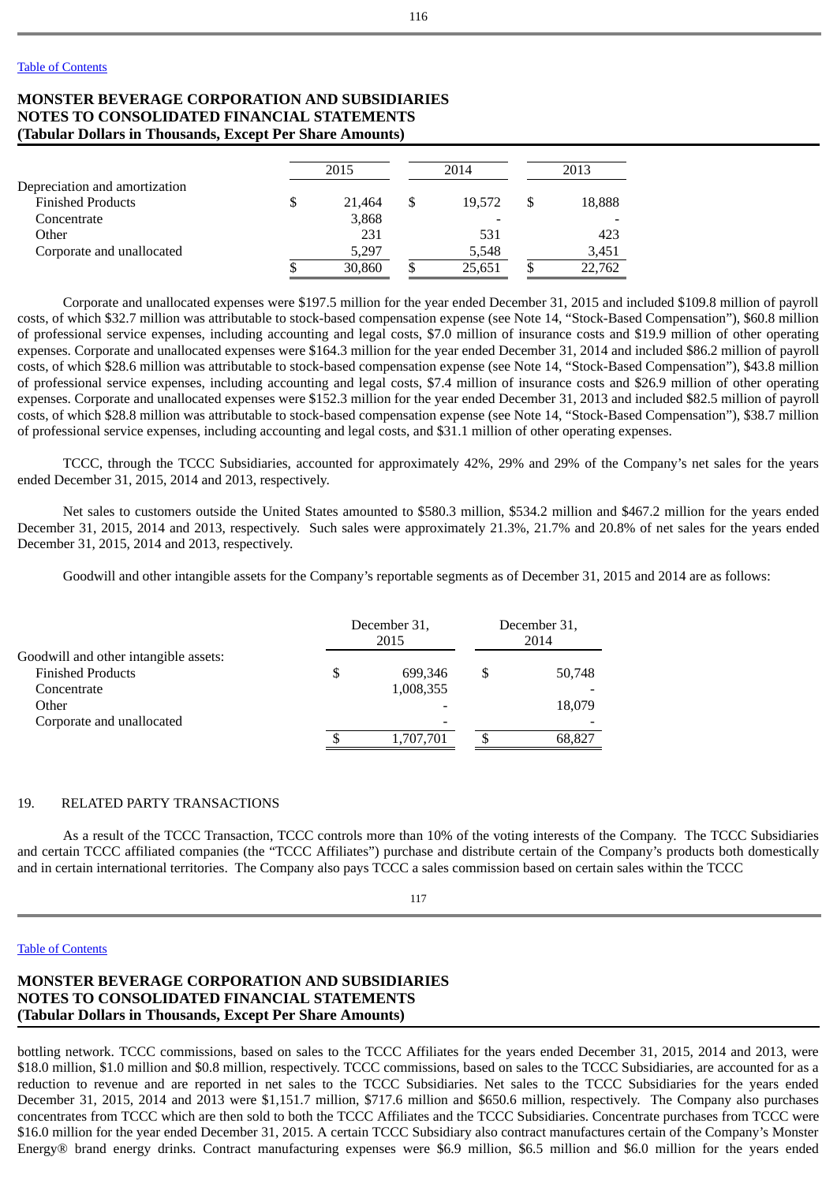[Table of Contents](#)

**MONSTER BEVERAGE CORPORATION AND SUBSIDIARIES**
**NOTES TO CONSOLIDATED FINANCIAL STATEMENTS**
**(Tabular Dollars in Thousands, Except Per Share Amounts)**

| | 2015 | 2014 | 2013 |
|---|---|---|---|
| Depreciation and amortization | | | |
| Finished Products | $ 21,464 | $ 19,572 | $ 18,888 |
| Concentrate | 3,868 | - | - |
| Other | 231 | 531 | 423 |
| Corporate and unallocated | 5,297 | 5,548 | 3,451 |
| | $ 30,860 | $ 25,651 | $ 22,762 |

Corporate and unallocated expenses were $197.5 million for the year ended December 31, 2015 and included $109.8 million of payroll costs, of which $32.7 million was attributable to stock-based compensation expense (see Note 14, "Stock-Based Compensation"), $60.8 million of professional service expenses, including accounting and legal costs, $7.0 million of insurance costs and $19.9 million of other operating expenses. Corporate and unallocated expenses were $164.3 million for the year ended December 31, 2014 and included $86.2 million of payroll costs, of which $28.6 million was attributable to stock-based compensation expense (see Note 14, "Stock-Based Compensation"), $43.8 million of professional service expenses, including accounting and legal costs, $7.4 million of insurance costs and $26.9 million of other operating expenses. Corporate and unallocated expenses were $152.3 million for the year ended December 31, 2013 and included $82.5 million of payroll costs, of which $28.8 million was attributable to stock-based compensation expense (see Note 14, "Stock-Based Compensation"), $38.7 million of professional service expenses, including accounting and legal costs, and $31.1 million of other operating expenses.

TCCC, through the TCCC Subsidiaries, accounted for approximately 42%, 29% and 29% of the Company's net sales for the years ended December 31, 2015, 2014 and 2013, respectively.

Net sales to customers outside the United States amounted to $580.3 million, $534.2 million and $467.2 million for the years ended December 31, 2015, 2014 and 2013, respectively. Such sales were approximately 21.3%, 21.7% and 20.8% of net sales for the years ended December 31, 2015, 2014 and 2013, respectively.

Goodwill and other intangible assets for the Company's reportable segments as of December 31, 2015 and 2014 are as follows:

| | December 31, 2015 | December 31, 2014 |
|---|---|---|
| Goodwill and other intangible assets: | | |
| Finished Products | $ 699,346 | $ 50,748 |
| Concentrate | 1,008,355 | - |
| Other | - | 18,079 |
| Corporate and unallocated | - | - |
| | $ 1,707,701 | $ 68,827 |

## 19. RELATED PARTY TRANSACTIONS

As a result of the TCCC Transaction, TCCC controls more than 10% of the voting interests of the Company. The TCCC Subsidiaries and certain TCCC affiliated companies (the "TCCC Affiliates") purchase and distribute certain of the Company's products both domestically and in certain international territories. The Company also pays TCCC a sales commission based on certain sales within the TCCC bottling network. TCCC commissions, based on sales to the TCCC Affiliates for the years ended December 31, 2015, 2014 and 2013, were $18.0 million, $1.0 million and $0.8 million, respectively. TCCC commissions, based on sales to the TCCC Subsidiaries, are accounted for as a reduction to revenue and are reported in net sales to the TCCC Subsidiaries. Net sales to the TCCC Subsidiaries for the years ended December 31, 2015, 2014 and 2013 were $1,151.7 million, $717.6 million and $650.6 million, respectively. The Company also purchases concentrates from TCCC which are then sold to both the TCCC Affiliates and the TCCC Subsidiaries. Concentrate purchases from TCCC were $16.0 million for the year ended December 31, 2015. A certain TCCC Subsidiary also contract manufactures certain of the Company's Monster Energy® brand energy drinks. Contract manufacturing expenses were $6.9 million, $6.5 million and $6.0 million for the years ended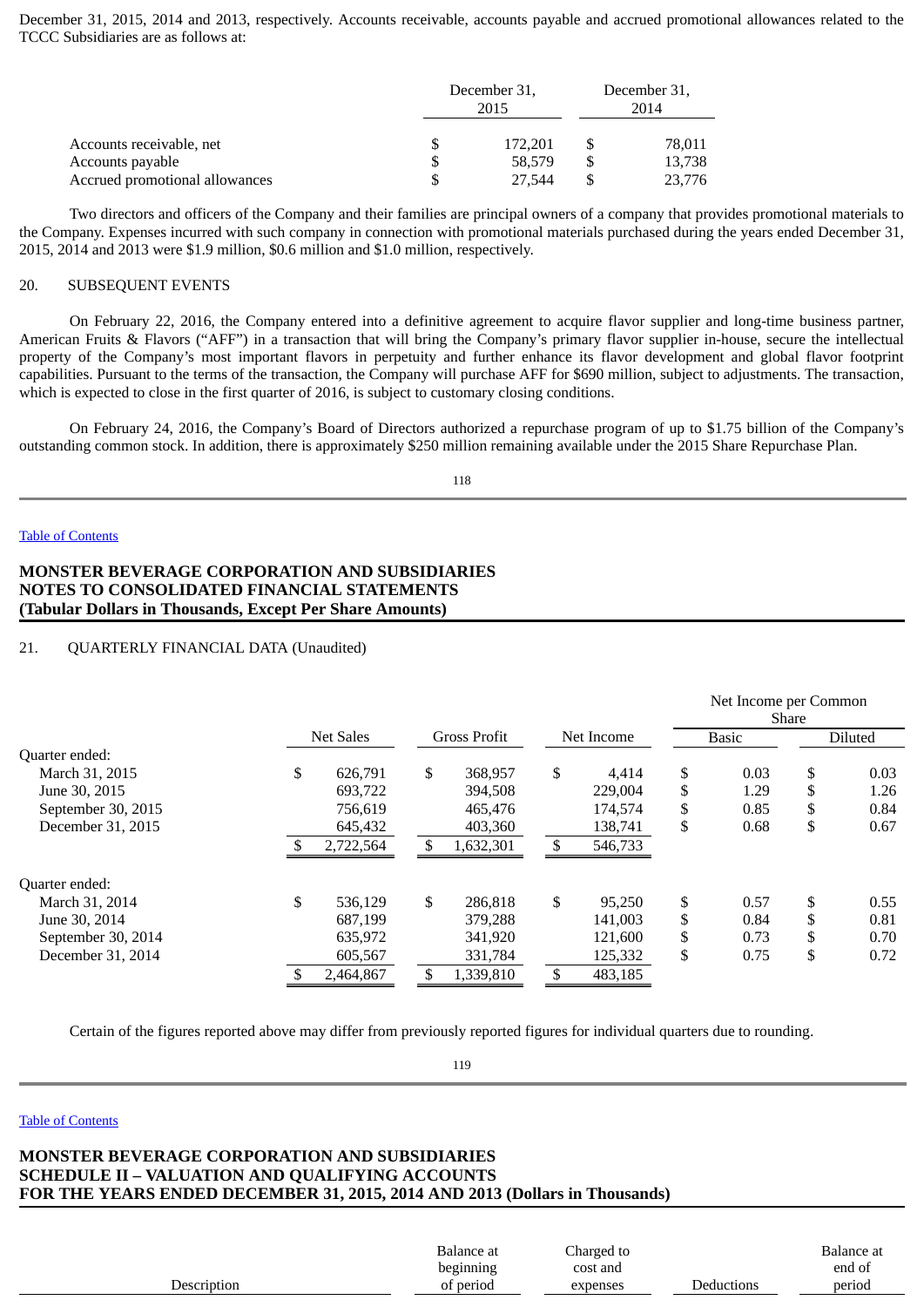December 31, 2015, 2014 and 2013, respectively. Accounts receivable, accounts payable and accrued promotional allowances related to the TCCC Subsidiaries are as follows at:

| | December 31, 2015 | December 31, 2014 |
|---|---|---|
| Accounts receivable, net | $ 172,201 | $ 78,011 |
| Accounts payable | $ 58,579 | $ 13,738 |
| Accrued promotional allowances | $ 27,544 | $ 23,776 |

Two directors and officers of the Company and their families are principal owners of a company that provides promotional materials to the Company. Expenses incurred with such company in connection with promotional materials purchased during the years ended December 31, 2015, 2014 and 2013 were $1.9 million, $0.6 million and $1.0 million, respectively.

20. SUBSEQUENT EVENTS

On February 22, 2016, the Company entered into a definitive agreement to acquire flavor supplier and long-time business partner, American Fruits & Flavors ("AFF") in a transaction that will bring the Company's primary flavor supplier in-house, secure the intellectual property of the Company's most important flavors in perpetuity and further enhance its flavor development and global flavor footprint capabilities. Pursuant to the terms of the transaction, the Company will purchase AFF for $690 million, subject to adjustments. The transaction, which is expected to close in the first quarter of 2016, is subject to customary closing conditions.

On February 24, 2016, the Company's Board of Directors authorized a repurchase program of up to $1.75 billion of the Company's outstanding common stock. In addition, there is approximately $250 million remaining available under the 2015 Share Repurchase Plan.

**MONSTER BEVERAGE CORPORATION AND SUBSIDIARIES**
**NOTES TO CONSOLIDATED FINANCIAL STATEMENTS**
**(Tabular Dollars in Thousands, Except Per Share Amounts)**

21. QUARTERLY FINANCIAL DATA (Unaudited)

| | Net Sales | Gross Profit | Net Income | Net Income per Common Share | |
|---|---|---|---|---|---|
| | | | | Basic | Diluted |
| Quarter ended: | | | | | |
| March 31, 2015 | $ 626,791 | $ 368,957 | $ 4,414 | $ 0.03 | $ 0.03 |
| June 30, 2015 | 693,722 | 394,508 | 229,004 | $ 1.29 | $ 1.26 |
| September 30, 2015 | 756,619 | 465,476 | 174,574 | $ 0.85 | $ 0.84 |
| December 31, 2015 | 645,432 | 403,360 | 138,741 | $ 0.68 | $ 0.67 |
| | $ 2,722,564 | $ 1,632,301 | $ 546,733 | | |
| Quarter ended: | | | | | |
| March 31, 2014 | $ 536,129 | $ 286,818 | $ 95,250 | $ 0.57 | $ 0.55 |
| June 30, 2014 | 687,199 | 379,288 | 141,003 | $ 0.84 | $ 0.81 |
| September 30, 2014 | 635,972 | 341,920 | 121,600 | $ 0.73 | $ 0.70 |
| December 31, 2014 | 605,567 | 331,784 | 125,332 | $ 0.75 | $ 0.72 |
| | $ 2,464,867 | $ 1,339,810 | $ 483,185 | | |

Certain of the figures reported above may differ from previously reported figures for individual quarters due to rounding.

**MONSTER BEVERAGE CORPORATION AND SUBSIDIARIES**
**SCHEDULE II – VALUATION AND QUALIFYING ACCOUNTS**
**FOR THE YEARS ENDED DECEMBER 31, 2015, 2014 AND 2013 (Dollars in Thousands)**

| Description | Balance at beginning of period | Charged to cost and expenses | Deductions | Balance at end of period |
|---|---|---|---|---|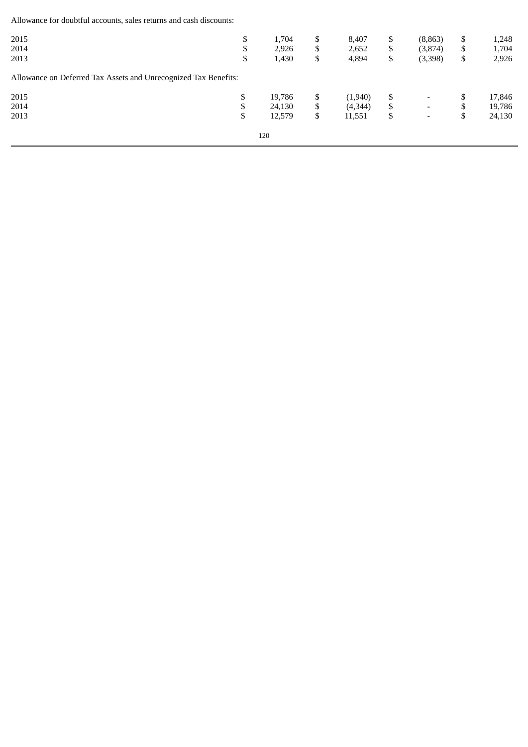Allowance for doubtful accounts, sales returns and cash discounts:

| | | | | |
|---|---|---|---|---|
| 2015 | $ 1,704 | $ 8,407 | $ (8,863) | $ 1,248 |
| 2014 | $ 2,926 | $ 2,652 | $ (3,874) | $ 1,704 |
| 2013 | $ 1,430 | $ 4,894 | $ (3,398) | $ 2,926 |

Allowance on Deferred Tax Assets and Unrecognized Tax Benefits:

| | | | | |
|---|---|---|---|---|
| 2015 | $ 19,786 | $ (1,940) | $ - | $ 17,846 |
| 2014 | $ 24,130 | $ (4,344) | $ - | $ 19,786 |
| 2013 | $ 12,579 | $ 11,551 | $ - | $ 24,130 |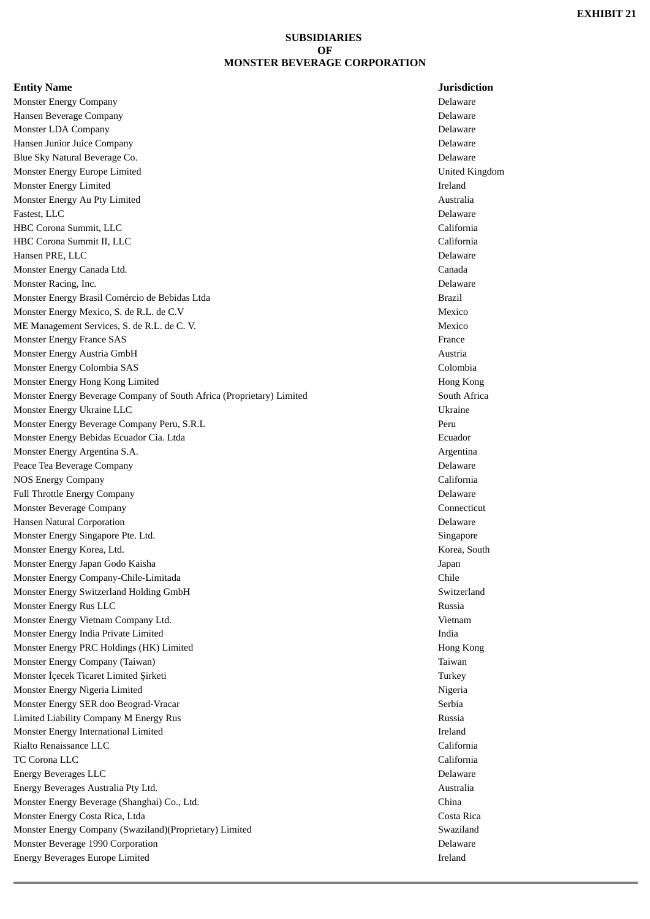**EXHIBIT 21**

**SUBSIDIARIES**
**OF**
**MONSTER BEVERAGE CORPORATION**

| **Entity Name** | **Jurisdiction** |
|---|---|
| Monster Energy Company | Delaware |
| Hansen Beverage Company | Delaware |
| Monster LDA Company | Delaware |
| Hansen Junior Juice Company | Delaware |
| Blue Sky Natural Beverage Co. | Delaware |
| Monster Energy Europe Limited | United Kingdom |
| Monster Energy Limited | Ireland |
| Monster Energy Au Pty Limited | Australia |
| Fastest, LLC | Delaware |
| HBC Corona Summit, LLC | California |
| HBC Corona Summit II, LLC | California |
| Hansen PRE, LLC | Delaware |
| Monster Energy Canada Ltd. | Canada |
| Monster Racing, Inc. | Delaware |
| Monster Energy Brasil Comércio de Bebidas Ltda | Brazil |
| Monster Energy Mexico, S. de R.L. de C.V | Mexico |
| ME Management Services, S. de R.L. de C. V. | Mexico |
| Monster Energy France SAS | France |
| Monster Energy Austria GmbH | Austria |
| Monster Energy Colombia SAS | Colombia |
| Monster Energy Hong Kong Limited | Hong Kong |
| Monster Energy Beverage Company of South Africa (Proprietary) Limited | South Africa |
| Monster Energy Ukraine LLC | Ukraine |
| Monster Energy Beverage Company Peru, S.R.L | Peru |
| Monster Energy Bebidas Ecuador Cia. Ltda | Ecuador |
| Monster Energy Argentina S.A. | Argentina |
| Peace Tea Beverage Company | Delaware |
| NOS Energy Company | California |
| Full Throttle Energy Company | Delaware |
| Monster Beverage Company | Connecticut |
| Hansen Natural Corporation | Delaware |
| Monster Energy Singapore Pte. Ltd. | Singapore |
| Monster Energy Korea, Ltd. | Korea, South |
| Monster Energy Japan Godo Kaisha | Japan |
| Monster Energy Company-Chile-Limitada | Chile |
| Monster Energy Switzerland Holding GmbH | Switzerland |
| Monster Energy Rus LLC | Russia |
| Monster Energy Vietnam Company Ltd. | Vietnam |
| Monster Energy India Private Limited | India |
| Monster Energy PRC Holdings (HK) Limited | Hong Kong |
| Monster Energy Company (Taiwan) | Taiwan |
| Monster İçecek Ticaret Limited Şirketi | Turkey |
| Monster Energy Nigeria Limited | Nigeria |
| Monster Energy SER doo Beograd-Vracar | Serbia |
| Limited Liability Company M Energy Rus | Russia |
| Monster Energy International Limited | Ireland |
| Rialto Renaissance LLC | California |
| TC Corona LLC | California |
| Energy Beverages LLC | Delaware |
| Energy Beverages Australia Pty Ltd. | Australia |
| Monster Energy Beverage (Shanghai) Co., Ltd. | China |
| Monster Energy Costa Rica, Ltda | Costa Rica |
| Monster Energy Company (Swaziland)(Proprietary) Limited | Swaziland |
| Monster Beverage 1990 Corporation | Delaware |
| Energy Beverages Europe Limited | Ireland |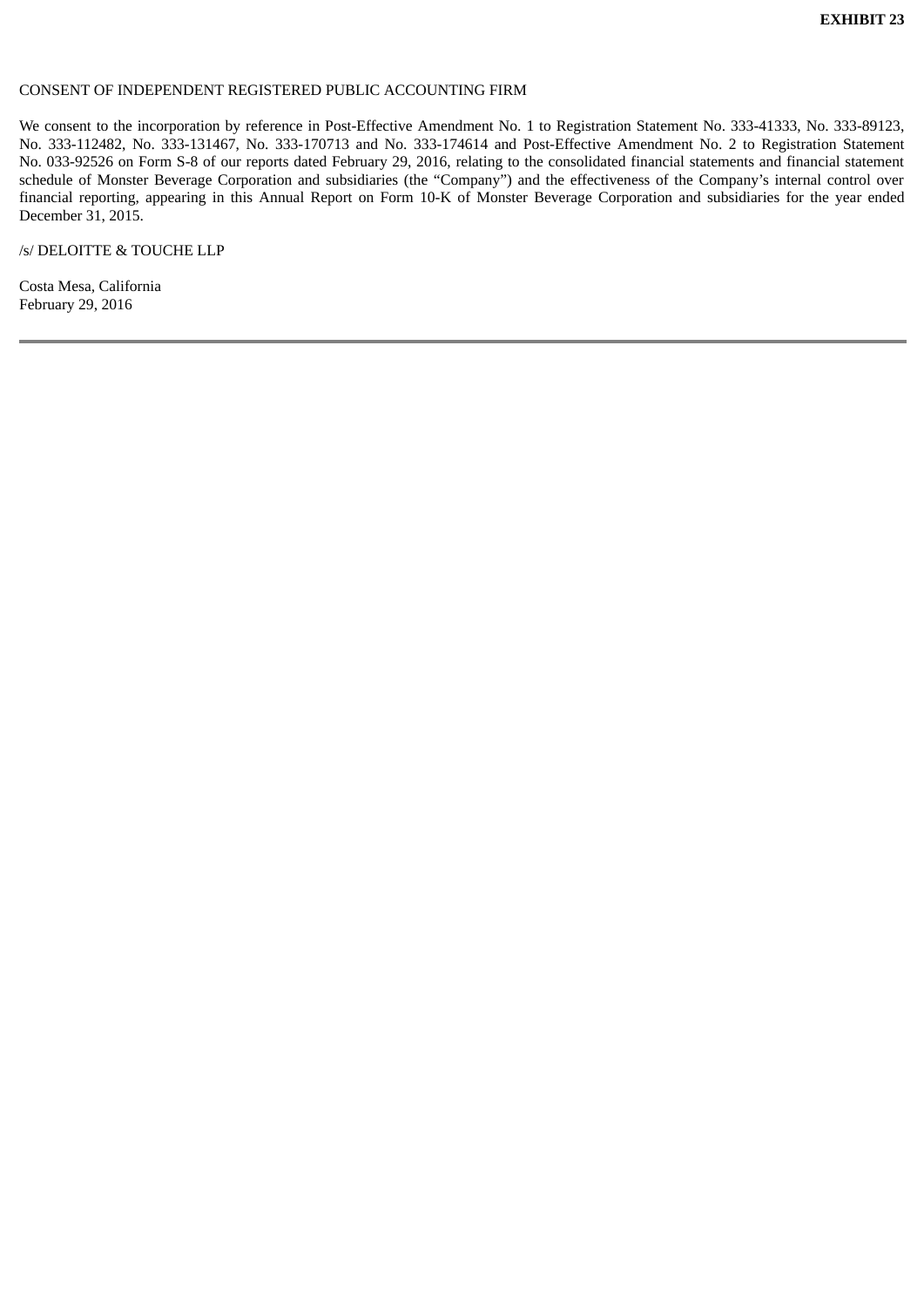**EXHIBIT 23**

CONSENT OF INDEPENDENT REGISTERED PUBLIC ACCOUNTING FIRM

We consent to the incorporation by reference in Post-Effective Amendment No. 1 to Registration Statement No. 333-41333, No. 333-89123, No. 333-112482, No. 333-131467, No. 333-170713 and No. 333-174614 and Post-Effective Amendment No. 2 to Registration Statement No. 033-92526 on Form S-8 of our reports dated February 29, 2016, relating to the consolidated financial statements and financial statement schedule of Monster Beverage Corporation and subsidiaries (the "Company") and the effectiveness of the Company's internal control over financial reporting, appearing in this Annual Report on Form 10-K of Monster Beverage Corporation and subsidiaries for the year ended December 31, 2015.

/s/ DELOITTE & TOUCHE LLP

Costa Mesa, California
February 29, 2016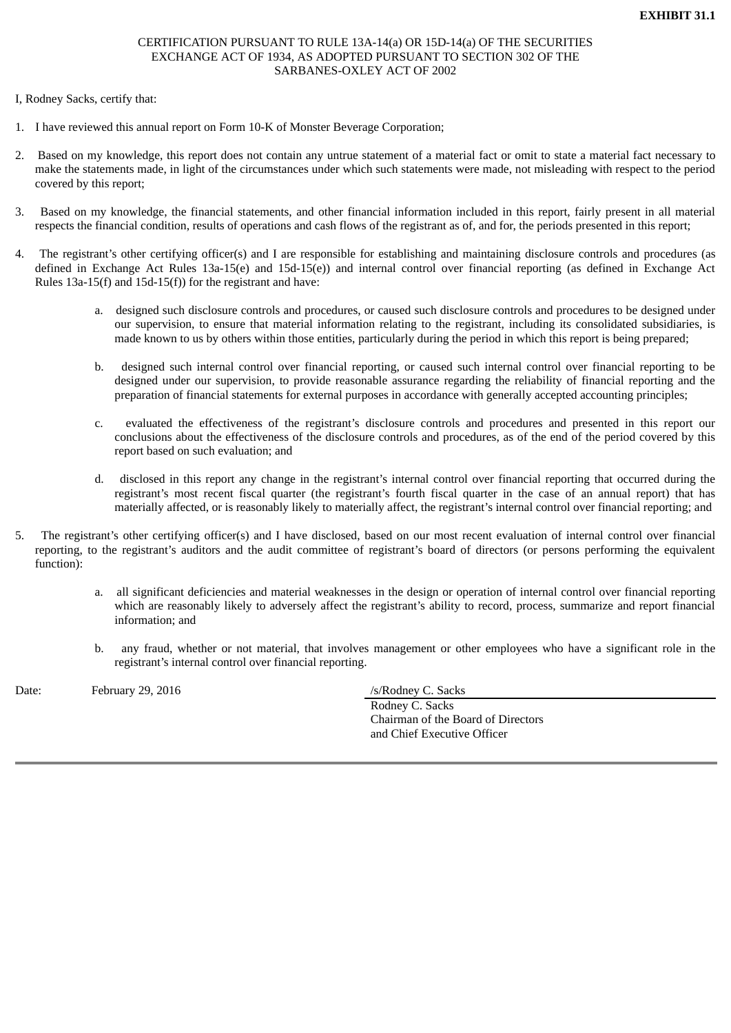**EXHIBIT 31.1**

CERTIFICATION PURSUANT TO RULE 13A-14(a) OR 15D-14(a) OF THE SECURITIES EXCHANGE ACT OF 1934, AS ADOPTED PURSUANT TO SECTION 302 OF THE SARBANES-OXLEY ACT OF 2002

I, Rodney Sacks, certify that:

1. I have reviewed this annual report on Form 10-K of Monster Beverage Corporation;

2. Based on my knowledge, this report does not contain any untrue statement of a material fact or omit to state a material fact necessary to make the statements made, in light of the circumstances under which such statements were made, not misleading with respect to the period covered by this report;

3. Based on my knowledge, the financial statements, and other financial information included in this report, fairly present in all material respects the financial condition, results of operations and cash flows of the registrant as of, and for, the periods presented in this report;

4. The registrant's other certifying officer(s) and I are responsible for establishing and maintaining disclosure controls and procedures (as defined in Exchange Act Rules 13a-15(e) and 15d-15(e)) and internal control over financial reporting (as defined in Exchange Act Rules 13a-15(f) and 15d-15(f)) for the registrant and have:

   a. designed such disclosure controls and procedures, or caused such disclosure controls and procedures to be designed under our supervision, to ensure that material information relating to the registrant, including its consolidated subsidiaries, is made known to us by others within those entities, particularly during the period in which this report is being prepared;

   b. designed such internal control over financial reporting, or caused such internal control over financial reporting to be designed under our supervision, to provide reasonable assurance regarding the reliability of financial reporting and the preparation of financial statements for external purposes in accordance with generally accepted accounting principles;

   c. evaluated the effectiveness of the registrant's disclosure controls and procedures and presented in this report our conclusions about the effectiveness of the disclosure controls and procedures, as of the end of the period covered by this report based on such evaluation; and

   d. disclosed in this report any change in the registrant's internal control over financial reporting that occurred during the registrant's most recent fiscal quarter (the registrant's fourth fiscal quarter in the case of an annual report) that has materially affected, or is reasonably likely to materially affect, the registrant's internal control over financial reporting; and

5. The registrant's other certifying officer(s) and I have disclosed, based on our most recent evaluation of internal control over financial reporting, to the registrant's auditors and the audit committee of registrant's board of directors (or persons performing the equivalent function):

   a. all significant deficiencies and material weaknesses in the design or operation of internal control over financial reporting which are reasonably likely to adversely affect the registrant's ability to record, process, summarize and report financial information; and

   b. any fraud, whether or not material, that involves management or other employees who have a significant role in the registrant's internal control over financial reporting.

Date: February 29, 2016

/s/Rodney C. Sacks
Rodney C. Sacks
Chairman of the Board of Directors
and Chief Executive Officer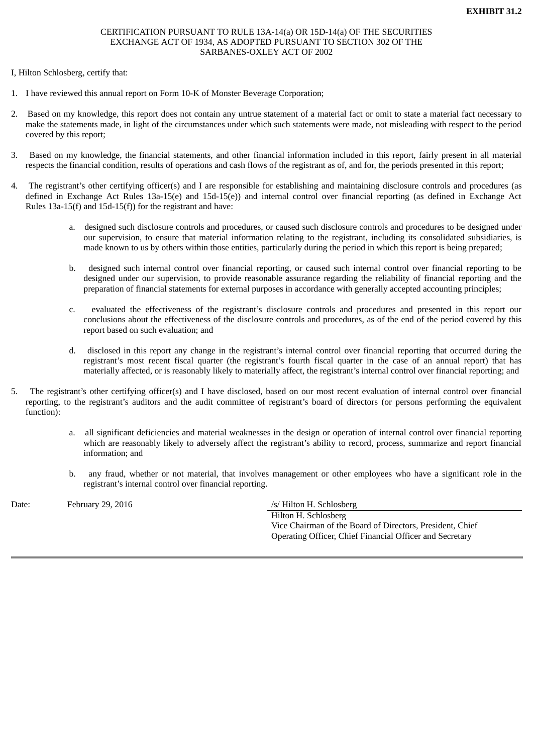**EXHIBIT 31.2**

CERTIFICATION PURSUANT TO RULE 13A-14(a) OR 15D-14(a) OF THE SECURITIES EXCHANGE ACT OF 1934, AS ADOPTED PURSUANT TO SECTION 302 OF THE SARBANES-OXLEY ACT OF 2002

I, Hilton Schlosberg, certify that:

1. I have reviewed this annual report on Form 10-K of Monster Beverage Corporation;

2. Based on my knowledge, this report does not contain any untrue statement of a material fact or omit to state a material fact necessary to make the statements made, in light of the circumstances under which such statements were made, not misleading with respect to the period covered by this report;

3. Based on my knowledge, the financial statements, and other financial information included in this report, fairly present in all material respects the financial condition, results of operations and cash flows of the registrant as of, and for, the periods presented in this report;

4. The registrant's other certifying officer(s) and I are responsible for establishing and maintaining disclosure controls and procedures (as defined in Exchange Act Rules 13a-15(e) and 15d-15(e)) and internal control over financial reporting (as defined in Exchange Act Rules 13a-15(f) and 15d-15(f)) for the registrant and have:

   a. designed such disclosure controls and procedures, or caused such disclosure controls and procedures to be designed under our supervision, to ensure that material information relating to the registrant, including its consolidated subsidiaries, is made known to us by others within those entities, particularly during the period in which this report is being prepared;

   b. designed such internal control over financial reporting, or caused such internal control over financial reporting to be designed under our supervision, to provide reasonable assurance regarding the reliability of financial reporting and the preparation of financial statements for external purposes in accordance with generally accepted accounting principles;

   c. evaluated the effectiveness of the registrant's disclosure controls and procedures and presented in this report our conclusions about the effectiveness of the disclosure controls and procedures, as of the end of the period covered by this report based on such evaluation; and

   d. disclosed in this report any change in the registrant's internal control over financial reporting that occurred during the registrant's most recent fiscal quarter (the registrant's fourth fiscal quarter in the case of an annual report) that has materially affected, or is reasonably likely to materially affect, the registrant's internal control over financial reporting; and

5. The registrant's other certifying officer(s) and I have disclosed, based on our most recent evaluation of internal control over financial reporting, to the registrant's auditors and the audit committee of registrant's board of directors (or persons performing the equivalent function):

   a. all significant deficiencies and material weaknesses in the design or operation of internal control over financial reporting which are reasonably likely to adversely affect the registrant's ability to record, process, summarize and report financial information; and

   b. any fraud, whether or not material, that involves management or other employees who have a significant role in the registrant's internal control over financial reporting.

Date: February 29, 2016

/s/ Hilton H. Schlosberg
Hilton H. Schlosberg
Vice Chairman of the Board of Directors, President, Chief Operating Officer, Chief Financial Officer and Secretary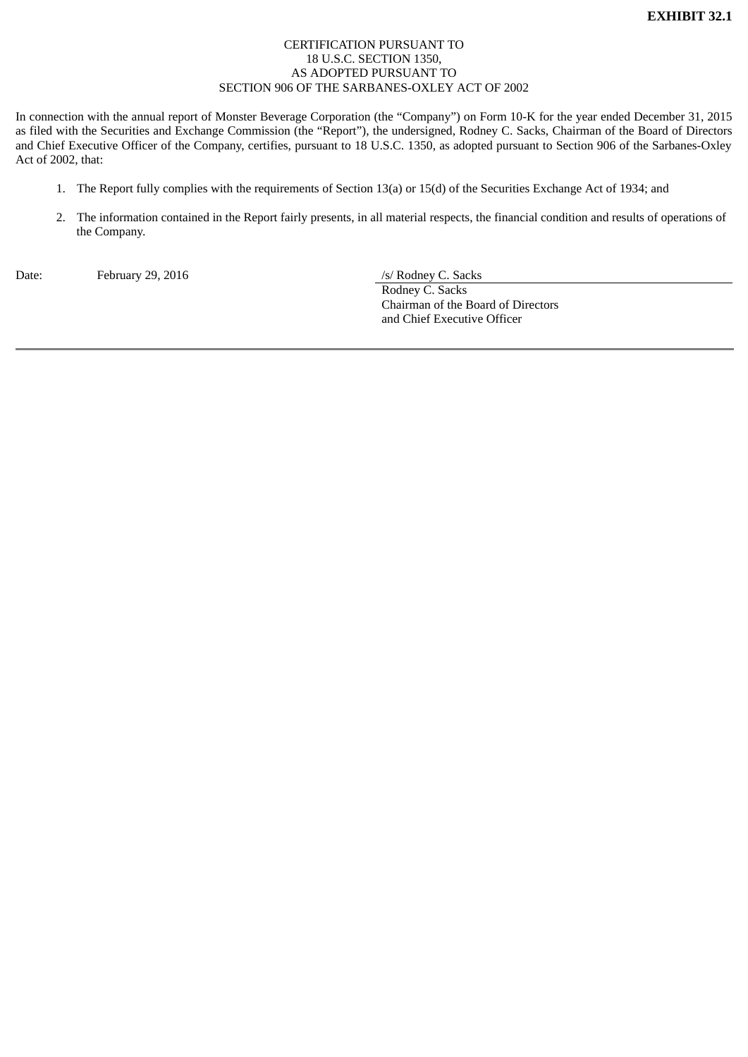**EXHIBIT 32.1**

CERTIFICATION PURSUANT TO
18 U.S.C. SECTION 1350,
AS ADOPTED PURSUANT TO
SECTION 906 OF THE SARBANES-OXLEY ACT OF 2002

In connection with the annual report of Monster Beverage Corporation (the "Company") on Form 10-K for the year ended December 31, 2015 as filed with the Securities and Exchange Commission (the "Report"), the undersigned, Rodney C. Sacks, Chairman of the Board of Directors and Chief Executive Officer of the Company, certifies, pursuant to 18 U.S.C. 1350, as adopted pursuant to Section 906 of the Sarbanes-Oxley Act of 2002, that:

1. The Report fully complies with the requirements of Section 13(a) or 15(d) of the Securities Exchange Act of 1934; and

2. The information contained in the Report fairly presents, in all material respects, the financial condition and results of operations of the Company.

Date: February 29, 2016

/s/ Rodney C. Sacks
Rodney C. Sacks
Chairman of the Board of Directors
and Chief Executive Officer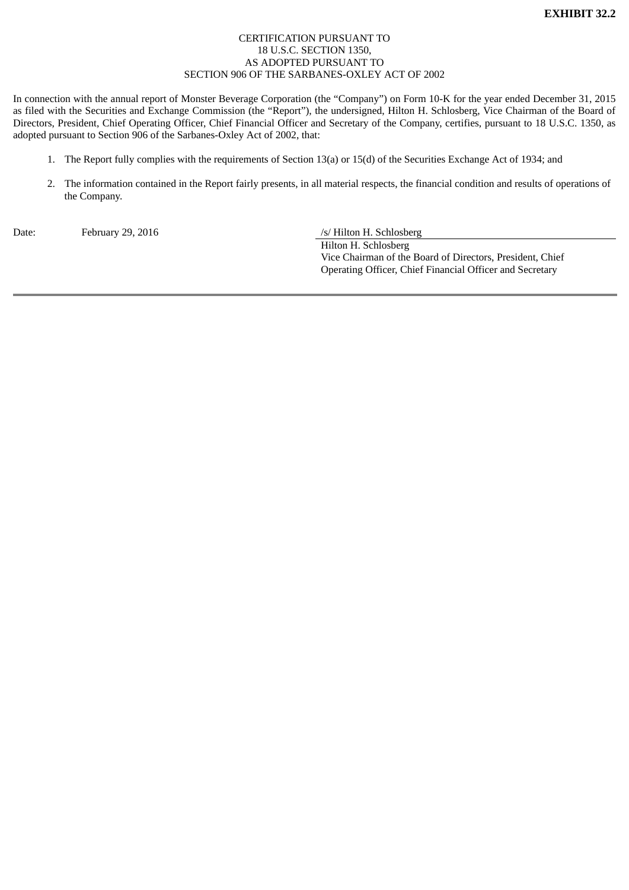**EXHIBIT 32.2**

CERTIFICATION PURSUANT TO
18 U.S.C. SECTION 1350,
AS ADOPTED PURSUANT TO
SECTION 906 OF THE SARBANES-OXLEY ACT OF 2002

In connection with the annual report of Monster Beverage Corporation (the "Company") on Form 10-K for the year ended December 31, 2015 as filed with the Securities and Exchange Commission (the "Report"), the undersigned, Hilton H. Schlosberg, Vice Chairman of the Board of Directors, President, Chief Operating Officer, Chief Financial Officer and Secretary of the Company, certifies, pursuant to 18 U.S.C. 1350, as adopted pursuant to Section 906 of the Sarbanes-Oxley Act of 2002, that:

1. The Report fully complies with the requirements of Section 13(a) or 15(d) of the Securities Exchange Act of 1934; and
2. The information contained in the Report fairly presents, in all material respects, the financial condition and results of operations of the Company.

Date: February 29, 2016

/s/ Hilton H. Schlosberg
Hilton H. Schlosberg
Vice Chairman of the Board of Directors, President, Chief Operating Officer, Chief Financial Officer and Secretary